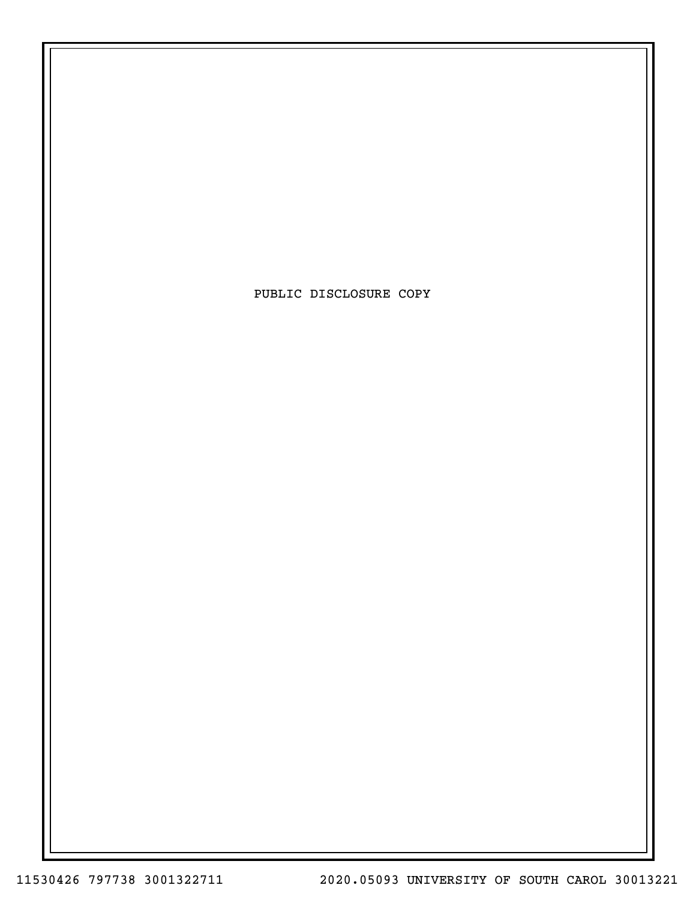PUBLIC DISCLOSURE COPY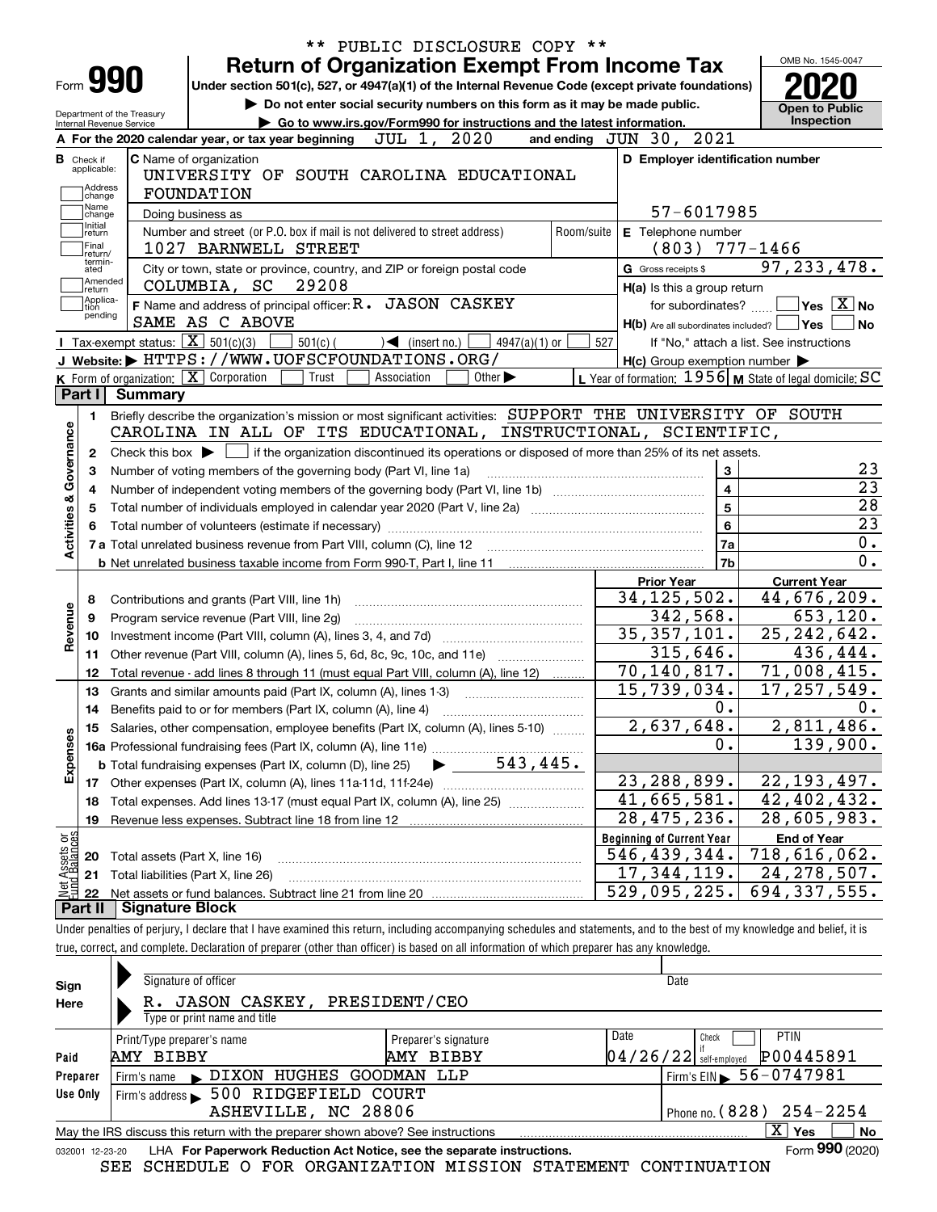\*\* PUBLIC DISCLOSURE COPY \*\*

# Form 990 — Return of Organization Exempt From Income Tax

Under section 501(c), 527, or 4947(a)(1) of the Internal Revenue Code (except private foundations)

▶ Do not enter social security numbers on this form as it may be made public.

▶ Go to www.irs.gov/Form990 for instructions and the latest information.

Department of the Treasury
Internal Revenue Service

OMB No. 1545-0047

**2020**

**Open to Public Inspection**

**A** For the 2020 calendar year, or tax year beginning JUL 1, 2020 and ending JUN 30, 2021

**B** Check if applicable: Address change, Name change, Initial return, Final return/terminated, Amended return, Application pending

**C** Name of organization: UNIVERSITY OF SOUTH CAROLINA EDUCATIONAL FOUNDATION

Doing business as

Number and street (or P.O. box if mail is not delivered to street address): 1027 BARNWELL STREET — Room/suite

City or town, state or province, country, and ZIP or foreign postal code: COLUMBIA, SC 29208

**D** Employer identification number: 57-6017985

**E** Telephone number: (803) 777-1466

**G** Gross receipts $ 97,233,478.

**F** Name and address of principal officer: R. JASON CASKEY, SAME AS C ABOVE

**H(a)** Is this a group return for subordinates? Yes [ ] No [X]

**H(b)** Are all subordinates included? Yes [ ] No [ ] — If "No," attach a list. See instructions

**H(c)** Group exemption number ▶

**I** Tax-exempt status: [X] 501(c)(3) [ ] 501(c) ( ) ◀ (insert no.) [ ] 4947(a)(1) or [ ] 527

**J** Website: ▶ HTTPS://WWW.UOFSCFOUNDATIONS.ORG/

**K** Form of organization: [X] Corporation [ ] Trust [ ] Association [ ] Other ▶

**L** Year of formation: 1956 **M** State of legal domicile: SC

## Part I Summary

**Activities & Governance**

1. Briefly describe the organization's mission or most significant activities: SUPPORT THE UNIVERSITY OF SOUTH CAROLINA IN ALL OF ITS EDUCATIONAL, INSTRUCTIONAL, SCIENTIFIC,
2. Check this box ▶ [ ] if the organization discontinued its operations or disposed of more than 25% of its net assets.

| | | | |
|---|---|---|---|
| 3 | Number of voting members of the governing body (Part VI, line 1a) | 3 | 23 |
| 4 | Number of independent voting members of the governing body (Part VI, line 1b) | 4 | 23 |
| 5 | Total number of individuals employed in calendar year 2020 (Part V, line 2a) | 5 | 28 |
| 6 | Total number of volunteers (estimate if necessary) | 6 | 23 |
| 7a | Total unrelated business revenue from Part VIII, column (C), line 12 | 7a | 0. |
| b | Net unrelated business taxable income from Form 990-T, Part I, line 11 | 7b | 0. |

| | | Prior Year | Current Year |
|---|---|---|---|
| **Revenue** | | | |
| 8 | Contributions and grants (Part VIII, line 1h) | 34,125,502. | 44,676,209. |
| 9 | Program service revenue (Part VIII, line 2g) | 342,568. | 653,120. |
| 10 | Investment income (Part VIII, column (A), lines 3, 4, and 7d) | 35,357,101. | 25,242,642. |
| 11 | Other revenue (Part VIII, column (A), lines 5, 6d, 8c, 9c, 10c, and 11e) | 315,646. | 436,444. |
| 12 | Total revenue - add lines 8 through 11 (must equal Part VIII, column (A), line 12) | 70,140,817. | 71,008,415. |
| **Expenses** | | | |
| 13 | Grants and similar amounts paid (Part IX, column (A), lines 1-3) | 15,739,034. | 17,257,549. |
| 14 | Benefits paid to or for members (Part IX, column (A), line 4) | 0. | 0. |
| 15 | Salaries, other compensation, employee benefits (Part IX, column (A), lines 5-10) | 2,637,648. | 2,811,486. |
| 16a | Professional fundraising fees (Part IX, column (A), line 11e) | 0. | 139,900. |
| b | Total fundraising expenses (Part IX, column (D), line 25) ▶ 543,445. | | |
| 17 | Other expenses (Part IX, column (A), lines 11a-11d, 11f-24e) | 23,288,899. | 22,193,497. |
| 18 | Total expenses. Add lines 13-17 (must equal Part IX, column (A), line 25) | 41,665,581. | 42,402,432. |
| 19 | Revenue less expenses. Subtract line 18 from line 12 | 28,475,236. | 28,605,983. |

| **Net Assets or Fund Balances** | | Beginning of Current Year | End of Year |
|---|---|---|---|
| 20 | Total assets (Part X, line 16) | 546,439,344. | 718,616,062. |
| 21 | Total liabilities (Part X, line 26) | 17,344,119. | 24,278,507. |
| 22 | Net assets or fund balances. Subtract line 21 from line 20 | 529,095,225. | 694,337,555. |

## Part II Signature Block

Under penalties of perjury, I declare that I have examined this return, including accompanying schedules and statements, and to the best of my knowledge and belief, it is true, correct, and complete. Declaration of preparer (other than officer) is based on all information of which preparer has any knowledge.

**Sign Here**

Signature of officer — Date

R. JASON CASKEY, PRESIDENT/CEO
Type or print name and title

**Paid Preparer Use Only**

| Print/Type preparer's name | Preparer's signature | Date | Check if self-employed | PTIN |
|---|---|---|---|---|
| AMY BIBBY | AMY BIBBY | 04/26/22 | [ ] | P00445891 |

Firm's name ▶ DIXON HUGHES GOODMAN LLP — Firm's EIN ▶ 56-0747981

Firm's address ▶ 500 RIDGEFIELD COURT, ASHEVILLE, NC 28806 — Phone no. (828) 254-2254

May the IRS discuss this return with the preparer shown above? See instructions [X] Yes [ ] No

032001 12-23-20 LHA For Paperwork Reduction Act Notice, see the separate instructions. Form **990** (2020)

SEE SCHEDULE O FOR ORGANIZATION MISSION STATEMENT CONTINUATION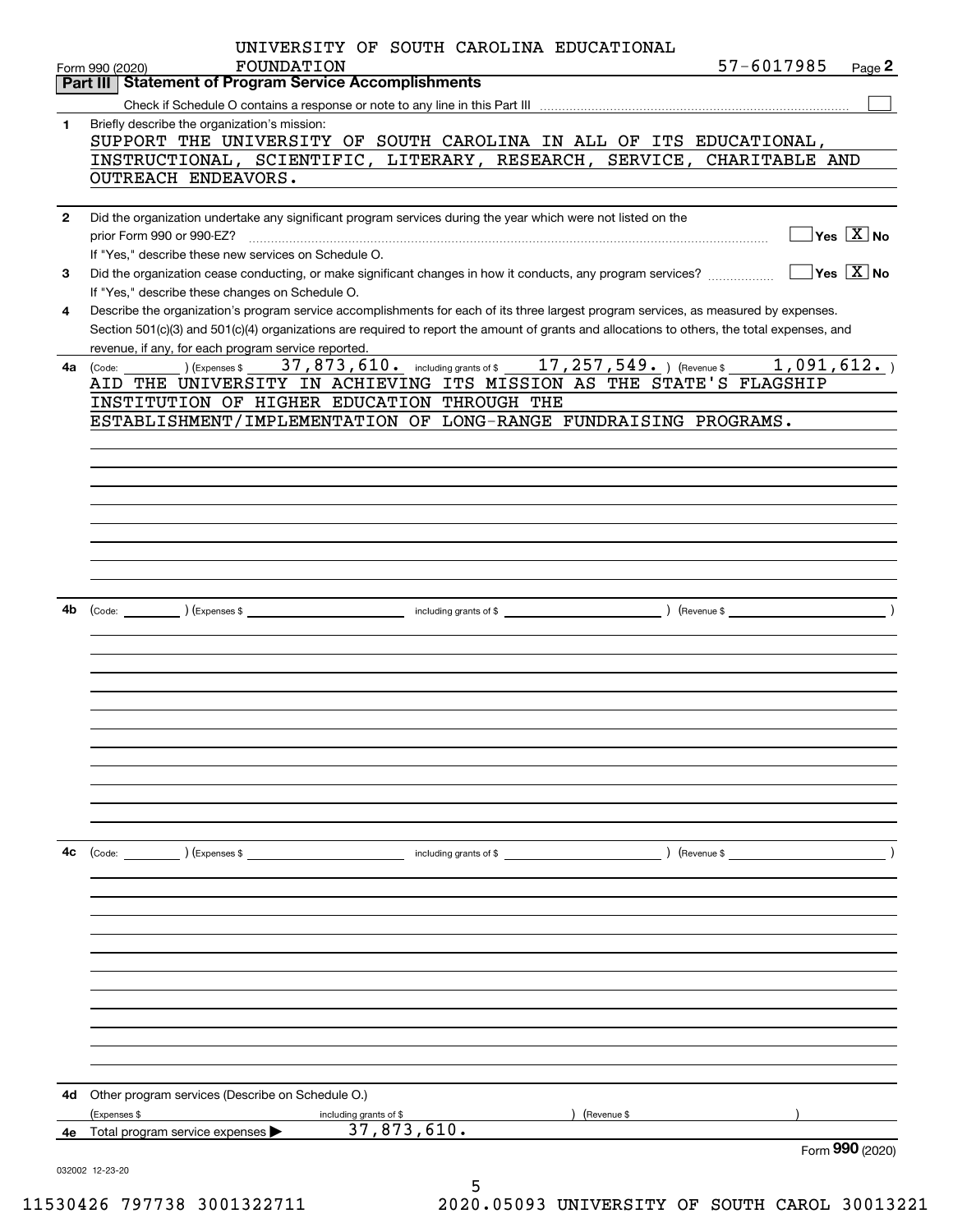UNIVERSITY OF SOUTH CAROLINA EDUCATIONAL FOUNDATION 57-6017985

Form 990 (2020) Page **2**

## Part III Statement of Program Service Accomplishments

Check if Schedule O contains a response or note to any line in this Part III ☐

**1** Briefly describe the organization's mission:

SUPPORT THE UNIVERSITY OF SOUTH CAROLINA IN ALL OF ITS EDUCATIONAL, INSTRUCTIONAL, SCIENTIFIC, LITERARY, RESEARCH, SERVICE, CHARITABLE AND OUTREACH ENDEAVORS.

**2** Did the organization undertake any significant program services during the year which were not listed on the prior Form 990 or 990-EZ? ☐ Yes ☒ No

If "Yes," describe these new services on Schedule O.

**3** Did the organization cease conducting, or make significant changes in how it conducts, any program services? ☐ Yes ☒ No

If "Yes," describe these changes on Schedule O.

**4** Describe the organization's program service accomplishments for each of its three largest program services, as measured by expenses. Section 501(c)(3) and 501(c)(4) organizations are required to report the amount of grants and allocations to others, the total expenses, and revenue, if any, for each program service reported.

**4a** (Code: ) (Expenses $ 37,873,610. including grants of $ 17,257,549. ) (Revenue $ 1,091,612. )

AID THE UNIVERSITY IN ACHIEVING ITS MISSION AS THE STATE'S FLAGSHIP INSTITUTION OF HIGHER EDUCATION THROUGH THE ESTABLISHMENT/IMPLEMENTATION OF LONG-RANGE FUNDRAISING PROGRAMS.

**4b** (Code: ) (Expenses $ including grants of $ ) (Revenue $ )

**4c** (Code: ) (Expenses $ including grants of $ ) (Revenue $ )

**4d** Other program services (Describe on Schedule O.)

(Expenses $ including grants of $ ) (Revenue $ )

**4e** Total program service expenses ▶ 37,873,610.

Form **990** (2020)

032002 12-23-20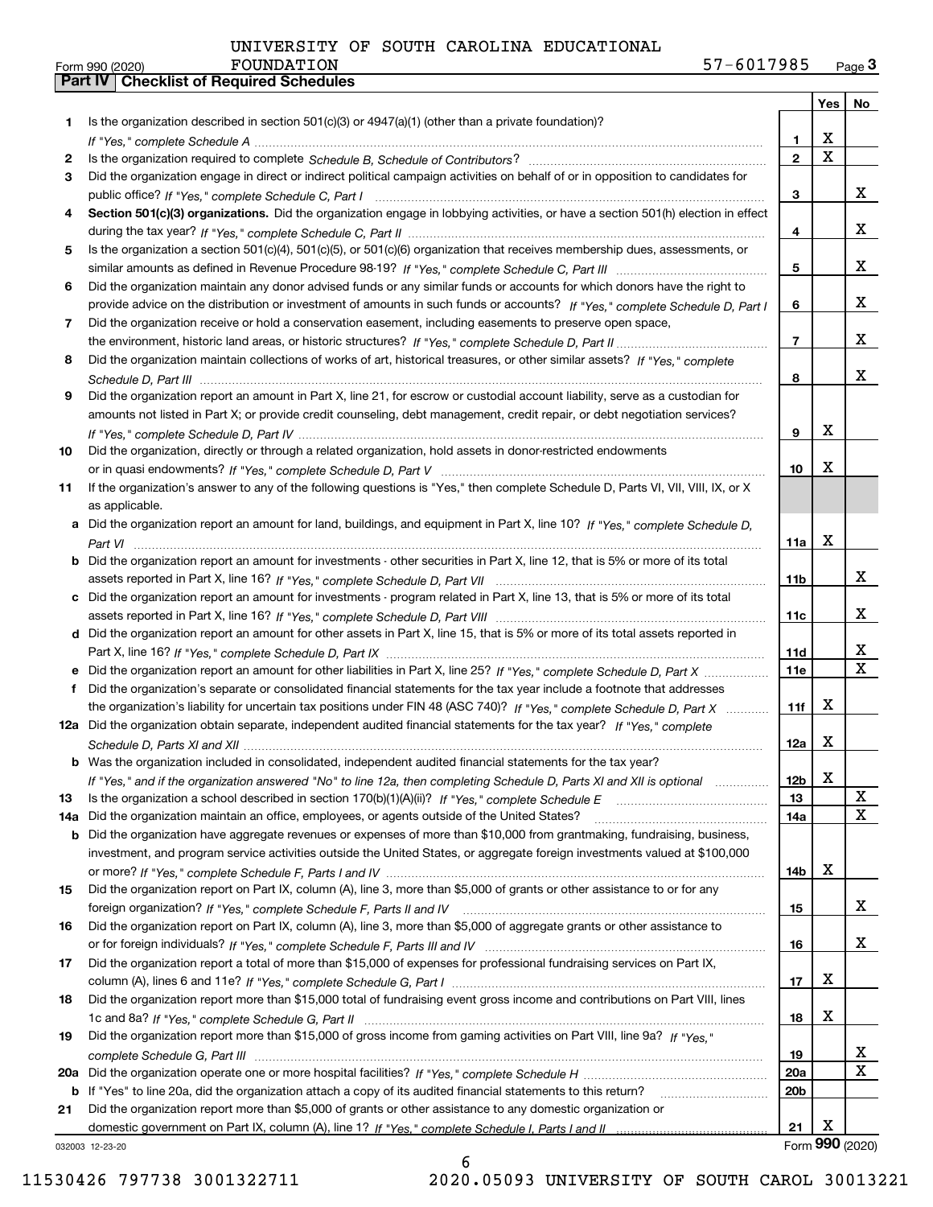UNIVERSITY OF SOUTH CAROLINA EDUCATIONAL FOUNDATION 57-6017985

Form 990 (2020) Page 3

## Part IV Checklist of Required Schedules

| | | | Yes | No |
|---|---|---|---|---|
| 1 | Is the organization described in section 501(c)(3) or 4947(a)(1) (other than a private foundation)? *If "Yes," complete Schedule A* | 1 | X | |
| 2 | Is the organization required to complete *Schedule B, Schedule of Contributors*? | 2 | X | |
| 3 | Did the organization engage in direct or indirect political campaign activities on behalf of or in opposition to candidates for public office? *If "Yes," complete Schedule C, Part I* | 3 | | X |
| 4 | **Section 501(c)(3) organizations.** Did the organization engage in lobbying activities, or have a section 501(h) election in effect during the tax year? *If "Yes," complete Schedule C, Part II* | 4 | | X |
| 5 | Is the organization a section 501(c)(4), 501(c)(5), or 501(c)(6) organization that receives membership dues, assessments, or similar amounts as defined in Revenue Procedure 98-19? *If "Yes," complete Schedule C, Part III* | 5 | | X |
| 6 | Did the organization maintain any donor advised funds or any similar funds or accounts for which donors have the right to provide advice on the distribution or investment of amounts in such funds or accounts? *If "Yes," complete Schedule D, Part I* | 6 | | X |
| 7 | Did the organization receive or hold a conservation easement, including easements to preserve open space, the environment, historic land areas, or historic structures? *If "Yes," complete Schedule D, Part II* | 7 | | X |
| 8 | Did the organization maintain collections of works of art, historical treasures, or other similar assets? *If "Yes," complete Schedule D, Part III* | 8 | | X |
| 9 | Did the organization report an amount in Part X, line 21, for escrow or custodial account liability, serve as a custodian for amounts not listed in Part X; or provide credit counseling, debt management, credit repair, or debt negotiation services? *If "Yes," complete Schedule D, Part IV* | 9 | X | |
| 10 | Did the organization, directly or through a related organization, hold assets in donor-restricted endowments or in quasi endowments? *If "Yes," complete Schedule D, Part V* | 10 | X | |
| 11 | If the organization's answer to any of the following questions is "Yes," then complete Schedule D, Parts VI, VII, VIII, IX, or X as applicable. | | | |
| a | Did the organization report an amount for land, buildings, and equipment in Part X, line 10? *If "Yes," complete Schedule D, Part VI* | 11a | X | |
| b | Did the organization report an amount for investments - other securities in Part X, line 12, that is 5% or more of its total assets reported in Part X, line 16? *If "Yes," complete Schedule D, Part VII* | 11b | | X |
| c | Did the organization report an amount for investments - program related in Part X, line 13, that is 5% or more of its total assets reported in Part X, line 16? *If "Yes," complete Schedule D, Part VIII* | 11c | | X |
| d | Did the organization report an amount for other assets in Part X, line 15, that is 5% or more of its total assets reported in Part X, line 16? *If "Yes," complete Schedule D, Part IX* | 11d | | X |
| e | Did the organization report an amount for other liabilities in Part X, line 25? *If "Yes," complete Schedule D, Part X* | 11e | | X |
| f | Did the organization's separate or consolidated financial statements for the tax year include a footnote that addresses the organization's liability for uncertain tax positions under FIN 48 (ASC 740)? *If "Yes," complete Schedule D, Part X* | 11f | X | |
| 12a | Did the organization obtain separate, independent audited financial statements for the tax year? *If "Yes," complete Schedule D, Parts XI and XII* | 12a | X | |
| b | Was the organization included in consolidated, independent audited financial statements for the tax year? *If "Yes," and if the organization answered "No" to line 12a, then completing Schedule D, Parts XI and XII is optional* | 12b | X | |
| 13 | Is the organization a school described in section 170(b)(1)(A)(ii)? *If "Yes," complete Schedule E* | 13 | | X |
| 14a | Did the organization maintain an office, employees, or agents outside of the United States? | 14a | | X |
| b | Did the organization have aggregate revenues or expenses of more than $10,000 from grantmaking, fundraising, business, investment, and program service activities outside the United States, or aggregate foreign investments valued at $100,000 or more? *If "Yes," complete Schedule F, Parts I and IV* | 14b | X | |
| 15 | Did the organization report on Part IX, column (A), line 3, more than $5,000 of grants or other assistance to or for any foreign organization? *If "Yes," complete Schedule F, Parts II and IV* | 15 | | X |
| 16 | Did the organization report on Part IX, column (A), line 3, more than $5,000 of aggregate grants or other assistance to or for foreign individuals? *If "Yes," complete Schedule F, Parts III and IV* | 16 | | X |
| 17 | Did the organization report a total of more than $15,000 of expenses for professional fundraising services on Part IX, column (A), lines 6 and 11e? *If "Yes," complete Schedule G, Part I* | 17 | X | |
| 18 | Did the organization report more than $15,000 total of fundraising event gross income and contributions on Part VIII, lines 1c and 8a? *If "Yes," complete Schedule G, Part II* | 18 | X | |
| 19 | Did the organization report more than $15,000 of gross income from gaming activities on Part VIII, line 9a? *If "Yes," complete Schedule G, Part III* | 19 | | X |
| 20a | Did the organization operate one or more hospital facilities? *If "Yes," complete Schedule H* | 20a | | X |
| b | If "Yes" to line 20a, did the organization attach a copy of its audited financial statements to this return? | 20b | | |
| 21 | Did the organization report more than $5,000 of grants or other assistance to any domestic organization or domestic government on Part IX, column (A), line 1? *If "Yes," complete Schedule I, Parts I and II* | 21 | X | |

032003 12-23-20

Form **990** (2020)

11530426 797738 3001322711 2020.05093 UNIVERSITY OF SOUTH CAROL 30013221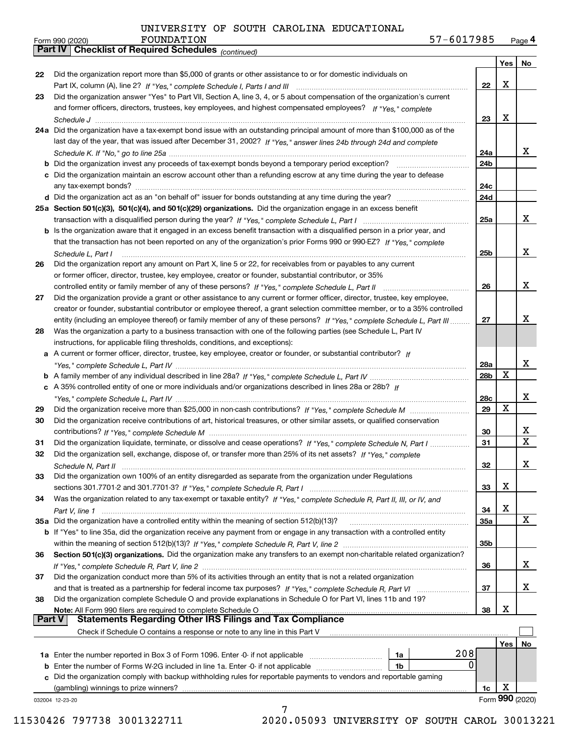UNIVERSITY OF SOUTH CAROLINA EDUCATIONAL FOUNDATION 57-6017985

Form 990 (2020) Page 4

## Part IV Checklist of Required Schedules *(continued)*

| | | | Yes | No |
|---|---|---|---|---|
| 22 | Did the organization report more than $5,000 of grants or other assistance to or for domestic individuals on Part IX, column (A), line 2? *If "Yes," complete Schedule I, Parts I and III* | 22 | X | |
| 23 | Did the organization answer "Yes" to Part VII, Section A, line 3, 4, or 5 about compensation of the organization's current and former officers, directors, trustees, key employees, and highest compensated employees? *If "Yes," complete Schedule J* | 23 | X | |
| 24a | Did the organization have a tax-exempt bond issue with an outstanding principal amount of more than $100,000 as of the last day of the year, that was issued after December 31, 2002? *If "Yes," answer lines 24b through 24d and complete Schedule K. If "No," go to line 25a* | 24a | | X |
| b | Did the organization invest any proceeds of tax-exempt bonds beyond a temporary period exception? | 24b | | |
| c | Did the organization maintain an escrow account other than a refunding escrow at any time during the year to defease any tax-exempt bonds? | 24c | | |
| d | Did the organization act as an "on behalf of" issuer for bonds outstanding at any time during the year? | 24d | | |
| 25a | **Section 501(c)(3), 501(c)(4), and 501(c)(29) organizations.** Did the organization engage in an excess benefit transaction with a disqualified person during the year? *If "Yes," complete Schedule L, Part I* | 25a | | X |
| b | Is the organization aware that it engaged in an excess benefit transaction with a disqualified person in a prior year, and that the transaction has not been reported on any of the organization's prior Forms 990 or 990-EZ? *If "Yes," complete Schedule L, Part I* | 25b | | X |
| 26 | Did the organization report any amount on Part X, line 5 or 22, for receivables from or payables to any current or former officer, director, trustee, key employee, creator or founder, substantial contributor, or 35% controlled entity or family member of any of these persons? *If "Yes," complete Schedule L, Part II* | 26 | | X |
| 27 | Did the organization provide a grant or other assistance to any current or former officer, director, trustee, key employee, creator or founder, substantial contributor or employee thereof, a grant selection committee member, or to a 35% controlled entity (including an employee thereof) or family member of any of these persons? *If "Yes," complete Schedule L, Part III* | 27 | | X |
| 28 | Was the organization a party to a business transaction with one of the following parties (see Schedule L, Part IV instructions, for applicable filing thresholds, conditions, and exceptions): | | | |
| a | A current or former officer, director, trustee, key employee, creator or founder, or substantial contributor? *If "Yes," complete Schedule L, Part IV* | 28a | | X |
| b | A family member of any individual described in line 28a? *If "Yes," complete Schedule L, Part IV* | 28b | X | |
| c | A 35% controlled entity of one or more individuals and/or organizations described in lines 28a or 28b? *If "Yes," complete Schedule L, Part IV* | 28c | | X |
| 29 | Did the organization receive more than $25,000 in non-cash contributions? *If "Yes," complete Schedule M* | 29 | X | |
| 30 | Did the organization receive contributions of art, historical treasures, or other similar assets, or qualified conservation contributions? *If "Yes," complete Schedule M* | 30 | | X |
| 31 | Did the organization liquidate, terminate, or dissolve and cease operations? *If "Yes," complete Schedule N, Part I* | 31 | | X |
| 32 | Did the organization sell, exchange, dispose of, or transfer more than 25% of its net assets? *If "Yes," complete Schedule N, Part II* | 32 | | X |
| 33 | Did the organization own 100% of an entity disregarded as separate from the organization under Regulations sections 301.7701-2 and 301.7701-3? *If "Yes," complete Schedule R, Part I* | 33 | X | |
| 34 | Was the organization related to any tax-exempt or taxable entity? *If "Yes," complete Schedule R, Part II, III, or IV, and Part V, line 1* | 34 | X | |
| 35a | Did the organization have a controlled entity within the meaning of section 512(b)(13)? | 35a | | X |
| b | If "Yes" to line 35a, did the organization receive any payment from or engage in any transaction with a controlled entity within the meaning of section 512(b)(13)? *If "Yes," complete Schedule R, Part V, line 2* | 35b | | |
| 36 | **Section 501(c)(3) organizations.** Did the organization make any transfers to an exempt non-charitable related organization? *If "Yes," complete Schedule R, Part V, line 2* | 36 | | X |
| 37 | Did the organization conduct more than 5% of its activities through an entity that is not a related organization and that is treated as a partnership for federal income tax purposes? *If "Yes," complete Schedule R, Part VI* | 37 | | X |
| 38 | Did the organization complete Schedule O and provide explanations in Schedule O for Part VI, lines 11b and 19? **Note:** All Form 990 filers are required to complete Schedule O | 38 | X | |

## Part V Statements Regarding Other IRS Filings and Tax Compliance

Check if Schedule O contains a response or note to any line in this Part V ☐

| | | | | | Yes | No |
|---|---|---|---|---|---|---|
| 1a | Enter the number reported in Box 3 of Form 1096. Enter -0- if not applicable | 1a | 208 | | | |
| b | Enter the number of Forms W-2G included in line 1a. Enter -0- if not applicable | 1b | 0 | | | |
| c | Did the organization comply with backup withholding rules for reportable payments to vendors and reportable gaming (gambling) winnings to prize winners? | | | 1c | X | |

032004 12-23-20

Form **990** (2020)

11530426 797738 3001322711 2020.05093 UNIVERSITY OF SOUTH CAROL 30013221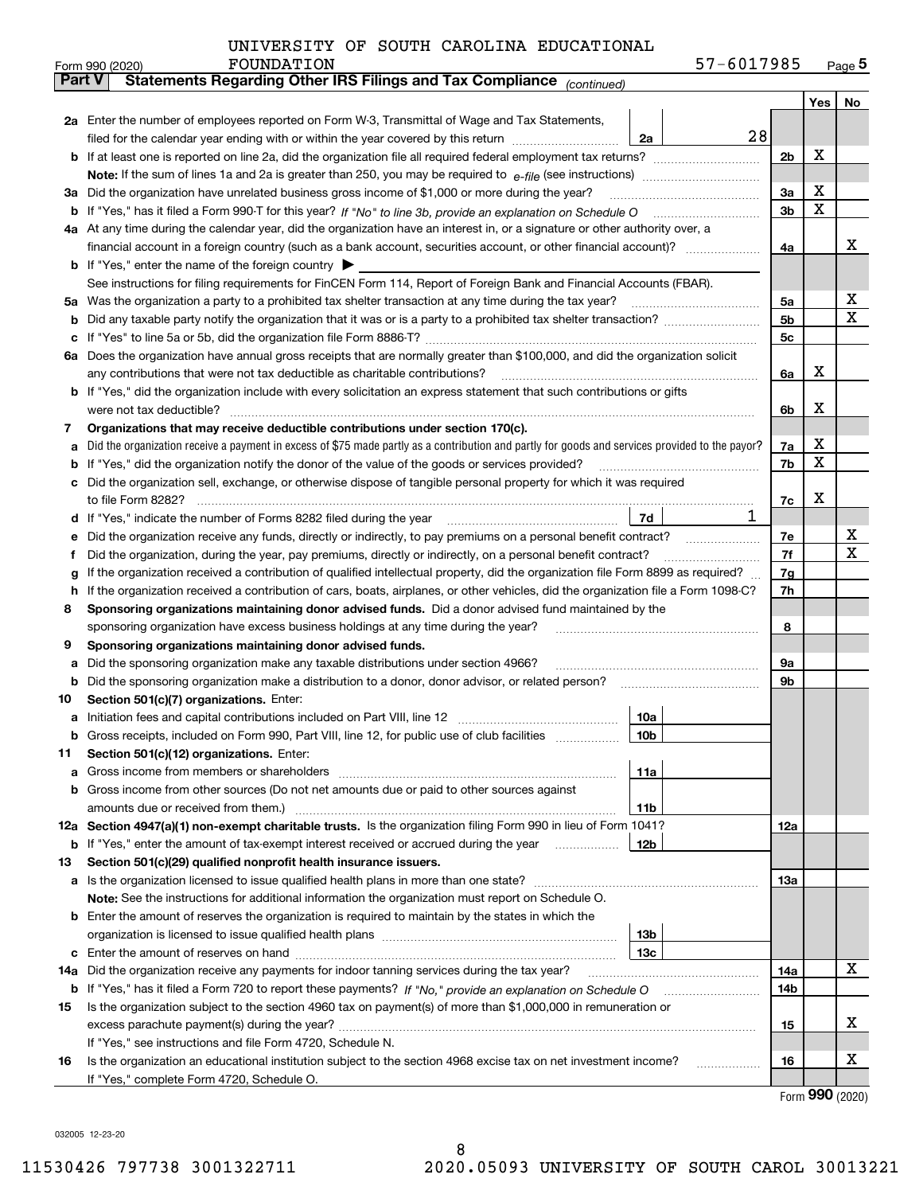UNIVERSITY OF SOUTH CAROLINA EDUCATIONAL FOUNDATION 57-6017985

Form 990 (2020) Page 5

**Part V Statements Regarding Other IRS Filings and Tax Compliance** *(continued)*

| | | | | | Yes | No |
|---|---|---|---|---|---|---|
| **2a** | Enter the number of employees reported on Form W-3, Transmittal of Wage and Tax Statements, filed for the calendar year ending with or within the year covered by this return | 2a | 28 | | | |
| **b** | If at least one is reported on line 2a, did the organization file all required federal employment tax returns? | | | 2b | X | |
| | **Note:** If the sum of lines 1a and 2a is greater than 250, you may be required to *e-file* (see instructions) | | | | | |
| **3a** | Did the organization have unrelated business gross income of $1,000 or more during the year? | | | 3a | X | |
| **b** | If "Yes," has it filed a Form 990-T for this year? *If "No" to line 3b, provide an explanation on Schedule O* | | | 3b | X | |
| **4a** | At any time during the calendar year, did the organization have an interest in, or a signature or other authority over, a financial account in a foreign country (such as a bank account, securities account, or other financial account)? | | | 4a | | X |
| **b** | If "Yes," enter the name of the foreign country ▶ | | | | | |
| | See instructions for filing requirements for FinCEN Form 114, Report of Foreign Bank and Financial Accounts (FBAR). | | | | | |
| **5a** | Was the organization a party to a prohibited tax shelter transaction at any time during the tax year? | | | 5a | | X |
| **b** | Did any taxable party notify the organization that it was or is a party to a prohibited tax shelter transaction? | | | 5b | | X |
| **c** | If "Yes" to line 5a or 5b, did the organization file Form 8886-T? | | | 5c | | |
| **6a** | Does the organization have annual gross receipts that are normally greater than $100,000, and did the organization solicit any contributions that were not tax deductible as charitable contributions? | | | 6a | X | |
| **b** | If "Yes," did the organization include with every solicitation an express statement that such contributions or gifts were not tax deductible? | | | 6b | X | |
| **7** | **Organizations that may receive deductible contributions under section 170(c).** | | | | | |
| **a** | Did the organization receive a payment in excess of $75 made partly as a contribution and partly for goods and services provided to the payor? | | | 7a | X | |
| **b** | If "Yes," did the organization notify the donor of the value of the goods or services provided? | | | 7b | X | |
| **c** | Did the organization sell, exchange, or otherwise dispose of tangible personal property for which it was required to file Form 8282? | | | 7c | X | |
| **d** | If "Yes," indicate the number of Forms 8282 filed during the year | 7d | 1 | | | |
| **e** | Did the organization receive any funds, directly or indirectly, to pay premiums on a personal benefit contract? | | | 7e | | X |
| **f** | Did the organization, during the year, pay premiums, directly or indirectly, on a personal benefit contract? | | | 7f | | X |
| **g** | If the organization received a contribution of qualified intellectual property, did the organization file Form 8899 as required? | | | 7g | | |
| **h** | If the organization received a contribution of cars, boats, airplanes, or other vehicles, did the organization file a Form 1098-C? | | | 7h | | |
| **8** | **Sponsoring organizations maintaining donor advised funds.** Did a donor advised fund maintained by the sponsoring organization have excess business holdings at any time during the year? | | | 8 | | |
| **9** | **Sponsoring organizations maintaining donor advised funds.** | | | | | |
| **a** | Did the sponsoring organization make any taxable distributions under section 4966? | | | 9a | | |
| **b** | Did the sponsoring organization make a distribution to a donor, donor advisor, or related person? | | | 9b | | |
| **10** | **Section 501(c)(7) organizations.** Enter: | | | | | |
| **a** | Initiation fees and capital contributions included on Part VIII, line 12 | 10a | | | | |
| **b** | Gross receipts, included on Form 990, Part VIII, line 12, for public use of club facilities | 10b | | | | |
| **11** | **Section 501(c)(12) organizations.** Enter: | | | | | |
| **a** | Gross income from members or shareholders | 11a | | | | |
| **b** | Gross income from other sources (Do not net amounts due or paid to other sources against amounts due or received from them.) | 11b | | | | |
| **12a** | **Section 4947(a)(1) non-exempt charitable trusts.** Is the organization filing Form 990 in lieu of Form 1041? | | | 12a | | |
| **b** | If "Yes," enter the amount of tax-exempt interest received or accrued during the year | 12b | | | | |
| **13** | **Section 501(c)(29) qualified nonprofit health insurance issuers.** | | | | | |
| **a** | Is the organization licensed to issue qualified health plans in more than one state? | | | 13a | | |
| | **Note:** See the instructions for additional information the organization must report on Schedule O. | | | | | |
| **b** | Enter the amount of reserves the organization is required to maintain by the states in which the organization is licensed to issue qualified health plans | 13b | | | | |
| **c** | Enter the amount of reserves on hand | 13c | | | | |
| **14a** | Did the organization receive any payments for indoor tanning services during the tax year? | | | 14a | | X |
| **b** | If "Yes," has it filed a Form 720 to report these payments? *If "No," provide an explanation on Schedule O* | | | 14b | | |
| **15** | Is the organization subject to the section 4960 tax on payment(s) of more than $1,000,000 in remuneration or excess parachute payment(s) during the year? | | | 15 | | X |
| | If "Yes," see instructions and file Form 4720, Schedule N. | | | | | |
| **16** | Is the organization an educational institution subject to the section 4968 excise tax on net investment income? | | | 16 | | X |
| | If "Yes," complete Form 4720, Schedule O. | | | | | |

Form **990** (2020)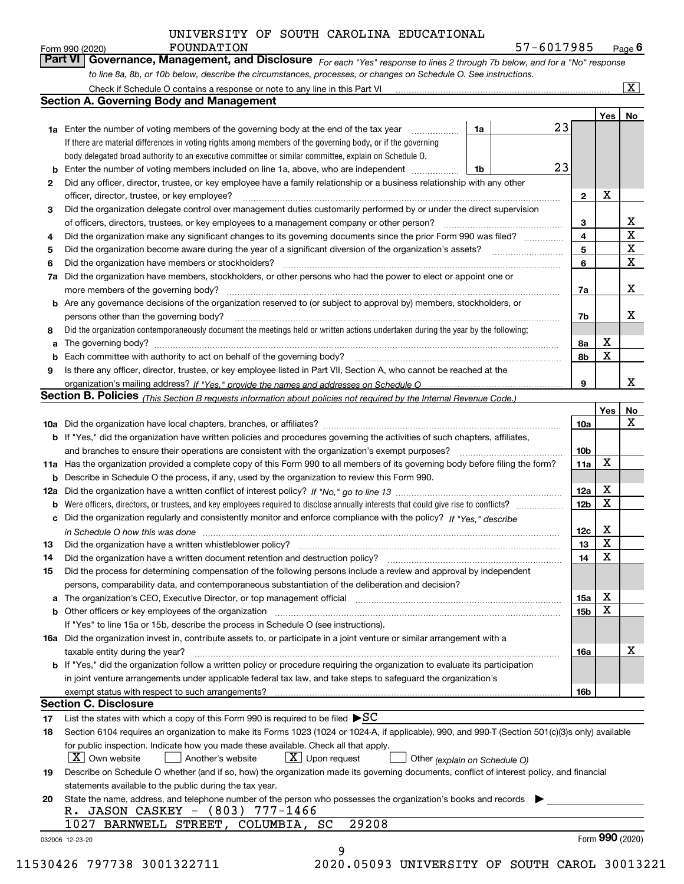UNIVERSITY OF SOUTH CAROLINA EDUCATIONAL FOUNDATION 57-6017985

Form 990 (2020) Page 6

## Part VI Governance, Management, and Disclosure

*For each "Yes" response to lines 2 through 7b below, and for a "No" response to line 8a, 8b, or 10b below, describe the circumstances, processes, or changes on Schedule O. See instructions.*

Check if Schedule O contains a response or note to any line in this Part VI [X]

### Section A. Governing Body and Management

| | | | | Yes | No |
|---|---|---|---|---|---|
| 1a | Enter the number of voting members of the governing body at the end of the tax year. If there are material differences in voting rights among members of the governing body, or if the governing body delegated broad authority to an executive committee or similar committee, explain on Schedule O. | 1a | 23 | | |
| b | Enter the number of voting members included on line 1a, above, who are independent | 1b | 23 | | |
| 2 | Did any officer, director, trustee, or key employee have a family relationship or a business relationship with any other officer, director, trustee, or key employee? | | 2 | X | |
| 3 | Did the organization delegate control over management duties customarily performed by or under the direct supervision of officers, directors, trustees, or key employees to a management company or other person? | | 3 | | X |
| 4 | Did the organization make any significant changes to its governing documents since the prior Form 990 was filed? | | 4 | | X |
| 5 | Did the organization become aware during the year of a significant diversion of the organization's assets? | | 5 | | X |
| 6 | Did the organization have members or stockholders? | | 6 | | X |
| 7a | Did the organization have members, stockholders, or other persons who had the power to elect or appoint one or more members of the governing body? | | 7a | | X |
| b | Are any governance decisions of the organization reserved to (or subject to approval by) members, stockholders, or persons other than the governing body? | | 7b | | X |
| 8 | Did the organization contemporaneously document the meetings held or written actions undertaken during the year by the following: | | | | |
| a | The governing body? | | 8a | X | |
| b | Each committee with authority to act on behalf of the governing body? | | 8b | X | |
| 9 | Is there any officer, director, trustee, or key employee listed in Part VII, Section A, who cannot be reached at the organization's mailing address? *If "Yes," provide the names and addresses on Schedule O* | | 9 | | X |

### Section B. Policies *(This Section B requests information about policies not required by the Internal Revenue Code.)*

| | | | Yes | No |
|---|---|---|---|---|
| 10a | Did the organization have local chapters, branches, or affiliates? | 10a | | X |
| b | If "Yes," did the organization have written policies and procedures governing the activities of such chapters, affiliates, and branches to ensure their operations are consistent with the organization's exempt purposes? | 10b | | |
| 11a | Has the organization provided a complete copy of this Form 990 to all members of its governing body before filing the form? | 11a | X | |
| b | Describe in Schedule O the process, if any, used by the organization to review this Form 990. | | | |
| 12a | Did the organization have a written conflict of interest policy? *If "No," go to line 13* | 12a | X | |
| b | Were officers, directors, or trustees, and key employees required to disclose annually interests that could give rise to conflicts? | 12b | X | |
| c | Did the organization regularly and consistently monitor and enforce compliance with the policy? *If "Yes," describe in Schedule O how this was done* | 12c | X | |
| 13 | Did the organization have a written whistleblower policy? | 13 | X | |
| 14 | Did the organization have a written document retention and destruction policy? | 14 | X | |
| 15 | Did the process for determining compensation of the following persons include a review and approval by independent persons, comparability data, and contemporaneous substantiation of the deliberation and decision? | | | |
| a | The organization's CEO, Executive Director, or top management official | 15a | X | |
| b | Other officers or key employees of the organization | 15b | X | |
| | If "Yes" to line 15a or 15b, describe the process in Schedule O (see instructions). | | | |
| 16a | Did the organization invest in, contribute assets to, or participate in a joint venture or similar arrangement with a taxable entity during the year? | 16a | | X |
| b | If "Yes," did the organization follow a written policy or procedure requiring the organization to evaluate its participation in joint venture arrangements under applicable federal tax law, and take steps to safeguard the organization's exempt status with respect to such arrangements? | 16b | | |

### Section C. Disclosure

17 List the states with which a copy of this Form 990 is required to be filed ▶SC

18 Section 6104 requires an organization to make its Forms 1023 (1024 or 1024-A, if applicable), 990, and 990-T (Section 501(c)(3)s only) available for public inspection. Indicate how you made these available. Check all that apply.

[X] Own website [ ] Another's website [X] Upon request [ ] Other *(explain on Schedule O)*

19 Describe on Schedule O whether (and if so, how) the organization made its governing documents, conflict of interest policy, and financial statements available to the public during the tax year.

20 State the name, address, and telephone number of the person who possesses the organization's books and records ▶

R. JASON CASKEY - (803) 777-1466
1027 BARNWELL STREET, COLUMBIA, SC 29208

032006 12-23-20 Form 990 (2020)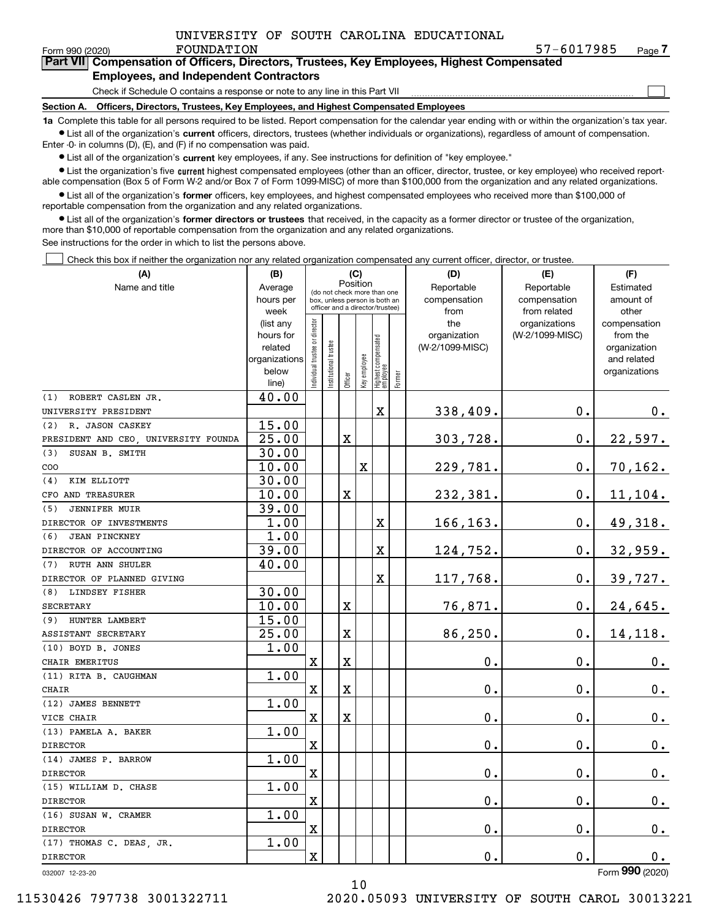Form 990 (2020) UNIVERSITY OF SOUTH CAROLINA EDUCATIONAL FOUNDATION 57-6017985 Page 7

**Part VII Compensation of Officers, Directors, Trustees, Key Employees, Highest Compensated Employees, and Independent Contractors**

Check if Schedule O contains a response or note to any line in this Part VII

**Section A. Officers, Directors, Trustees, Key Employees, and Highest Compensated Employees**

**1a** Complete this table for all persons required to be listed. Report compensation for the calendar year ending with or within the organization's tax year.

- List all of the organization's **current** officers, directors, trustees (whether individuals or organizations), regardless of amount of compensation. Enter -0- in columns (D), (E), and (F) if no compensation was paid.
- List all of the organization's **current** key employees, if any. See instructions for definition of "key employee."
- List the organization's five **current** highest compensated employees (other than an officer, director, trustee, or key employee) who received reportable compensation (Box 5 of Form W-2 and/or Box 7 of Form 1099-MISC) of more than $100,000 from the organization and any related organizations.
- List all of the organization's **former** officers, key employees, and highest compensated employees who received more than $100,000 of reportable compensation from the organization and any related organizations.
- List all of the organization's **former directors or trustees** that received, in the capacity as a former director or trustee of the organization, more than $10,000 of reportable compensation from the organization and any related organizations.

See instructions for the order in which to list the persons above.

Check this box if neither the organization nor any related organization compensated any current officer, director, or trustee.

| (A) Name and title | (B) Average hours per week (list any hours for related organizations below line) | (C) Position: Individual trustee or director | Institutional trustee | Officer | Key employee | Highest compensated employee | Former | (D) Reportable compensation from the organization (W-2/1099-MISC) | (E) Reportable compensation from related organizations (W-2/1099-MISC) | (F) Estimated amount of other compensation from the organization and related organizations |
|---|---|---|---|---|---|---|---|---|---|---|
| (1) ROBERT CASLEN JR.<br>UNIVERSITY PRESIDENT | 40.00 | | | | | X | | 338,409. | 0. | 0. |
| (2) R. JASON CASKEY<br>PRESIDENT AND CEO, UNIVERSITY FOUNDA | 15.00<br>25.00 | | | X | | | | 303,728. | 0. | 22,597. |
| (3) SUSAN B. SMITH<br>COO | 30.00<br>10.00 | | | | X | | | 229,781. | 0. | 70,162. |
| (4) KIM ELLIOTT<br>CFO AND TREASURER | 30.00<br>10.00 | | | X | | | | 232,381. | 0. | 11,104. |
| (5) JENNIFER MUIR<br>DIRECTOR OF INVESTMENTS | 39.00<br>1.00 | | | | | X | | 166,163. | 0. | 49,318. |
| (6) JEAN PINCKNEY<br>DIRECTOR OF ACCOUNTING | 1.00<br>39.00 | | | | | X | | 124,752. | 0. | 32,959. |
| (7) RUTH ANN SHULER<br>DIRECTOR OF PLANNED GIVING | 40.00 | | | | | X | | 117,768. | 0. | 39,727. |
| (8) LINDSEY FISHER<br>SECRETARY | 30.00<br>10.00 | | | X | | | | 76,871. | 0. | 24,645. |
| (9) HUNTER LAMBERT<br>ASSISTANT SECRETARY | 15.00<br>25.00 | | | X | | | | 86,250. | 0. | 14,118. |
| (10) BOYD B. JONES<br>CHAIR EMERITUS | 1.00 | X | | X | | | | 0. | 0. | 0. |
| (11) RITA B. CAUGHMAN<br>CHAIR | 1.00 | X | | X | | | | 0. | 0. | 0. |
| (12) JAMES BENNETT<br>VICE CHAIR | 1.00 | X | | X | | | | 0. | 0. | 0. |
| (13) PAMELA A. BAKER<br>DIRECTOR | 1.00 | X | | | | | | 0. | 0. | 0. |
| (14) JAMES P. BARROW<br>DIRECTOR | 1.00 | X | | | | | | 0. | 0. | 0. |
| (15) WILLIAM D. CHASE<br>DIRECTOR | 1.00 | X | | | | | | 0. | 0. | 0. |
| (16) SUSAN W. CRAMER<br>DIRECTOR | 1.00 | X | | | | | | 0. | 0. | 0. |
| (17) THOMAS C. DEAS, JR.<br>DIRECTOR | 1.00 | X | | | | | | 0. | 0. | 0. |

Form 990 (2020)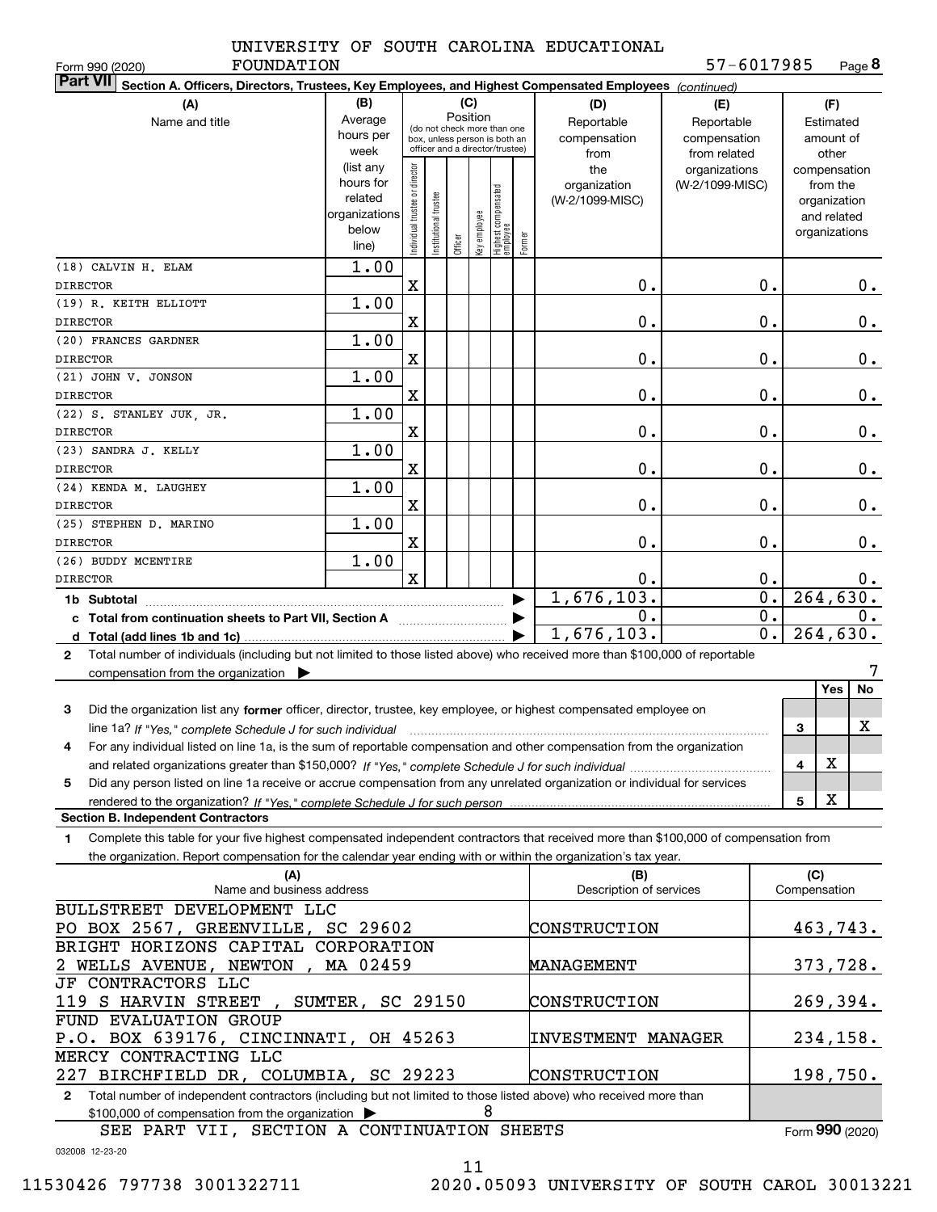UNIVERSITY OF SOUTH CAROLINA EDUCATIONAL FOUNDATION

57-6017985

Form 990 (2020)

## Part VII Section A. Officers, Directors, Trustees, Key Employees, and Highest Compensated Employees *(continued)*

| (A) Name and title | (B) Average hours per week (list any hours for related organizations below line) | (C) Position: Individual trustee or director | Institutional trustee | Officer | Key employee | Highest compensated employee | Former | (D) Reportable compensation from the organization (W-2/1099-MISC) | (E) Reportable compensation from related organizations (W-2/1099-MISC) | (F) Estimated amount of other compensation from the organization and related organizations |
|---|---|---|---|---|---|---|---|---|---|---|
| (18) CALVIN H. ELAM<br>DIRECTOR | 1.00 | X | | | | | | 0. | 0. | 0. |
| (19) R. KEITH ELLIOTT<br>DIRECTOR | 1.00 | X | | | | | | 0. | 0. | 0. |
| (20) FRANCES GARDNER<br>DIRECTOR | 1.00 | X | | | | | | 0. | 0. | 0. |
| (21) JOHN V. JONSON<br>DIRECTOR | 1.00 | X | | | | | | 0. | 0. | 0. |
| (22) S. STANLEY JUK, JR.<br>DIRECTOR | 1.00 | X | | | | | | 0. | 0. | 0. |
| (23) SANDRA J. KELLY<br>DIRECTOR | 1.00 | X | | | | | | 0. | 0. | 0. |
| (24) KENDA M. LAUGHEY<br>DIRECTOR | 1.00 | X | | | | | | 0. | 0. | 0. |
| (25) STEPHEN D. MARINO<br>DIRECTOR | 1.00 | X | | | | | | 0. | 0. | 0. |
| (26) BUDDY MCENTIRE<br>DIRECTOR | 1.00 | X | | | | | | 0. | 0. | 0. |
| **1b Subtotal** | | | | | | | | 1,676,103. | 0. | 264,630. |
| **c Total from continuation sheets to Part VII, Section A** | | | | | | | | 0. | 0. | 0. |
| **d Total (add lines 1b and 1c)** | | | | | | | | 1,676,103. | 0. | 264,630. |

**2** Total number of individuals (including but not limited to those listed above) who received more than $100,000 of reportable compensation from the organization ▶ 7

| | | Yes | No |
|---|---|---|---|
| **3** Did the organization list any **former** officer, director, trustee, key employee, or highest compensated employee on line 1a? *If "Yes," complete Schedule J for such individual* | 3 | | X |
| **4** For any individual listed on line 1a, is the sum of reportable compensation and other compensation from the organization and related organizations greater than $150,000? *If "Yes," complete Schedule J for such individual* | 4 | X | |
| **5** Did any person listed on line 1a receive or accrue compensation from any unrelated organization or individual for services rendered to the organization? *If "Yes," complete Schedule J for such person* | 5 | X | |

### Section B. Independent Contractors

**1** Complete this table for your five highest compensated independent contractors that received more than $100,000 of compensation from the organization. Report compensation for the calendar year ending with or within the organization's tax year.

| (A) Name and business address | (B) Description of services | (C) Compensation |
|---|---|---|
| BULLSTREET DEVELOPMENT LLC<br>PO BOX 2567, GREENVILLE, SC 29602 | CONSTRUCTION | 463,743. |
| BRIGHT HORIZONS CAPITAL CORPORATION<br>2 WELLS AVENUE, NEWTON , MA 02459 | MANAGEMENT | 373,728. |
| JF CONTRACTORS LLC<br>119 S HARVIN STREET , SUMTER, SC 29150 | CONSTRUCTION | 269,394. |
| FUND EVALUATION GROUP<br>P.O. BOX 639176, CINCINNATI, OH 45263 | INVESTMENT MANAGER | 234,158. |
| MERCY CONTRACTING LLC<br>227 BIRCHFIELD DR, COLUMBIA, SC 29223 | CONSTRUCTION | 198,750. |

**2** Total number of independent contractors (including but not limited to those listed above) who received more than $100,000 of compensation from the organization ▶ 8

SEE PART VII, SECTION A CONTINUATION SHEETS

Form 990 (2020)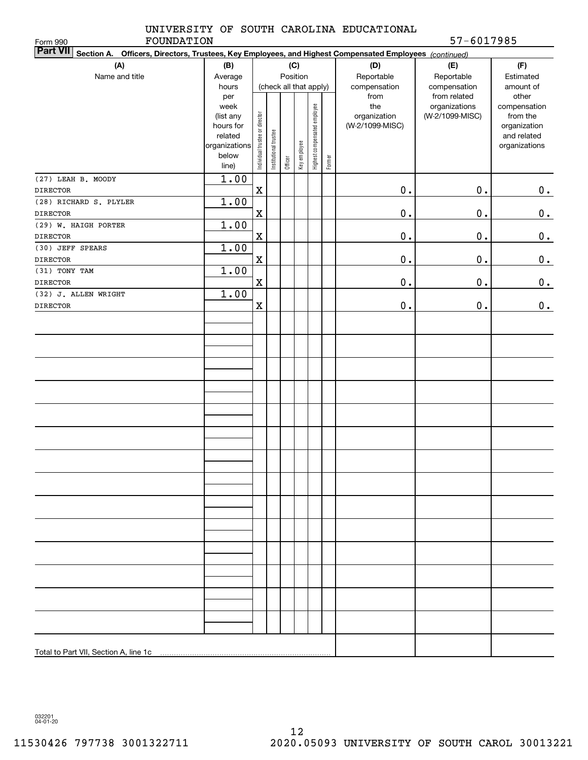UNIVERSITY OF SOUTH CAROLINA EDUCATIONAL FOUNDATION 57-6017985

Form 990

**Part VII Section A. Officers, Directors, Trustees, Key Employees, and Highest Compensated Employees** *(continued)*

| (A) Name and title | (B) Average hours per week (list any hours for related organizations below line) | (C) Position (check all that apply): Individual trustee or director | Institutional trustee | Officer | Key employee | Highest compensated employee | Former | (D) Reportable compensation from the organization (W-2/1099-MISC) | (E) Reportable compensation from related organizations (W-2/1099-MISC) | (F) Estimated amount of other compensation from the organization and related organizations |
|---|---|---|---|---|---|---|---|---|---|---|
| (27) LEAH B. MOODY<br>DIRECTOR | 1.00 | X | | | | | | 0. | 0. | 0. |
| (28) RICHARD S. PLYLER<br>DIRECTOR | 1.00 | X | | | | | | 0. | 0. | 0. |
| (29) W. HAIGH PORTER<br>DIRECTOR | 1.00 | X | | | | | | 0. | 0. | 0. |
| (30) JEFF SPEARS<br>DIRECTOR | 1.00 | X | | | | | | 0. | 0. | 0. |
| (31) TONY TAM<br>DIRECTOR | 1.00 | X | | | | | | 0. | 0. | 0. |
| (32) J. ALLEN WRIGHT<br>DIRECTOR | 1.00 | X | | | | | | 0. | 0. | 0. |
| Total to Part VII, Section A, line 1c | | | | | | | | | | |

032201 04-01-20

11530426 797738 3001322711 2020.05093 UNIVERSITY OF SOUTH CAROL 30013221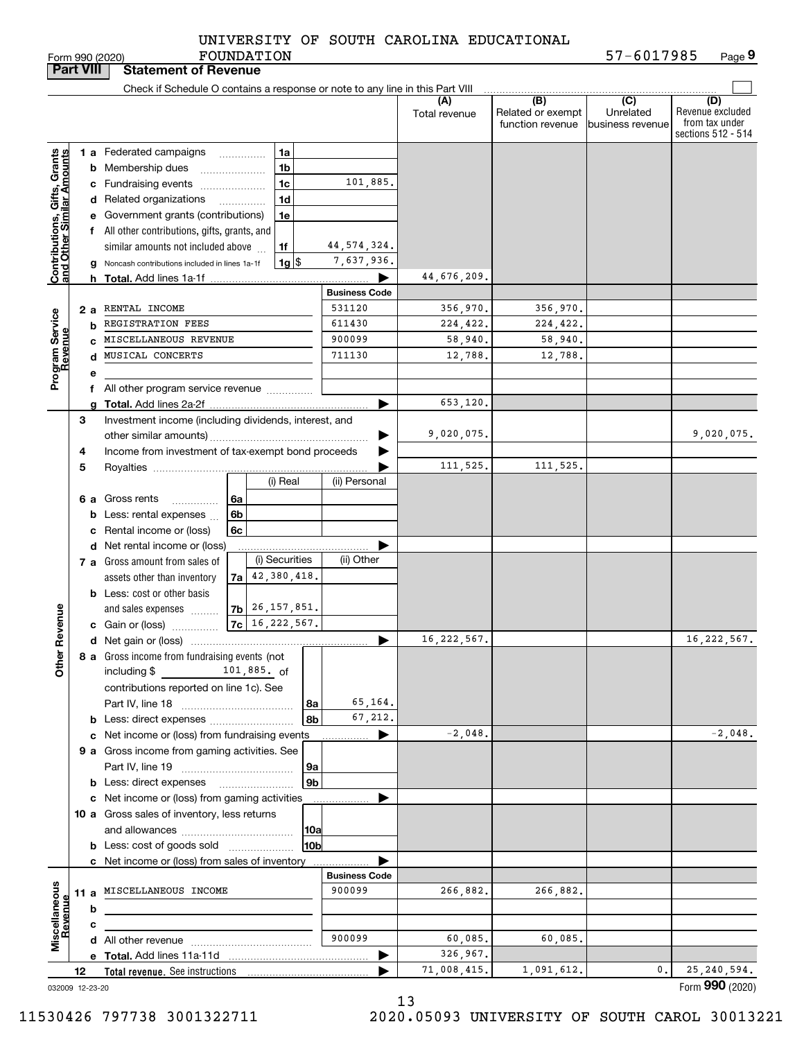UNIVERSITY OF SOUTH CAROLINA EDUCATIONAL FOUNDATION 57-6017985

Form 990 (2020) Page 9

## Part VIII Statement of Revenue

Check if Schedule O contains a response or note to any line in this Part VIII

| | | | | (A) Total revenue | (B) Related or exempt function revenue | (C) Unrelated business revenue | (D) Revenue excluded from tax under sections 512 - 514 |
|---|---|---|---|---|---|---|---|
| **Contributions, Gifts, Grants and Other Similar Amounts** | 1a Federated campaigns | 1a | | | | | |
| | b Membership dues | 1b | | | | | |
| | c Fundraising events | 1c | 101,885. | | | | |
| | d Related organizations | 1d | | | | | |
| | e Government grants (contributions) | 1e | | | | | |
| | f All other contributions, gifts, grants, and similar amounts not included above | 1f | 44,574,324. | | | | |
| | g Noncash contributions included in lines 1a-1f | 1g $ | 7,637,936. | | | | |
| | h Total. Add lines 1a-1f | | | 44,676,209. | | | |
| **Program Service Revenue** | | | Business Code | | | | |
| | 2a RENTAL INCOME | | 531120 | 356,970. | 356,970. | | |
| | b REGISTRATION FEES | | 611430 | 224,422. | 224,422. | | |
| | c MISCELLANEOUS REVENUE | | 900099 | 58,940. | 58,940. | | |
| | d MUSICAL CONCERTS | | 711130 | 12,788. | 12,788. | | |
| | e | | | | | | |
| | f All other program service revenue | | | | | | |
| | g Total. Add lines 2a-2f | | | 653,120. | | | |
| **Other Revenue** | 3 Investment income (including dividends, interest, and other similar amounts) | | | 9,020,075. | | | 9,020,075. |
| | 4 Income from investment of tax-exempt bond proceeds | | | | | | |
| | 5 Royalties | | | 111,525. | 111,525. | | |
| | | (i) Real | (ii) Personal | | | | |
| | 6a Gross rents 6a | | | | | | |
| | b Less: rental expenses 6b | | | | | | |
| | c Rental income or (loss) 6c | | | | | | |
| | d Net rental income or (loss) | | | | | | |
| | | (i) Securities | (ii) Other | | | | |
| | 7a Gross amount from sales of assets other than inventory 7a | 42,380,418. | | | | | |
| | b Less: cost or other basis and sales expenses 7b | 26,157,851. | | | | | |
| | c Gain or (loss) 7c | 16,222,567. | | | | | |
| | d Net gain or (loss) | | | 16,222,567. | | | 16,222,567. |
| | 8a Gross income from fundraising events (not including $ 101,885. of contributions reported on line 1c). See Part IV, line 18 | 8a | 65,164. | | | | |
| | b Less: direct expenses | 8b | 67,212. | | | | |
| | c Net income or (loss) from fundraising events | | | -2,048. | | | -2,048. |
| | 9a Gross income from gaming activities. See Part IV, line 19 | 9a | | | | | |
| | b Less: direct expenses | 9b | | | | | |
| | c Net income or (loss) from gaming activities | | | | | | |
| | 10a Gross sales of inventory, less returns and allowances | 10a | | | | | |
| | b Less: cost of goods sold | 10b | | | | | |
| | c Net income or (loss) from sales of inventory | | | | | | |
| **Miscellaneous Revenue** | | | Business Code | | | | |
| | 11a MISCELLANEOUS INCOME | | 900099 | 266,882. | 266,882. | | |
| | b | | | | | | |
| | c | | | | | | |
| | d All other revenue | | 900099 | 60,085. | 60,085. | | |
| | e Total. Add lines 11a-11d | | | 326,967. | | | |
| | 12 Total revenue. See instructions | | | 71,008,415. | 1,091,612. | 0. | 25,240,594. |

032009 12-23-20 Form 990 (2020)

11530426 797738 3001322711 2020.05093 UNIVERSITY OF SOUTH CAROL 30013221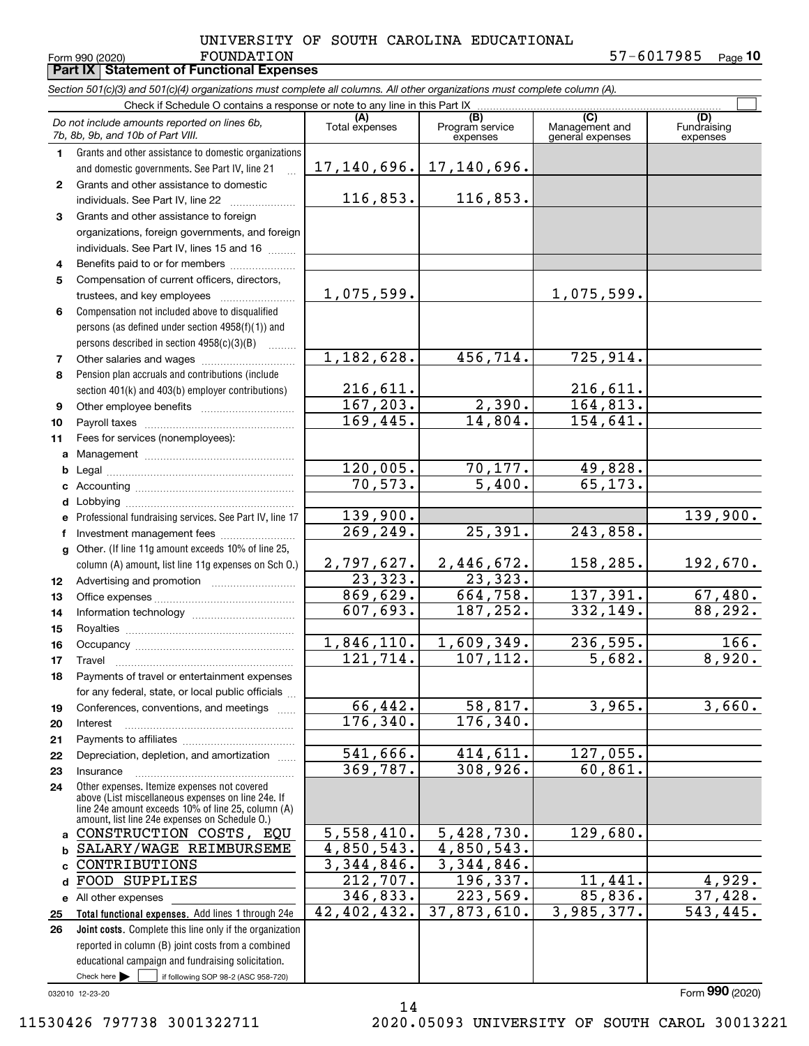UNIVERSITY OF SOUTH CAROLINA EDUCATIONAL FOUNDATION 57-6017985

Form 990 (2020) Page **10**

**Part IX Statement of Functional Expenses**

*Section 501(c)(3) and 501(c)(4) organizations must complete all columns. All other organizations must complete column (A).*

Check if Schedule O contains a response or note to any line in this Part IX ☐

| *Do not include amounts reported on lines 6b, 7b, 8b, 9b, and 10b of Part VIII.* | (A) Total expenses | (B) Program service expenses | (C) Management and general expenses | (D) Fundraising expenses |
|---|---|---|---|---|
| **1** Grants and other assistance to domestic organizations and domestic governments. See Part IV, line 21 | 17,140,696. | 17,140,696. | | |
| **2** Grants and other assistance to domestic individuals. See Part IV, line 22 | 116,853. | 116,853. | | |
| **3** Grants and other assistance to foreign organizations, foreign governments, and foreign individuals. See Part IV, lines 15 and 16 | | | | |
| **4** Benefits paid to or for members | | | | |
| **5** Compensation of current officers, directors, trustees, and key employees | 1,075,599. | | 1,075,599. | |
| **6** Compensation not included above to disqualified persons (as defined under section 4958(f)(1)) and persons described in section 4958(c)(3)(B) | | | | |
| **7** Other salaries and wages | 1,182,628. | 456,714. | 725,914. | |
| **8** Pension plan accruals and contributions (include section 401(k) and 403(b) employer contributions) | 216,611. | | 216,611. | |
| **9** Other employee benefits | 167,203. | 2,390. | 164,813. | |
| **10** Payroll taxes | 169,445. | 14,804. | 154,641. | |
| **11** Fees for services (nonemployees): | | | | |
| **a** Management | | | | |
| **b** Legal | 120,005. | 70,177. | 49,828. | |
| **c** Accounting | 70,573. | 5,400. | 65,173. | |
| **d** Lobbying | | | | |
| **e** Professional fundraising services. See Part IV, line 17 | 139,900. | | | 139,900. |
| **f** Investment management fees | 269,249. | 25,391. | 243,858. | |
| **g** Other. (If line 11g amount exceeds 10% of line 25, column (A) amount, list line 11g expenses on Sch O.) | 2,797,627. | 2,446,672. | 158,285. | 192,670. |
| **12** Advertising and promotion | 23,323. | 23,323. | | |
| **13** Office expenses | 869,629. | 664,758. | 137,391. | 67,480. |
| **14** Information technology | 607,693. | 187,252. | 332,149. | 88,292. |
| **15** Royalties | | | | |
| **16** Occupancy | 1,846,110. | 1,609,349. | 236,595. | 166. |
| **17** Travel | 121,714. | 107,112. | 5,682. | 8,920. |
| **18** Payments of travel or entertainment expenses for any federal, state, or local public officials | | | | |
| **19** Conferences, conventions, and meetings | 66,442. | 58,817. | 3,965. | 3,660. |
| **20** Interest | 176,340. | 176,340. | | |
| **21** Payments to affiliates | | | | |
| **22** Depreciation, depletion, and amortization | 541,666. | 414,611. | 127,055. | |
| **23** Insurance | 369,787. | 308,926. | 60,861. | |
| **24** Other expenses. Itemize expenses not covered above (List miscellaneous expenses on line 24e. If line 24e amount exceeds 10% of line 25, column (A) amount, list line 24e expenses on Schedule O.) | | | | |
| **a** CONSTRUCTION COSTS, EQU | 5,558,410. | 5,428,730. | 129,680. | |
| **b** SALARY/WAGE REIMBURSEME | 4,850,543. | 4,850,543. | | |
| **c** CONTRIBUTIONS | 3,344,846. | 3,344,846. | | |
| **d** FOOD SUPPLIES | 212,707. | 196,337. | 11,441. | 4,929. |
| **e** All other expenses | 346,833. | 223,569. | 85,836. | 37,428. |
| **25** **Total functional expenses.** Add lines 1 through 24e | 42,402,432. | 37,873,610. | 3,985,377. | 543,445. |
| **26** **Joint costs.** Complete this line only if the organization reported in column (B) joint costs from a combined educational campaign and fundraising solicitation. Check here ☐ if following SOP 98-2 (ASC 958-720) | | | | |

032010 12-23-20

Form **990** (2020)

11530426 797738 3001322711 2020.05093 UNIVERSITY OF SOUTH CAROL 30013221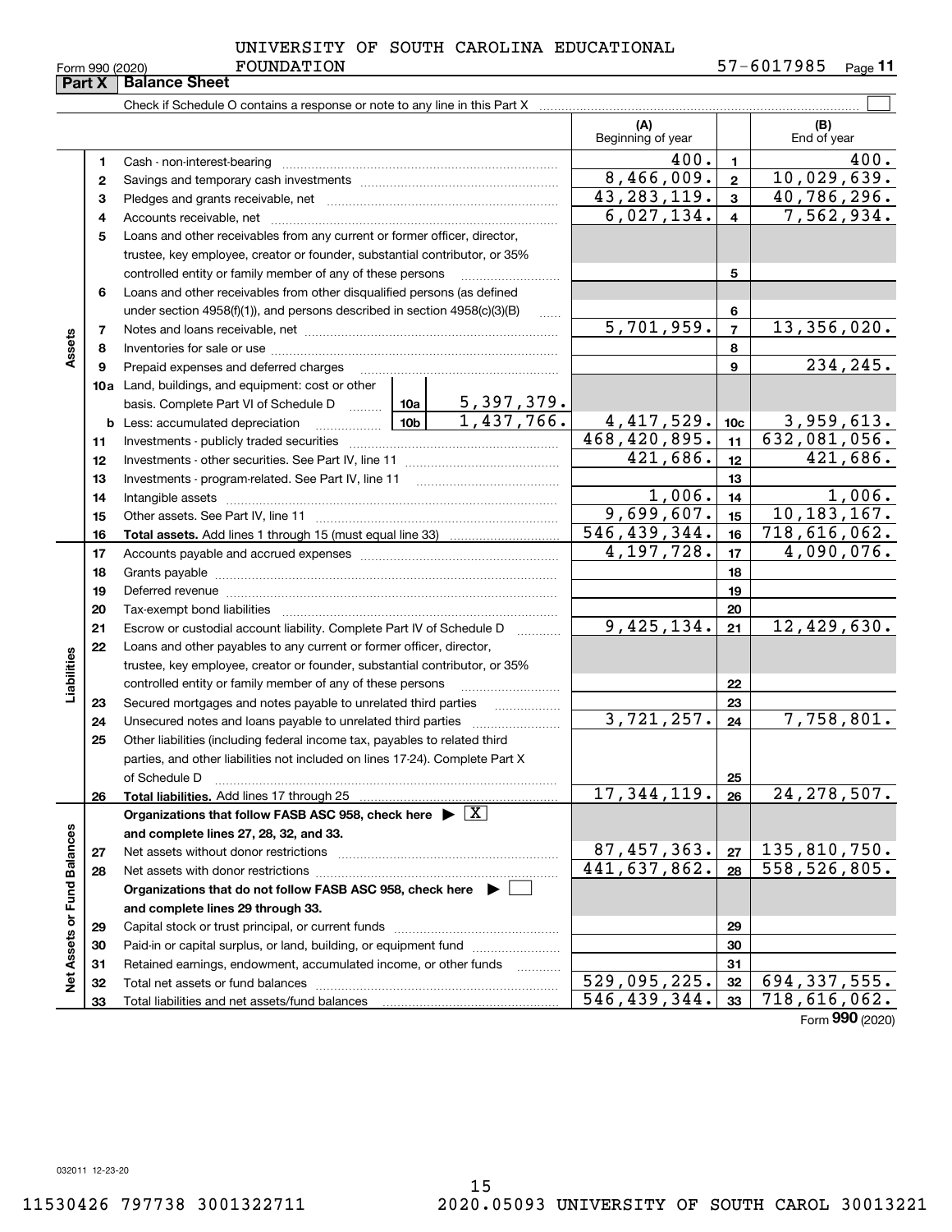UNIVERSITY OF SOUTH CAROLINA EDUCATIONAL FOUNDATION

Form 990 (2020) 57-6017985

**Part X Balance Sheet**

Check if Schedule O contains a response or note to any line in this Part X ☐

| | | | | (A) Beginning of year | | (B) End of year |
|---|---|---|---|---|---|---|
| **Assets** | 1 | Cash - non-interest-bearing | | 400. | 1 | 400. |
| | 2 | Savings and temporary cash investments | | 8,466,009. | 2 | 10,029,639. |
| | 3 | Pledges and grants receivable, net | | 43,283,119. | 3 | 40,786,296. |
| | 4 | Accounts receivable, net | | 6,027,134. | 4 | 7,562,934. |
| | 5 | Loans and other receivables from any current or former officer, director, trustee, key employee, creator or founder, substantial contributor, or 35% controlled entity or family member of any of these persons | | | 5 | |
| | 6 | Loans and other receivables from other disqualified persons (as defined under section 4958(f)(1)), and persons described in section 4958(c)(3)(B) | | | 6 | |
| | 7 | Notes and loans receivable, net | | 5,701,959. | 7 | 13,356,020. |
| | 8 | Inventories for sale or use | | | 8 | |
| | 9 | Prepaid expenses and deferred charges | | | 9 | 234,245. |
| | 10a | Land, buildings, and equipment: cost or other basis. Complete Part VI of Schedule D | 10a 5,397,379. | | | |
| | b | Less: accumulated depreciation | 10b 1,437,766. | 4,417,529. | 10c | 3,959,613. |
| | 11 | Investments - publicly traded securities | | 468,420,895. | 11 | 632,081,056. |
| | 12 | Investments - other securities. See Part IV, line 11 | | 421,686. | 12 | 421,686. |
| | 13 | Investments - program-related. See Part IV, line 11 | | | 13 | |
| | 14 | Intangible assets | | 1,006. | 14 | 1,006. |
| | 15 | Other assets. See Part IV, line 11 | | 9,699,607. | 15 | 10,183,167. |
| | 16 | **Total assets.** Add lines 1 through 15 (must equal line 33) | | 546,439,344. | 16 | 718,616,062. |
| **Liabilities** | 17 | Accounts payable and accrued expenses | | 4,197,728. | 17 | 4,090,076. |
| | 18 | Grants payable | | | 18 | |
| | 19 | Deferred revenue | | | 19 | |
| | 20 | Tax-exempt bond liabilities | | | 20 | |
| | 21 | Escrow or custodial account liability. Complete Part IV of Schedule D | | 9,425,134. | 21 | 12,429,630. |
| | 22 | Loans and other payables to any current or former officer, director, trustee, key employee, creator or founder, substantial contributor, or 35% controlled entity or family member of any of these persons | | | 22 | |
| | 23 | Secured mortgages and notes payable to unrelated third parties | | | 23 | |
| | 24 | Unsecured notes and loans payable to unrelated third parties | | 3,721,257. | 24 | 7,758,801. |
| | 25 | Other liabilities (including federal income tax, payables to related third parties, and other liabilities not included on lines 17-24). Complete Part X of Schedule D | | | 25 | |
| | 26 | **Total liabilities.** Add lines 17 through 25 | | 17,344,119. | 26 | 24,278,507. |
| **Net Assets or Fund Balances** | | **Organizations that follow FASB ASC 958, check here** ▶ ☒ **and complete lines 27, 28, 32, and 33.** | | | | |
| | 27 | Net assets without donor restrictions | | 87,457,363. | 27 | 135,810,750. |
| | 28 | Net assets with donor restrictions | | 441,637,862. | 28 | 558,526,805. |
| | | **Organizations that do not follow FASB ASC 958, check here** ▶ ☐ **and complete lines 29 through 33.** | | | | |
| | 29 | Capital stock or trust principal, or current funds | | | 29 | |
| | 30 | Paid-in or capital surplus, or land, building, or equipment fund | | | 30 | |
| | 31 | Retained earnings, endowment, accumulated income, or other funds | | | 31 | |
| | 32 | Total net assets or fund balances | | 529,095,225. | 32 | 694,337,555. |
| | 33 | Total liabilities and net assets/fund balances | | 546,439,344. | 33 | 718,616,062. |

Form **990** (2020)

032011 12-23-20

11530426 797738 3001322711 2020.05093 UNIVERSITY OF SOUTH CAROL 30013221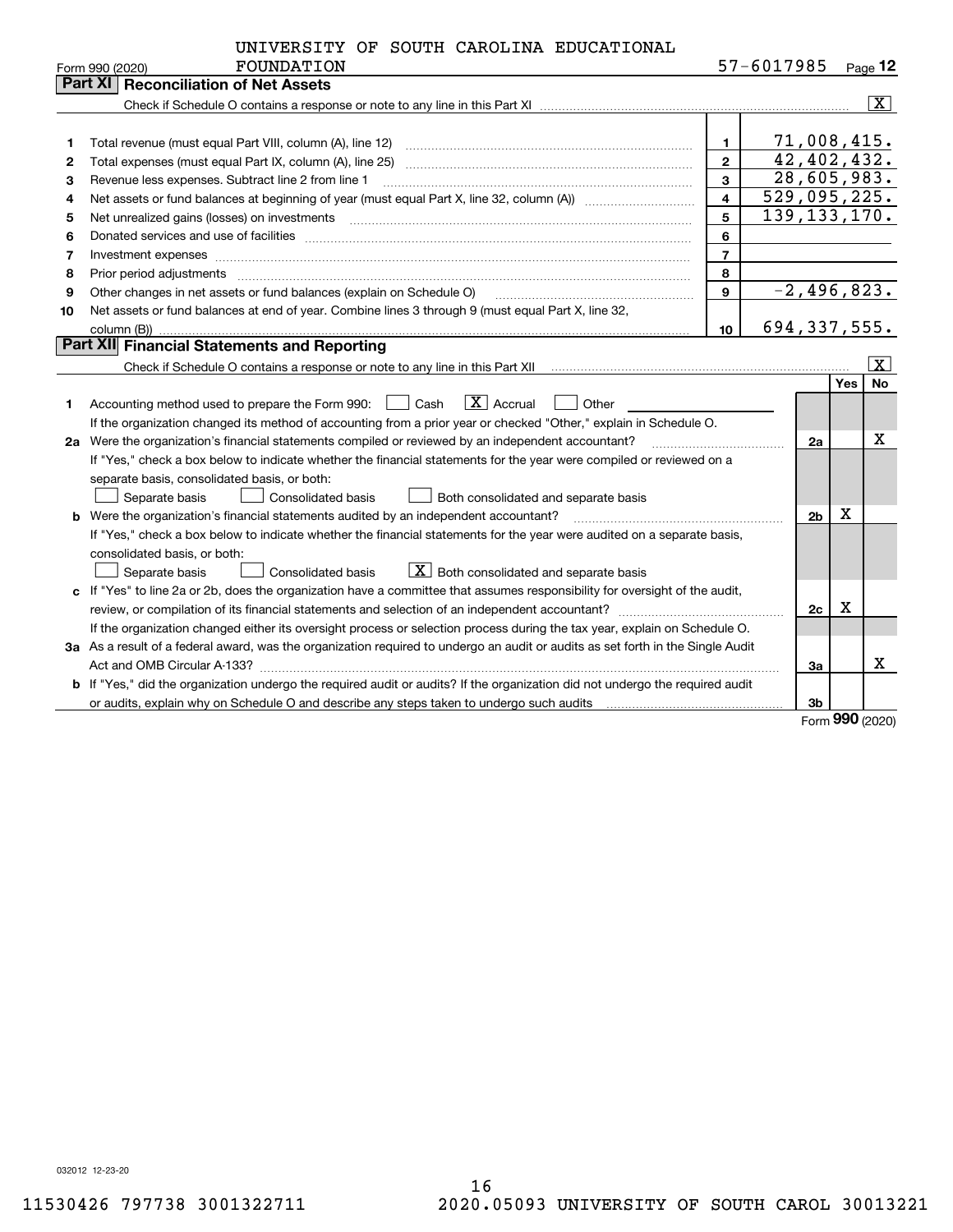UNIVERSITY OF SOUTH CAROLINA EDUCATIONAL FOUNDATION — 57-6017985

Form 990 (2020)

## Part XI Reconciliation of Net Assets

Check if Schedule O contains a response or note to any line in this Part XI .......... [X]

| | | | |
|---|---|---|---|
| 1 | Total revenue (must equal Part VIII, column (A), line 12) | 1 | 71,008,415. |
| 2 | Total expenses (must equal Part IX, column (A), line 25) | 2 | 42,402,432. |
| 3 | Revenue less expenses. Subtract line 2 from line 1 | 3 | 28,605,983. |
| 4 | Net assets or fund balances at beginning of year (must equal Part X, line 32, column (A)) | 4 | 529,095,225. |
| 5 | Net unrealized gains (losses) on investments | 5 | 139,133,170. |
| 6 | Donated services and use of facilities | 6 | |
| 7 | Investment expenses | 7 | |
| 8 | Prior period adjustments | 8 | |
| 9 | Other changes in net assets or fund balances (explain on Schedule O) | 9 | -2,496,823. |
| 10 | Net assets or fund balances at end of year. Combine lines 3 through 9 (must equal Part X, line 32, column (B)) | 10 | 694,337,555. |

## Part XII Financial Statements and Reporting

Check if Schedule O contains a response or note to any line in this Part XII .......... [X]

| | | | Yes | No |
|---|---|---|---|---|
| 1 | Accounting method used to prepare the Form 990: [ ] Cash [X] Accrual [ ] Other<br>If the organization changed its method of accounting from a prior year or checked "Other," explain in Schedule O. | | | |
| 2a | Were the organization's financial statements compiled or reviewed by an independent accountant?<br>If "Yes," check a box below to indicate whether the financial statements for the year were compiled or reviewed on a separate basis, consolidated basis, or both:<br>[ ] Separate basis [ ] Consolidated basis [ ] Both consolidated and separate basis | 2a | | X |
| b | Were the organization's financial statements audited by an independent accountant?<br>If "Yes," check a box below to indicate whether the financial statements for the year were audited on a separate basis, consolidated basis, or both:<br>[ ] Separate basis [ ] Consolidated basis [X] Both consolidated and separate basis | 2b | X | |
| c | If "Yes" to line 2a or 2b, does the organization have a committee that assumes responsibility for oversight of the audit, review, or compilation of its financial statements and selection of an independent accountant?<br>If the organization changed either its oversight process or selection process during the tax year, explain on Schedule O. | 2c | X | |
| 3a | As a result of a federal award, was the organization required to undergo an audit or audits as set forth in the Single Audit Act and OMB Circular A-133? | 3a | | X |
| b | If "Yes," did the organization undergo the required audit or audits? If the organization did not undergo the required audit or audits, explain why on Schedule O and describe any steps taken to undergo such audits | 3b | | |

Form **990** (2020)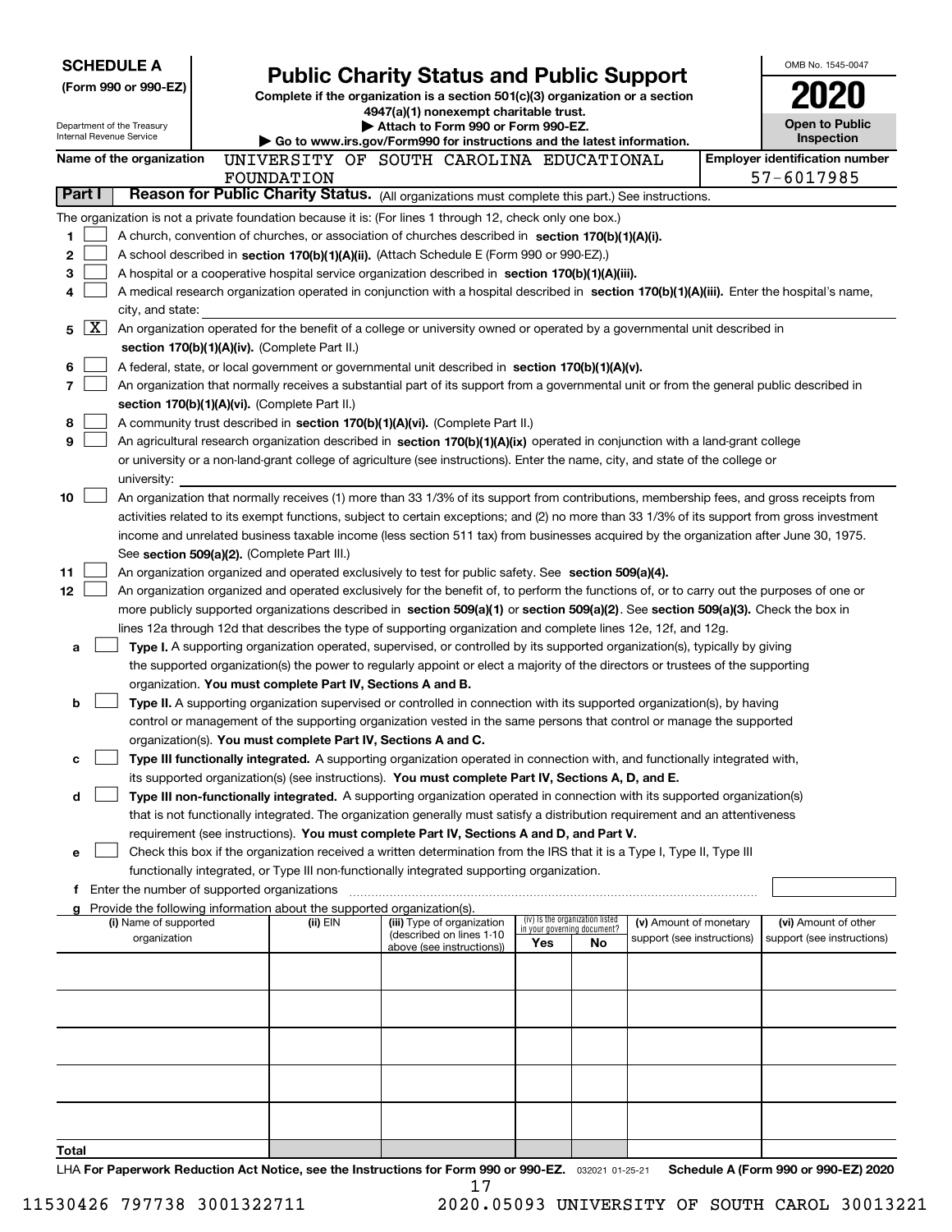**SCHEDULE A**
**(Form 990 or 990-EZ)**

Department of the Treasury
Internal Revenue Service

# Public Charity Status and Public Support

**Complete if the organization is a section 501(c)(3) organization or a section 4947(a)(1) nonexempt charitable trust.**
**▶ Attach to Form 990 or Form 990-EZ.**
**▶ Go to www.irs.gov/Form990 for instructions and the latest information.**

OMB No. 1545-0047

**2020**

**Open to Public Inspection**

**Name of the organization** UNIVERSITY OF SOUTH CAROLINA EDUCATIONAL FOUNDATION

**Employer identification number** 57-6017985

**Part I Reason for Public Charity Status.** (All organizations must complete this part.) See instructions.

The organization is not a private foundation because it is: (For lines 1 through 12, check only one box.)

1. ☐ A church, convention of churches, or association of churches described in **section 170(b)(1)(A)(i).**
2. ☐ A school described in **section 170(b)(1)(A)(ii).** (Attach Schedule E (Form 990 or 990-EZ).)
3. ☐ A hospital or a cooperative hospital service organization described in **section 170(b)(1)(A)(iii).**
4. ☐ A medical research organization operated in conjunction with a hospital described in **section 170(b)(1)(A)(iii).** Enter the hospital's name, city, and state:
5. ☒ An organization operated for the benefit of a college or university owned or operated by a governmental unit described in **section 170(b)(1)(A)(iv).** (Complete Part II.)
6. ☐ A federal, state, or local government or governmental unit described in **section 170(b)(1)(A)(v).**
7. ☐ An organization that normally receives a substantial part of its support from a governmental unit or from the general public described in **section 170(b)(1)(A)(vi).** (Complete Part II.)
8. ☐ A community trust described in **section 170(b)(1)(A)(vi).** (Complete Part II.)
9. ☐ An agricultural research organization described in **section 170(b)(1)(A)(ix)** operated in conjunction with a land-grant college or university or a non-land-grant college of agriculture (see instructions). Enter the name, city, and state of the college or university:
10. ☐ An organization that normally receives (1) more than 33 1/3% of its support from contributions, membership fees, and gross receipts from activities related to its exempt functions, subject to certain exceptions; and (2) no more than 33 1/3% of its support from gross investment income and unrelated business taxable income (less section 511 tax) from businesses acquired by the organization after June 30, 1975. See **section 509(a)(2).** (Complete Part III.)
11. ☐ An organization organized and operated exclusively to test for public safety. See **section 509(a)(4).**
12. ☐ An organization organized and operated exclusively for the benefit of, to perform the functions of, or to carry out the purposes of one or more publicly supported organizations described in **section 509(a)(1)** or **section 509(a)(2).** See **section 509(a)(3).** Check the box in lines 12a through 12d that describes the type of supporting organization and complete lines 12e, 12f, and 12g.
   - **a** ☐ **Type I.** A supporting organization operated, supervised, or controlled by its supported organization(s), typically by giving the supported organization(s) the power to regularly appoint or elect a majority of the directors or trustees of the supporting organization. **You must complete Part IV, Sections A and B.**
   - **b** ☐ **Type II.** A supporting organization supervised or controlled in connection with its supported organization(s), by having control or management of the supporting organization vested in the same persons that control or manage the supported organization(s). **You must complete Part IV, Sections A and C.**
   - **c** ☐ **Type III functionally integrated.** A supporting organization operated in connection with, and functionally integrated with, its supported organization(s) (see instructions). **You must complete Part IV, Sections A, D, and E.**
   - **d** ☐ **Type III non-functionally integrated.** A supporting organization operated in connection with its supported organization(s) that is not functionally integrated. The organization generally must satisfy a distribution requirement and an attentiveness requirement (see instructions). **You must complete Part IV, Sections A and D, and Part V.**
   - **e** ☐ Check this box if the organization received a written determination from the IRS that it is a Type I, Type II, Type III functionally integrated, or Type III non-functionally integrated supporting organization.
   - **f** Enter the number of supported organizations
   - **g** Provide the following information about the supported organization(s).

| (i) Name of supported organization | (ii) EIN | (iii) Type of organization (described on lines 1-10 above (see instructions)) | (iv) Is the organization listed in your governing document? Yes | No | (v) Amount of monetary support (see instructions) | (vi) Amount of other support (see instructions) |
|---|---|---|---|---|---|---|
| | | | | | | |
| | | | | | | |
| | | | | | | |
| | | | | | | |
| | | | | | | |
| **Total** | | | | | | |

LHA **For Paperwork Reduction Act Notice, see the Instructions for Form 990 or 990-EZ.** 032021 01-25-21 **Schedule A (Form 990 or 990-EZ) 2020**

11530426 797738 3001322711 2020.05093 UNIVERSITY OF SOUTH CAROL 30013221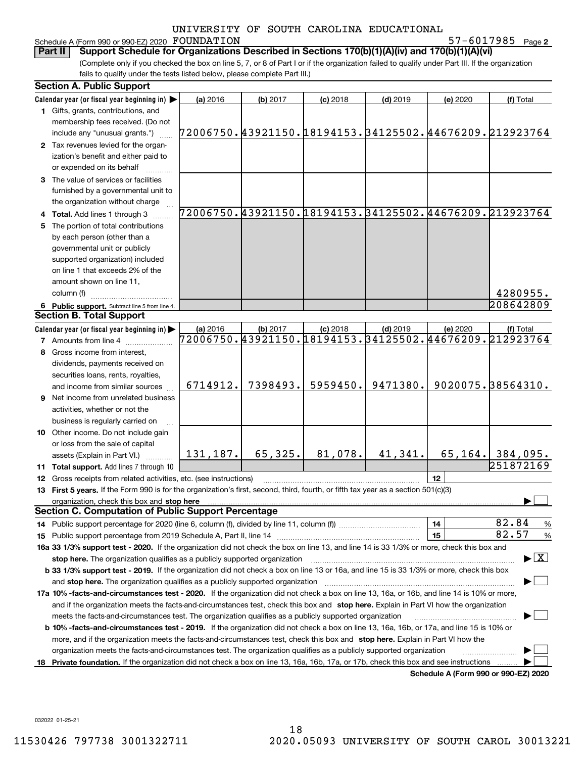Schedule A (Form 990 or 990-EZ) 2020 UNIVERSITY OF SOUTH CAROLINA EDUCATIONAL FOUNDATION 57-6017985 Page **2**

## Part II Support Schedule for Organizations Described in Sections 170(b)(1)(A)(iv) and 170(b)(1)(A)(vi)

(Complete only if you checked the box on line 5, 7, or 8 of Part I or if the organization failed to qualify under Part III. If the organization fails to qualify under the tests listed below, please complete Part III.)

### Section A. Public Support

| Calendar year (or fiscal year beginning in) | (a) 2016 | (b) 2017 | (c) 2018 | (d) 2019 | (e) 2020 | (f) Total |
|---|---|---|---|---|---|---|
| **1** Gifts, grants, contributions, and membership fees received. (Do not include any "unusual grants.") | 72006750. | 43921150. | 18194153. | 34125502. | 44676209. | 212923764 |
| **2** Tax revenues levied for the organization's benefit and either paid to or expended on its behalf | | | | | | |
| **3** The value of services or facilities furnished by a governmental unit to the organization without charge | | | | | | |
| **4 Total.** Add lines 1 through 3 | 72006750. | 43921150. | 18194153. | 34125502. | 44676209. | 212923764 |
| **5** The portion of total contributions by each person (other than a governmental unit or publicly supported organization) included on line 1 that exceeds 2% of the amount shown on line 11, column (f) | | | | | | 4280955. |
| **6 Public support.** Subtract line 5 from line 4. | | | | | | 208642809 |

### Section B. Total Support

| Calendar year (or fiscal year beginning in) | (a) 2016 | (b) 2017 | (c) 2018 | (d) 2019 | (e) 2020 | (f) Total |
|---|---|---|---|---|---|---|
| **7** Amounts from line 4 | 72006750. | 43921150. | 18194153. | 34125502. | 44676209. | 212923764 |
| **8** Gross income from interest, dividends, payments received on securities loans, rents, royalties, and income from similar sources | 6714912. | 7398493. | 5959450. | 9471380. | 9020075. | 38564310. |
| **9** Net income from unrelated business activities, whether or not the business is regularly carried on | | | | | | |
| **10** Other income. Do not include gain or loss from the sale of capital assets (Explain in Part VI.) | 131,187. | 65,325. | 81,078. | 41,341. | 65,164. | 384,095. |
| **11 Total support.** Add lines 7 through 10 | | | | | | 251872169 |

**12** Gross receipts from related activities, etc. (see instructions) | **12** |

**13 First 5 years.** If the Form 990 is for the organization's first, second, third, fourth, or fifth tax year as a section 501(c)(3) organization, check this box and **stop here** ☐

### Section C. Computation of Public Support Percentage

**14** Public support percentage for 2020 (line 6, column (f), divided by line 11, column (f)) | **14** | 82.84 %

**15** Public support percentage from 2019 Schedule A, Part II, line 14 | **15** | 82.57 %

**16a 33 1/3% support test - 2020.** If the organization did not check the box on line 13, and line 14 is 33 1/3% or more, check this box and **stop here.** The organization qualifies as a publicly supported organization ☒

**b 33 1/3% support test - 2019.** If the organization did not check a box on line 13 or 16a, and line 15 is 33 1/3% or more, check this box and **stop here.** The organization qualifies as a publicly supported organization ☐

**17a 10% -facts-and-circumstances test - 2020.** If the organization did not check a box on line 13, 16a, or 16b, and line 14 is 10% or more, and if the organization meets the facts-and-circumstances test, check this box and **stop here.** Explain in Part VI how the organization meets the facts-and-circumstances test. The organization qualifies as a publicly supported organization ☐

**b 10% -facts-and-circumstances test - 2019.** If the organization did not check a box on line 13, 16a, 16b, or 17a, and line 15 is 10% or more, and if the organization meets the facts-and-circumstances test, check this box and **stop here.** Explain in Part VI how the organization meets the facts-and-circumstances test. The organization qualifies as a publicly supported organization ☐

**18 Private foundation.** If the organization did not check a box on line 13, 16a, 16b, 17a, or 17b, check this box and see instructions ☐

**Schedule A (Form 990 or 990-EZ) 2020**

032022 01-25-21

11530426 797738 3001322711 2020.05093 UNIVERSITY OF SOUTH CAROL 30013221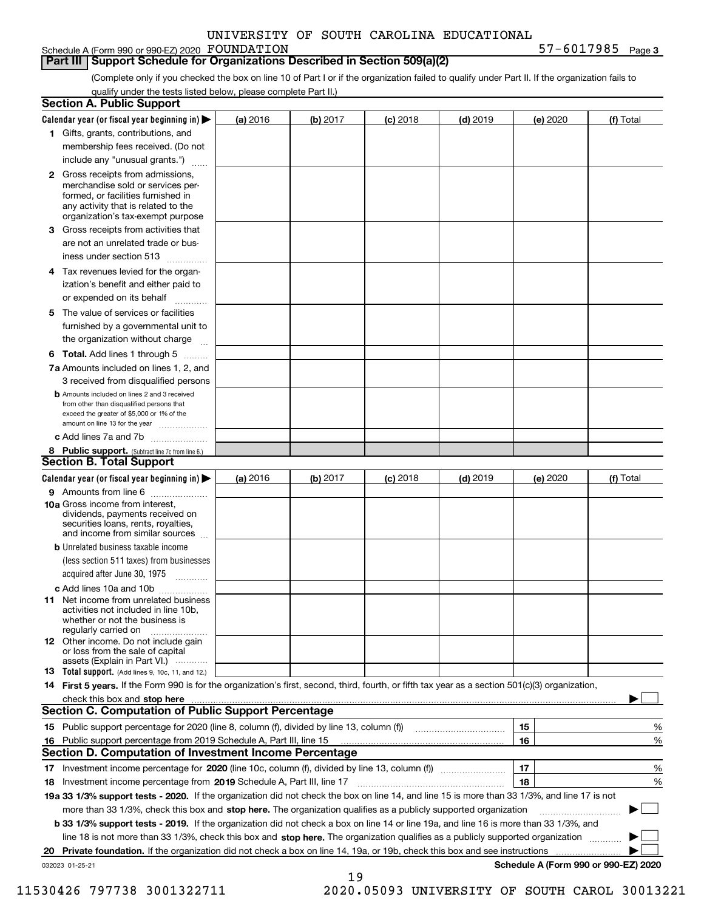Schedule A (Form 990 or 990-EZ) 2020 UNIVERSITY OF SOUTH CAROLINA EDUCATIONAL FOUNDATION 57-6017985 Page 3

## Part III Support Schedule for Organizations Described in Section 509(a)(2)

(Complete only if you checked the box on line 10 of Part I or if the organization failed to qualify under Part II. If the organization fails to qualify under the tests listed below, please complete Part II.)

### Section A. Public Support

| Calendar year (or fiscal year beginning in) ▶ | (a) 2016 | (b) 2017 | (c) 2018 | (d) 2019 | (e) 2020 | (f) Total |
|---|---|---|---|---|---|---|
| 1 Gifts, grants, contributions, and membership fees received. (Do not include any "unusual grants.") | | | | | | |
| 2 Gross receipts from admissions, merchandise sold or services performed, or facilities furnished in any activity that is related to the organization's tax-exempt purpose | | | | | | |
| 3 Gross receipts from activities that are not an unrelated trade or business under section 513 | | | | | | |
| 4 Tax revenues levied for the organization's benefit and either paid to or expended on its behalf | | | | | | |
| 5 The value of services or facilities furnished by a governmental unit to the organization without charge | | | | | | |
| 6 **Total.** Add lines 1 through 5 | | | | | | |
| 7a Amounts included on lines 1, 2, and 3 received from disqualified persons | | | | | | |
| b Amounts included on lines 2 and 3 received from other than disqualified persons that exceed the greater of $5,000 or 1% of the amount on line 13 for the year | | | | | | |
| c Add lines 7a and 7b | | | | | | |
| 8 **Public support.** (Subtract line 7c from line 6.) | | | | | | |

### Section B. Total Support

| Calendar year (or fiscal year beginning in) ▶ | (a) 2016 | (b) 2017 | (c) 2018 | (d) 2019 | (e) 2020 | (f) Total |
|---|---|---|---|---|---|---|
| 9 Amounts from line 6 | | | | | | |
| 10a Gross income from interest, dividends, payments received on securities loans, rents, royalties, and income from similar sources | | | | | | |
| b Unrelated business taxable income (less section 511 taxes) from businesses acquired after June 30, 1975 | | | | | | |
| c Add lines 10a and 10b | | | | | | |
| 11 Net income from unrelated business activities not included in line 10b, whether or not the business is regularly carried on | | | | | | |
| 12 Other income. Do not include gain or loss from the sale of capital assets (Explain in Part VI.) | | | | | | |
| 13 **Total support.** (Add lines 9, 10c, 11, and 12.) | | | | | | |

14 **First 5 years.** If the Form 990 is for the organization's first, second, third, fourth, or fifth tax year as a section 501(c)(3) organization, check this box and **stop here** ▶ ☐

### Section C. Computation of Public Support Percentage

| | | |
|---|---|---|
| 15 Public support percentage for 2020 (line 8, column (f), divided by line 13, column (f)) | 15 | % |
| 16 Public support percentage from 2019 Schedule A, Part III, line 15 | 16 | % |

### Section D. Computation of Investment Income Percentage

| | | |
|---|---|---|
| 17 Investment income percentage for **2020** (line 10c, column (f), divided by line 13, column (f)) | 17 | % |
| 18 Investment income percentage from **2019** Schedule A, Part III, line 17 | 18 | % |

**19a 33 1/3% support tests - 2020.** If the organization did not check the box on line 14, and line 15 is more than 33 1/3%, and line 17 is not more than 33 1/3%, check this box and **stop here.** The organization qualifies as a publicly supported organization ▶ ☐

**b 33 1/3% support tests - 2019.** If the organization did not check a box on line 14 or line 19a, and line 16 is more than 33 1/3%, and line 18 is not more than 33 1/3%, check this box and **stop here.** The organization qualifies as a publicly supported organization ▶ ☐

**20 Private foundation.** If the organization did not check a box on line 14, 19a, or 19b, check this box and see instructions ▶ ☐

032023 01-25-21 **Schedule A (Form 990 or 990-EZ) 2020**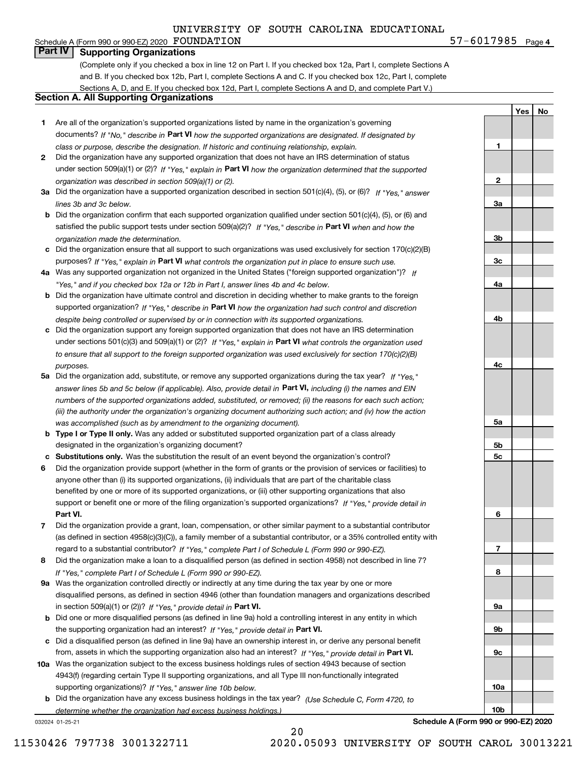UNIVERSITY OF SOUTH CAROLINA EDUCATIONAL

Schedule A (Form 990 or 990-EZ) 2020 FOUNDATION 57-6017985 Page 4

## Part IV Supporting Organizations

(Complete only if you checked a box in line 12 on Part I. If you checked box 12a, Part I, complete Sections A and B. If you checked box 12b, Part I, complete Sections A and C. If you checked box 12c, Part I, complete Sections A, D, and E. If you checked box 12d, Part I, complete Sections A and D, and complete Part V.)

### Section A. All Supporting Organizations

| | | | Yes | No |
|---|---|---|---|---|
| 1 | Are all of the organization's supported organizations listed by name in the organization's governing documents? *If "No," describe in* **Part VI** *how the supported organizations are designated. If designated by class or purpose, describe the designation. If historic and continuing relationship, explain.* | 1 | | |
| 2 | Did the organization have any supported organization that does not have an IRS determination of status under section 509(a)(1) or (2)? *If "Yes," explain in* **Part VI** *how the organization determined that the supported organization was described in section 509(a)(1) or (2).* | 2 | | |
| 3a | Did the organization have a supported organization described in section 501(c)(4), (5), or (6)? *If "Yes," answer lines 3b and 3c below.* | 3a | | |
| b | Did the organization confirm that each supported organization qualified under section 501(c)(4), (5), or (6) and satisfied the public support tests under section 509(a)(2)? *If "Yes," describe in* **Part VI** *when and how the organization made the determination.* | 3b | | |
| c | Did the organization ensure that all support to such organizations was used exclusively for section 170(c)(2)(B) purposes? *If "Yes," explain in* **Part VI** *what controls the organization put in place to ensure such use.* | 3c | | |
| 4a | Was any supported organization not organized in the United States ("foreign supported organization")? *If "Yes," and if you checked box 12a or 12b in Part I, answer lines 4b and 4c below.* | 4a | | |
| b | Did the organization have ultimate control and discretion in deciding whether to make grants to the foreign supported organization? *If "Yes," describe in* **Part VI** *how the organization had such control and discretion despite being controlled or supervised by or in connection with its supported organizations.* | 4b | | |
| c | Did the organization support any foreign supported organization that does not have an IRS determination under sections 501(c)(3) and 509(a)(1) or (2)? *If "Yes," explain in* **Part VI** *what controls the organization used to ensure that all support to the foreign supported organization was used exclusively for section 170(c)(2)(B) purposes.* | 4c | | |
| 5a | Did the organization add, substitute, or remove any supported organizations during the tax year? *If "Yes," answer lines 5b and 5c below (if applicable). Also, provide detail in* **Part VI,** *including (i) the names and EIN numbers of the supported organizations added, substituted, or removed; (ii) the reasons for each such action; (iii) the authority under the organization's organizing document authorizing such action; and (iv) how the action was accomplished (such as by amendment to the organizing document).* | 5a | | |
| b | **Type I or Type II only.** Was any added or substituted supported organization part of a class already designated in the organization's organizing document? | 5b | | |
| c | **Substitutions only.** Was the substitution the result of an event beyond the organization's control? | 5c | | |
| 6 | Did the organization provide support (whether in the form of grants or the provision of services or facilities) to anyone other than (i) its supported organizations, (ii) individuals that are part of the charitable class benefited by one or more of its supported organizations, or (iii) other supporting organizations that also support or benefit one or more of the filing organization's supported organizations? *If "Yes," provide detail in* **Part VI.** | 6 | | |
| 7 | Did the organization provide a grant, loan, compensation, or other similar payment to a substantial contributor (as defined in section 4958(c)(3)(C)), a family member of a substantial contributor, or a 35% controlled entity with regard to a substantial contributor? *If "Yes," complete Part I of Schedule L (Form 990 or 990-EZ).* | 7 | | |
| 8 | Did the organization make a loan to a disqualified person (as defined in section 4958) not described in line 7? *If "Yes," complete Part I of Schedule L (Form 990 or 990-EZ).* | 8 | | |
| 9a | Was the organization controlled directly or indirectly at any time during the tax year by one or more disqualified persons, as defined in section 4946 (other than foundation managers and organizations described in section 509(a)(1) or (2))? *If "Yes," provide detail in* **Part VI.** | 9a | | |
| b | Did one or more disqualified persons (as defined in line 9a) hold a controlling interest in any entity in which the supporting organization had an interest? *If "Yes," provide detail in* **Part VI.** | 9b | | |
| c | Did a disqualified person (as defined in line 9a) have an ownership interest in, or derive any personal benefit from, assets in which the supporting organization also had an interest? *If "Yes," provide detail in* **Part VI.** | 9c | | |
| 10a | Was the organization subject to the excess business holdings rules of section 4943 because of section 4943(f) (regarding certain Type II supporting organizations, and all Type III non-functionally integrated supporting organizations)? *If "Yes," answer line 10b below.* | 10a | | |
| b | Did the organization have any excess business holdings in the tax year? *(Use Schedule C, Form 4720, to determine whether the organization had excess business holdings.)* | 10b | | |

032024 01-25-21 **Schedule A (Form 990 or 990-EZ) 2020**

11530426 797738 3001322711 2020.05093 UNIVERSITY OF SOUTH CAROL 30013221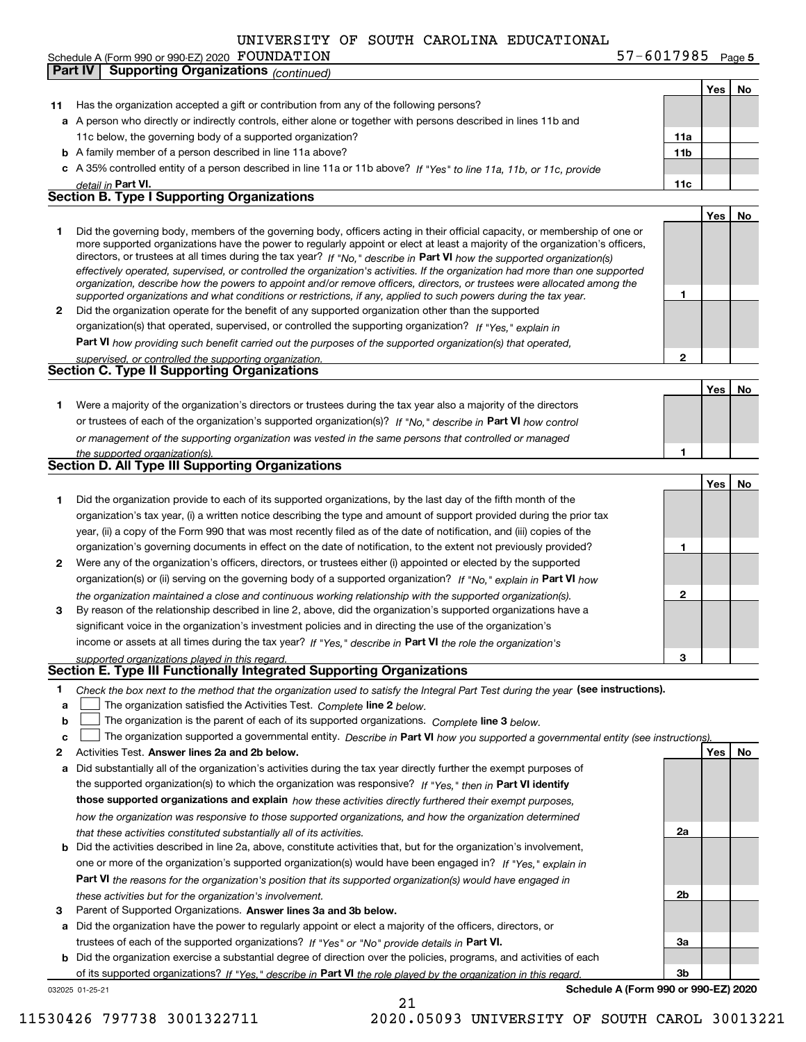UNIVERSITY OF SOUTH CAROLINA EDUCATIONAL

Schedule A (Form 990 or 990-EZ) 2020 FOUNDATION 57-6017985 Page 5

## Part IV Supporting Organizations *(continued)*

| | | | Yes | No |
|---|---|---|---|---|
| **11** | Has the organization accepted a gift or contribution from any of the following persons? | | | |
| **a** | A person who directly or indirectly controls, either alone or together with persons described in lines 11b and 11c below, the governing body of a supported organization? | 11a | | |
| **b** | A family member of a person described in line 11a above? | 11b | | |
| **c** | A 35% controlled entity of a person described in line 11a or 11b above? *If "Yes" to line 11a, 11b, or 11c, provide detail in* **Part VI.** | 11c | | |

### Section B. Type I Supporting Organizations

| | | | Yes | No |
|---|---|---|---|---|
| **1** | Did the governing body, members of the governing body, officers acting in their official capacity, or membership of one or more supported organizations have the power to regularly appoint or elect at least a majority of the organization's officers, directors, or trustees at all times during the tax year? *If "No," describe in* **Part VI** *how the supported organization(s) effectively operated, supervised, or controlled the organization's activities. If the organization had more than one supported organization, describe how the powers to appoint and/or remove officers, directors, or trustees were allocated among the supported organizations and what conditions or restrictions, if any, applied to such powers during the tax year.* | 1 | | |
| **2** | Did the organization operate for the benefit of any supported organization other than the supported organization(s) that operated, supervised, or controlled the supporting organization? *If "Yes," explain in* **Part VI** *how providing such benefit carried out the purposes of the supported organization(s) that operated, supervised, or controlled the supporting organization.* | 2 | | |

### Section C. Type II Supporting Organizations

| | | | Yes | No |
|---|---|---|---|---|
| **1** | Were a majority of the organization's directors or trustees during the tax year also a majority of the directors or trustees of each of the organization's supported organization(s)? *If "No," describe in* **Part VI** *how control or management of the supporting organization was vested in the same persons that controlled or managed the supported organization(s).* | 1 | | |

### Section D. All Type III Supporting Organizations

| | | | Yes | No |
|---|---|---|---|---|
| **1** | Did the organization provide to each of its supported organizations, by the last day of the fifth month of the organization's tax year, (i) a written notice describing the type and amount of support provided during the prior tax year, (ii) a copy of the Form 990 that was most recently filed as of the date of notification, and (iii) copies of the organization's governing documents in effect on the date of notification, to the extent not previously provided? | 1 | | |
| **2** | Were any of the organization's officers, directors, or trustees either (i) appointed or elected by the supported organization(s) or (ii) serving on the governing body of a supported organization? *If "No," explain in* **Part VI** *how the organization maintained a close and continuous working relationship with the supported organization(s).* | 2 | | |
| **3** | By reason of the relationship described in line 2, above, did the organization's supported organizations have a significant voice in the organization's investment policies and in directing the use of the organization's income or assets at all times during the tax year? *If "Yes," describe in* **Part VI** *the role the organization's supported organizations played in this regard.* | 3 | | |

### Section E. Type III Functionally Integrated Supporting Organizations

**1** *Check the box next to the method that the organization used to satisfy the Integral Part Test during the year* **(see instructions).**

**a** ☐ The organization satisfied the Activities Test. *Complete* **line 2** *below.*

**b** ☐ The organization is the parent of each of its supported organizations. *Complete* **line 3** *below.*

**c** ☐ The organization supported a governmental entity. *Describe in* **Part VI** *how you supported a governmental entity (see instructions).*

| | | | Yes | No |
|---|---|---|---|---|
| **2** | Activities Test. **Answer lines 2a and 2b below.** | | | |
| **a** | Did substantially all of the organization's activities during the tax year directly further the exempt purposes of the supported organization(s) to which the organization was responsive? *If "Yes," then in* **Part VI identify those supported organizations and explain** *how these activities directly furthered their exempt purposes, how the organization was responsive to those supported organizations, and how the organization determined that these activities constituted substantially all of its activities.* | 2a | | |
| **b** | Did the activities described in line 2a, above, constitute activities that, but for the organization's involvement, one or more of the organization's supported organization(s) would have been engaged in? *If "Yes," explain in* **Part VI** *the reasons for the organization's position that its supported organization(s) would have engaged in these activities but for the organization's involvement.* | 2b | | |
| **3** | Parent of Supported Organizations. **Answer lines 3a and 3b below.** | | | |
| **a** | Did the organization have the power to regularly appoint or elect a majority of the officers, directors, or trustees of each of the supported organizations? *If "Yes" or "No" provide details in* **Part VI.** | 3a | | |
| **b** | Did the organization exercise a substantial degree of direction over the policies, programs, and activities of each of its supported organizations? *If "Yes," describe in* **Part VI** *the role played by the organization in this regard.* | 3b | | |

032025 01-25-21 **Schedule A (Form 990 or 990-EZ) 2020**

11530426 797738 3001322711 2020.05093 UNIVERSITY OF SOUTH CAROL 30013221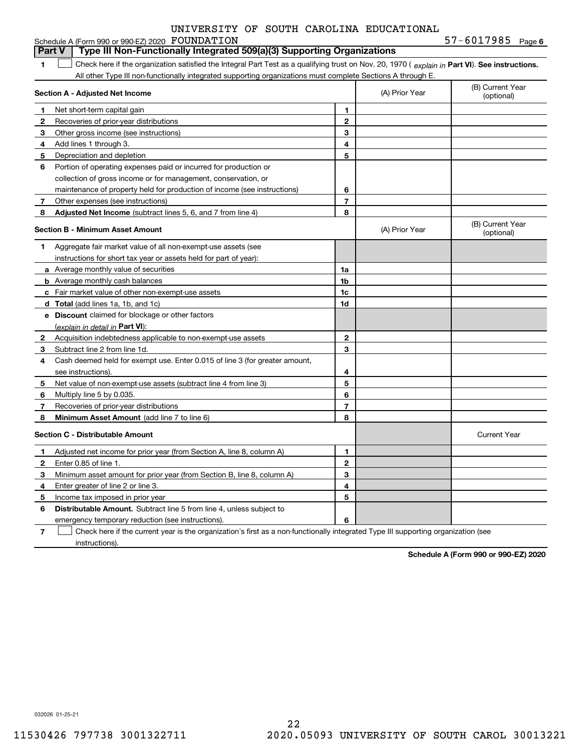UNIVERSITY OF SOUTH CAROLINA EDUCATIONAL

Schedule A (Form 990 or 990-EZ) 2020 FOUNDATION 57-6017985 Page 6

## Part V Type III Non-Functionally Integrated 509(a)(3) Supporting Organizations

**1** ☐ Check here if the organization satisfied the Integral Part Test as a qualifying trust on Nov. 20, 1970 ( *explain in* **Part VI**). **See instructions.** All other Type III non-functionally integrated supporting organizations must complete Sections A through E.

| **Section A - Adjusted Net Income** | | (A) Prior Year | (B) Current Year (optional) |
|---|---|---|---|
| **1** Net short-term capital gain | **1** | | |
| **2** Recoveries of prior-year distributions | **2** | | |
| **3** Other gross income (see instructions) | **3** | | |
| **4** Add lines 1 through 3. | **4** | | |
| **5** Depreciation and depletion | **5** | | |
| **6** Portion of operating expenses paid or incurred for production or collection of gross income or for management, conservation, or maintenance of property held for production of income (see instructions) | **6** | | |
| **7** Other expenses (see instructions) | **7** | | |
| **8** **Adjusted Net Income** (subtract lines 5, 6, and 7 from line 4) | **8** | | |

| **Section B - Minimum Asset Amount** | | (A) Prior Year | (B) Current Year (optional) |
|---|---|---|---|
| **1** Aggregate fair market value of all non-exempt-use assets (see instructions for short tax year or assets held for part of year): | | | |
| **a** Average monthly value of securities | **1a** | | |
| **b** Average monthly cash balances | **1b** | | |
| **c** Fair market value of other non-exempt-use assets | **1c** | | |
| **d** **Total** (add lines 1a, 1b, and 1c) | **1d** | | |
| **e** **Discount** claimed for blockage or other factors (*explain in detail in* **Part VI**): | | | |
| **2** Acquisition indebtedness applicable to non-exempt-use assets | **2** | | |
| **3** Subtract line 2 from line 1d. | **3** | | |
| **4** Cash deemed held for exempt use. Enter 0.015 of line 3 (for greater amount, see instructions). | **4** | | |
| **5** Net value of non-exempt-use assets (subtract line 4 from line 3) | **5** | | |
| **6** Multiply line 5 by 0.035. | **6** | | |
| **7** Recoveries of prior-year distributions | **7** | | |
| **8** **Minimum Asset Amount** (add line 7 to line 6) | **8** | | |

| **Section C - Distributable Amount** | | | Current Year |
|---|---|---|---|
| **1** Adjusted net income for prior year (from Section A, line 8, column A) | **1** | | |
| **2** Enter 0.85 of line 1. | **2** | | |
| **3** Minimum asset amount for prior year (from Section B, line 8, column A) | **3** | | |
| **4** Enter greater of line 2 or line 3. | **4** | | |
| **5** Income tax imposed in prior year | **5** | | |
| **6** **Distributable Amount.** Subtract line 5 from line 4, unless subject to emergency temporary reduction (see instructions). | **6** | | |

**7** ☐ Check here if the current year is the organization's first as a non-functionally integrated Type III supporting organization (see instructions).

**Schedule A (Form 990 or 990-EZ) 2020**

032026 01-25-21

11530426 797738 3001322711 2020.05093 UNIVERSITY OF SOUTH CAROL 30013221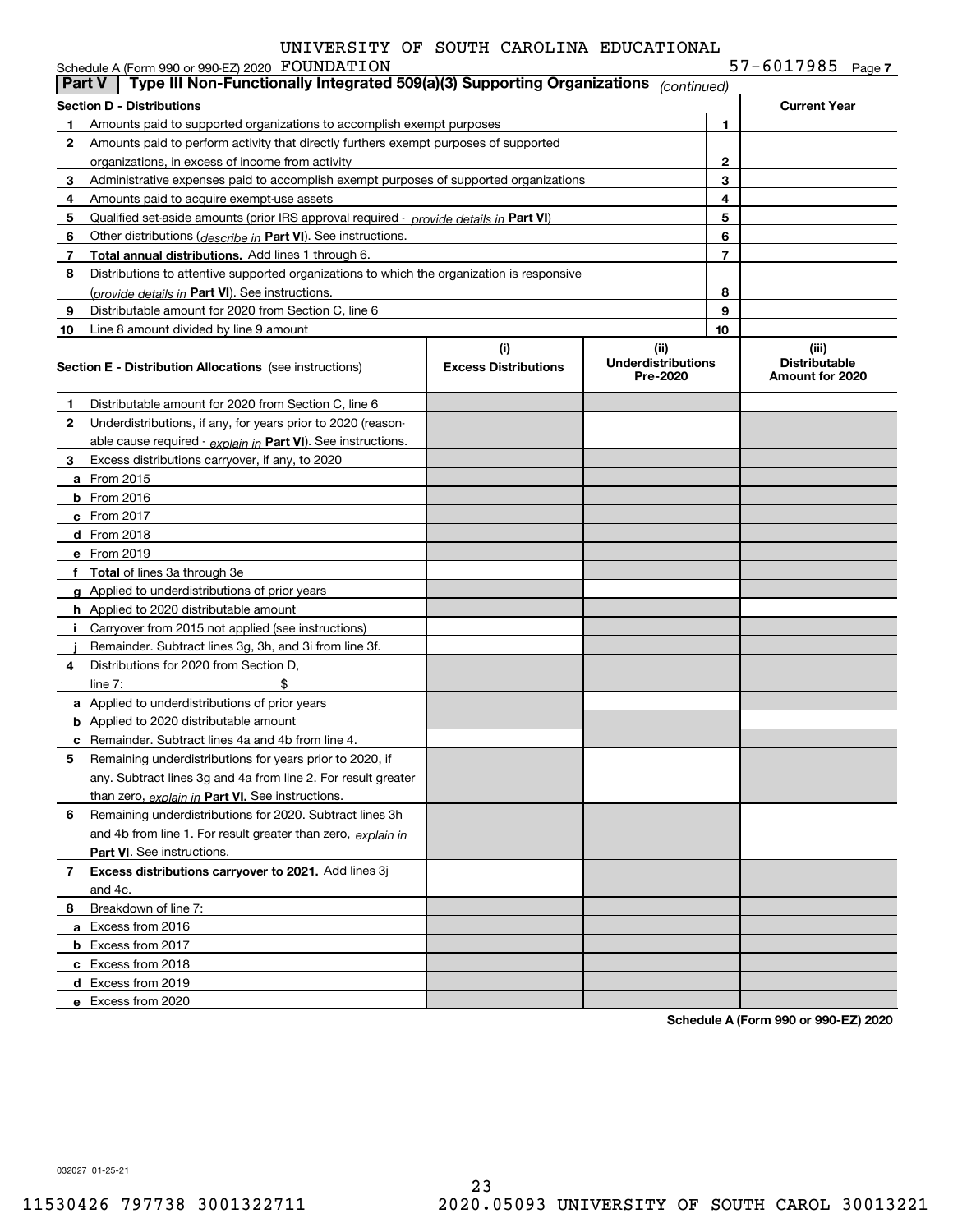UNIVERSITY OF SOUTH CAROLINA EDUCATIONAL

Schedule A (Form 990 or 990-EZ) 2020 FOUNDATION 57-6017985 Page 7

## Part V | Type III Non-Functionally Integrated 509(a)(3) Supporting Organizations *(continued)*

| **Section D - Distributions** | | | **Current Year** |
|---|---|---|---|
| 1 | Amounts paid to supported organizations to accomplish exempt purposes | 1 | |
| 2 | Amounts paid to perform activity that directly furthers exempt purposes of supported organizations, in excess of income from activity | 2 | |
| 3 | Administrative expenses paid to accomplish exempt purposes of supported organizations | 3 | |
| 4 | Amounts paid to acquire exempt-use assets | 4 | |
| 5 | Qualified set-aside amounts (prior IRS approval required - *provide details in* **Part VI**) | 5 | |
| 6 | Other distributions (*describe in* **Part VI**). See instructions. | 6 | |
| 7 | **Total annual distributions.** Add lines 1 through 6. | 7 | |
| 8 | Distributions to attentive supported organizations to which the organization is responsive (*provide details in* **Part VI**). See instructions. | 8 | |
| 9 | Distributable amount for 2020 from Section C, line 6 | 9 | |
| 10 | Line 8 amount divided by line 9 amount | 10 | |

| | **Section E - Distribution Allocations** (see instructions) | **(i) Excess Distributions** | **(ii) Underdistributions Pre-2020** | **(iii) Distributable Amount for 2020** |
|---|---|---|---|---|
| 1 | Distributable amount for 2020 from Section C, line 6 | | | |
| 2 | Underdistributions, if any, for years prior to 2020 (reasonable cause required - *explain in* **Part VI**). See instructions. | | | |
| 3 | Excess distributions carryover, if any, to 2020 | | | |
| a | From 2015 | | | |
| b | From 2016 | | | |
| c | From 2017 | | | |
| d | From 2018 | | | |
| e | From 2019 | | | |
| f | **Total** of lines 3a through 3e | | | |
| g | Applied to underdistributions of prior years | | | |
| h | Applied to 2020 distributable amount | | | |
| i | Carryover from 2015 not applied (see instructions) | | | |
| j | Remainder. Subtract lines 3g, 3h, and 3i from line 3f. | | | |
| 4 | Distributions for 2020 from Section D, line 7: $ | | | |
| a | Applied to underdistributions of prior years | | | |
| b | Applied to 2020 distributable amount | | | |
| c | Remainder. Subtract lines 4a and 4b from line 4. | | | |
| 5 | Remaining underdistributions for years prior to 2020, if any. Subtract lines 3g and 4a from line 2. For result greater than zero, *explain in* **Part VI.** See instructions. | | | |
| 6 | Remaining underdistributions for 2020. Subtract lines 3h and 4b from line 1. For result greater than zero, *explain in* **Part VI**. See instructions. | | | |
| 7 | **Excess distributions carryover to 2021.** Add lines 3j and 4c. | | | |
| 8 | Breakdown of line 7: | | | |
| a | Excess from 2016 | | | |
| b | Excess from 2017 | | | |
| c | Excess from 2018 | | | |
| d | Excess from 2019 | | | |
| e | Excess from 2020 | | | |

**Schedule A (Form 990 or 990-EZ) 2020**

032027 01-25-21

11530426 797738 3001322711 2020.05093 UNIVERSITY OF SOUTH CAROL 30013221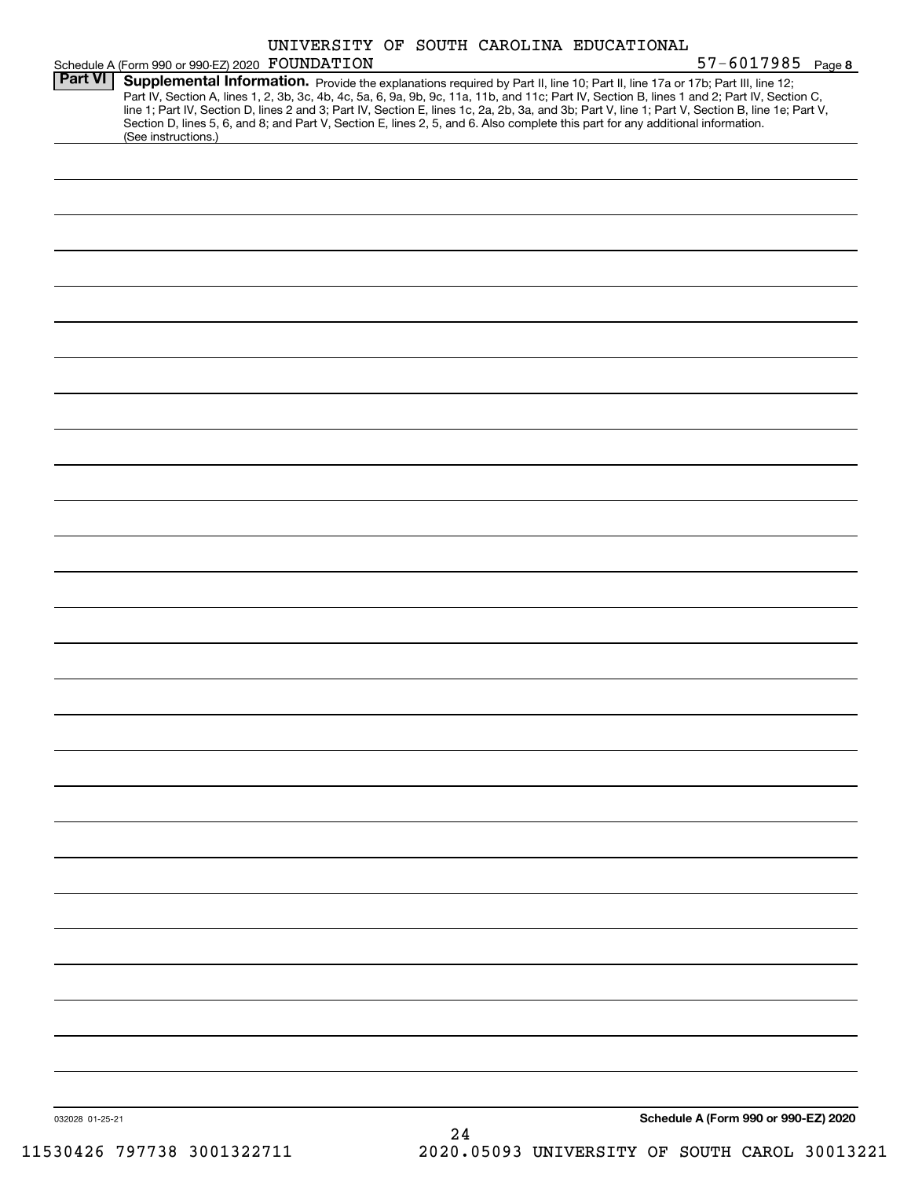UNIVERSITY OF SOUTH CAROLINA EDUCATIONAL

Schedule A (Form 990 or 990-EZ) 2020 FOUNDATION 57-6017985 Page 8

**Part VI** **Supplemental Information.** Provide the explanations required by Part II, line 10; Part II, line 17a or 17b; Part III, line 12; Part IV, Section A, lines 1, 2, 3b, 3c, 4b, 4c, 5a, 6, 9a, 9b, 9c, 11a, 11b, and 11c; Part IV, Section B, lines 1 and 2; Part IV, Section C, line 1; Part IV, Section D, lines 2 and 3; Part IV, Section E, lines 1c, 2a, 2b, 3a, and 3b; Part V, line 1; Part V, Section B, line 1e; Part V, Section D, lines 5, 6, and 8; and Part V, Section E, lines 2, 5, and 6. Also complete this part for any additional information. (See instructions.)

032028 01-25-21

**Schedule A (Form 990 or 990-EZ) 2020**

11530426 797738 3001322711 2020.05093 UNIVERSITY OF SOUTH CAROL 30013221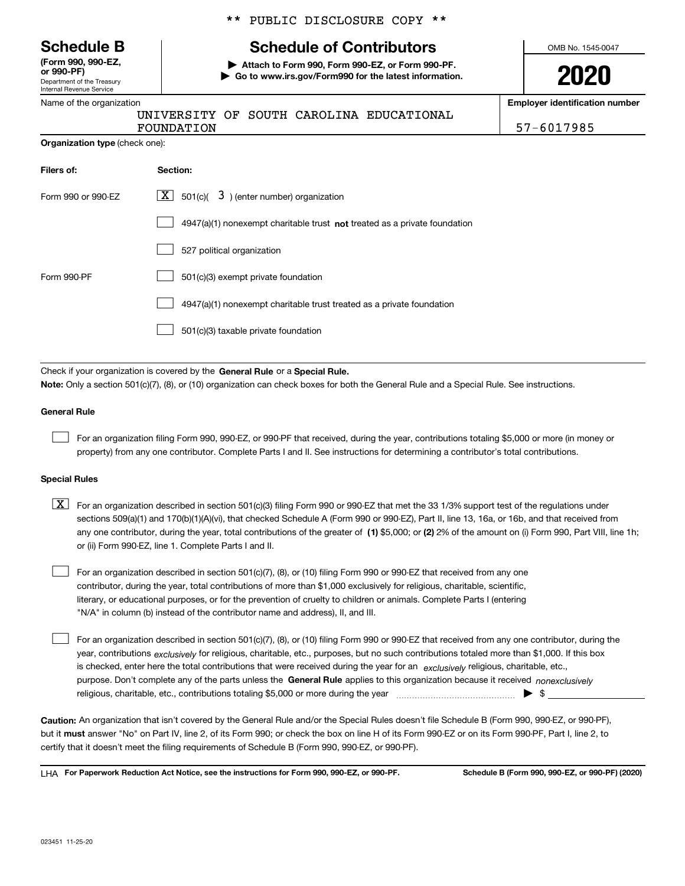** PUBLIC DISCLOSURE COPY **

# Schedule B

**(Form 990, 990-EZ, or 990-PF)**
Department of the Treasury
Internal Revenue Service

## Schedule of Contributors

▶ **Attach to Form 990, Form 990-EZ, or Form 990-PF.**
▶ **Go to www.irs.gov/Form990 for the latest information.**

OMB No. 1545-0047

**2020**

Name of the organization: UNIVERSITY OF SOUTH CAROLINA EDUCATIONAL FOUNDATION

**Employer identification number:** 57-6017985

**Organization type** (check one):

| Filers of: | Section: |
|---|---|
| Form 990 or 990-EZ | [X] 501(c)( 3 ) (enter number) organization |
| | [ ] 4947(a)(1) nonexempt charitable trust **not** treated as a private foundation |
| | [ ] 527 political organization |
| Form 990-PF | [ ] 501(c)(3) exempt private foundation |
| | [ ] 4947(a)(1) nonexempt charitable trust treated as a private foundation |
| | [ ] 501(c)(3) taxable private foundation |

Check if your organization is covered by the **General Rule** or a **Special Rule.**

**Note:** Only a section 501(c)(7), (8), or (10) organization can check boxes for both the General Rule and a Special Rule. See instructions.

### General Rule

[ ] For an organization filing Form 990, 990-EZ, or 990-PF that received, during the year, contributions totaling $5,000 or more (in money or property) from any one contributor. Complete Parts I and II. See instructions for determining a contributor's total contributions.

### Special Rules

[X] For an organization described in section 501(c)(3) filing Form 990 or 990-EZ that met the 33 1/3% support test of the regulations under sections 509(a)(1) and 170(b)(1)(A)(vi), that checked Schedule A (Form 990 or 990-EZ), Part II, line 13, 16a, or 16b, and that received from any one contributor, during the year, total contributions of the greater of **(1)** $5,000; or **(2)** 2% of the amount on (i) Form 990, Part VIII, line 1h; or (ii) Form 990-EZ, line 1. Complete Parts I and II.

[ ] For an organization described in section 501(c)(7), (8), or (10) filing Form 990 or 990-EZ that received from any one contributor, during the year, total contributions of more than $1,000 exclusively for religious, charitable, scientific, literary, or educational purposes, or for the prevention of cruelty to children or animals. Complete Parts I (entering "N/A" in column (b) instead of the contributor name and address), II, and III.

[ ] For an organization described in section 501(c)(7), (8), or (10) filing Form 990 or 990-EZ that received from any one contributor, during the year, contributions *exclusively* for religious, charitable, etc., purposes, but no such contributions totaled more than $1,000. If this box is checked, enter here the total contributions that were received during the year for an *exclusively* religious, charitable, etc., purpose. Don't complete any of the parts unless the **General Rule** applies to this organization because it received *nonexclusively* religious, charitable, etc., contributions totaling $5,000 or more during the year ▶ $

**Caution:** An organization that isn't covered by the General Rule and/or the Special Rules doesn't file Schedule B (Form 990, 990-EZ, or 990-PF), but it **must** answer "No" on Part IV, line 2, of its Form 990; or check the box on line H of its Form 990-EZ or on its Form 990-PF, Part I, line 2, to certify that it doesn't meet the filing requirements of Schedule B (Form 990, 990-EZ, or 990-PF).

LHA **For Paperwork Reduction Act Notice, see the instructions for Form 990, 990-EZ, or 990-PF.** **Schedule B (Form 990, 990-EZ, or 990-PF) (2020)**

023451 11-25-20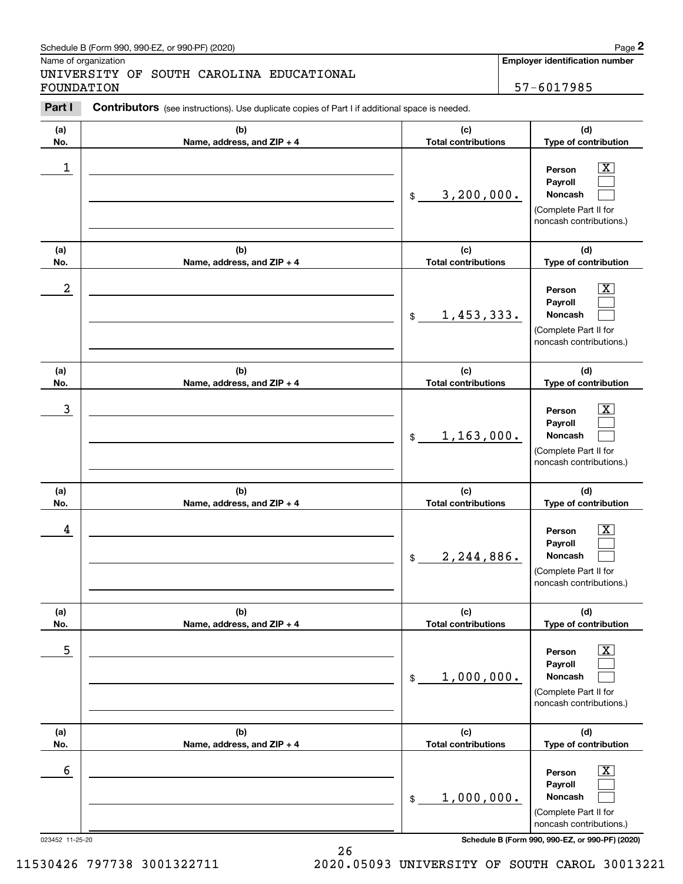Schedule B (Form 990, 990-EZ, or 990-PF) (2020)

Name of organization: UNIVERSITY OF SOUTH CAROLINA EDUCATIONAL FOUNDATION

**Employer identification number:** 57-6017985

**Part I** **Contributors** (see instructions). Use duplicate copies of Part I if additional space is needed.

| (a) No. | (b) Name, address, and ZIP + 4 | (c) Total contributions | (d) Type of contribution |
|---|---|---|---|
| 1 | | $ 3,200,000. | Person [X] Payroll [ ] Noncash [ ] (Complete Part II for noncash contributions.) |
| 2 | | $ 1,453,333. | Person [X] Payroll [ ] Noncash [ ] (Complete Part II for noncash contributions.) |
| 3 | | $ 1,163,000. | Person [X] Payroll [ ] Noncash [ ] (Complete Part II for noncash contributions.) |
| 4 | | $ 2,244,886. | Person [X] Payroll [ ] Noncash [ ] (Complete Part II for noncash contributions.) |
| 5 | | $ 1,000,000. | Person [X] Payroll [ ] Noncash [ ] (Complete Part II for noncash contributions.) |
| 6 | | $ 1,000,000. | Person [X] Payroll [ ] Noncash [ ] (Complete Part II for noncash contributions.) |

023452 11-25-20

**Schedule B (Form 990, 990-EZ, or 990-PF) (2020)**

11530426 797738 3001322711 2020.05093 UNIVERSITY OF SOUTH CAROL 30013221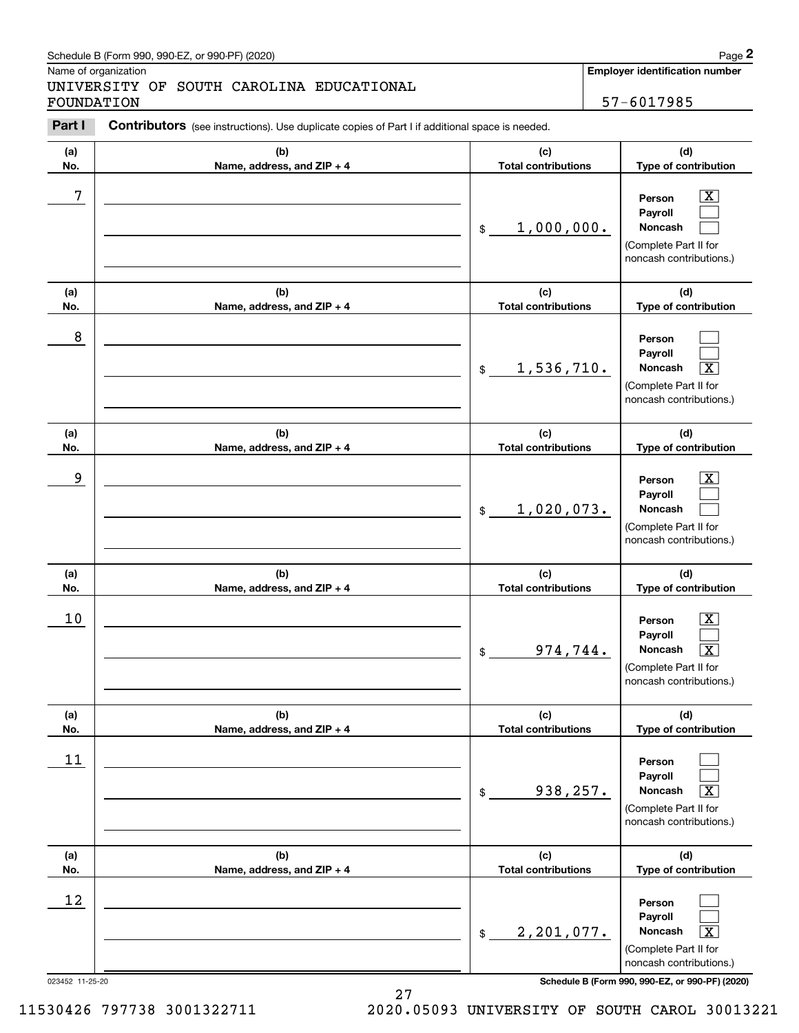Schedule B (Form 990, 990-EZ, or 990-PF) (2020)

Name of organization

UNIVERSITY OF SOUTH CAROLINA EDUCATIONAL FOUNDATION

**Employer identification number**

57-6017985

**Part I** **Contributors** (see instructions). Use duplicate copies of Part I if additional space is needed.

| (a) No. | (b) Name, address, and ZIP + 4 | (c) Total contributions | (d) Type of contribution |
|---|---|---|---|
| 7 | | $ 1,000,000. | Person [X] Payroll [ ] Noncash [ ] (Complete Part II for noncash contributions.) |
| 8 | | $ 1,536,710. | Person [ ] Payroll [ ] Noncash [X] (Complete Part II for noncash contributions.) |
| 9 | | $ 1,020,073. | Person [X] Payroll [ ] Noncash [ ] (Complete Part II for noncash contributions.) |
| 10 | | $ 974,744. | Person [X] Payroll [ ] Noncash [X] (Complete Part II for noncash contributions.) |
| 11 | | $ 938,257. | Person [ ] Payroll [ ] Noncash [X] (Complete Part II for noncash contributions.) |
| 12 | | $ 2,201,077. | Person [ ] Payroll [ ] Noncash [X] (Complete Part II for noncash contributions.) |

023452 11-25-20 **Schedule B (Form 990, 990-EZ, or 990-PF) (2020)**

11530426 797738 3001322711 2020.05093 UNIVERSITY OF SOUTH CAROL 30013221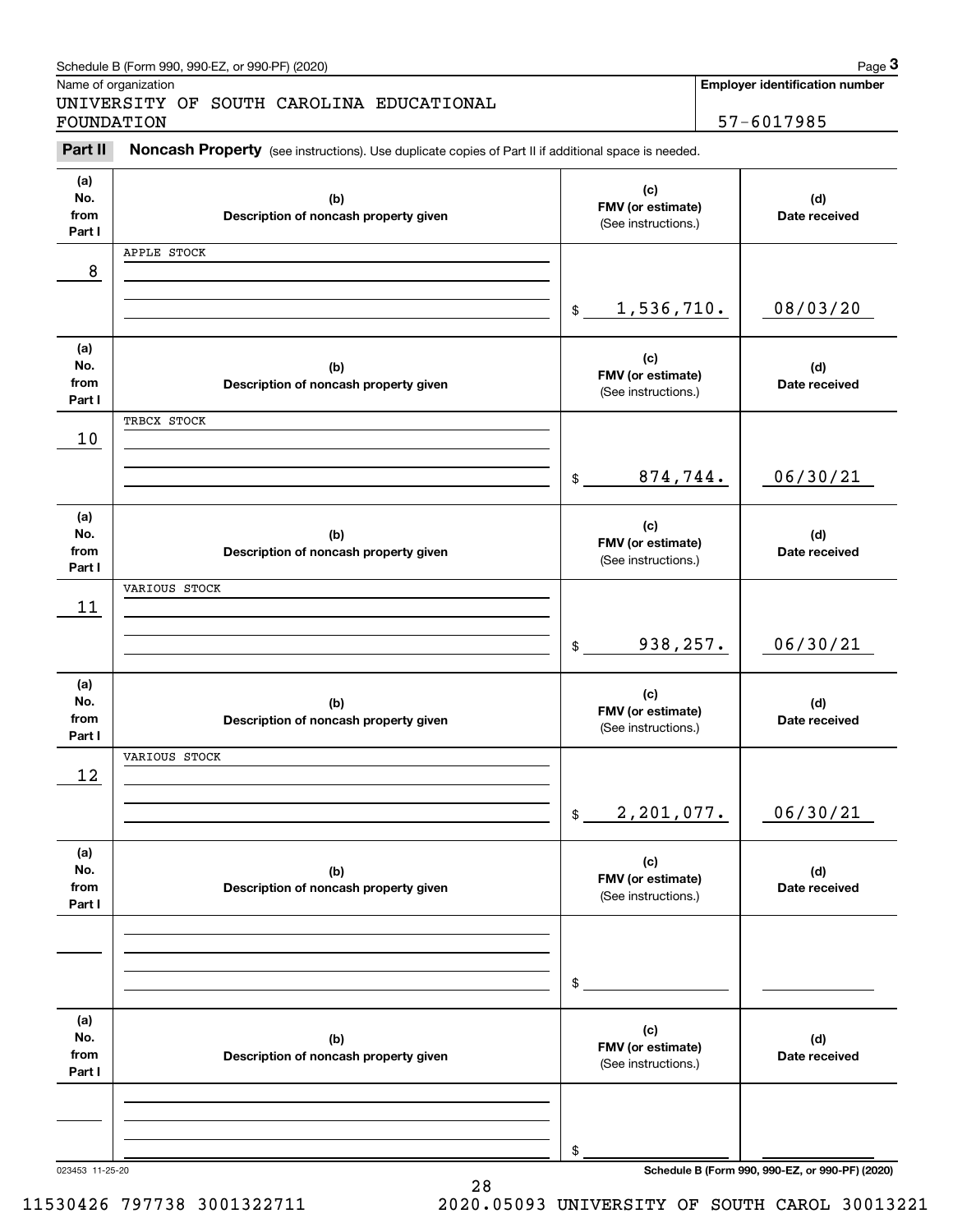Schedule B (Form 990, 990-EZ, or 990-PF) (2020)

Name of organization: UNIVERSITY OF SOUTH CAROLINA EDUCATIONAL FOUNDATION

**Employer identification number:** 57-6017985

**Part II — Noncash Property** (see instructions). Use duplicate copies of Part II if additional space is needed.

| (a) No. from Part I | (b) Description of noncash property given | (c) FMV (or estimate) (See instructions.) | (d) Date received |
|---|---|---|---|
| 8 | APPLE STOCK | $ 1,536,710. | 08/03/20 |
| 10 | TRBCX STOCK | $ 874,744. | 06/30/21 |
| 11 | VARIOUS STOCK | $ 938,257. | 06/30/21 |
| 12 | VARIOUS STOCK | $ 2,201,077. | 06/30/21 |
| | | $ | |
| | | $ | |

023453 11-25-20

Schedule B (Form 990, 990-EZ, or 990-PF) (2020)

11530426 797738 3001322711 2020.05093 UNIVERSITY OF SOUTH CAROL 30013221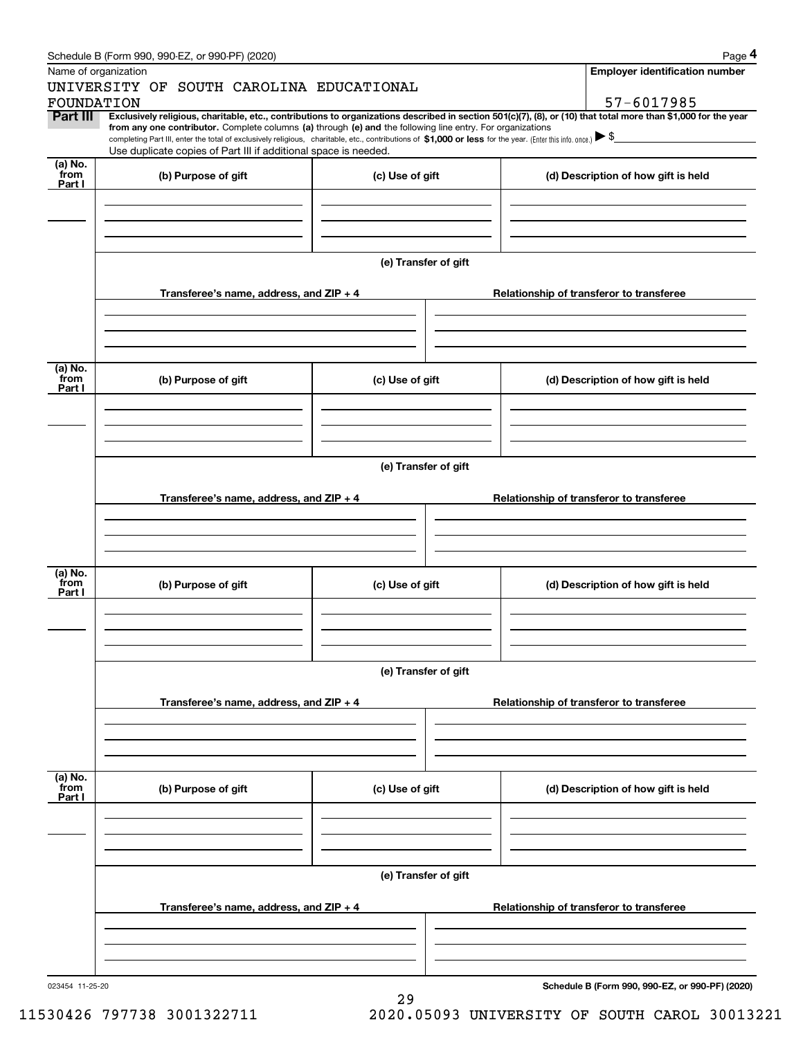Name of organization

UNIVERSITY OF SOUTH CAROLINA EDUCATIONAL FOUNDATION

**Employer identification number**

57-6017985

**Part III** **Exclusively religious, charitable, etc., contributions to organizations described in section 501(c)(7), (8), or (10) that total more than $1,000 for the year from any one contributor.** Complete columns **(a)** through **(e) and** the following line entry. For organizations completing Part III, enter the total of exclusively religious, charitable, etc., contributions of **$1,000 or less** for the year. (Enter this info. once.) ▶ $

Use duplicate copies of Part III if additional space is needed.

| (a) No. from Part I | (b) Purpose of gift | (c) Use of gift | (d) Description of how gift is held |
|---|---|---|---|
| | | | |

**(e) Transfer of gift**

| Transferee's name, address, and ZIP + 4 | Relationship of transferor to transferee |
|---|---|
| | |

| (a) No. from Part I | (b) Purpose of gift | (c) Use of gift | (d) Description of how gift is held |
|---|---|---|---|
| | | | |

**(e) Transfer of gift**

| Transferee's name, address, and ZIP + 4 | Relationship of transferor to transferee |
|---|---|
| | |

| (a) No. from Part I | (b) Purpose of gift | (c) Use of gift | (d) Description of how gift is held |
|---|---|---|---|
| | | | |

**(e) Transfer of gift**

| Transferee's name, address, and ZIP + 4 | Relationship of transferor to transferee |
|---|---|
| | |

| (a) No. from Part I | (b) Purpose of gift | (c) Use of gift | (d) Description of how gift is held |
|---|---|---|---|
| | | | |

**(e) Transfer of gift**

| Transferee's name, address, and ZIP + 4 | Relationship of transferor to transferee |
|---|---|
| | |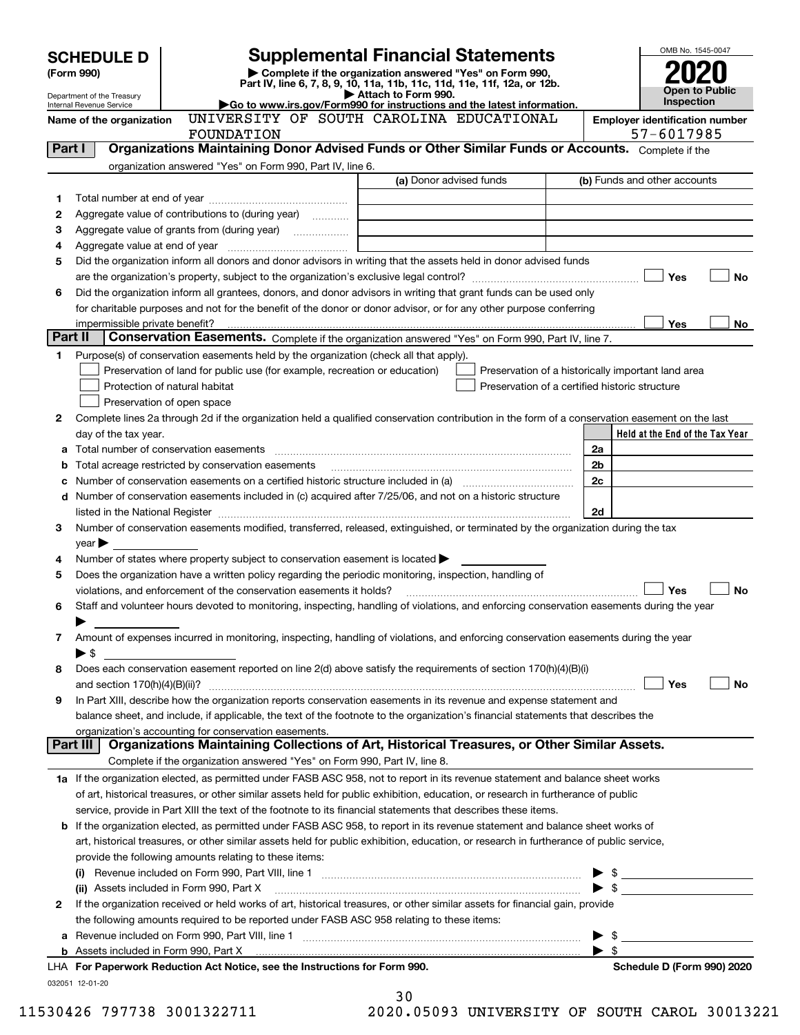# SCHEDULE D (Form 990)

Department of the Treasury
Internal Revenue Service

## Supplemental Financial Statements

▶ Complete if the organization answered "Yes" on Form 990, Part IV, line 6, 7, 8, 9, 10, 11a, 11b, 11c, 11d, 11e, 11f, 12a, or 12b.
▶ Attach to Form 990.
▶Go to www.irs.gov/Form990 for instructions and the latest information.

OMB No. 1545-0047

**2020**

**Open to Public Inspection**

Name of the organization: UNIVERSITY OF SOUTH CAROLINA EDUCATIONAL FOUNDATION

Employer identification number: 57-6017985

### Part I — Organizations Maintaining Donor Advised Funds or Other Similar Funds or Accounts. Complete if the organization answered "Yes" on Form 990, Part IV, line 6.

| | | (a) Donor advised funds | (b) Funds and other accounts |
|---|---|---|---|
| 1 | Total number at end of year | | |
| 2 | Aggregate value of contributions to (during year) | | |
| 3 | Aggregate value of grants from (during year) | | |
| 4 | Aggregate value at end of year | | |

5 Did the organization inform all donors and donor advisors in writing that the assets held in donor advised funds are the organization's property, subject to the organization's exclusive legal control? ☐ Yes ☐ No

6 Did the organization inform all grantees, donors, and donor advisors in writing that grant funds can be used only for charitable purposes and not for the benefit of the donor or donor advisor, or for any other purpose conferring impermissible private benefit? ☐ Yes ☐ No

### Part II — Conservation Easements. Complete if the organization answered "Yes" on Form 990, Part IV, line 7.

1 Purpose(s) of conservation easements held by the organization (check all that apply).

- ☐ Preservation of land for public use (for example, recreation or education)
- ☐ Preservation of a historically important land area
- ☐ Protection of natural habitat
- ☐ Preservation of a certified historic structure
- ☐ Preservation of open space

2 Complete lines 2a through 2d if the organization held a qualified conservation contribution in the form of a conservation easement on the last day of the tax year.

| | | | Held at the End of the Tax Year |
|---|---|---|---|
| a | Total number of conservation easements | 2a | |
| b | Total acreage restricted by conservation easements | 2b | |
| c | Number of conservation easements on a certified historic structure included in (a) | 2c | |
| d | Number of conservation easements included in (c) acquired after 7/25/06, and not on a historic structure listed in the National Register | 2d | |

3 Number of conservation easements modified, transferred, released, extinguished, or terminated by the organization during the tax year ▶

4 Number of states where property subject to conservation easement is located ▶

5 Does the organization have a written policy regarding the periodic monitoring, inspection, handling of violations, and enforcement of the conservation easements it holds? ☐ Yes ☐ No

6 Staff and volunteer hours devoted to monitoring, inspecting, handling of violations, and enforcing conservation easements during the year ▶

7 Amount of expenses incurred in monitoring, inspecting, handling of violations, and enforcing conservation easements during the year ▶ $

8 Does each conservation easement reported on line 2(d) above satisfy the requirements of section 170(h)(4)(B)(i) and section 170(h)(4)(B)(ii)? ☐ Yes ☐ No

9 In Part XIII, describe how the organization reports conservation easements in its revenue and expense statement and balance sheet, and include, if applicable, the text of the footnote to the organization's financial statements that describes the organization's accounting for conservation easements.

### Part III — Organizations Maintaining Collections of Art, Historical Treasures, or Other Similar Assets. Complete if the organization answered "Yes" on Form 990, Part IV, line 8.

1a If the organization elected, as permitted under FASB ASC 958, not to report in its revenue statement and balance sheet works of art, historical treasures, or other similar assets held for public exhibition, education, or research in furtherance of public service, provide in Part XIII the text of the footnote to its financial statements that describes these items.

b If the organization elected, as permitted under FASB ASC 958, to report in its revenue statement and balance sheet works of art, historical treasures, or other similar assets held for public exhibition, education, or research in furtherance of public service, provide the following amounts relating to these items:

(i) Revenue included on Form 990, Part VIII, line 1 ▶ $

(ii) Assets included in Form 990, Part X ▶ $

2 If the organization received or held works of art, historical treasures, or other similar assets for financial gain, provide the following amounts required to be reported under FASB ASC 958 relating to these items:

a Revenue included on Form 990, Part VIII, line 1 ▶ $

b Assets included in Form 990, Part X ▶ $

LHA For Paperwork Reduction Act Notice, see the Instructions for Form 990. Schedule D (Form 990) 2020

032051 12-01-20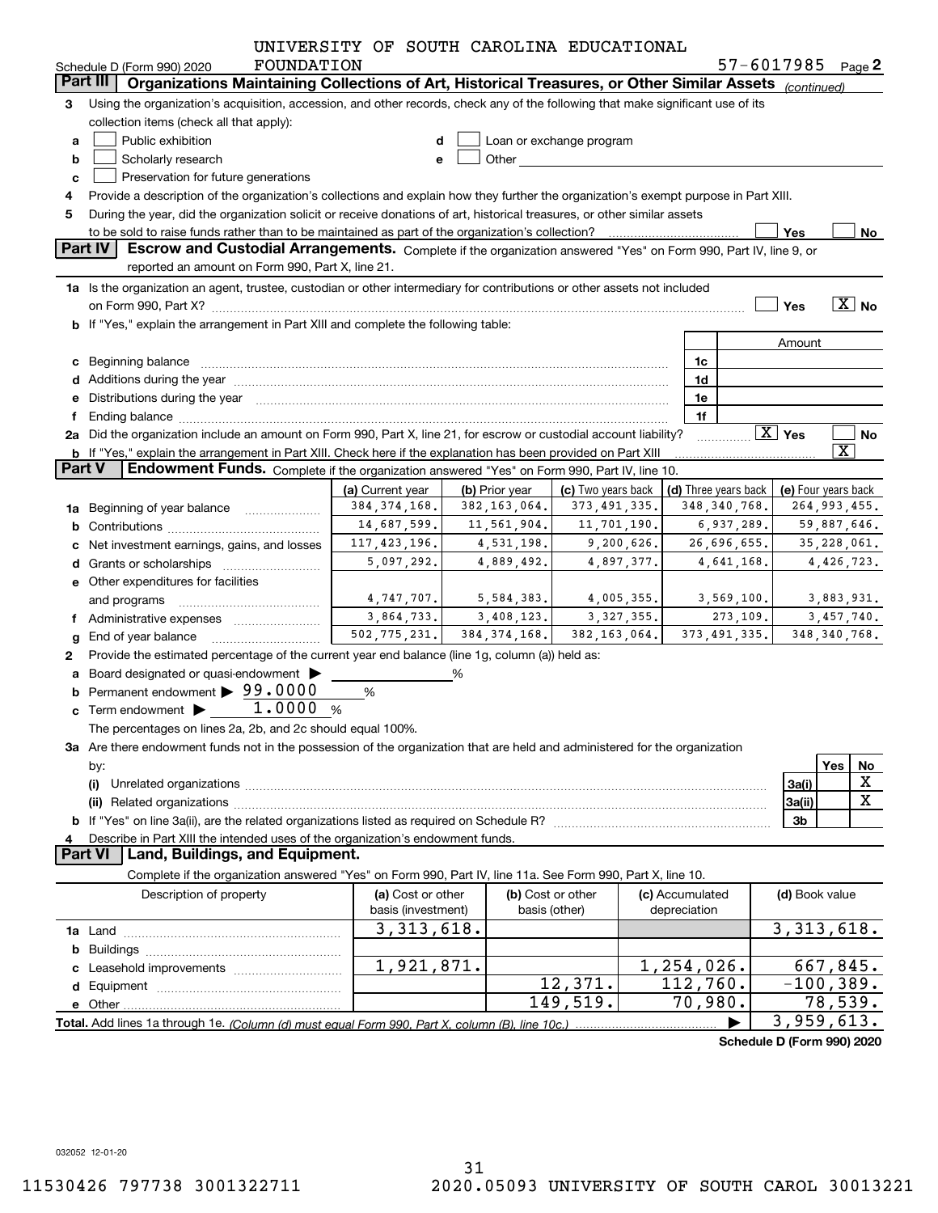UNIVERSITY OF SOUTH CAROLINA EDUCATIONAL FOUNDATION

Schedule D (Form 990) 2020 57-6017985 Page 2

**Part III — Organizations Maintaining Collections of Art, Historical Treasures, or Other Similar Assets** *(continued)*

3 Using the organization's acquisition, accession, and other records, check any of the following that make significant use of its collection items (check all that apply):

- a ☐ Public exhibition
- b ☐ Scholarly research
- c ☐ Preservation for future generations
- d ☐ Loan or exchange program
- e ☐ Other

4 Provide a description of the organization's collections and explain how they further the organization's exempt purpose in Part XIII.

5 During the year, did the organization solicit or receive donations of art, historical treasures, or other similar assets to be sold to raise funds rather than to be maintained as part of the organization's collection? ☐ Yes ☐ No

**Part IV — Escrow and Custodial Arrangements.** Complete if the organization answered "Yes" on Form 990, Part IV, line 9, or reported an amount on Form 990, Part X, line 21.

1a Is the organization an agent, trustee, custodian or other intermediary for contributions or other assets not included on Form 990, Part X? ☐ Yes ☒ No

b If "Yes," explain the arrangement in Part XIII and complete the following table:

| | | Amount |
|---|---|---|
| c Beginning balance | 1c | |
| d Additions during the year | 1d | |
| e Distributions during the year | 1e | |
| f Ending balance | 1f | |

2a Did the organization include an amount on Form 990, Part X, line 21, for escrow or custodial account liability? ☒ Yes ☐ No

b If "Yes," explain the arrangement in Part XIII. Check here if the explanation has been provided on Part XIII ☒

**Part V — Endowment Funds.** Complete if the organization answered "Yes" on Form 990, Part IV, line 10.

| | (a) Current year | (b) Prior year | (c) Two years back | (d) Three years back | (e) Four years back |
|---|---|---|---|---|---|
| 1a Beginning of year balance | 384,374,168. | 382,163,064. | 373,491,335. | 348,340,768. | 264,993,455. |
| b Contributions | 14,687,599. | 11,561,904. | 11,701,190. | 6,937,289. | 59,887,646. |
| c Net investment earnings, gains, and losses | 117,423,196. | 4,531,198. | 9,200,626. | 26,696,655. | 35,228,061. |
| d Grants or scholarships | 5,097,292. | 4,889,492. | 4,897,377. | 4,641,168. | 4,426,723. |
| e Other expenditures for facilities and programs | 4,747,707. | 5,584,383. | 4,005,355. | 3,569,100. | 3,883,931. |
| f Administrative expenses | 3,864,733. | 3,408,123. | 3,327,355. | 273,109. | 3,457,740. |
| g End of year balance | 502,775,231. | 384,374,168. | 382,163,064. | 373,491,335. | 348,340,768. |

2 Provide the estimated percentage of the current year end balance (line 1g, column (a)) held as:

- a Board designated or quasi-endowment ▶ ______ %
- b Permanent endowment ▶ 99.0000 %
- c Term endowment ▶ 1.0000 %

The percentages on lines 2a, 2b, and 2c should equal 100%.

3a Are there endowment funds not in the possession of the organization that are held and administered for the organization by:

| | | Yes | No |
|---|---|---|---|
| (i) Unrelated organizations | 3a(i) | | X |
| (ii) Related organizations | 3a(ii) | | X |
| b If "Yes" on line 3a(ii), are the related organizations listed as required on Schedule R? | 3b | | |

4 Describe in Part XIII the intended uses of the organization's endowment funds.

**Part VI — Land, Buildings, and Equipment.**

Complete if the organization answered "Yes" on Form 990, Part IV, line 11a. See Form 990, Part X, line 10.

| Description of property | (a) Cost or other basis (investment) | (b) Cost or other basis (other) | (c) Accumulated depreciation | (d) Book value |
|---|---|---|---|---|
| 1a Land | 3,313,618. | | | 3,313,618. |
| b Buildings | | | | |
| c Leasehold improvements | 1,921,871. | | 1,254,026. | 667,845. |
| d Equipment | | 12,371. | 112,760. | -100,389. |
| e Other | | 149,519. | 70,980. | 78,539. |
| **Total.** Add lines 1a through 1e. *(Column (d) must equal Form 990, Part X, column (B), line 10c.)* | | | ▶ | 3,959,613. |

Schedule D (Form 990) 2020

032052 12-01-20

11530426 797738 3001322711 2020.05093 UNIVERSITY OF SOUTH CAROL 30013221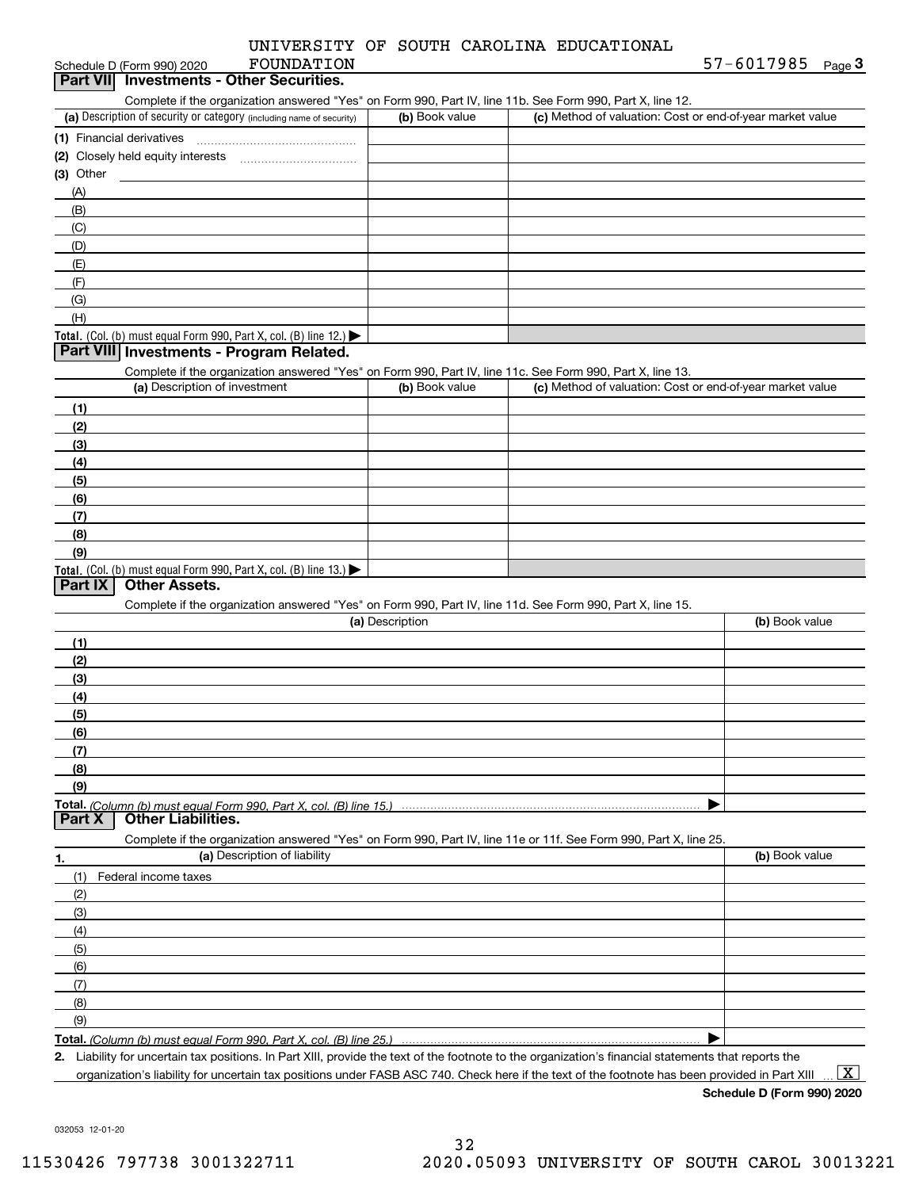UNIVERSITY OF SOUTH CAROLINA EDUCATIONAL FOUNDATION 57-6017985

## Part VII Investments - Other Securities.

Complete if the organization answered "Yes" on Form 990, Part IV, line 11b. See Form 990, Part X, line 12.

| (a) Description of security or category (including name of security) | (b) Book value | (c) Method of valuation: Cost or end-of-year market value |
|---|---|---|
| (1) Financial derivatives | | |
| (2) Closely held equity interests | | |
| (3) Other | | |
| (A) | | |
| (B) | | |
| (C) | | |
| (D) | | |
| (E) | | |
| (F) | | |
| (G) | | |
| (H) | | |
| **Total.** (Col. (b) must equal Form 990, Part X, col. (B) line 12.) ▶ | | |

## Part VIII Investments - Program Related.

Complete if the organization answered "Yes" on Form 990, Part IV, line 11c. See Form 990, Part X, line 13.

| (a) Description of investment | (b) Book value | (c) Method of valuation: Cost or end-of-year market value |
|---|---|---|
| (1) | | |
| (2) | | |
| (3) | | |
| (4) | | |
| (5) | | |
| (6) | | |
| (7) | | |
| (8) | | |
| (9) | | |
| **Total.** (Col. (b) must equal Form 990, Part X, col. (B) line 13.) ▶ | | |

## Part IX Other Assets.

Complete if the organization answered "Yes" on Form 990, Part IV, line 11d. See Form 990, Part X, line 15.

| (a) Description | (b) Book value |
|---|---|
| (1) | |
| (2) | |
| (3) | |
| (4) | |
| (5) | |
| (6) | |
| (7) | |
| (8) | |
| (9) | |
| **Total.** *(Column (b) must equal Form 990, Part X, col. (B) line 15.)* ▶ | |

## Part X Other Liabilities.

Complete if the organization answered "Yes" on Form 990, Part IV, line 11e or 11f. See Form 990, Part X, line 25.

| 1. (a) Description of liability | (b) Book value |
|---|---|
| (1) Federal income taxes | |
| (2) | |
| (3) | |
| (4) | |
| (5) | |
| (6) | |
| (7) | |
| (8) | |
| (9) | |
| **Total.** *(Column (b) must equal Form 990, Part X, col. (B) line 25.)* ▶ | |

2. Liability for uncertain tax positions. In Part XIII, provide the text of the footnote to the organization's financial statements that reports the organization's liability for uncertain tax positions under FASB ASC 740. Check here if the text of the footnote has been provided in Part XIII ... [X]

**Schedule D (Form 990) 2020**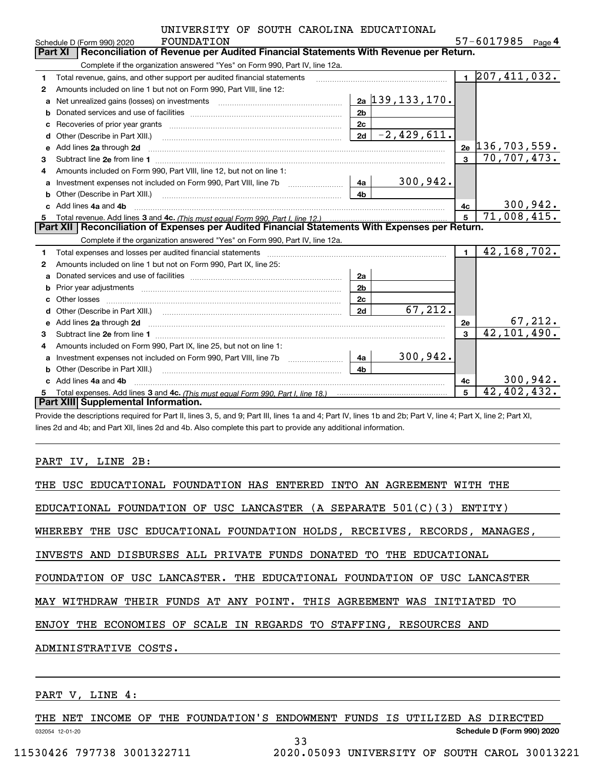UNIVERSITY OF SOUTH CAROLINA EDUCATIONAL FOUNDATION 57-6017985

Schedule D (Form 990) 2020 Page 4

## Part XI Reconciliation of Revenue per Audited Financial Statements With Revenue per Return.

Complete if the organization answered "Yes" on Form 990, Part IV, line 12a.

| | | | | | |
|---|---|---|---|---|---|
| 1 | Total revenue, gains, and other support per audited financial statements | | | 1 | 207,411,032. |
| 2 | Amounts included on line 1 but not on Form 990, Part VIII, line 12: | | | | |
| a | Net unrealized gains (losses) on investments | 2a | 139,133,170. | | |
| b | Donated services and use of facilities | 2b | | | |
| c | Recoveries of prior year grants | 2c | | | |
| d | Other (Describe in Part XIII.) | 2d | -2,429,611. | | |
| e | Add lines 2a through 2d | | | 2e | 136,703,559. |
| 3 | Subtract line 2e from line 1 | | | 3 | 70,707,473. |
| 4 | Amounts included on Form 990, Part VIII, line 12, but not on line 1: | | | | |
| a | Investment expenses not included on Form 990, Part VIII, line 7b | 4a | 300,942. | | |
| b | Other (Describe in Part XIII.) | 4b | | | |
| c | Add lines 4a and 4b | | | 4c | 300,942. |
| 5 | Total revenue. Add lines 3 and 4c. *(This must equal Form 990, Part I, line 12.)* | | | 5 | 71,008,415. |

## Part XII Reconciliation of Expenses per Audited Financial Statements With Expenses per Return.

Complete if the organization answered "Yes" on Form 990, Part IV, line 12a.

| | | | | | |
|---|---|---|---|---|---|
| 1 | Total expenses and losses per audited financial statements | | | 1 | 42,168,702. |
| 2 | Amounts included on line 1 but not on Form 990, Part IX, line 25: | | | | |
| a | Donated services and use of facilities | 2a | | | |
| b | Prior year adjustments | 2b | | | |
| c | Other losses | 2c | | | |
| d | Other (Describe in Part XIII.) | 2d | 67,212. | | |
| e | Add lines 2a through 2d | | | 2e | 67,212. |
| 3 | Subtract line 2e from line 1 | | | 3 | 42,101,490. |
| 4 | Amounts included on Form 990, Part IX, line 25, but not on line 1: | | | | |
| a | Investment expenses not included on Form 990, Part VIII, line 7b | 4a | 300,942. | | |
| b | Other (Describe in Part XIII.) | 4b | | | |
| c | Add lines 4a and 4b | | | 4c | 300,942. |
| 5 | Total expenses. Add lines 3 and 4c. *(This must equal Form 990, Part I, line 18.)* | | | 5 | 42,402,432. |

## Part XIII Supplemental Information.

Provide the descriptions required for Part II, lines 3, 5, and 9; Part III, lines 1a and 4; Part IV, lines 1b and 2b; Part V, line 4; Part X, line 2; Part XI, lines 2d and 4b; and Part XII, lines 2d and 4b. Also complete this part to provide any additional information.

PART IV, LINE 2B:

THE USC EDUCATIONAL FOUNDATION HAS ENTERED INTO AN AGREEMENT WITH THE EDUCATIONAL FOUNDATION OF USC LANCASTER (A SEPARATE 501(C)(3) ENTITY) WHEREBY THE USC EDUCATIONAL FOUNDATION HOLDS, RECEIVES, RECORDS, MANAGES, INVESTS AND DISBURSES ALL PRIVATE FUNDS DONATED TO THE EDUCATIONAL FOUNDATION OF USC LANCASTER. THE EDUCATIONAL FOUNDATION OF USC LANCASTER MAY WITHDRAW THEIR FUNDS AT ANY POINT. THIS AGREEMENT WAS INITIATED TO ENJOY THE ECONOMIES OF SCALE IN REGARDS TO STAFFING, RESOURCES AND ADMINISTRATIVE COSTS.

PART V, LINE 4:

THE NET INCOME OF THE FOUNDATION'S ENDOWMENT FUNDS IS UTILIZED AS DIRECTED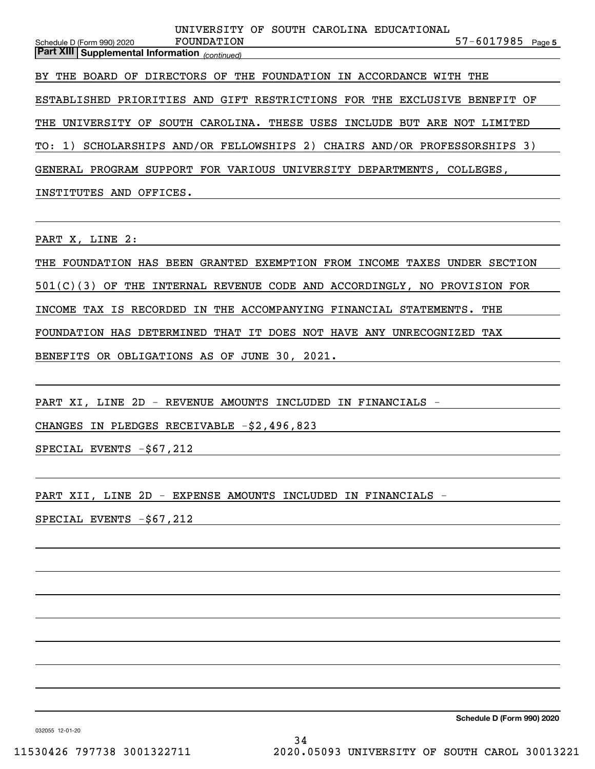UNIVERSITY OF SOUTH CAROLINA EDUCATIONAL FOUNDATION 57-6017985

**Part XIII | Supplemental Information** *(continued)*

BY THE BOARD OF DIRECTORS OF THE FOUNDATION IN ACCORDANCE WITH THE ESTABLISHED PRIORITIES AND GIFT RESTRICTIONS FOR THE EXCLUSIVE BENEFIT OF THE UNIVERSITY OF SOUTH CAROLINA. THESE USES INCLUDE BUT ARE NOT LIMITED TO: 1) SCHOLARSHIPS AND/OR FELLOWSHIPS 2) CHAIRS AND/OR PROFESSORSHIPS 3) GENERAL PROGRAM SUPPORT FOR VARIOUS UNIVERSITY DEPARTMENTS, COLLEGES, INSTITUTES AND OFFICES.

PART X, LINE 2:

THE FOUNDATION HAS BEEN GRANTED EXEMPTION FROM INCOME TAXES UNDER SECTION 501(C)(3) OF THE INTERNAL REVENUE CODE AND ACCORDINGLY, NO PROVISION FOR INCOME TAX IS RECORDED IN THE ACCOMPANYING FINANCIAL STATEMENTS. THE FOUNDATION HAS DETERMINED THAT IT DOES NOT HAVE ANY UNRECOGNIZED TAX BENEFITS OR OBLIGATIONS AS OF JUNE 30, 2021.

PART XI, LINE 2D - REVENUE AMOUNTS INCLUDED IN FINANCIALS -

CHANGES IN PLEDGES RECEIVABLE -$2,496,823

SPECIAL EVENTS -$67,212

PART XII, LINE 2D - EXPENSE AMOUNTS INCLUDED IN FINANCIALS -

SPECIAL EVENTS -$67,212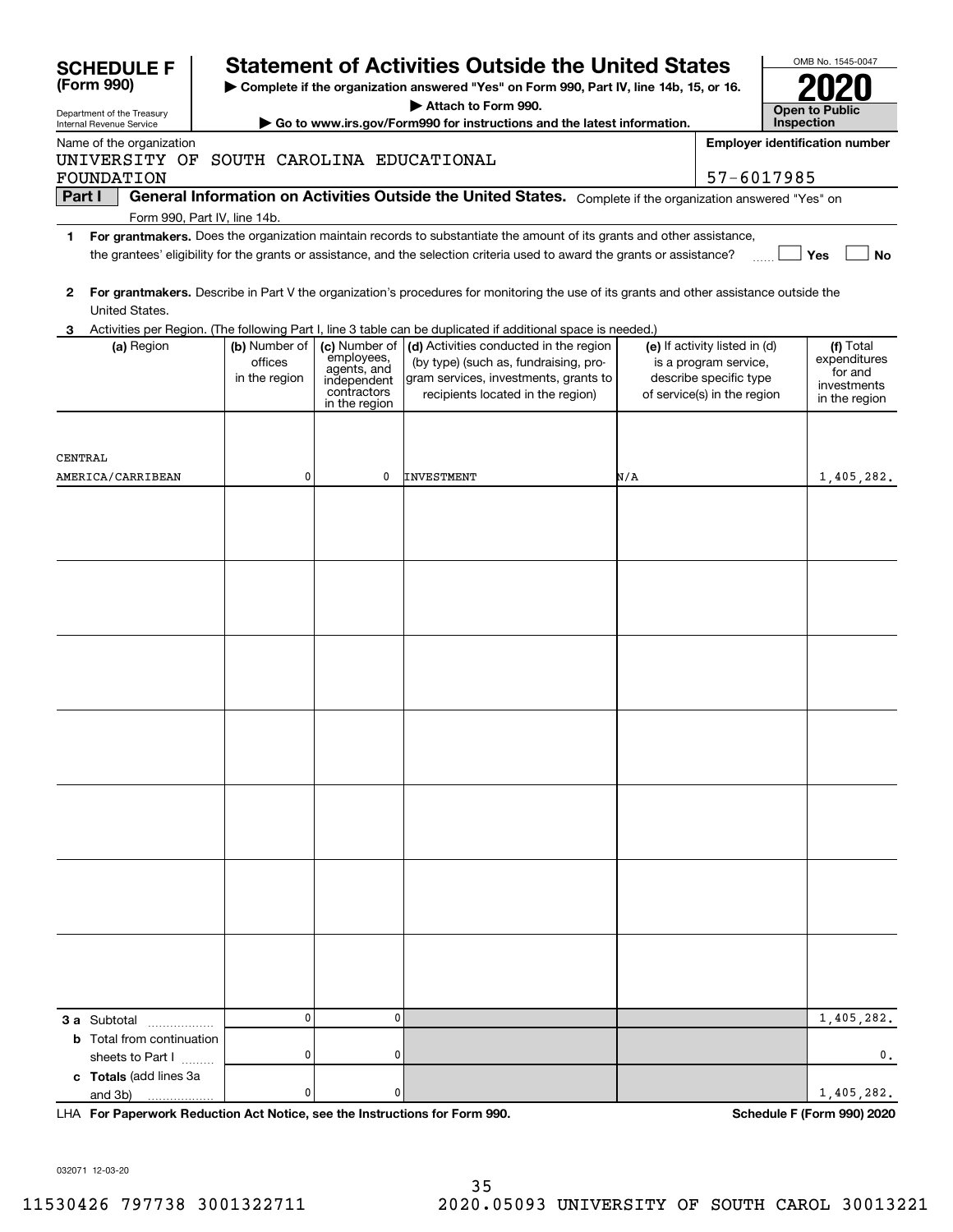# SCHEDULE F (Form 990)

Department of the Treasury
Internal Revenue Service

## Statement of Activities Outside the United States

▶ Complete if the organization answered "Yes" on Form 990, Part IV, line 14b, 15, or 16.
▶ Attach to Form 990.
▶ Go to www.irs.gov/Form990 for instructions and the latest information.

OMB No. 1545-0047

**2020**

**Open to Public Inspection**

Name of the organization: UNIVERSITY OF SOUTH CAROLINA EDUCATIONAL FOUNDATION

Employer identification number: 57-6017985

**Part I** **General Information on Activities Outside the United States.** Complete if the organization answered "Yes" on Form 990, Part IV, line 14b.

1 **For grantmakers.** Does the organization maintain records to substantiate the amount of its grants and other assistance, the grantees' eligibility for the grants or assistance, and the selection criteria used to award the grants or assistance? ☐ Yes ☐ No

2 **For grantmakers.** Describe in Part V the organization's procedures for monitoring the use of its grants and other assistance outside the United States.

3 Activities per Region. (The following Part I, line 3 table can be duplicated if additional space is needed.)

| (a) Region | (b) Number of offices in the region | (c) Number of employees, agents, and independent contractors in the region | (d) Activities conducted in the region (by type) (such as, fundraising, program services, investments, grants to recipients located in the region) | (e) If activity listed in (d) is a program service, describe specific type of service(s) in the region | (f) Total expenditures for and investments in the region |
|---|---|---|---|---|---|
| CENTRAL AMERICA/CARRIBEAN | 0 | 0 | INVESTMENT | N/A | 1,405,282. |
| | | | | | |
| | | | | | |
| | | | | | |
| | | | | | |
| | | | | | |
| | | | | | |
| | | | | | |
| **3 a** Subtotal | 0 | 0 | | | 1,405,282. |
| **b** Total from continuation sheets to Part I | 0 | 0 | | | 0. |
| **c Totals** (add lines 3a and 3b) | 0 | 0 | | | 1,405,282. |

LHA **For Paperwork Reduction Act Notice, see the Instructions for Form 990.** **Schedule F (Form 990) 2020**

032071 12-03-20

11530426 797738 3001322711 2020.05093 UNIVERSITY OF SOUTH CAROL 30013221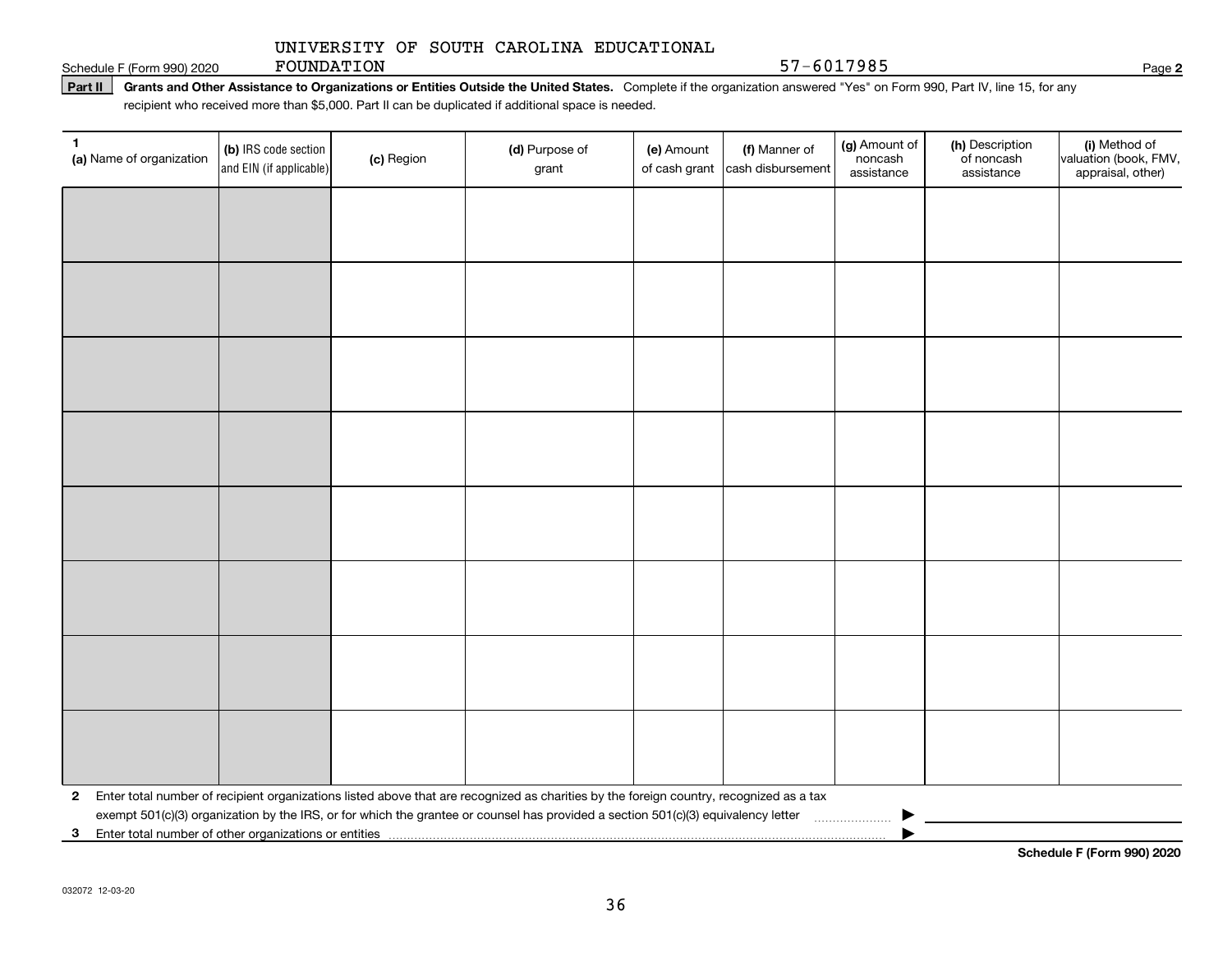UNIVERSITY OF SOUTH CAROLINA EDUCATIONAL FOUNDATION 57-6017985

Schedule F (Form 990) 2020

**Part II** **Grants and Other Assistance to Organizations or Entities Outside the United States.** Complete if the organization answered "Yes" on Form 990, Part IV, line 15, for any recipient who received more than $5,000. Part II can be duplicated if additional space is needed.

| 1 (a) Name of organization | (b) IRS code section and EIN (if applicable) | (c) Region | (d) Purpose of grant | (e) Amount of cash grant | (f) Manner of cash disbursement | (g) Amount of noncash assistance | (h) Description of noncash assistance | (i) Method of valuation (book, FMV, appraisal, other) |
|---|---|---|---|---|---|---|---|---|
| | | | | | | | | |
| | | | | | | | | |
| | | | | | | | | |
| | | | | | | | | |
| | | | | | | | | |
| | | | | | | | | |
| | | | | | | | | |
| | | | | | | | | |

**2** Enter total number of recipient organizations listed above that are recognized as charities by the foreign country, recognized as a tax exempt 501(c)(3) organization by the IRS, or for which the grantee or counsel has provided a section 501(c)(3) equivalency letter ▶

**3** Enter total number of other organizations or entities ▶

**Schedule F (Form 990) 2020**

032072 12-03-20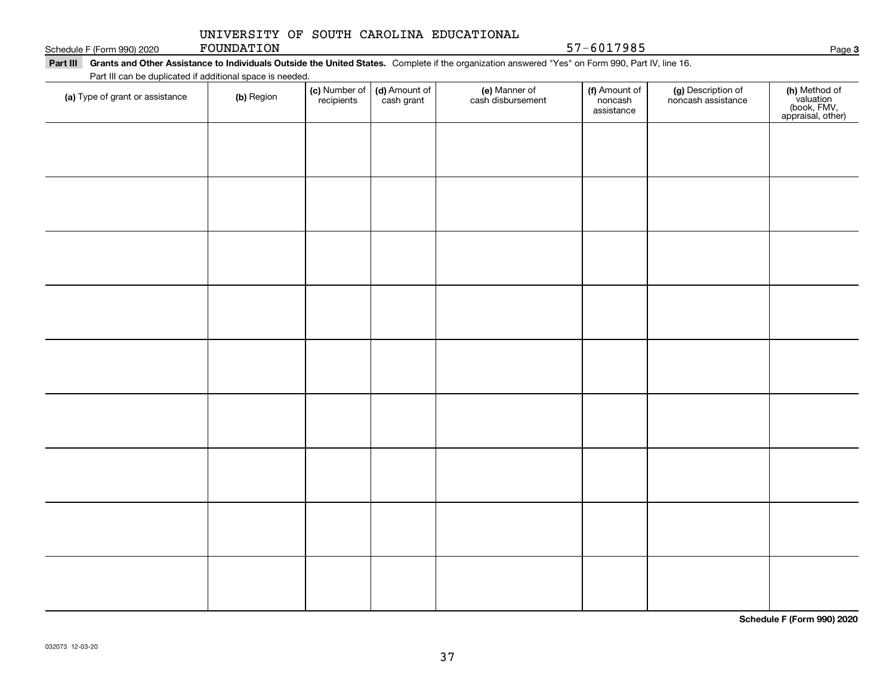UNIVERSITY OF SOUTH CAROLINA EDUCATIONAL FOUNDATION 57-6017985

**Part III Grants and Other Assistance to Individuals Outside the United States.** Complete if the organization answered "Yes" on Form 990, Part IV, line 16.

Part III can be duplicated if additional space is needed.

| (a) Type of grant or assistance | (b) Region | (c) Number of recipients | (d) Amount of cash grant | (e) Manner of cash disbursement | (f) Amount of noncash assistance | (g) Description of noncash assistance | (h) Method of valuation (book, FMV, appraisal, other) |
|---|---|---|---|---|---|---|---|
| | | | | | | | |
| | | | | | | | |
| | | | | | | | |
| | | | | | | | |
| | | | | | | | |
| | | | | | | | |
| | | | | | | | |
| | | | | | | | |
| | | | | | | | |

**Schedule F (Form 990) 2020**

032073 12-03-20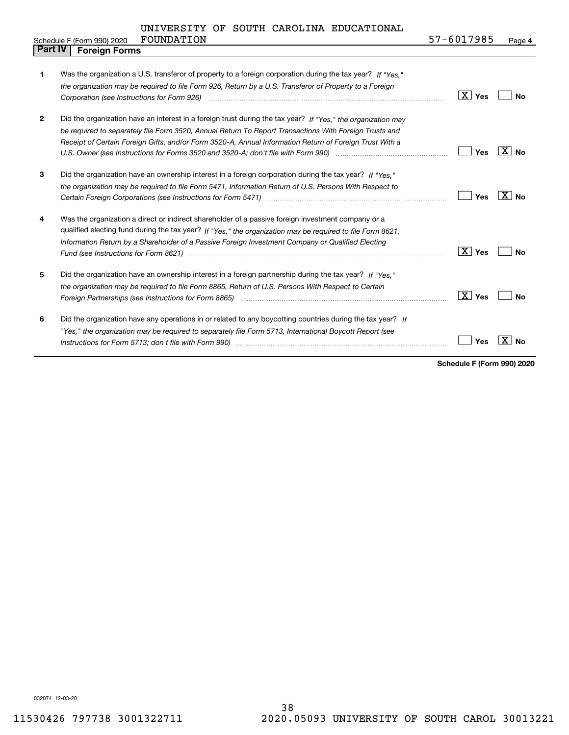UNIVERSITY OF SOUTH CAROLINA EDUCATIONAL FOUNDATION 57-6017985

Schedule F (Form 990) 2020

## Part IV Foreign Forms

| | | Yes | No |
|---|---|---|---|
| **1** | Was the organization a U.S. transferor of property to a foreign corporation during the tax year? *If "Yes," the organization may be required to file Form 926, Return by a U.S. Transferor of Property to a Foreign Corporation (see Instructions for Form 926)* | X | |
| **2** | Did the organization have an interest in a foreign trust during the tax year? *If "Yes," the organization may be required to separately file Form 3520, Annual Return To Report Transactions With Foreign Trusts and Receipt of Certain Foreign Gifts, and/or Form 3520-A, Annual Information Return of Foreign Trust With a U.S. Owner (see Instructions for Forms 3520 and 3520-A; don't file with Form 990)* | | X |
| **3** | Did the organization have an ownership interest in a foreign corporation during the tax year? *If "Yes," the organization may be required to file Form 5471, Information Return of U.S. Persons With Respect to Certain Foreign Corporations (see Instructions for Form 5471)* | | X |
| **4** | Was the organization a direct or indirect shareholder of a passive foreign investment company or a qualified electing fund during the tax year? *If "Yes," the organization may be required to file Form 8621, Information Return by a Shareholder of a Passive Foreign Investment Company or Qualified Electing Fund (see Instructions for Form 8621)* | X | |
| **5** | Did the organization have an ownership interest in a foreign partnership during the tax year? *If "Yes," the organization may be required to file Form 8865, Return of U.S. Persons With Respect to Certain Foreign Partnerships (see Instructions for Form 8865)* | X | |
| **6** | Did the organization have any operations in or related to any boycotting countries during the tax year? *If "Yes," the organization may be required to separately file Form 5713, International Boycott Report (see Instructions for Form 5713; don't file with Form 990)* | | X |

**Schedule F (Form 990) 2020**

032074 12-03-20

11530426 797738 3001322711 2020.05093 UNIVERSITY OF SOUTH CAROL 30013221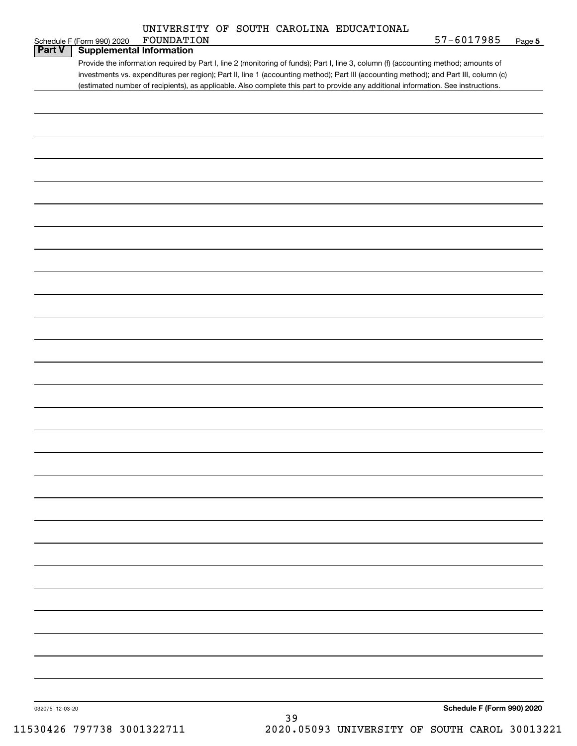UNIVERSITY OF SOUTH CAROLINA EDUCATIONAL FOUNDATION 57-6017985

## Part V Supplemental Information

Provide the information required by Part I, line 2 (monitoring of funds); Part I, line 3, column (f) (accounting method; amounts of investments vs. expenditures per region); Part II, line 1 (accounting method); Part III (accounting method); and Part III, column (c) (estimated number of recipients), as applicable. Also complete this part to provide any additional information. See instructions.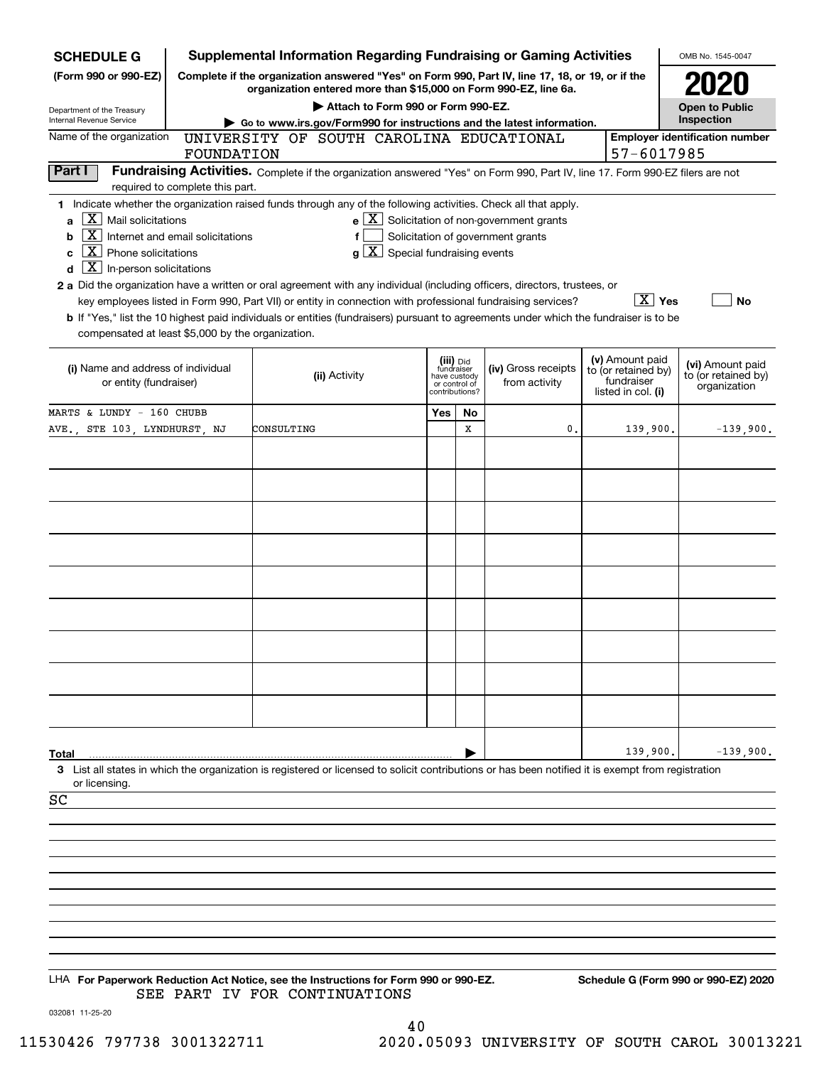**SCHEDULE G (Form 990 or 990-EZ)**

Department of the Treasury
Internal Revenue Service

# Supplemental Information Regarding Fundraising or Gaming Activities

**Complete if the organization answered "Yes" on Form 990, Part IV, line 17, 18, or 19, or if the organization entered more than $15,000 on Form 990-EZ, line 6a.**

▶ Attach to Form 990 or Form 990-EZ.

▶ Go to www.irs.gov/Form990 for instructions and the latest information.

OMB No. 1545-0047

**2020**

**Open to Public Inspection**

Name of the organization: UNIVERSITY OF SOUTH CAROLINA EDUCATIONAL FOUNDATION

Employer identification number: 57-6017985

## Part I Fundraising Activities.

Complete if the organization answered "Yes" on Form 990, Part IV, line 17. Form 990-EZ filers are not required to complete this part.

**1** Indicate whether the organization raised funds through any of the following activities. Check all that apply.

- **a** [X] Mail solicitations
- **b** [X] Internet and email solicitations
- **c** [X] Phone solicitations
- **d** [X] In-person solicitations
- **e** [X] Solicitation of non-government grants
- **f** [ ] Solicitation of government grants
- **g** [X] Special fundraising events

**2 a** Did the organization have a written or oral agreement with any individual (including officers, directors, trustees, or key employees listed in Form 990, Part VII) or entity in connection with professional fundraising services? [X] Yes [ ] No

**b** If "Yes," list the 10 highest paid individuals or entities (fundraisers) pursuant to agreements under which the fundraiser is to be compensated at least $5,000 by the organization.

| (i) Name and address of individual or entity (fundraiser) | (ii) Activity | (iii) Did fundraiser have custody or control of contributions? Yes | No | (iv) Gross receipts from activity | (v) Amount paid to (or retained by) fundraiser listed in col. (i) | (vi) Amount paid to (or retained by) organization |
|---|---|---|---|---|---|---|
| MARTS & LUNDY - 160 CHUBB AVE., STE 103, LYNDHURST, NJ | CONSULTING | | X | 0. | 139,900. | -139,900. |
| | | | | | | |
| | | | | | | |
| | | | | | | |
| | | | | | | |
| | | | | | | |
| | | | | | | |
| | | | | | | |
| | | | | | | |
| | | | | | | |
| **Total** | | | | | 139,900. | -139,900. |

**3** List all states in which the organization is registered or licensed to solicit contributions or has been notified it is exempt from registration or licensing.

SC

LHA **For Paperwork Reduction Act Notice, see the Instructions for Form 990 or 990-EZ.** **Schedule G (Form 990 or 990-EZ) 2020**

SEE PART IV FOR CONTINUATIONS

032081 11-25-20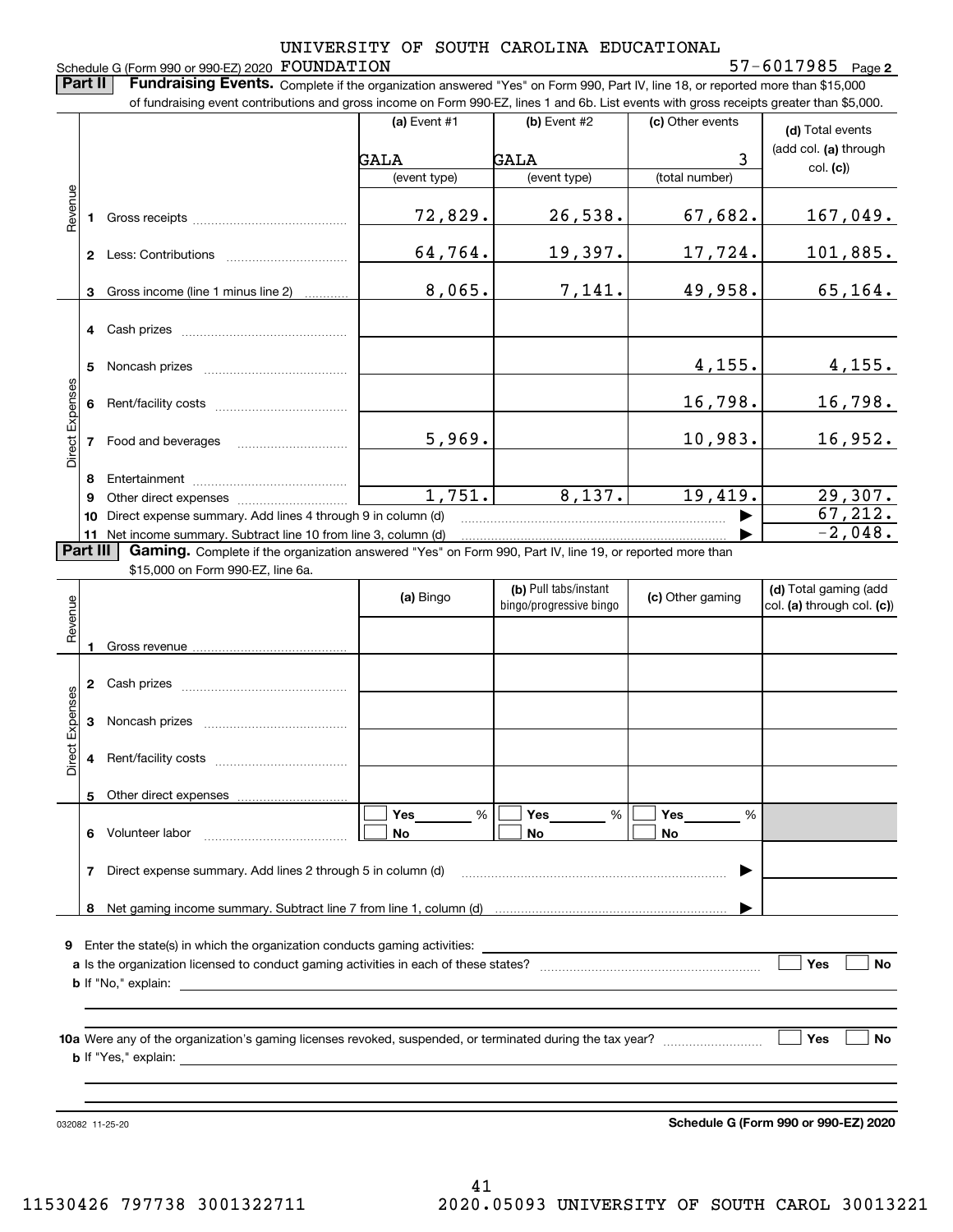UNIVERSITY OF SOUTH CAROLINA EDUCATIONAL

Schedule G (Form 990 or 990-EZ) 2020 FOUNDATION 57-6017985 Page **2**

**Part II** **Fundraising Events.** Complete if the organization answered "Yes" on Form 990, Part IV, line 18, or reported more than $15,000 of fundraising event contributions and gross income on Form 990-EZ, lines 1 and 6b. List events with gross receipts greater than $5,000.

| | | (a) Event #1 | (b) Event #2 | (c) Other events | (d) Total events (add col. (a) through col. (c)) |
|---|---|---|---|---|---|
| | | GALA | GALA | 3 | |
| | | (event type) | (event type) | (total number) | |
| Revenue | 1 Gross receipts | 72,829. | 26,538. | 67,682. | 167,049. |
| | 2 Less: Contributions | 64,764. | 19,397. | 17,724. | 101,885. |
| | 3 Gross income (line 1 minus line 2) | 8,065. | 7,141. | 49,958. | 65,164. |
| Direct Expenses | 4 Cash prizes | | | | |
| | 5 Noncash prizes | | | 4,155. | 4,155. |
| | 6 Rent/facility costs | | | 16,798. | 16,798. |
| | 7 Food and beverages | 5,969. | | 10,983. | 16,952. |
| | 8 Entertainment | | | | |
| | 9 Other direct expenses | 1,751. | 8,137. | 19,419. | 29,307. |
| | 10 Direct expense summary. Add lines 4 through 9 in column (d) | | | ▶ | 67,212. |
| | 11 Net income summary. Subtract line 10 from line 3, column (d) | | | ▶ | -2,048. |

**Part III** **Gaming.** Complete if the organization answered "Yes" on Form 990, Part IV, line 19, or reported more than $15,000 on Form 990-EZ, line 6a.

| | | (a) Bingo | (b) Pull tabs/instant bingo/progressive bingo | (c) Other gaming | (d) Total gaming (add col. (a) through col. (c)) |
|---|---|---|---|---|---|
| Revenue | 1 Gross revenue | | | | |
| Direct Expenses | 2 Cash prizes | | | | |
| | 3 Noncash prizes | | | | |
| | 4 Rent/facility costs | | | | |
| | 5 Other direct expenses | | | | |
| | 6 Volunteer labor | ☐ Yes ___ % ☐ No | ☐ Yes ___ % ☐ No | ☐ Yes ___ % ☐ No | |
| | 7 Direct expense summary. Add lines 2 through 5 in column (d) | | | ▶ | |
| | 8 Net gaming income summary. Subtract line 7 from line 1, column (d) | | | ▶ | |

**9** Enter the state(s) in which the organization conducts gaming activities: ______

**a** Is the organization licensed to conduct gaming activities in each of these states? ☐ Yes ☐ No

**b** If "No," explain: ______

**10a** Were any of the organization's gaming licenses revoked, suspended, or terminated during the tax year? ☐ Yes ☐ No

**b** If "Yes," explain: ______

032082 11-25-20

**Schedule G (Form 990 or 990-EZ) 2020**

11530426 797738 3001322711 2020.05093 UNIVERSITY OF SOUTH CAROL 30013221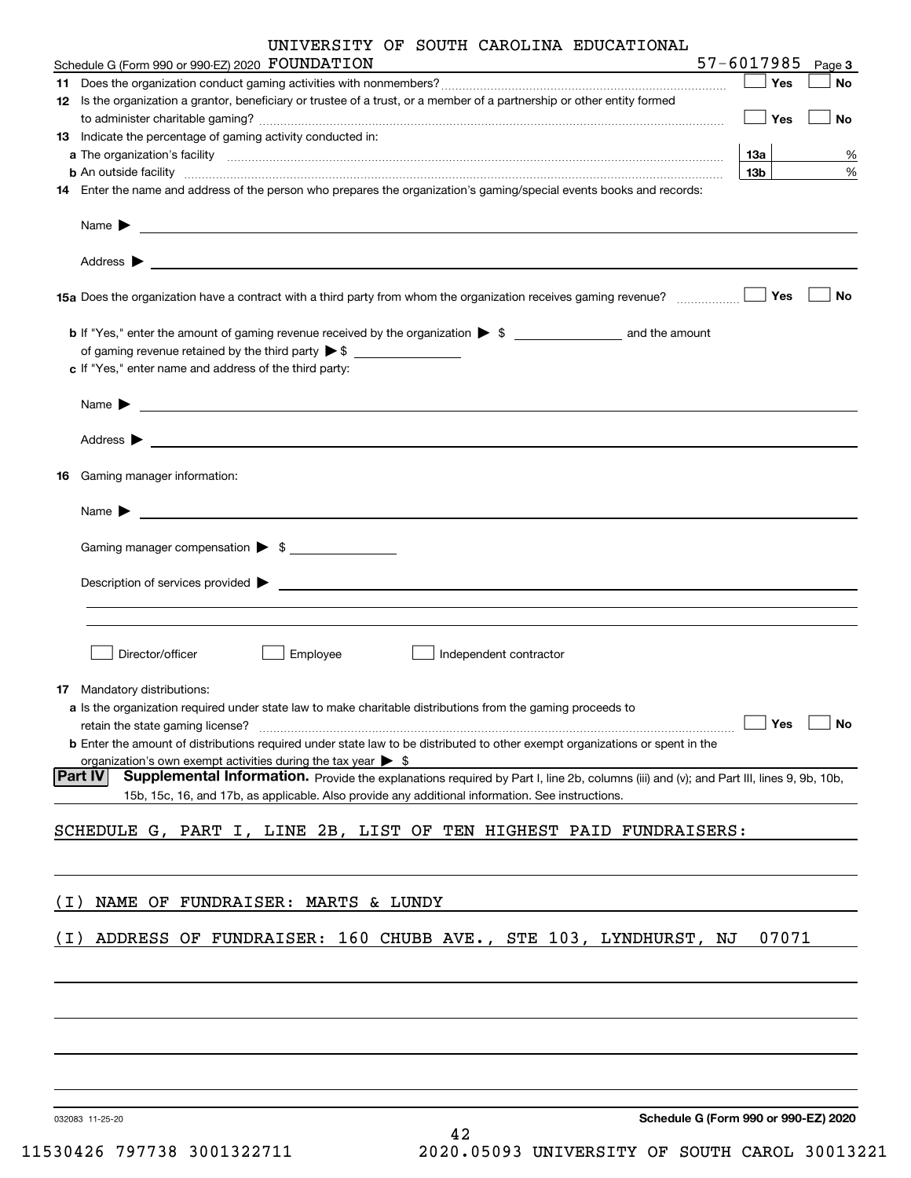UNIVERSITY OF SOUTH CAROLINA EDUCATIONAL

Schedule G (Form 990 or 990-EZ) 2020 FOUNDATION 57-6017985 Page 3

**11** Does the organization conduct gaming activities with nonmembers? ☐ Yes ☐ No

**12** Is the organization a grantor, beneficiary or trustee of a trust, or a member of a partnership or other entity formed to administer charitable gaming? ☐ Yes ☐ No

**13** Indicate the percentage of gaming activity conducted in:

**a** The organization's facility **13a** %

**b** An outside facility **13b** %

**14** Enter the name and address of the person who prepares the organization's gaming/special events books and records:

Name ▶

Address ▶

**15a** Does the organization have a contract with a third party from whom the organization receives gaming revenue? ☐ Yes ☐ No

**b** If "Yes," enter the amount of gaming revenue received by the organization ▶ $ ________ and the amount of gaming revenue retained by the third party ▶ $ ________

**c** If "Yes," enter name and address of the third party:

Name ▶

Address ▶

**16** Gaming manager information:

Name ▶

Gaming manager compensation ▶ $

Description of services provided ▶

☐ Director/officer ☐ Employee ☐ Independent contractor

**17** Mandatory distributions:

**a** Is the organization required under state law to make charitable distributions from the gaming proceeds to retain the state gaming license? ☐ Yes ☐ No

**b** Enter the amount of distributions required under state law to be distributed to other exempt organizations or spent in the organization's own exempt activities during the tax year ▶ $

**Part IV** **Supplemental Information.** Provide the explanations required by Part I, line 2b, columns (iii) and (v); and Part III, lines 9, 9b, 10b, 15b, 15c, 16, and 17b, as applicable. Also provide any additional information. See instructions.

SCHEDULE G, PART I, LINE 2B, LIST OF TEN HIGHEST PAID FUNDRAISERS:

(I) NAME OF FUNDRAISER: MARTS & LUNDY

(I) ADDRESS OF FUNDRAISER: 160 CHUBB AVE., STE 103, LYNDHURST, NJ 07071

032083 11-25-20 **Schedule G (Form 990 or 990-EZ) 2020**

11530426 797738 3001322711 2020.05093 UNIVERSITY OF SOUTH CAROL 30013221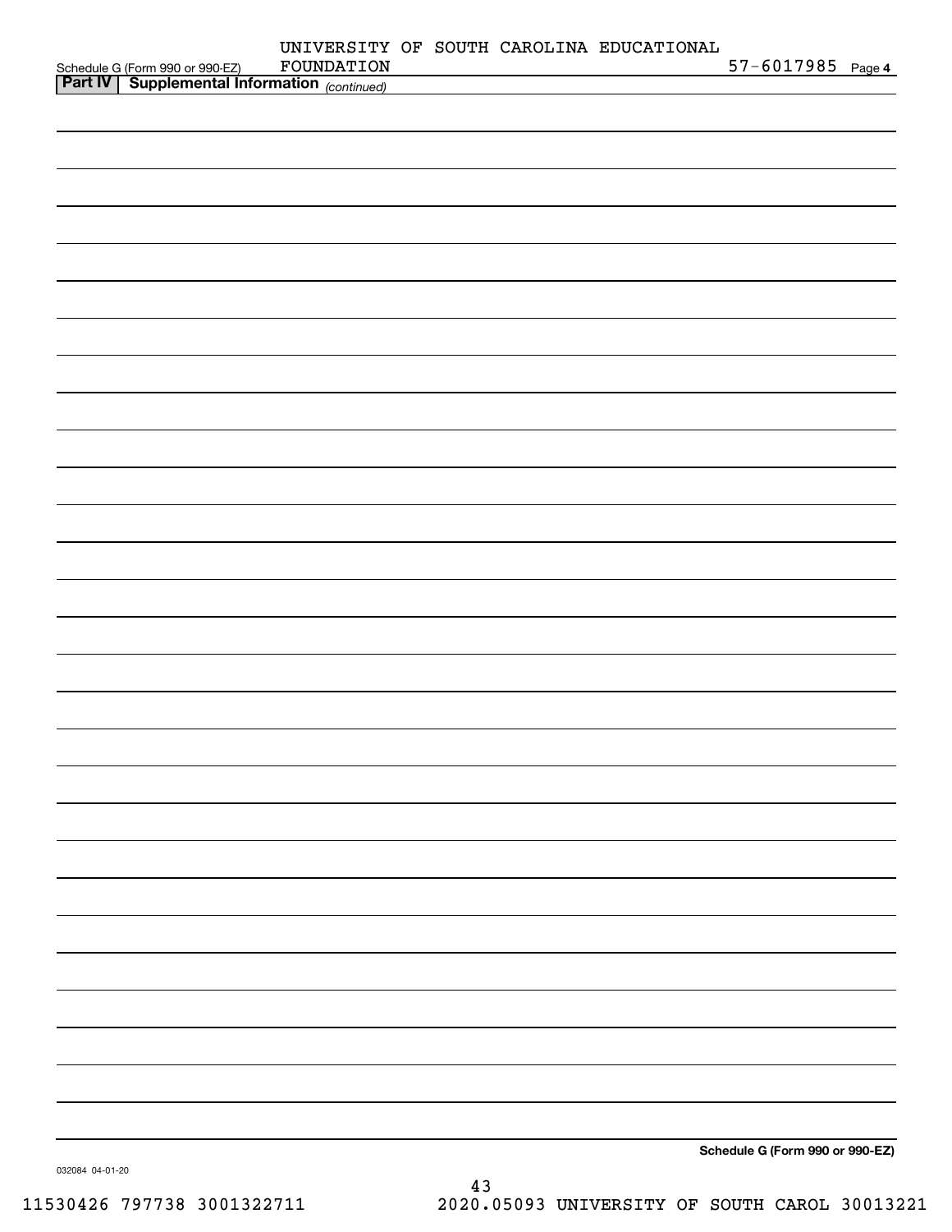UNIVERSITY OF SOUTH CAROLINA EDUCATIONAL FOUNDATION

57-6017985

Schedule G (Form 990 or 990-EZ)

**Part IV | Supplemental Information** *(continued)*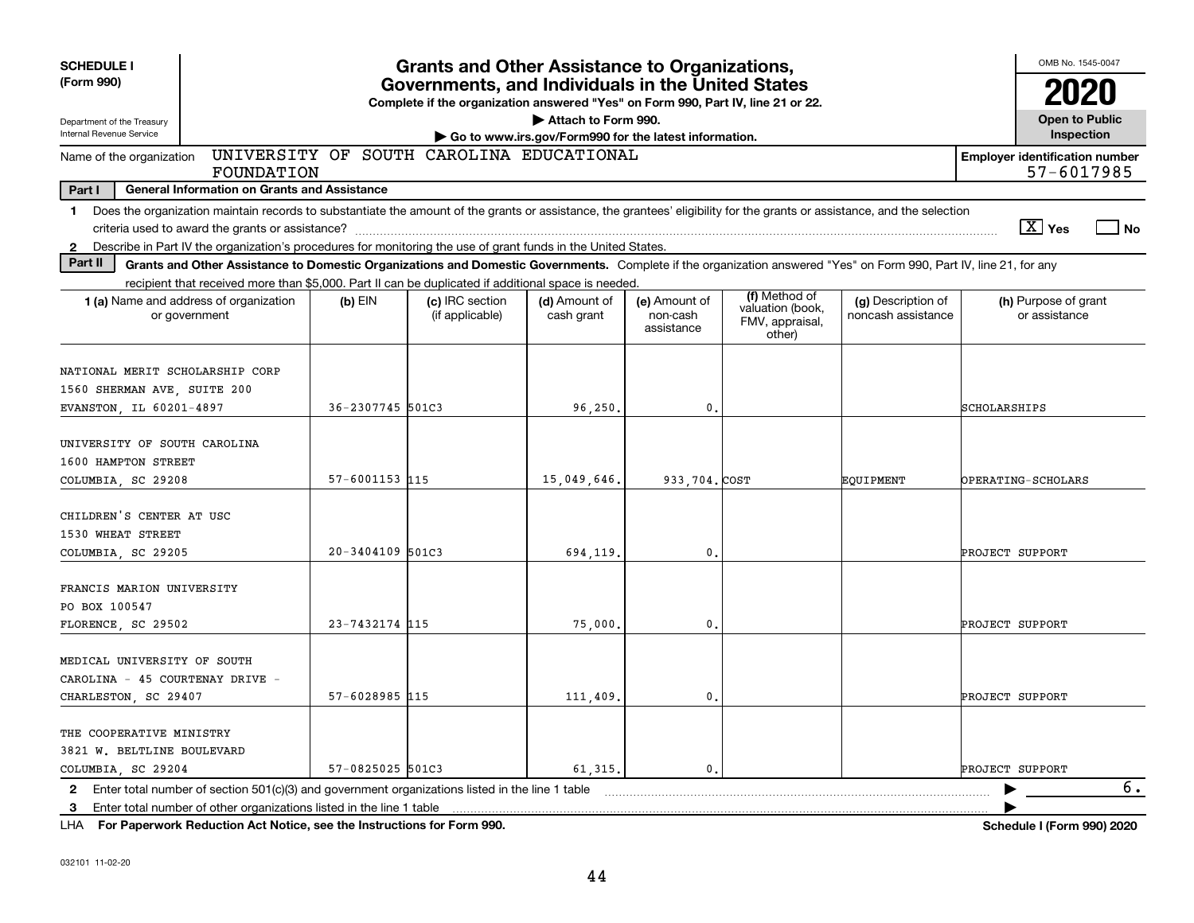SCHEDULE I
(Form 990)

Department of the Treasury
Internal Revenue Service

# Grants and Other Assistance to Organizations, Governments, and Individuals in the United States

**Complete if the organization answered "Yes" on Form 990, Part IV, line 21 or 22.**

▶ Attach to Form 990.

▶ Go to www.irs.gov/Form990 for the latest information.

OMB No. 1545-0047

**2020**

**Open to Public Inspection**

Name of the organization: UNIVERSITY OF SOUTH CAROLINA EDUCATIONAL FOUNDATION

Employer identification number: 57-6017985

**Part I — General Information on Grants and Assistance**

1 Does the organization maintain records to substantiate the amount of the grants or assistance, the grantees' eligibility for the grants or assistance, and the selection criteria used to award the grants or assistance? [X] Yes [ ] No

2 Describe in Part IV the organization's procedures for monitoring the use of grant funds in the United States.

**Part II — Grants and Other Assistance to Domestic Organizations and Domestic Governments.** Complete if the organization answered "Yes" on Form 990, Part IV, line 21, for any recipient that received more than $5,000. Part II can be duplicated if additional space is needed.

| 1 (a) Name and address of organization or government | (b) EIN | (c) IRC section (if applicable) | (d) Amount of cash grant | (e) Amount of non-cash assistance | (f) Method of valuation (book, FMV, appraisal, other) | (g) Description of noncash assistance | (h) Purpose of grant or assistance |
|---|---|---|---|---|---|---|---|
| NATIONAL MERIT SCHOLARSHIP CORP 1560 SHERMAN AVE, SUITE 200 EVANSTON, IL 60201-4897 | 36-2307745 | 501C3 | 96,250. | 0. | | | SCHOLARSHIPS |
| UNIVERSITY OF SOUTH CAROLINA 1600 HAMPTON STREET COLUMBIA, SC 29208 | 57-6001153 | 115 | 15,049,646. | 933,704. | COST | EQUIPMENT | OPERATING-SCHOLARS |
| CHILDREN'S CENTER AT USC 1530 WHEAT STREET COLUMBIA, SC 29205 | 20-3404109 | 501C3 | 694,119. | 0. | | | PROJECT SUPPORT |
| FRANCIS MARION UNIVERSITY PO BOX 100547 FLORENCE, SC 29502 | 23-7432174 | 115 | 75,000. | 0. | | | PROJECT SUPPORT |
| MEDICAL UNIVERSITY OF SOUTH CAROLINA - 45 COURTENAY DRIVE - CHARLESTON, SC 29407 | 57-6028985 | 115 | 111,409. | 0. | | | PROJECT SUPPORT |
| THE COOPERATIVE MINISTRY 3821 W. BELTLINE BOULEVARD COLUMBIA, SC 29204 | 57-0825025 | 501C3 | 61,315. | 0. | | | PROJECT SUPPORT |

2 Enter total number of section 501(c)(3) and government organizations listed in the line 1 table ▶ 6.

3 Enter total number of other organizations listed in the line 1 table ▶

LHA **For Paperwork Reduction Act Notice, see the Instructions for Form 990.** **Schedule I (Form 990) 2020**

032101 11-02-20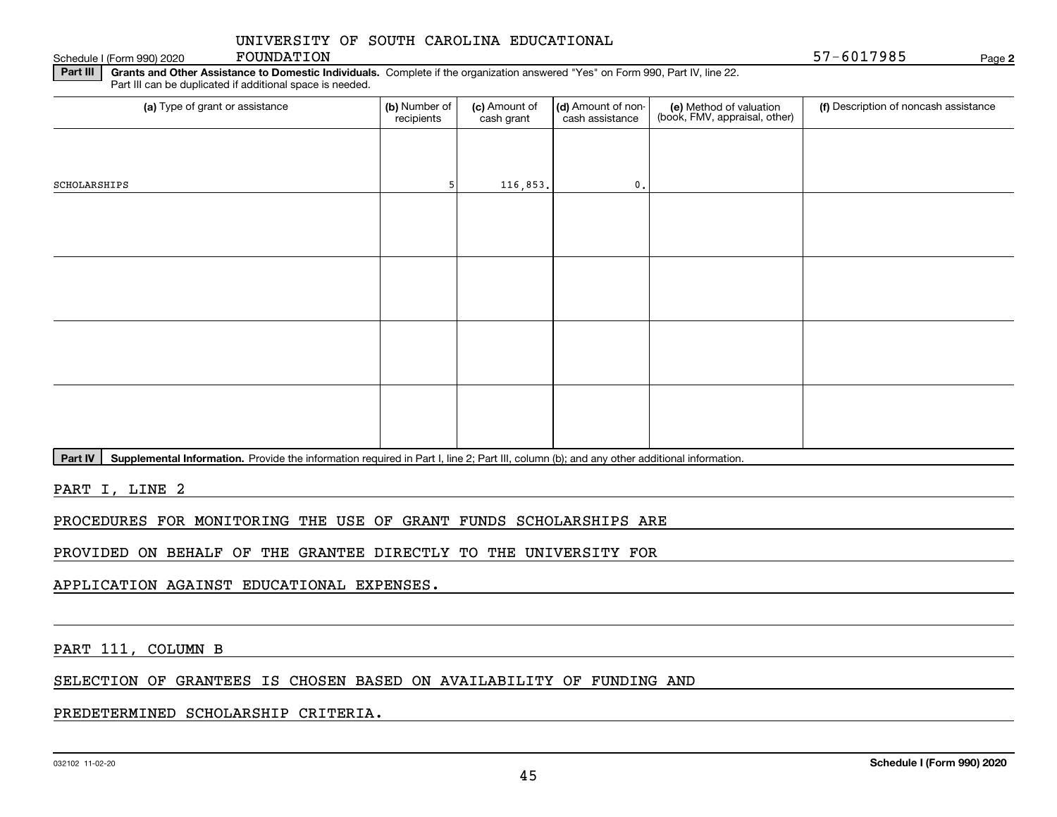UNIVERSITY OF SOUTH CAROLINA EDUCATIONAL FOUNDATION

Schedule I (Form 990) 2020 57-6017985 Page **2**

**Part III** **Grants and Other Assistance to Domestic Individuals.** Complete if the organization answered "Yes" on Form 990, Part IV, line 22. Part III can be duplicated if additional space is needed.

| (a) Type of grant or assistance | (b) Number of recipients | (c) Amount of cash grant | (d) Amount of non-cash assistance | (e) Method of valuation (book, FMV, appraisal, other) | (f) Description of noncash assistance |
|---|---|---|---|---|---|
| SCHOLARSHIPS | 5 | 116,853. | 0. | | |
| | | | | | |
| | | | | | |
| | | | | | |
| | | | | | |

**Part IV** **Supplemental Information.** Provide the information required in Part I, line 2; Part III, column (b); and any other additional information.

PART I, LINE 2

PROCEDURES FOR MONITORING THE USE OF GRANT FUNDS SCHOLARSHIPS ARE PROVIDED ON BEHALF OF THE GRANTEE DIRECTLY TO THE UNIVERSITY FOR APPLICATION AGAINST EDUCATIONAL EXPENSES.

PART 111, COLUMN B

SELECTION OF GRANTEES IS CHOSEN BASED ON AVAILABILITY OF FUNDING AND PREDETERMINED SCHOLARSHIP CRITERIA.

032102 11-02-20 **Schedule I (Form 990) 2020**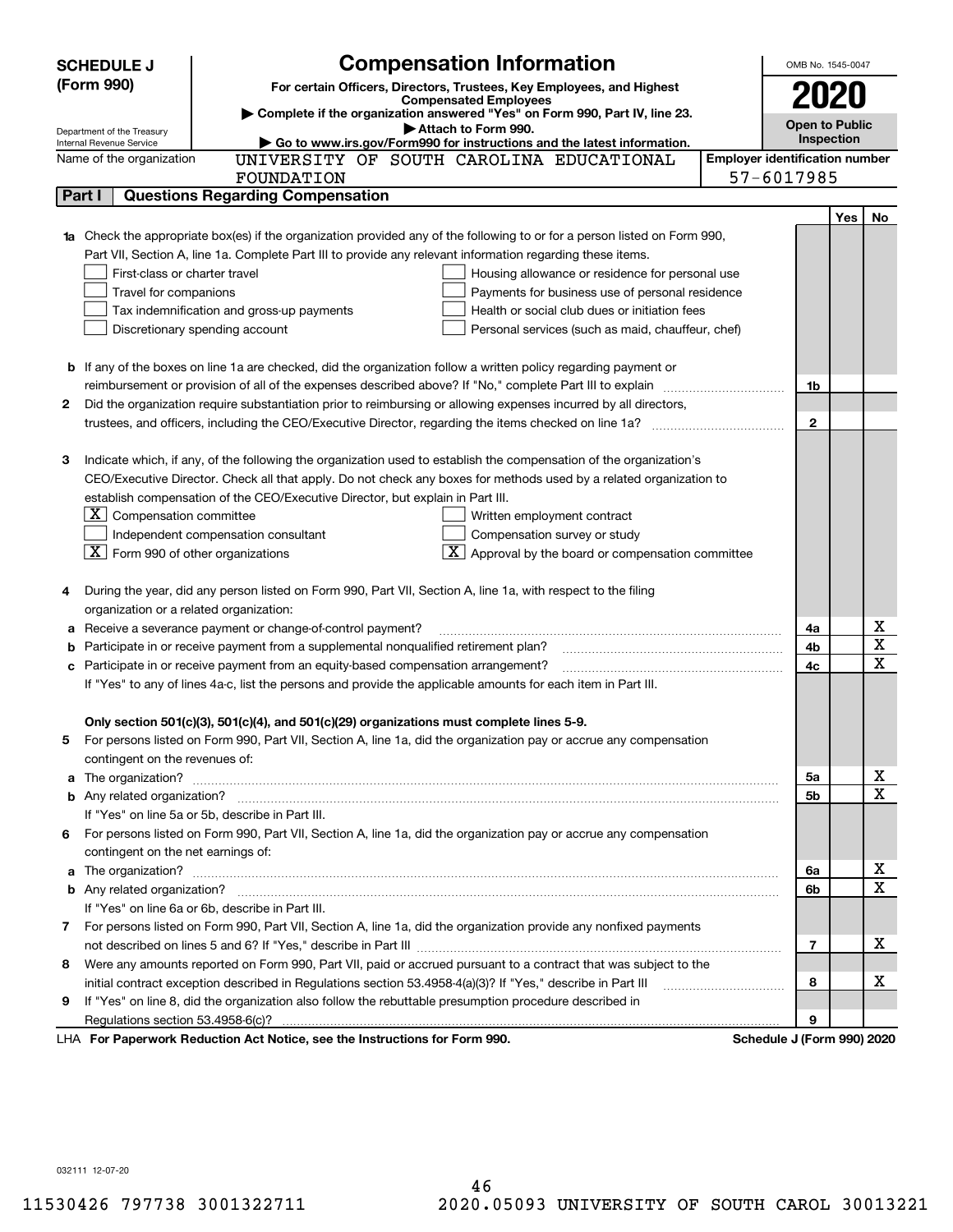# SCHEDULE J (Form 990)

Department of the Treasury
Internal Revenue Service

## Compensation Information

**For certain Officers, Directors, Trustees, Key Employees, and Highest Compensated Employees**

▶ Complete if the organization answered "Yes" on Form 990, Part IV, line 23.

▶ Attach to Form 990.

▶ Go to www.irs.gov/Form990 for instructions and the latest information.

OMB No. 1545-0047

**2020**

**Open to Public Inspection**

Name of the organization: UNIVERSITY OF SOUTH CAROLINA EDUCATIONAL FOUNDATION

Employer identification number: 57-6017985

## Part I Questions Regarding Compensation

| | | | Yes | No |
|---|---|---|---|---|
| **1a** | Check the appropriate box(es) if the organization provided any of the following to or for a person listed on Form 990, Part VII, Section A, line 1a. Complete Part III to provide any relevant information regarding these items.<br>☐ First-class or charter travel ☐ Housing allowance or residence for personal use<br>☐ Travel for companions ☐ Payments for business use of personal residence<br>☐ Tax indemnification and gross-up payments ☐ Health or social club dues or initiation fees<br>☐ Discretionary spending account ☐ Personal services (such as maid, chauffeur, chef) | | | |
| **b** | If any of the boxes on line 1a are checked, did the organization follow a written policy regarding payment or reimbursement or provision of all of the expenses described above? If "No," complete Part III to explain | 1b | | |
| **2** | Did the organization require substantiation prior to reimbursing or allowing expenses incurred by all directors, trustees, and officers, including the CEO/Executive Director, regarding the items checked on line 1a? | 2 | | |
| **3** | Indicate which, if any, of the following the organization used to establish the compensation of the organization's CEO/Executive Director. Check all that apply. Do not check any boxes for methods used by a related organization to establish compensation of the CEO/Executive Director, but explain in Part III.<br>☒ Compensation committee ☐ Written employment contract<br>☐ Independent compensation consultant ☐ Compensation survey or study<br>☒ Form 990 of other organizations ☒ Approval by the board or compensation committee | | | |
| **4** | During the year, did any person listed on Form 990, Part VII, Section A, line 1a, with respect to the filing organization or a related organization: | | | |
| **a** | Receive a severance payment or change-of-control payment? | 4a | | X |
| **b** | Participate in or receive payment from a supplemental nonqualified retirement plan? | 4b | | X |
| **c** | Participate in or receive payment from an equity-based compensation arrangement? | 4c | | X |
| | If "Yes" to any of lines 4a-c, list the persons and provide the applicable amounts for each item in Part III. | | | |
| | **Only section 501(c)(3), 501(c)(4), and 501(c)(29) organizations must complete lines 5-9.** | | | |
| **5** | For persons listed on Form 990, Part VII, Section A, line 1a, did the organization pay or accrue any compensation contingent on the revenues of: | | | |
| **a** | The organization? | 5a | | X |
| **b** | Any related organization? | 5b | | X |
| | If "Yes" on line 5a or 5b, describe in Part III. | | | |
| **6** | For persons listed on Form 990, Part VII, Section A, line 1a, did the organization pay or accrue any compensation contingent on the net earnings of: | | | |
| **a** | The organization? | 6a | | X |
| **b** | Any related organization? | 6b | | X |
| | If "Yes" on line 6a or 6b, describe in Part III. | | | |
| **7** | For persons listed on Form 990, Part VII, Section A, line 1a, did the organization provide any nonfixed payments not described on lines 5 and 6? If "Yes," describe in Part III | 7 | | X |
| **8** | Were any amounts reported on Form 990, Part VII, paid or accrued pursuant to a contract that was subject to the initial contract exception described in Regulations section 53.4958-4(a)(3)? If "Yes," describe in Part III | 8 | | X |
| **9** | If "Yes" on line 8, did the organization also follow the rebuttable presumption procedure described in Regulations section 53.4958-6(c)? | 9 | | |

LHA **For Paperwork Reduction Act Notice, see the Instructions for Form 990.** **Schedule J (Form 990) 2020**

032111 12-07-20

11530426 797738 3001322711 2020.05093 UNIVERSITY OF SOUTH CAROL 30013221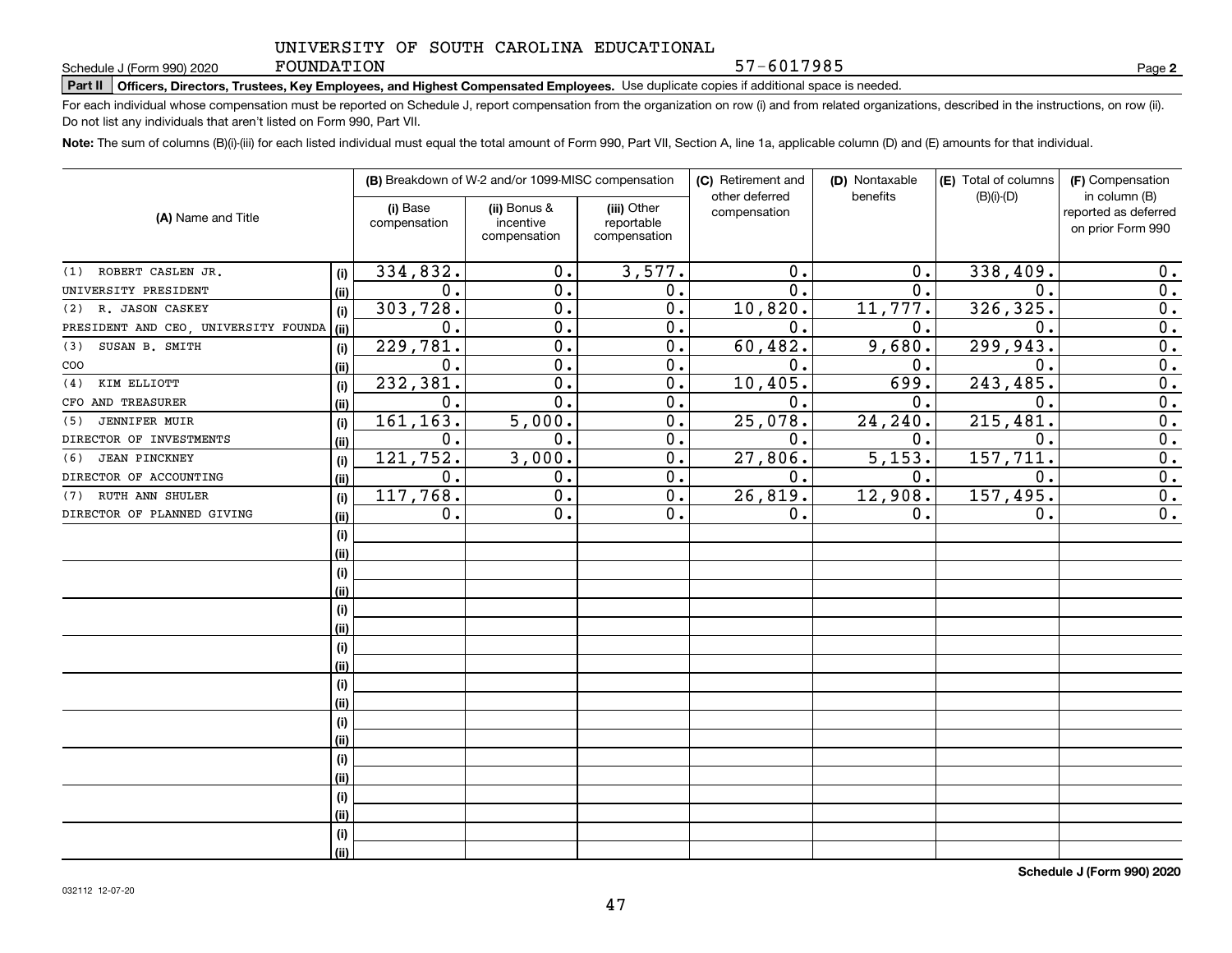UNIVERSITY OF SOUTH CAROLINA EDUCATIONAL FOUNDATION 57-6017985

Schedule J (Form 990) 2020

**Part II** **Officers, Directors, Trustees, Key Employees, and Highest Compensated Employees.** Use duplicate copies if additional space is needed.

For each individual whose compensation must be reported on Schedule J, report compensation from the organization on row (i) and from related organizations, described in the instructions, on row (ii). Do not list any individuals that aren't listed on Form 990, Part VII.

**Note:** The sum of columns (B)(i)-(iii) for each listed individual must equal the total amount of Form 990, Part VII, Section A, line 1a, applicable column (D) and (E) amounts for that individual.

| (A) Name and Title | | (B) Breakdown of W-2 and/or 1099-MISC compensation | | | (C) Retirement and other deferred compensation | (D) Nontaxable benefits | (E) Total of columns (B)(i)-(D) | (F) Compensation in column (B) reported as deferred on prior Form 990 |
|---|---|---|---|---|---|---|---|---|
| | | (i) Base compensation | (ii) Bonus & incentive compensation | (iii) Other reportable compensation | | | | |
| (1) ROBERT CASLEN JR. | (i) | 334,832. | 0. | 3,577. | 0. | 0. | 338,409. | 0. |
| UNIVERSITY PRESIDENT | (ii) | 0. | 0. | 0. | 0. | 0. | 0. | 0. |
| (2) R. JASON CASKEY | (i) | 303,728. | 0. | 0. | 10,820. | 11,777. | 326,325. | 0. |
| PRESIDENT AND CEO, UNIVERSITY FOUNDA | (ii) | 0. | 0. | 0. | 0. | 0. | 0. | 0. |
| (3) SUSAN B. SMITH | (i) | 229,781. | 0. | 0. | 60,482. | 9,680. | 299,943. | 0. |
| COO | (ii) | 0. | 0. | 0. | 0. | 0. | 0. | 0. |
| (4) KIM ELLIOTT | (i) | 232,381. | 0. | 0. | 10,405. | 699. | 243,485. | 0. |
| CFO AND TREASURER | (ii) | 0. | 0. | 0. | 0. | 0. | 0. | 0. |
| (5) JENNIFER MUIR | (i) | 161,163. | 5,000. | 0. | 25,078. | 24,240. | 215,481. | 0. |
| DIRECTOR OF INVESTMENTS | (ii) | 0. | 0. | 0. | 0. | 0. | 0. | 0. |
| (6) JEAN PINCKNEY | (i) | 121,752. | 3,000. | 0. | 27,806. | 5,153. | 157,711. | 0. |
| DIRECTOR OF ACCOUNTING | (ii) | 0. | 0. | 0. | 0. | 0. | 0. | 0. |
| (7) RUTH ANN SHULER | (i) | 117,768. | 0. | 0. | 26,819. | 12,908. | 157,495. | 0. |
| DIRECTOR OF PLANNED GIVING | (ii) | 0. | 0. | 0. | 0. | 0. | 0. | 0. |

Schedule J (Form 990) 2020

032112 12-07-20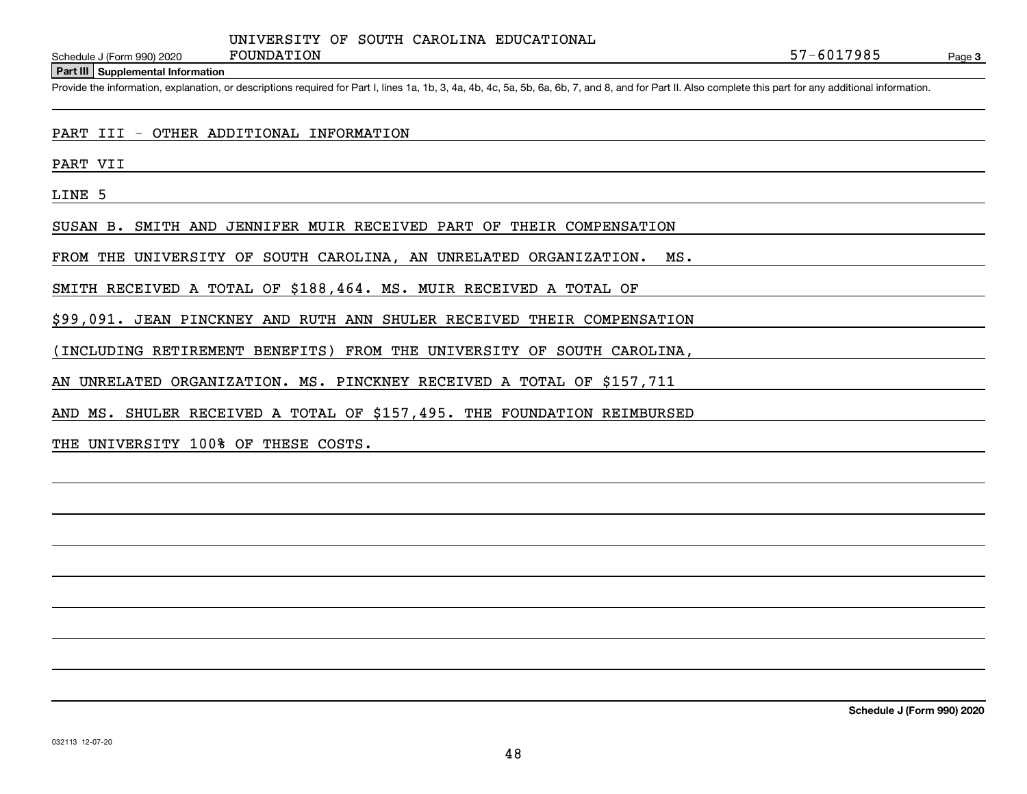UNIVERSITY OF SOUTH CAROLINA EDUCATIONAL FOUNDATION    57-6017985

Schedule J (Form 990) 2020

## Part III Supplemental Information

Provide the information, explanation, or descriptions required for Part I, lines 1a, 1b, 3, 4a, 4b, 4c, 5a, 5b, 6a, 6b, 7, and 8, and for Part II. Also complete this part for any additional information.

PART III - OTHER ADDITIONAL INFORMATION

PART VII

LINE 5

SUSAN B. SMITH AND JENNIFER MUIR RECEIVED PART OF THEIR COMPENSATION FROM THE UNIVERSITY OF SOUTH CAROLINA, AN UNRELATED ORGANIZATION. MS. SMITH RECEIVED A TOTAL OF $188,464. MS. MUIR RECEIVED A TOTAL OF $99,091. JEAN PINCKNEY AND RUTH ANN SHULER RECEIVED THEIR COMPENSATION (INCLUDING RETIREMENT BENEFITS) FROM THE UNIVERSITY OF SOUTH CAROLINA, AN UNRELATED ORGANIZATION. MS. PINCKNEY RECEIVED A TOTAL OF $157,711 AND MS. SHULER RECEIVED A TOTAL OF $157,495. THE FOUNDATION REIMBURSED THE UNIVERSITY 100% OF THESE COSTS.

032113 12-07-20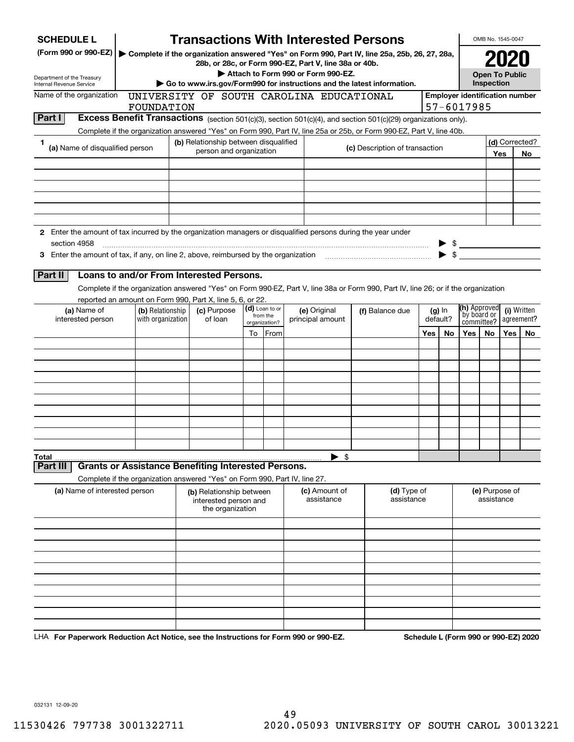**SCHEDULE L (Form 990 or 990-EZ)**

Department of the Treasury
Internal Revenue Service

# Transactions With Interested Persons

▶ Complete if the organization answered "Yes" on Form 990, Part IV, line 25a, 25b, 26, 27, 28a, 28b, or 28c, or Form 990-EZ, Part V, line 38a or 40b.

▶ Attach to Form 990 or Form 990-EZ.

▶ Go to www.irs.gov/Form990 for instructions and the latest information.

OMB No. 1545-0047

**2020**

**Open To Public Inspection**

Name of the organization: UNIVERSITY OF SOUTH CAROLINA EDUCATIONAL FOUNDATION

Employer identification number: 57-6017985

## Part I Excess Benefit Transactions (section 501(c)(3), section 501(c)(4), and section 501(c)(29) organizations only).

Complete if the organization answered "Yes" on Form 990, Part IV, line 25a or 25b, or Form 990-EZ, Part V, line 40b.

| 1 (a) Name of disqualified person | (b) Relationship between disqualified person and organization | (c) Description of transaction | (d) Corrected? Yes | No |
|---|---|---|---|---|
| | | | | |
| | | | | |
| | | | | |
| | | | | |
| | | | | |
| | | | | |

2 Enter the amount of tax incurred by the organization managers or disqualified persons during the year under section 4958 ▶ $

3 Enter the amount of tax, if any, on line 2, above, reimbursed by the organization ▶ $

## Part II Loans to and/or From Interested Persons.

Complete if the organization answered "Yes" on Form 990-EZ, Part V, line 38a or Form 990, Part IV, line 26; or if the organization reported an amount on Form 990, Part X, line 5, 6, or 22.

| (a) Name of interested person | (b) Relationship with organization | (c) Purpose of loan | (d) Loan to or from the organization? To | From | (e) Original principal amount | (f) Balance due | (g) In default? Yes | No | (h) Approved by board or committee? Yes | No | (i) Written agreement? Yes | No |
|---|---|---|---|---|---|---|---|---|---|---|---|---|
| | | | | | | | | | | | | |
| | | | | | | | | | | | | |
| | | | | | | | | | | | | |
| | | | | | | | | | | | | |
| | | | | | | | | | | | | |
| | | | | | | | | | | | | |
| | | | | | | | | | | | | |
| | | | | | | | | | | | | |
| | | | | | | | | | | | | |
| | | | | | | | | | | | | |
| **Total** | | | | | ▶ $ | | | | | | | |

## Part III Grants or Assistance Benefiting Interested Persons.

Complete if the organization answered "Yes" on Form 990, Part IV, line 27.

| (a) Name of interested person | (b) Relationship between interested person and the organization | (c) Amount of assistance | (d) Type of assistance | (e) Purpose of assistance |
|---|---|---|---|---|
| | | | | |
| | | | | |
| | | | | |
| | | | | |
| | | | | |
| | | | | |
| | | | | |
| | | | | |
| | | | | |
| | | | | |

LHA **For Paperwork Reduction Act Notice, see the Instructions for Form 990 or 990-EZ.** **Schedule L (Form 990 or 990-EZ) 2020**

032131 12-09-20

11530426 797738 3001322711 2020.05093 UNIVERSITY OF SOUTH CAROL 30013221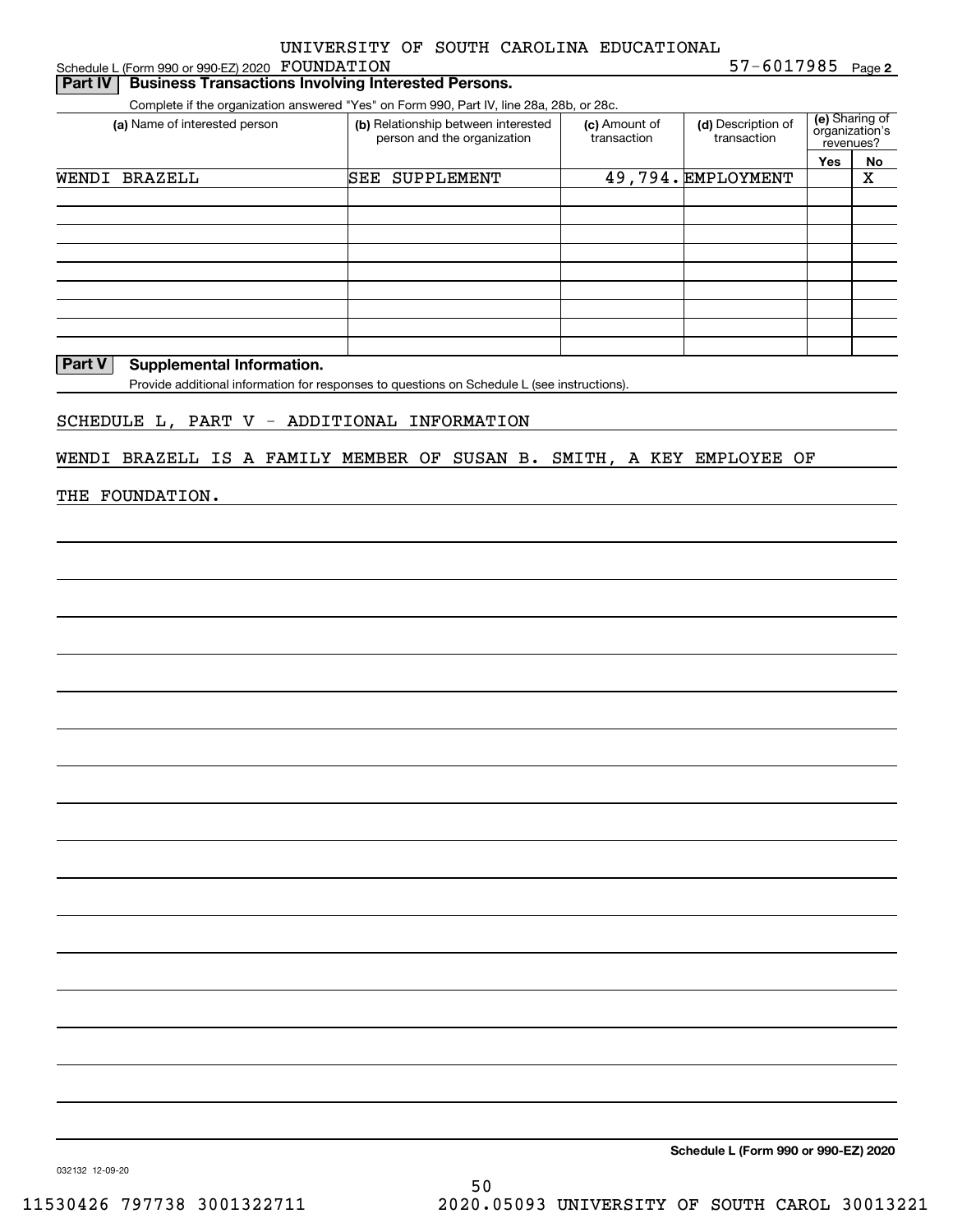Schedule L (Form 990 or 990-EZ) 2020 UNIVERSITY OF SOUTH CAROLINA EDUCATIONAL FOUNDATION 57-6017985 Page **2**

## Part IV Business Transactions Involving Interested Persons.

Complete if the organization answered "Yes" on Form 990, Part IV, line 28a, 28b, or 28c.

| (a) Name of interested person | (b) Relationship between interested person and the organization | (c) Amount of transaction | (d) Description of transaction | (e) Sharing of organization's revenues? Yes | No |
|---|---|---|---|---|---|
| WENDI BRAZELL | SEE SUPPLEMENT | 49,794. | EMPLOYMENT | | X |
| | | | | | |
| | | | | | |
| | | | | | |
| | | | | | |
| | | | | | |
| | | | | | |
| | | | | | |
| | | | | | |
| | | | | | |

## Part V Supplemental Information.

Provide additional information for responses to questions on Schedule L (see instructions).

SCHEDULE L, PART V - ADDITIONAL INFORMATION

WENDI BRAZELL IS A FAMILY MEMBER OF SUSAN B. SMITH, A KEY EMPLOYEE OF THE FOUNDATION.

**Schedule L (Form 990 or 990-EZ) 2020**

032132 12-09-20

11530426 797738 3001322711 2020.05093 UNIVERSITY OF SOUTH CAROL 30013221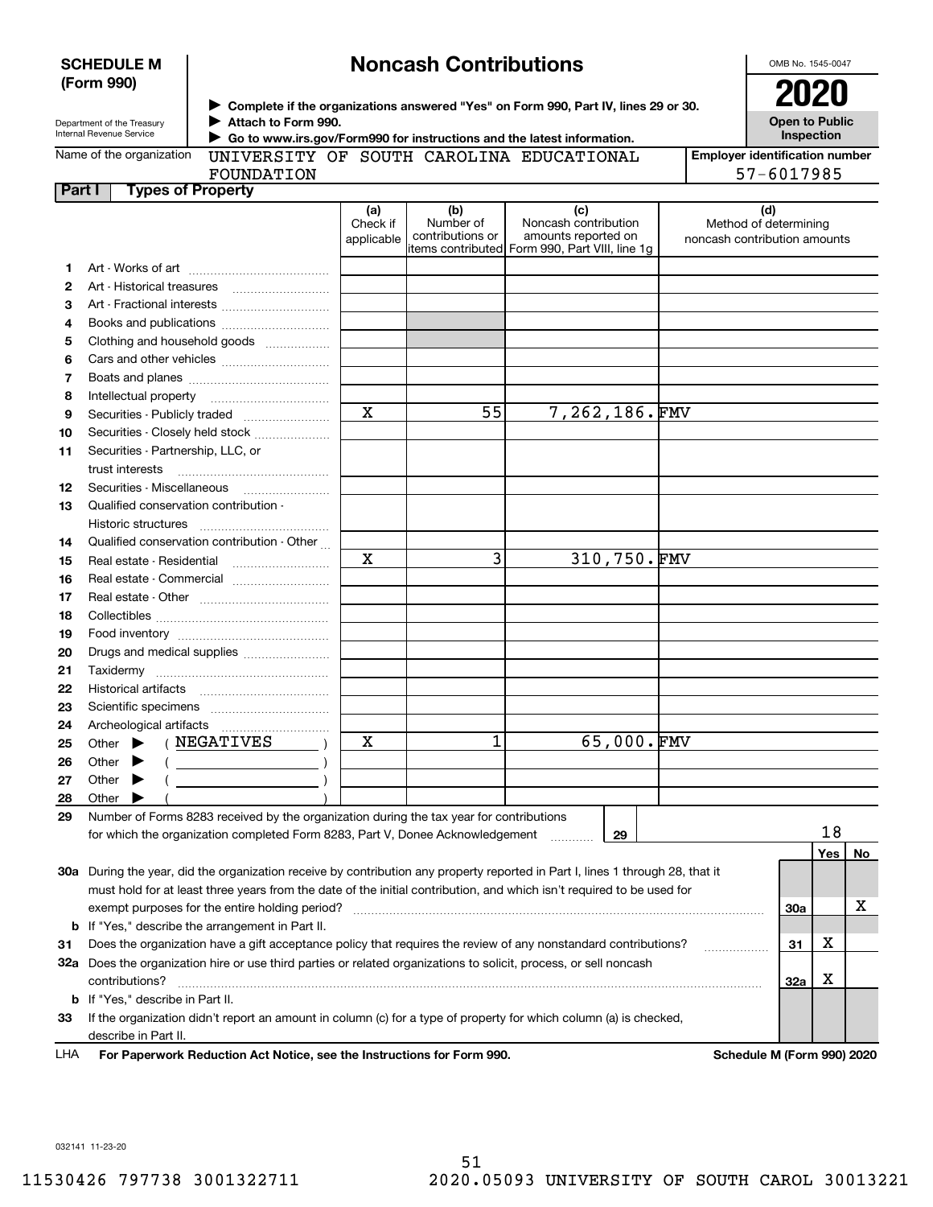**SCHEDULE M (Form 990)**

Department of the Treasury
Internal Revenue Service

# Noncash Contributions

▶ Complete if the organizations answered "Yes" on Form 990, Part IV, lines 29 or 30.
▶ Attach to Form 990.
▶ Go to www.irs.gov/Form990 for instructions and the latest information.

OMB No. 1545-0047

**2020**

**Open to Public Inspection**

Name of the organization: UNIVERSITY OF SOUTH CAROLINA EDUCATIONAL FOUNDATION

Employer identification number: 57-6017985

## Part I Types of Property

| | | (a) Check if applicable | (b) Number of contributions or items contributed | (c) Noncash contribution amounts reported on Form 990, Part VIII, line 1g | (d) Method of determining noncash contribution amounts |
|---|---|---|---|---|---|
| 1 | Art - Works of art | | | | |
| 2 | Art - Historical treasures | | | | |
| 3 | Art - Fractional interests | | | | |
| 4 | Books and publications | | | | |
| 5 | Clothing and household goods | | | | |
| 6 | Cars and other vehicles | | | | |
| 7 | Boats and planes | | | | |
| 8 | Intellectual property | | | | |
| 9 | Securities - Publicly traded | X | 55 | 7,262,186. | FMV |
| 10 | Securities - Closely held stock | | | | |
| 11 | Securities - Partnership, LLC, or trust interests | | | | |
| 12 | Securities - Miscellaneous | | | | |
| 13 | Qualified conservation contribution - Historic structures | | | | |
| 14 | Qualified conservation contribution - Other | | | | |
| 15 | Real estate - Residential | X | 3 | 310,750. | FMV |
| 16 | Real estate - Commercial | | | | |
| 17 | Real estate - Other | | | | |
| 18 | Collectibles | | | | |
| 19 | Food inventory | | | | |
| 20 | Drugs and medical supplies | | | | |
| 21 | Taxidermy | | | | |
| 22 | Historical artifacts | | | | |
| 23 | Scientific specimens | | | | |
| 24 | Archeological artifacts | | | | |
| 25 | Other ▶ ( NEGATIVES ) | X | 1 | 65,000. | FMV |
| 26 | Other ▶ ( ) | | | | |
| 27 | Other ▶ ( ) | | | | |
| 28 | Other ▶ ( ) | | | | |

29 Number of Forms 8283 received by the organization during the tax year for contributions for which the organization completed Form 8283, Part V, Donee Acknowledgement ..... **29** 18

| | | | Yes | No |
|---|---|---|---|---|
| 30a | During the year, did the organization receive by contribution any property reported in Part I, lines 1 through 28, that it must hold for at least three years from the date of the initial contribution, and which isn't required to be used for exempt purposes for the entire holding period? | 30a | | X |
| b | If "Yes," describe the arrangement in Part II. | | | |
| 31 | Does the organization have a gift acceptance policy that requires the review of any nonstandard contributions? | 31 | X | |
| 32a | Does the organization hire or use third parties or related organizations to solicit, process, or sell noncash contributions? | 32a | X | |
| b | If "Yes," describe in Part II. | | | |
| 33 | If the organization didn't report an amount in column (c) for a type of property for which column (a) is checked, describe in Part II. | | | |

LHA **For Paperwork Reduction Act Notice, see the Instructions for Form 990.** **Schedule M (Form 990) 2020**

032141 11-23-20

11530426 797738 3001322711 2020.05093 UNIVERSITY OF SOUTH CAROL 30013221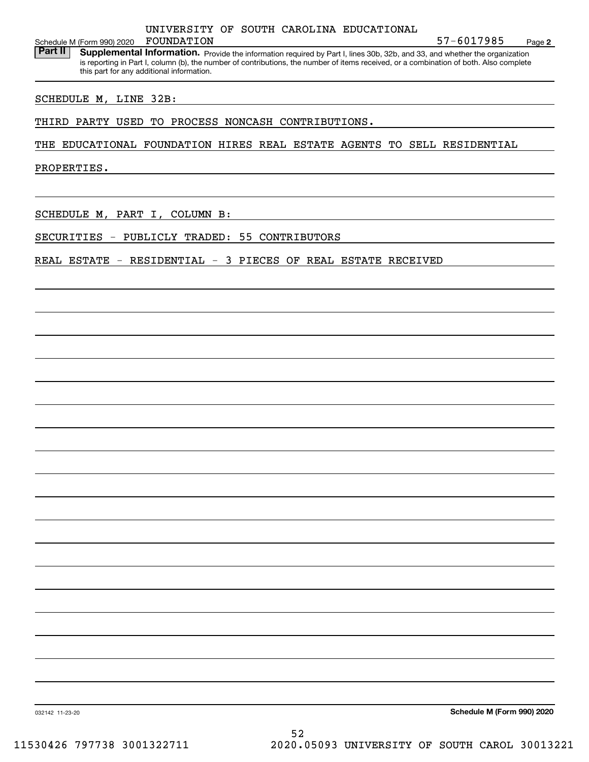UNIVERSITY OF SOUTH CAROLINA EDUCATIONAL FOUNDATION 57-6017985

Schedule M (Form 990) 2020

**Part II** **Supplemental Information.** Provide the information required by Part I, lines 30b, 32b, and 33, and whether the organization is reporting in Part I, column (b), the number of contributions, the number of items received, or a combination of both. Also complete this part for any additional information.

SCHEDULE M, LINE 32B:

THIRD PARTY USED TO PROCESS NONCASH CONTRIBUTIONS.

THE EDUCATIONAL FOUNDATION HIRES REAL ESTATE AGENTS TO SELL RESIDENTIAL PROPERTIES.

SCHEDULE M, PART I, COLUMN B:

SECURITIES - PUBLICLY TRADED: 55 CONTRIBUTORS

REAL ESTATE - RESIDENTIAL - 3 PIECES OF REAL ESTATE RECEIVED

032142 11-23-20

**Schedule M (Form 990) 2020**

11530426 797738 3001322711 2020.05093 UNIVERSITY OF SOUTH CAROL 30013221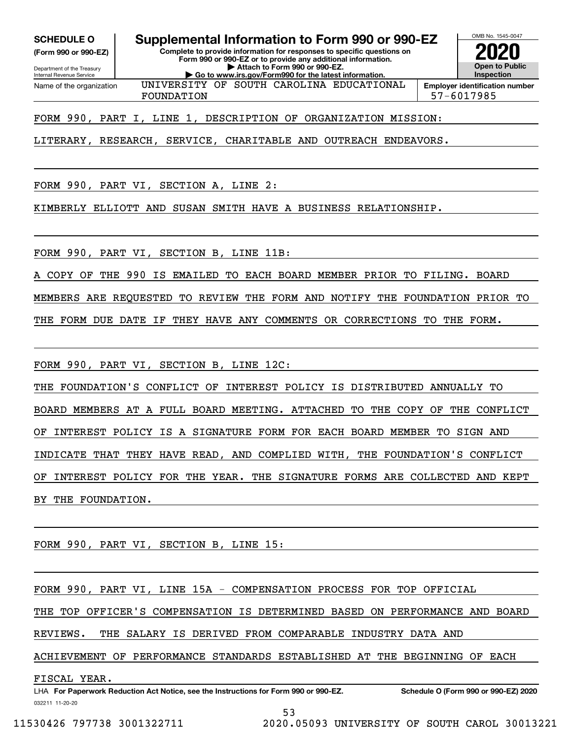**SCHEDULE O**
**(Form 990 or 990-EZ)**

Department of the Treasury
Internal Revenue Service

# Supplemental Information to Form 990 or 990-EZ

**Complete to provide information for responses to specific questions on Form 990 or 990-EZ or to provide any additional information.**
**▶ Attach to Form 990 or 990-EZ.**
**▶ Go to www.irs.gov/Form990 for the latest information.**

OMB No. 1545-0047

**2020**

**Open to Public Inspection**

| Name of the organization | Employer identification number |
|---|---|
| UNIVERSITY OF SOUTH CAROLINA EDUCATIONAL FOUNDATION | 57-6017985 |

FORM 990, PART I, LINE 1, DESCRIPTION OF ORGANIZATION MISSION:

LITERARY, RESEARCH, SERVICE, CHARITABLE AND OUTREACH ENDEAVORS.

FORM 990, PART VI, SECTION A, LINE 2:

KIMBERLY ELLIOTT AND SUSAN SMITH HAVE A BUSINESS RELATIONSHIP.

FORM 990, PART VI, SECTION B, LINE 11B:

A COPY OF THE 990 IS EMAILED TO EACH BOARD MEMBER PRIOR TO FILING. BOARD MEMBERS ARE REQUESTED TO REVIEW THE FORM AND NOTIFY THE FOUNDATION PRIOR TO THE FORM DUE DATE IF THEY HAVE ANY COMMENTS OR CORRECTIONS TO THE FORM.

FORM 990, PART VI, SECTION B, LINE 12C:

THE FOUNDATION'S CONFLICT OF INTEREST POLICY IS DISTRIBUTED ANNUALLY TO BOARD MEMBERS AT A FULL BOARD MEETING. ATTACHED TO THE COPY OF THE CONFLICT OF INTEREST POLICY IS A SIGNATURE FORM FOR EACH BOARD MEMBER TO SIGN AND INDICATE THAT THEY HAVE READ, AND COMPLIED WITH, THE FOUNDATION'S CONFLICT OF INTEREST POLICY FOR THE YEAR. THE SIGNATURE FORMS ARE COLLECTED AND KEPT BY THE FOUNDATION.

FORM 990, PART VI, SECTION B, LINE 15:

FORM 990, PART VI, LINE 15A - COMPENSATION PROCESS FOR TOP OFFICIAL

THE TOP OFFICER'S COMPENSATION IS DETERMINED BASED ON PERFORMANCE AND BOARD REVIEWS. THE SALARY IS DERIVED FROM COMPARABLE INDUSTRY DATA AND ACHIEVEMENT OF PERFORMANCE STANDARDS ESTABLISHED AT THE BEGINNING OF EACH FISCAL YEAR.

LHA **For Paperwork Reduction Act Notice, see the Instructions for Form 990 or 990-EZ.** **Schedule O (Form 990 or 990-EZ) 2020**

032211 11-20-20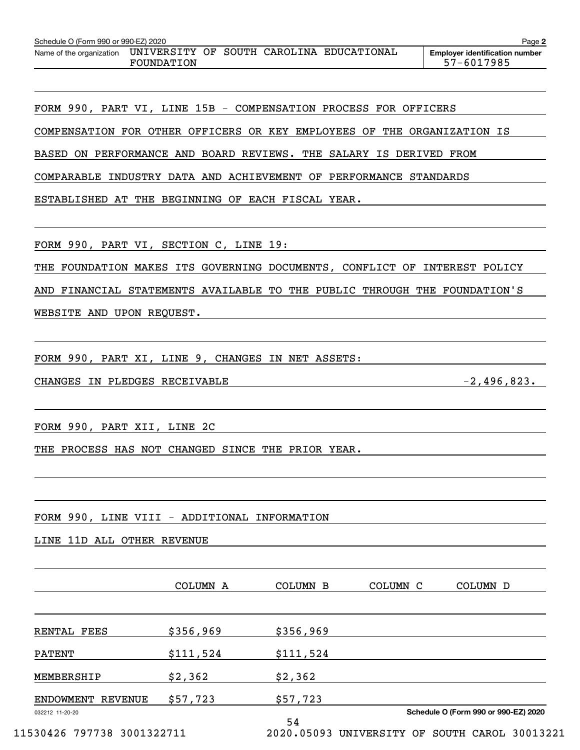Schedule O (Form 990 or 990-EZ) 2020

Name of the organization: UNIVERSITY OF SOUTH CAROLINA EDUCATIONAL FOUNDATION

Employer identification number: 57-6017985

FORM 990, PART VI, LINE 15B - COMPENSATION PROCESS FOR OFFICERS

COMPENSATION FOR OTHER OFFICERS OR KEY EMPLOYEES OF THE ORGANIZATION IS BASED ON PERFORMANCE AND BOARD REVIEWS. THE SALARY IS DERIVED FROM COMPARABLE INDUSTRY DATA AND ACHIEVEMENT OF PERFORMANCE STANDARDS ESTABLISHED AT THE BEGINNING OF EACH FISCAL YEAR.

FORM 990, PART VI, SECTION C, LINE 19:

THE FOUNDATION MAKES ITS GOVERNING DOCUMENTS, CONFLICT OF INTEREST POLICY AND FINANCIAL STATEMENTS AVAILABLE TO THE PUBLIC THROUGH THE FOUNDATION'S WEBSITE AND UPON REQUEST.

FORM 990, PART XI, LINE 9, CHANGES IN NET ASSETS:

CHANGES IN PLEDGES RECEIVABLE -2,496,823.

FORM 990, PART XII, LINE 2C

THE PROCESS HAS NOT CHANGED SINCE THE PRIOR YEAR.

FORM 990, LINE VIII - ADDITIONAL INFORMATION

LINE 11D ALL OTHER REVENUE

| | COLUMN A | COLUMN B | COLUMN C | COLUMN D |
|---|---|---|---|---|
| RENTAL FEES | $356,969 | $356,969 | | |
| PATENT | $111,524 | $111,524 | | |
| MEMBERSHIP | $2,362 | $2,362 | | |
| ENDOWMENT REVENUE | $57,723 | $57,723 | | |

Schedule O (Form 990 or 990-EZ) 2020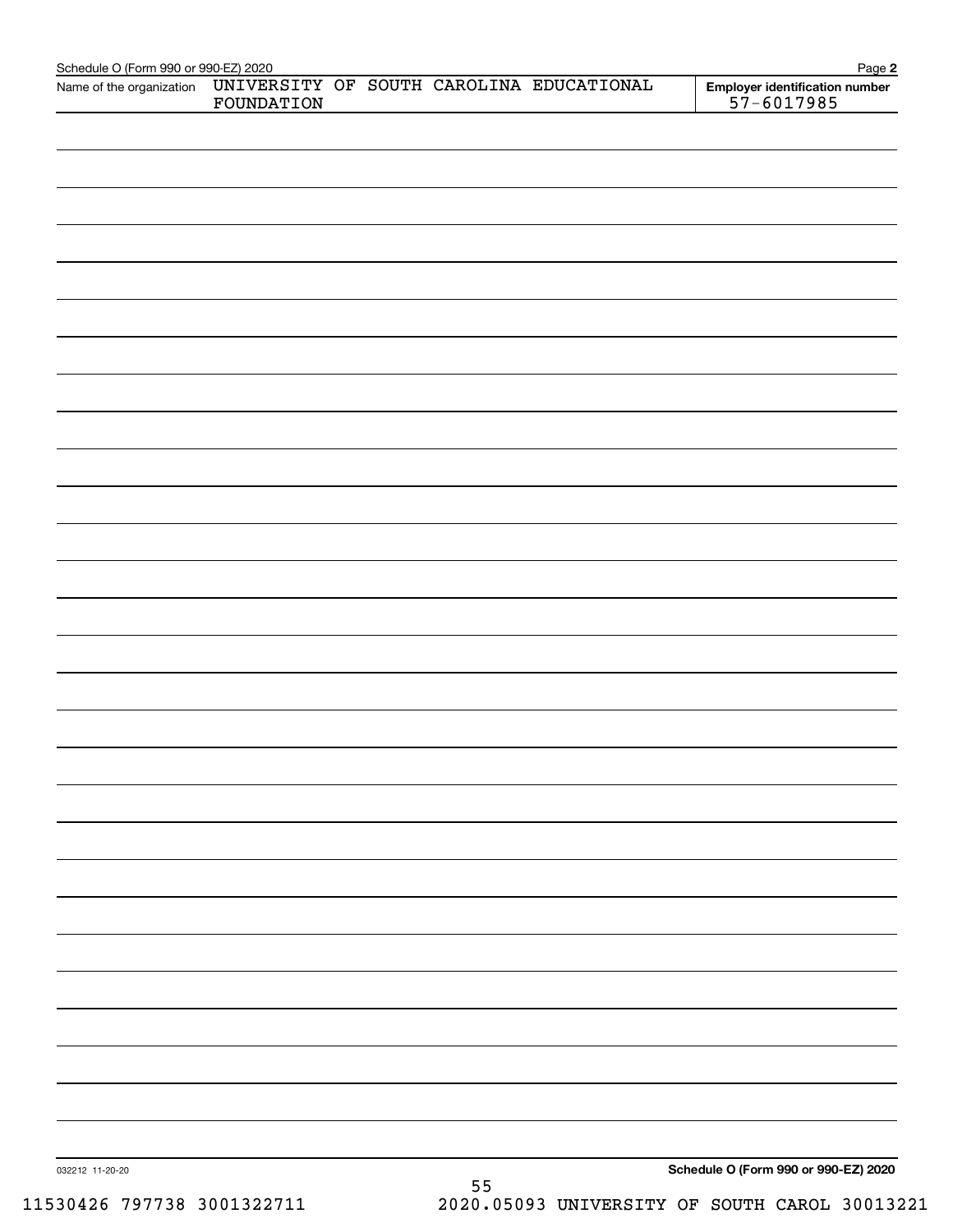Schedule O (Form 990 or 990-EZ) 2020

| Name of the organization | Employer identification number |
| --- | --- |
| UNIVERSITY OF SOUTH CAROLINA EDUCATIONAL FOUNDATION | 57-6017985 |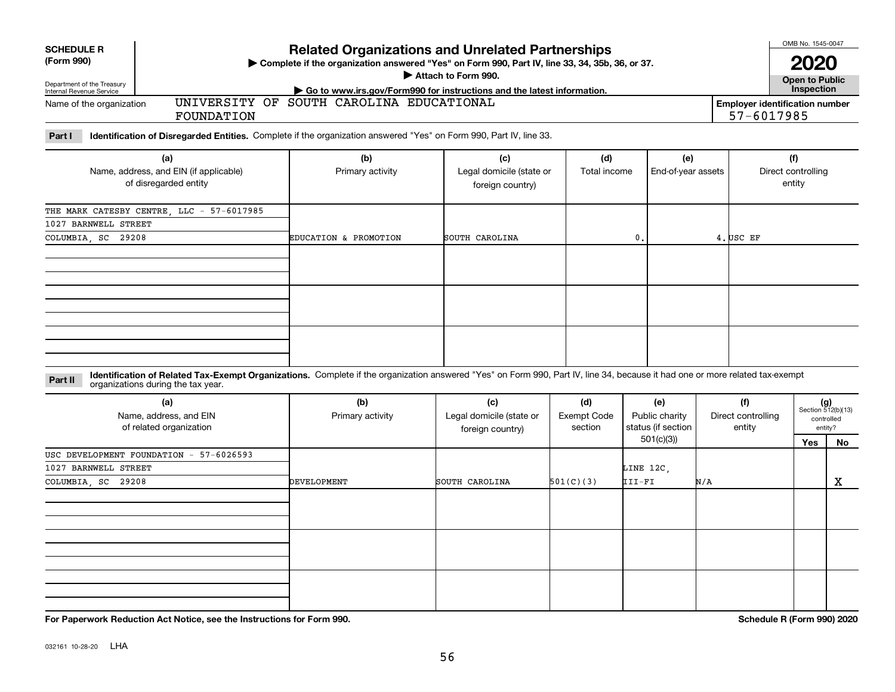**SCHEDULE R (Form 990)**

Department of the Treasury
Internal Revenue Service

# Related Organizations and Unrelated Partnerships

▶ Complete if the organization answered "Yes" on Form 990, Part IV, line 33, 34, 35b, 36, or 37.

▶ Attach to Form 990.

▶ Go to www.irs.gov/Form990 for instructions and the latest information.

OMB No. 1545-0047

**2020**

**Open to Public Inspection**

Name of the organization: UNIVERSITY OF SOUTH CAROLINA EDUCATIONAL FOUNDATION

Employer identification number: 57-6017985

**Part I** **Identification of Disregarded Entities.** Complete if the organization answered "Yes" on Form 990, Part IV, line 33.

| (a) Name, address, and EIN (if applicable) of disregarded entity | (b) Primary activity | (c) Legal domicile (state or foreign country) | (d) Total income | (e) End-of-year assets | (f) Direct controlling entity |
|---|---|---|---|---|---|
| THE MARK CATESBY CENTRE, LLC - 57-6017985<br>1027 BARNWELL STREET<br>COLUMBIA, SC 29208 | EDUCATION & PROMOTION | SOUTH CAROLINA | 0. | 4. | USC EF |
| | | | | | |
| | | | | | |
| | | | | | |

**Part II** **Identification of Related Tax-Exempt Organizations.** Complete if the organization answered "Yes" on Form 990, Part IV, line 34, because it had one or more related tax-exempt organizations during the tax year.

| (a) Name, address, and EIN of related organization | (b) Primary activity | (c) Legal domicile (state or foreign country) | (d) Exempt Code section | (e) Public charity status (if section 501(c)(3)) | (f) Direct controlling entity | (g) Section 512(b)(13) controlled entity? Yes | No |
|---|---|---|---|---|---|---|---|
| USC DEVELOPMENT FOUNDATION - 57-6026593<br>1027 BARNWELL STREET<br>COLUMBIA, SC 29208 | DEVELOPMENT | SOUTH CAROLINA | 501(C)(3) | LINE 12C, III-FI | N/A | | X |
| | | | | | | | |
| | | | | | | | |
| | | | | | | | |

**For Paperwork Reduction Act Notice, see the Instructions for Form 990.**

**Schedule R (Form 990) 2020**

032161 10-28-20 LHA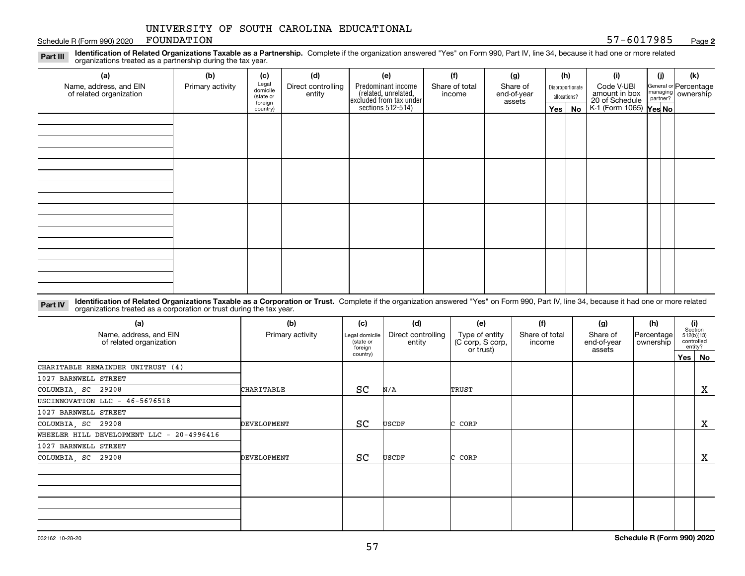UNIVERSITY OF SOUTH CAROLINA EDUCATIONAL FOUNDATION

Schedule R (Form 990) 2020 57-6017985 Page 2

**Part III** **Identification of Related Organizations Taxable as a Partnership.** Complete if the organization answered "Yes" on Form 990, Part IV, line 34, because it had one or more related organizations treated as a partnership during the tax year.

| (a) Name, address, and EIN of related organization | (b) Primary activity | (c) Legal domicile (state or foreign country) | (d) Direct controlling entity | (e) Predominant income (related, unrelated, excluded from tax under sections 512-514) | (f) Share of total income | (g) Share of end-of-year assets | (h) Disproportionate allocations? Yes | (h) No | (i) Code V-UBI amount in box 20 of Schedule K-1 (Form 1065) | (j) General or managing partner? Yes | (j) No | (k) Percentage ownership |
|---|---|---|---|---|---|---|---|---|---|---|---|---|
| | | | | | | | | | | | | |
| | | | | | | | | | | | | |
| | | | | | | | | | | | | |
| | | | | | | | | | | | | |

**Part IV** **Identification of Related Organizations Taxable as a Corporation or Trust.** Complete if the organization answered "Yes" on Form 990, Part IV, line 34, because it had one or more related organizations treated as a corporation or trust during the tax year.

| (a) Name, address, and EIN of related organization | (b) Primary activity | (c) Legal domicile (state or foreign country) | (d) Direct controlling entity | (e) Type of entity (C corp, S corp, or trust) | (f) Share of total income | (g) Share of end-of-year assets | (h) Percentage ownership | (i) Section 512(b)(13) controlled entity? Yes | (i) No |
|---|---|---|---|---|---|---|---|---|---|
| CHARITABLE REMAINDER UNITRUST (4)<br>1027 BARNWELL STREET<br>COLUMBIA, SC 29208 | CHARITABLE | SC | N/A | TRUST | | | | | X |
| USCINNOVATION LLC - 46-5676518<br>1027 BARNWELL STREET<br>COLUMBIA, SC 29208 | DEVELOPMENT | SC | USCDF | C CORP | | | | | X |
| WHEELER HILL DEVELOPMENT LLC - 20-4996416<br>1027 BARNWELL STREET<br>COLUMBIA, SC 29208 | DEVELOPMENT | SC | USCDF | C CORP | | | | | X |
| | | | | | | | | | |
| | | | | | | | | | |

032162 10-28-20 **Schedule R (Form 990) 2020**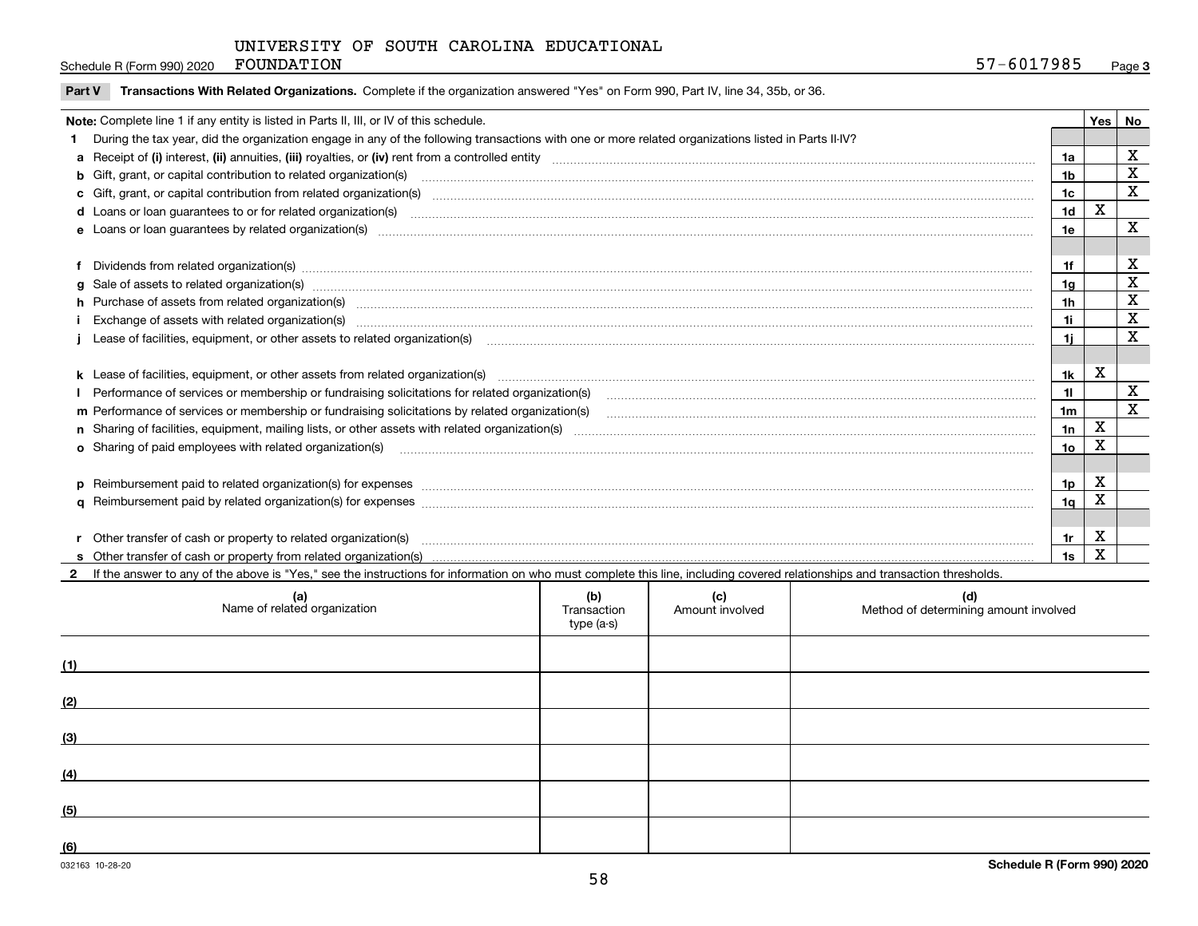UNIVERSITY OF SOUTH CAROLINA EDUCATIONAL FOUNDATION

Schedule R (Form 990) 2020 — 57-6017985 — Page 3

**Part V Transactions With Related Organizations.** Complete if the organization answered "Yes" on Form 990, Part IV, line 34, 35b, or 36.

| **Note:** Complete line 1 if any entity is listed in Parts II, III, or IV of this schedule. | | Yes | No |
|---|---|---|---|
| **1** During the tax year, did the organization engage in any of the following transactions with one or more related organizations listed in Parts II-IV? | | | |
| **a** Receipt of **(i)** interest, **(ii)** annuities, **(iii)** royalties, or **(iv)** rent from a controlled entity | 1a | | X |
| **b** Gift, grant, or capital contribution to related organization(s) | 1b | | X |
| **c** Gift, grant, or capital contribution from related organization(s) | 1c | | X |
| **d** Loans or loan guarantees to or for related organization(s) | 1d | X | |
| **e** Loans or loan guarantees by related organization(s) | 1e | | X |
| **f** Dividends from related organization(s) | 1f | | X |
| **g** Sale of assets to related organization(s) | 1g | | X |
| **h** Purchase of assets from related organization(s) | 1h | | X |
| **i** Exchange of assets with related organization(s) | 1i | | X |
| **j** Lease of facilities, equipment, or other assets to related organization(s) | 1j | | X |
| **k** Lease of facilities, equipment, or other assets from related organization(s) | 1k | X | |
| **l** Performance of services or membership or fundraising solicitations for related organization(s) | 1l | | X |
| **m** Performance of services or membership or fundraising solicitations by related organization(s) | 1m | | X |
| **n** Sharing of facilities, equipment, mailing lists, or other assets with related organization(s) | 1n | X | |
| **o** Sharing of paid employees with related organization(s) | 1o | X | |
| **p** Reimbursement paid to related organization(s) for expenses | 1p | X | |
| **q** Reimbursement paid by related organization(s) for expenses | 1q | X | |
| **r** Other transfer of cash or property to related organization(s) | 1r | X | |
| **s** Other transfer of cash or property from related organization(s) | 1s | X | |

**2** If the answer to any of the above is "Yes," see the instructions for information on who must complete this line, including covered relationships and transaction thresholds.

| (a) Name of related organization | (b) Transaction type (a-s) | (c) Amount involved | (d) Method of determining amount involved |
|---|---|---|---|
| (1) | | | |
| (2) | | | |
| (3) | | | |
| (4) | | | |
| (5) | | | |
| (6) | | | |

032163 10-28-20

Schedule R (Form 990) 2020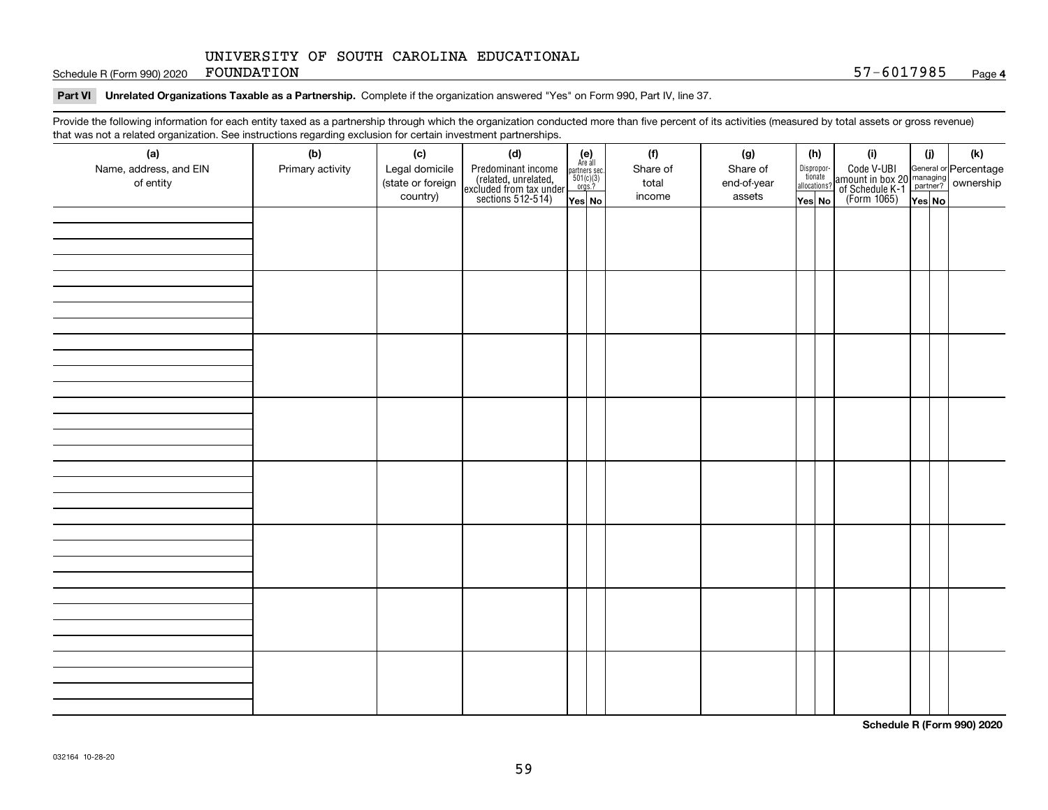Schedule R (Form 990) 2020 UNIVERSITY OF SOUTH CAROLINA EDUCATIONAL FOUNDATION 57-6017985 Page **4**

**Part VI Unrelated Organizations Taxable as a Partnership.** Complete if the organization answered "Yes" on Form 990, Part IV, line 37.

Provide the following information for each entity taxed as a partnership through which the organization conducted more than five percent of its activities (measured by total assets or gross revenue) that was not a related organization. See instructions regarding exclusion for certain investment partnerships.

| (a) Name, address, and EIN of entity | (b) Primary activity | (c) Legal domicile (state or foreign country) | (d) Predominant income (related, unrelated, excluded from tax under sections 512-514) | (e) Are all partners sec. 501(c)(3) orgs.? | | (f) Share of total income | (g) Share of end-of-year assets | (h) Disproportionate allocations? | | (i) Code V-UBI amount in box 20 of Schedule K-1 (Form 1065) | (j) General or managing partner? | | (k) Percentage ownership |
|---|---|---|---|---|---|---|---|---|---|---|---|---|---|
| | | | | Yes | No | | | Yes | No | | Yes | No | |
| | | | | | | | | | | | | | |
| | | | | | | | | | | | | | |
| | | | | | | | | | | | | | |
| | | | | | | | | | | | | | |
| | | | | | | | | | | | | | |
| | | | | | | | | | | | | | |
| | | | | | | | | | | | | | |
| | | | | | | | | | | | | | |

**Schedule R (Form 990) 2020**

032164 10-28-20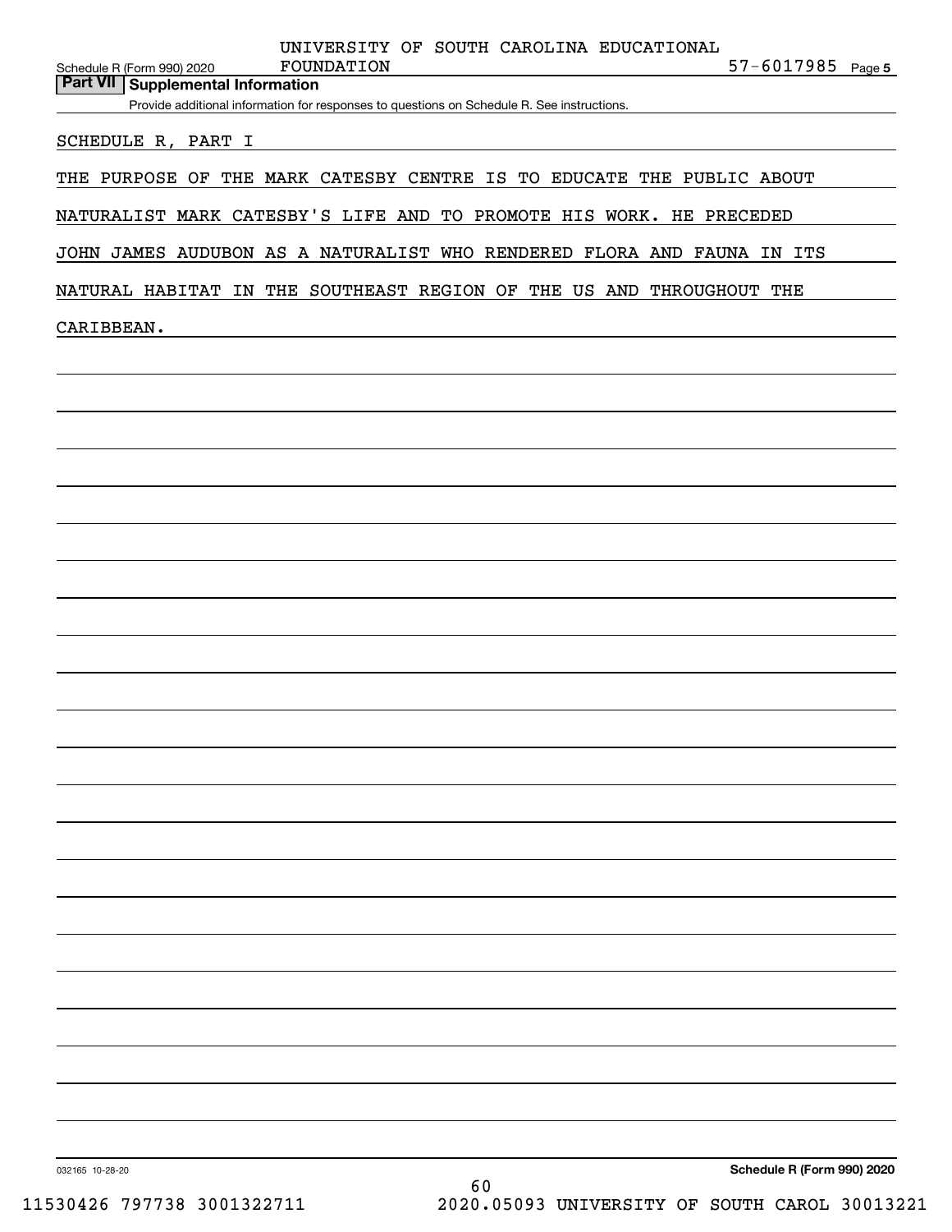Schedule R (Form 990) 2020 UNIVERSITY OF SOUTH CAROLINA EDUCATIONAL FOUNDATION 57-6017985 Page 5

## Part VII Supplemental Information

Provide additional information for responses to questions on Schedule R. See instructions.

SCHEDULE R, PART I

THE PURPOSE OF THE MARK CATESBY CENTRE IS TO EDUCATE THE PUBLIC ABOUT NATURALIST MARK CATESBY'S LIFE AND TO PROMOTE HIS WORK. HE PRECEDED JOHN JAMES AUDUBON AS A NATURALIST WHO RENDERED FLORA AND FAUNA IN ITS NATURAL HABITAT IN THE SOUTHEAST REGION OF THE US AND THROUGHOUT THE CARIBBEAN.

032165 10-28-20 Schedule R (Form 990) 2020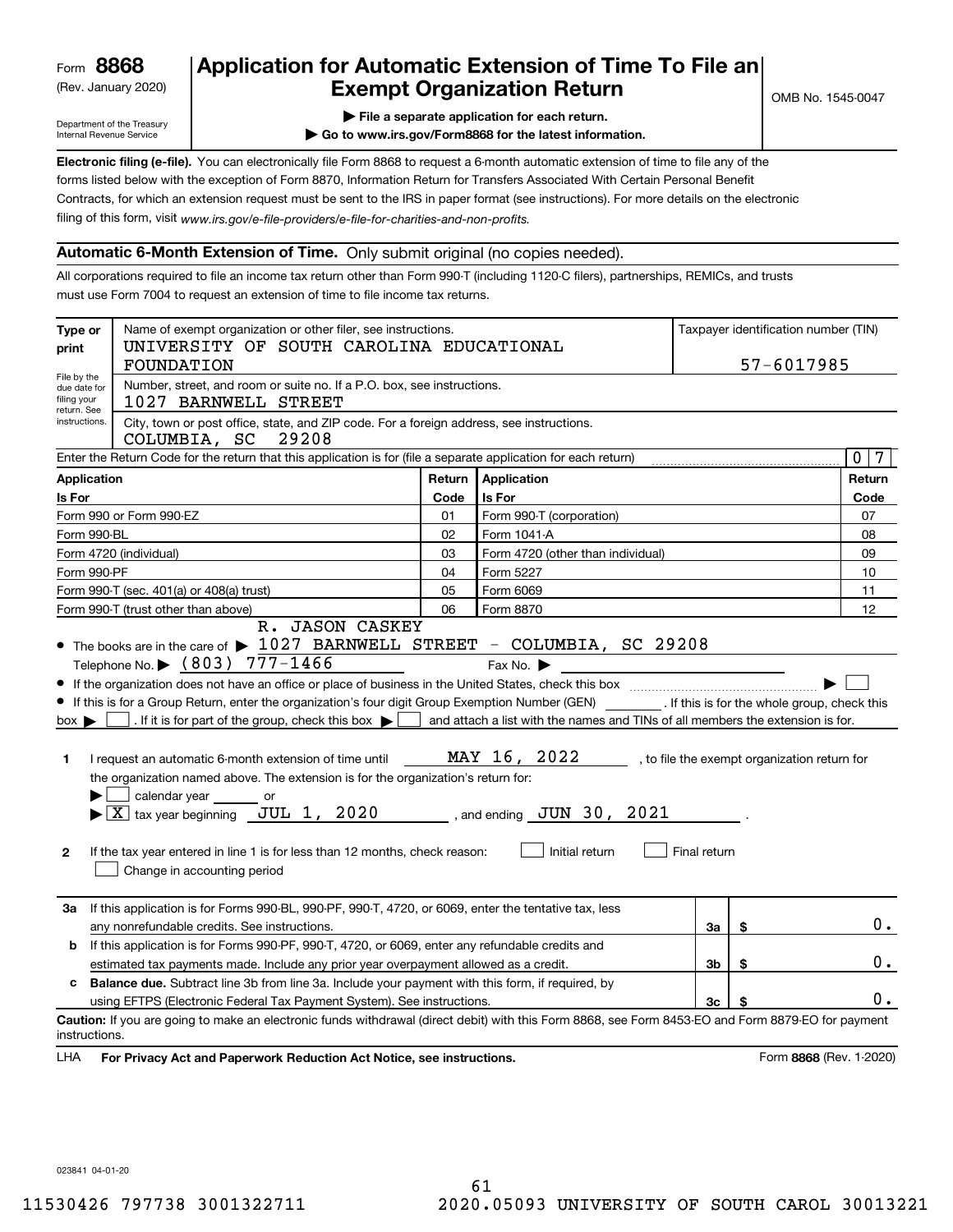Form **8868** (Rev. January 2020)

Department of the Treasury
Internal Revenue Service

# Application for Automatic Extension of Time To File an Exempt Organization Return

OMB No. 1545-0047

▶ File a separate application for each return.

▶ Go to www.irs.gov/Form8868 for the latest information.

**Electronic filing (e-file).** You can electronically file Form 8868 to request a 6-month automatic extension of time to file any of the forms listed below with the exception of Form 8870, Information Return for Transfers Associated With Certain Personal Benefit Contracts, for which an extension request must be sent to the IRS in paper format (see instructions). For more details on the electronic filing of this form, visit *www.irs.gov/e-file-providers/e-file-for-charities-and-non-profits.*

## Automatic 6-Month Extension of Time. Only submit original (no copies needed).

All corporations required to file an income tax return other than Form 990-T (including 1120-C filers), partnerships, REMICs, and trusts must use Form 7004 to request an extension of time to file income tax returns.

**Type or print**

File by the due date for filing your return. See instructions.

Name of exempt organization or other filer, see instructions.
UNIVERSITY OF SOUTH CAROLINA EDUCATIONAL FOUNDATION

Taxpayer identification number (TIN)
57-6017985

Number, street, and room or suite no. If a P.O. box, see instructions.
1027 BARNWELL STREET

City, town or post office, state, and ZIP code. For a foreign address, see instructions.
COLUMBIA, SC 29208

Enter the Return Code for the return that this application is for (file a separate application for each return) ..... 0 7

| Application Is For | Return Code | Application Is For | Return Code |
|---|---|---|---|
| Form 990 or Form 990-EZ | 01 | Form 990-T (corporation) | 07 |
| Form 990-BL | 02 | Form 1041-A | 08 |
| Form 4720 (individual) | 03 | Form 4720 (other than individual) | 09 |
| Form 990-PF | 04 | Form 5227 | 10 |
| Form 990-T (sec. 401(a) or 408(a) trust) | 05 | Form 6069 | 11 |
| Form 990-T (trust other than above) | 06 | Form 8870 | 12 |

- The books are in the care of ▶ R. JASON CASKEY 1027 BARNWELL STREET - COLUMBIA, SC 29208
  Telephone No. ▶ (803) 777-1466 Fax No. ▶
- If the organization does not have an office or place of business in the United States, check this box ..... ▶ ☐
- If this is for a Group Return, enter the organization's four digit Group Exemption Number (GEN) ______ . If this is for the whole group, check this box ▶ ☐ . If it is for part of the group, check this box ▶ ☐ and attach a list with the names and TINs of all members the extension is for.

**1** I request an automatic 6-month extension of time until MAY 16, 2022 , to file the exempt organization return for the organization named above. The extension is for the organization's return for:
▶ ☐ calendar year ______ or
▶ ☒ tax year beginning JUL 1, 2020 , and ending JUN 30, 2021 .

**2** If the tax year entered in line 1 is for less than 12 months, check reason: ☐ Initial return ☐ Final return
☐ Change in accounting period

| | | | |
|---|---|---|---|
| **3a** | If this application is for Forms 990-BL, 990-PF, 990-T, 4720, or 6069, enter the tentative tax, less any nonrefundable credits. See instructions. | 3a | $ 0. |
| **b** | If this application is for Forms 990-PF, 990-T, 4720, or 6069, enter any refundable credits and estimated tax payments made. Include any prior year overpayment allowed as a credit. | 3b | $ 0. |
| **c** | **Balance due.** Subtract line 3b from line 3a. Include your payment with this form, if required, by using EFTPS (Electronic Federal Tax Payment System). See instructions. | 3c | $ 0. |

**Caution:** If you are going to make an electronic funds withdrawal (direct debit) with this Form 8868, see Form 8453-EO and Form 8879-EO for payment instructions.

LHA **For Privacy Act and Paperwork Reduction Act Notice, see instructions.** Form **8868** (Rev. 1-2020)

023841 04-01-20

11530426 797738 3001322711 2020.05093 UNIVERSITY OF SOUTH CAROL 30013221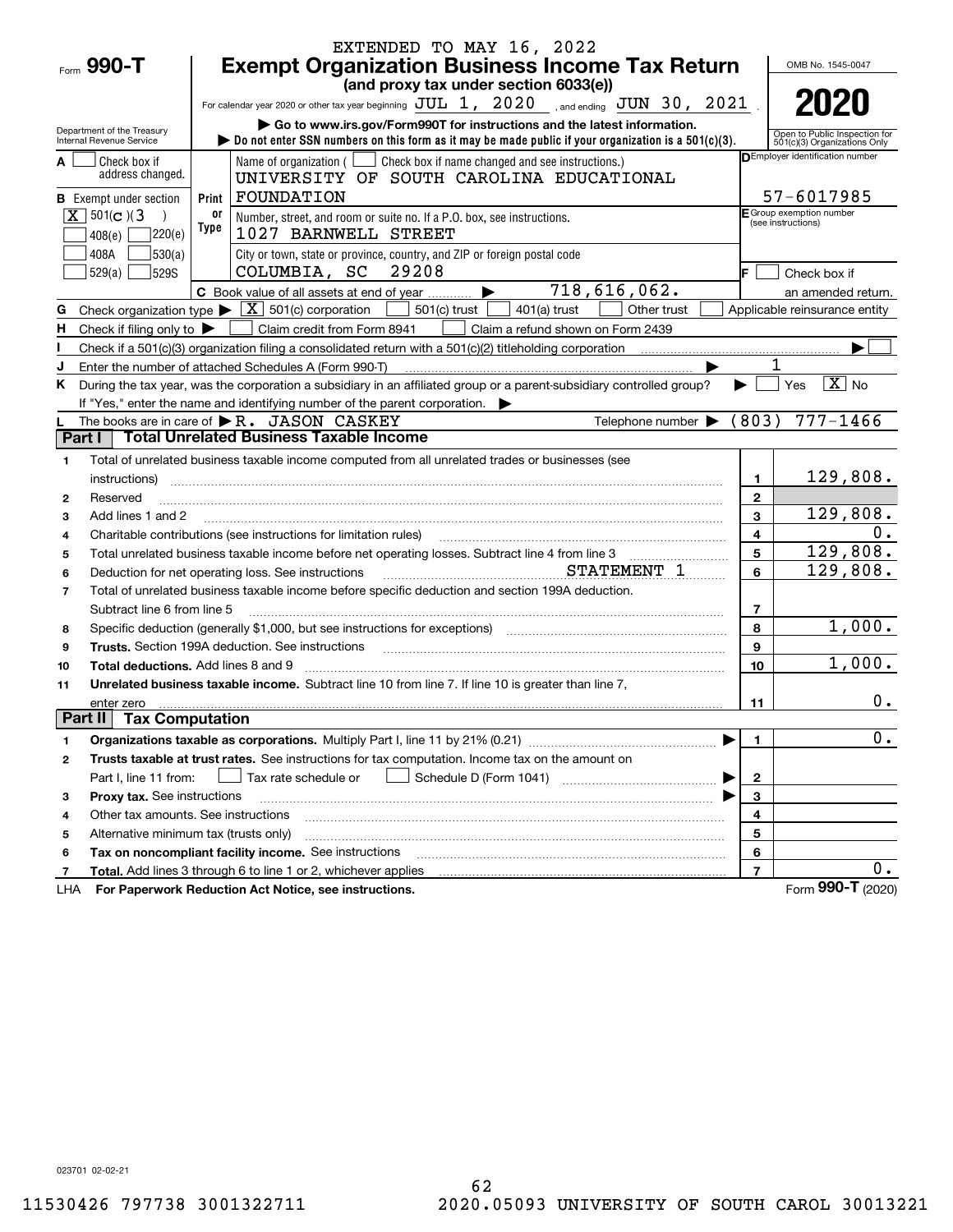EXTENDED TO MAY 16, 2022

Form **990-T**

# Exempt Organization Business Income Tax Return

**(and proxy tax under section 6033(e))**

For calendar year 2020 or other tax year beginning JUL 1, 2020, and ending JUN 30, 2021.

▶ Go to www.irs.gov/Form990T for instructions and the latest information.

▶ Do not enter SSN numbers on this form as it may be made public if your organization is a 501(c)(3).

Department of the Treasury
Internal Revenue Service

OMB No. 1545-0047

**2020**

Open to Public Inspection for 501(c)(3) Organizations Only

**A** ☐ Check box if address changed.

**B** Exempt under section
☒ 501(c)(3)
☐ 408(e) ☐ 220(e)
☐ 408A ☐ 530(a)
☐ 529(a) ☐ 529S

Print or Type

Name of organization ( ☐ Check box if name changed and see instructions.)
UNIVERSITY OF SOUTH CAROLINA EDUCATIONAL FOUNDATION

Number, street, and room or suite no. If a P.O. box, see instructions.
1027 BARNWELL STREET

City or town, state or province, country, and ZIP or foreign postal code
COLUMBIA, SC 29208

**D** Employer identification number
57-6017985

**E** Group exemption number (see instructions)

**F** ☐ Check box if an amended return.

**C** Book value of all assets at end of year ▶ 718,616,062.

**G** Check organization type ▶ ☒ 501(c) corporation ☐ 501(c) trust ☐ 401(a) trust ☐ Other trust ☐ Applicable reinsurance entity

**H** Check if filing only to ▶ ☐ Claim credit from Form 8941 ☐ Claim a refund shown on Form 2439

**I** Check if a 501(c)(3) organization filing a consolidated return with a 501(c)(2) titleholding corporation ▶ ☐

**J** Enter the number of attached Schedules A (Form 990-T) ▶ 1

**K** During the tax year, was the corporation a subsidiary in an affiliated group or a parent-subsidiary controlled group? ▶ ☐ Yes ☒ No

If "Yes," enter the name and identifying number of the parent corporation. ▶

**L** The books are in care of ▶ R. JASON CASKEY Telephone number ▶ (803) 777-1466

## Part I Total Unrelated Business Taxable Income

| | | | |
|---|---|---|---|
| 1 | Total of unrelated business taxable income computed from all unrelated trades or businesses (see instructions) | 1 | 129,808. |
| 2 | Reserved | 2 | |
| 3 | Add lines 1 and 2 | 3 | 129,808. |
| 4 | Charitable contributions (see instructions for limitation rules) | 4 | 0. |
| 5 | Total unrelated business taxable income before net operating losses. Subtract line 4 from line 3 | 5 | 129,808. |
| 6 | Deduction for net operating loss. See instructions STATEMENT 1 | 6 | 129,808. |
| 7 | Total of unrelated business taxable income before specific deduction and section 199A deduction. Subtract line 6 from line 5 | 7 | |
| 8 | Specific deduction (generally $1,000, but see instructions for exceptions) | 8 | 1,000. |
| 9 | **Trusts.** Section 199A deduction. See instructions | 9 | |
| 10 | **Total deductions.** Add lines 8 and 9 | 10 | 1,000. |
| 11 | **Unrelated business taxable income.** Subtract line 10 from line 7. If line 10 is greater than line 7, enter zero | 11 | 0. |

## Part II Tax Computation

| | | | |
|---|---|---|---|
| 1 | **Organizations taxable as corporations.** Multiply Part I, line 11 by 21% (0.21) ▶ | 1 | 0. |
| 2 | **Trusts taxable at trust rates.** See instructions for tax computation. Income tax on the amount on Part I, line 11 from: ☐ Tax rate schedule or ☐ Schedule D (Form 1041) ▶ | 2 | |
| 3 | **Proxy tax.** See instructions ▶ | 3 | |
| 4 | Other tax amounts. See instructions | 4 | |
| 5 | Alternative minimum tax (trusts only) | 5 | |
| 6 | **Tax on noncompliant facility income.** See instructions | 6 | |
| 7 | **Total.** Add lines 3 through 6 to line 1 or 2, whichever applies | 7 | 0. |

LHA **For Paperwork Reduction Act Notice, see instructions.** Form **990-T** (2020)

023701 02-02-21

11530426 797738 3001322711 2020.05093 UNIVERSITY OF SOUTH CAROL 30013221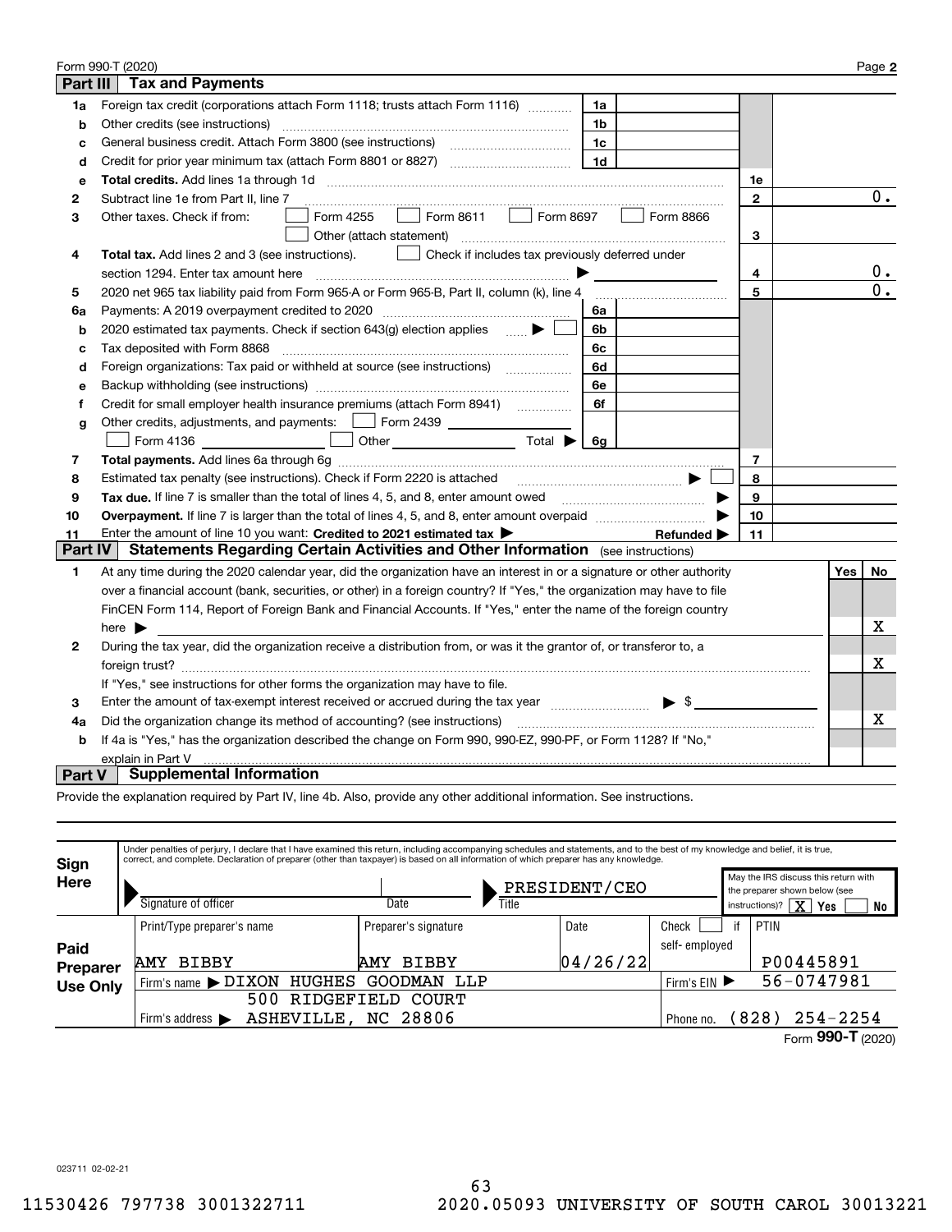Form 990-T (2020) Page **2**

## Part III Tax and Payments

| | | | | | |
|---|---|---|---|---|---|
| **1a** | Foreign tax credit (corporations attach Form 1118; trusts attach Form 1116) | 1a | | | |
| **b** | Other credits (see instructions) | 1b | | | |
| **c** | General business credit. Attach Form 3800 (see instructions) | 1c | | | |
| **d** | Credit for prior year minimum tax (attach Form 8801 or 8827) | 1d | | | |
| **e** | **Total credits.** Add lines 1a through 1d | | | 1e | |
| **2** | Subtract line 1e from Part II, line 7 | | | 2 | 0. |
| **3** | Other taxes. Check if from: ☐ Form 4255 ☐ Form 8611 ☐ Form 8697 ☐ Form 8866 ☐ Other (attach statement) | | | 3 | |
| **4** | **Total tax.** Add lines 2 and 3 (see instructions). ☐ Check if includes tax previously deferred under section 1294. Enter tax amount here ▶ | | | 4 | 0. |
| **5** | 2020 net 965 tax liability paid from Form 965-A or Form 965-B, Part II, column (k), line 4 | | | 5 | 0. |
| **6a** | Payments: A 2019 overpayment credited to 2020 | 6a | | | |
| **b** | 2020 estimated tax payments. Check if section 643(g) election applies ▶ ☐ | 6b | | | |
| **c** | Tax deposited with Form 8868 | 6c | | | |
| **d** | Foreign organizations: Tax paid or withheld at source (see instructions) | 6d | | | |
| **e** | Backup withholding (see instructions) | 6e | | | |
| **f** | Credit for small employer health insurance premiums (attach Form 8941) | 6f | | | |
| **g** | Other credits, adjustments, and payments: ☐ Form 2439 ______ ☐ Form 4136 ______ ☐ Other ______ Total ▶ | 6g | | | |
| **7** | **Total payments.** Add lines 6a through 6g | | | 7 | |
| **8** | Estimated tax penalty (see instructions). Check if Form 2220 is attached ▶ ☐ | | | 8 | |
| **9** | **Tax due.** If line 7 is smaller than the total of lines 4, 5, and 8, enter amount owed ▶ | | | 9 | |
| **10** | **Overpayment.** If line 7 is larger than the total of lines 4, 5, and 8, enter amount overpaid ▶ | | | 10 | |
| **11** | Enter the amount of line 10 you want: **Credited to 2021 estimated tax** ▶ | | **Refunded** ▶ | 11 | |

## Part IV Statements Regarding Certain Activities and Other Information (see instructions)

| | | Yes | No |
|---|---|---|---|
| **1** | At any time during the 2020 calendar year, did the organization have an interest in or a signature or other authority over a financial account (bank, securities, or other) in a foreign country? If "Yes," the organization may have to file FinCEN Form 114, Report of Foreign Bank and Financial Accounts. If "Yes," enter the name of the foreign country here ▶ | | X |
| **2** | During the tax year, did the organization receive a distribution from, or was it the grantor of, or transferor to, a foreign trust? If "Yes," see instructions for other forms the organization may have to file. | | X |
| **3** | Enter the amount of tax-exempt interest received or accrued during the tax year ▶ $ | | |
| **4a** | Did the organization change its method of accounting? (see instructions) | | X |
| **b** | If 4a is "Yes," has the organization described the change on Form 990, 990-EZ, 990-PF, or Form 1128? If "No," explain in Part V | | |

## Part V Supplemental Information

Provide the explanation required by Part IV, line 4b. Also, provide any other additional information. See instructions.

**Sign Here**

Under penalties of perjury, I declare that I have examined this return, including accompanying schedules and statements, and to the best of my knowledge and belief, it is true, correct, and complete. Declaration of preparer (other than taxpayer) is based on all information of which preparer has any knowledge.

| Signature of officer | Date | Title | May the IRS discuss this return with the preparer shown below (see instructions)? |
|---|---|---|---|
| | | PRESIDENT/CEO | X Yes ☐ No |

**Paid Preparer Use Only**

| Print/Type preparer's name | Preparer's signature | Date | Check ☐ if self-employed | PTIN |
|---|---|---|---|---|
| AMY BIBBY | AMY BIBBY | 04/26/22 | | P00445891 |
| Firm's name ▶ DIXON HUGHES GOODMAN LLP | | | Firm's EIN ▶ | 56-0747981 |
| Firm's address ▶ 500 RIDGEFIELD COURT ASHEVILLE, NC 28806 | | | Phone no. | (828) 254-2254 |

Form **990-T** (2020)

023711 02-02-21

11530426 797738 3001322711 2020.05093 UNIVERSITY OF SOUTH CAROL 30013221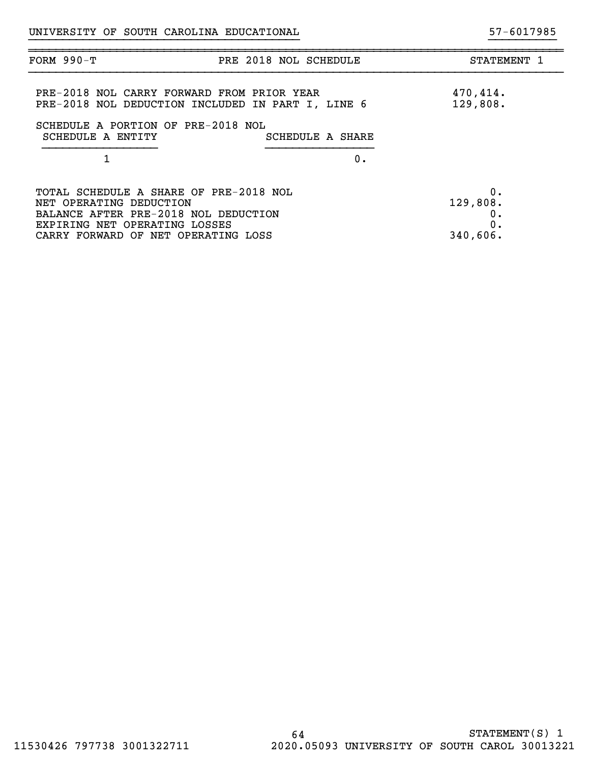UNIVERSITY OF SOUTH CAROLINA EDUCATIONAL 57-6017985

| FORM 990-T | PRE 2018 NOL SCHEDULE | STATEMENT 1 |
|---|---|---|

| | |
|---|---|
| PRE-2018 NOL CARRY FORWARD FROM PRIOR YEAR | 470,414. |
| PRE-2018 NOL DEDUCTION INCLUDED IN PART I, LINE 6 | 129,808. |

SCHEDULE A PORTION OF PRE-2018 NOL

| SCHEDULE A ENTITY | SCHEDULE A SHARE |
|---|---|
| 1 | 0. |

| | |
|---|---|
| TOTAL SCHEDULE A SHARE OF PRE-2018 NOL | 0. |
| NET OPERATING DEDUCTION | 129,808. |
| BALANCE AFTER PRE-2018 NOL DEDUCTION | 0. |
| EXPIRING NET OPERATING LOSSES | 0. |
| CARRY FORWARD OF NET OPERATING LOSS | 340,606. |

STATEMENT(S) 1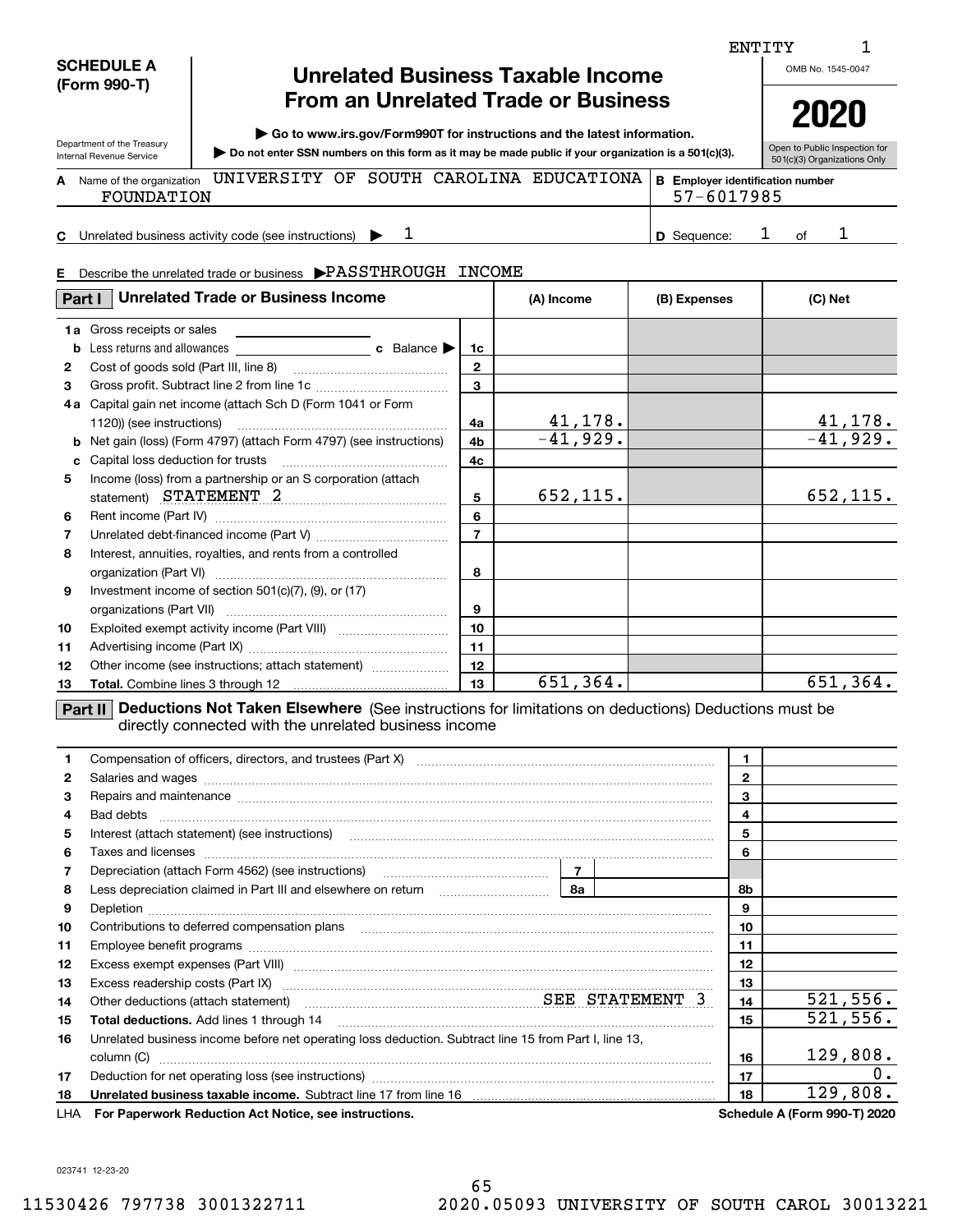ENTITY 1

**SCHEDULE A (Form 990-T)**

Department of the Treasury
Internal Revenue Service

# Unrelated Business Taxable Income From an Unrelated Trade or Business

▶ Go to www.irs.gov/Form990T for instructions and the latest information.

▶ Do not enter SSN numbers on this form as it may be made public if your organization is a 501(c)(3).

OMB No. 1545-0047

**2020**

Open to Public Inspection for 501(c)(3) Organizations Only

**A** Name of the organization UNIVERSITY OF SOUTH CAROLINA EDUCATIONA FOUNDATION

**B** Employer identification number 57-6017985

**C** Unrelated business activity code (see instructions) ▶ 1

**D** Sequence: 1 of 1

**E** Describe the unrelated trade or business ▶PASSTHROUGH INCOME

| **Part I** Unrelated Trade or Business Income | | (A) Income | (B) Expenses | (C) Net |
|---|---|---|---|---|
| **1a** Gross receipts or sales | | | | |
| **b** Less returns and allowances **c** Balance ▶ | 1c | | | |
| **2** Cost of goods sold (Part III, line 8) | 2 | | | |
| **3** Gross profit. Subtract line 2 from line 1c | 3 | | | |
| **4a** Capital gain net income (attach Sch D (Form 1041 or Form 1120)) (see instructions) | 4a | 41,178. | | 41,178. |
| **b** Net gain (loss) (Form 4797) (attach Form 4797) (see instructions) | 4b | -41,929. | | -41,929. |
| **c** Capital loss deduction for trusts | 4c | | | |
| **5** Income (loss) from a partnership or an S corporation (attach statement) STATEMENT 2 | 5 | 652,115. | | 652,115. |
| **6** Rent income (Part IV) | 6 | | | |
| **7** Unrelated debt-financed income (Part V) | 7 | | | |
| **8** Interest, annuities, royalties, and rents from a controlled organization (Part VI) | 8 | | | |
| **9** Investment income of section 501(c)(7), (9), or (17) organizations (Part VII) | 9 | | | |
| **10** Exploited exempt activity income (Part VIII) | 10 | | | |
| **11** Advertising income (Part IX) | 11 | | | |
| **12** Other income (see instructions; attach statement) | 12 | | | |
| **13** **Total.** Combine lines 3 through 12 | 13 | 651,364. | | 651,364. |

**Part II** **Deductions Not Taken Elsewhere** (See instructions for limitations on deductions) Deductions must be directly connected with the unrelated business income

| Line | Description | | |
|---|---|---|---|
| **1** | Compensation of officers, directors, and trustees (Part X) | 1 | |
| **2** | Salaries and wages | 2 | |
| **3** | Repairs and maintenance | 3 | |
| **4** | Bad debts | 4 | |
| **5** | Interest (attach statement) (see instructions) | 5 | |
| **6** | Taxes and licenses | 6 | |
| **7** | Depreciation (attach Form 4562) (see instructions) — 7 | | |
| **8** | Less depreciation claimed in Part III and elsewhere on return — 8a | 8b | |
| **9** | Depletion | 9 | |
| **10** | Contributions to deferred compensation plans | 10 | |
| **11** | Employee benefit programs | 11 | |
| **12** | Excess exempt expenses (Part VIII) | 12 | |
| **13** | Excess readership costs (Part IX) | 13 | |
| **14** | Other deductions (attach statement) SEE STATEMENT 3 | 14 | 521,556. |
| **15** | **Total deductions.** Add lines 1 through 14 | 15 | 521,556. |
| **16** | Unrelated business income before net operating loss deduction. Subtract line 15 from Part I, line 13, column (C) | 16 | 129,808. |
| **17** | Deduction for net operating loss (see instructions) | 17 | 0. |
| **18** | **Unrelated business taxable income.** Subtract line 17 from line 16 | 18 | 129,808. |

LHA **For Paperwork Reduction Act Notice, see instructions.** **Schedule A (Form 990-T) 2020**

023741 12-23-20

11530426 797738 3001322711 2020.05093 UNIVERSITY OF SOUTH CAROL 30013221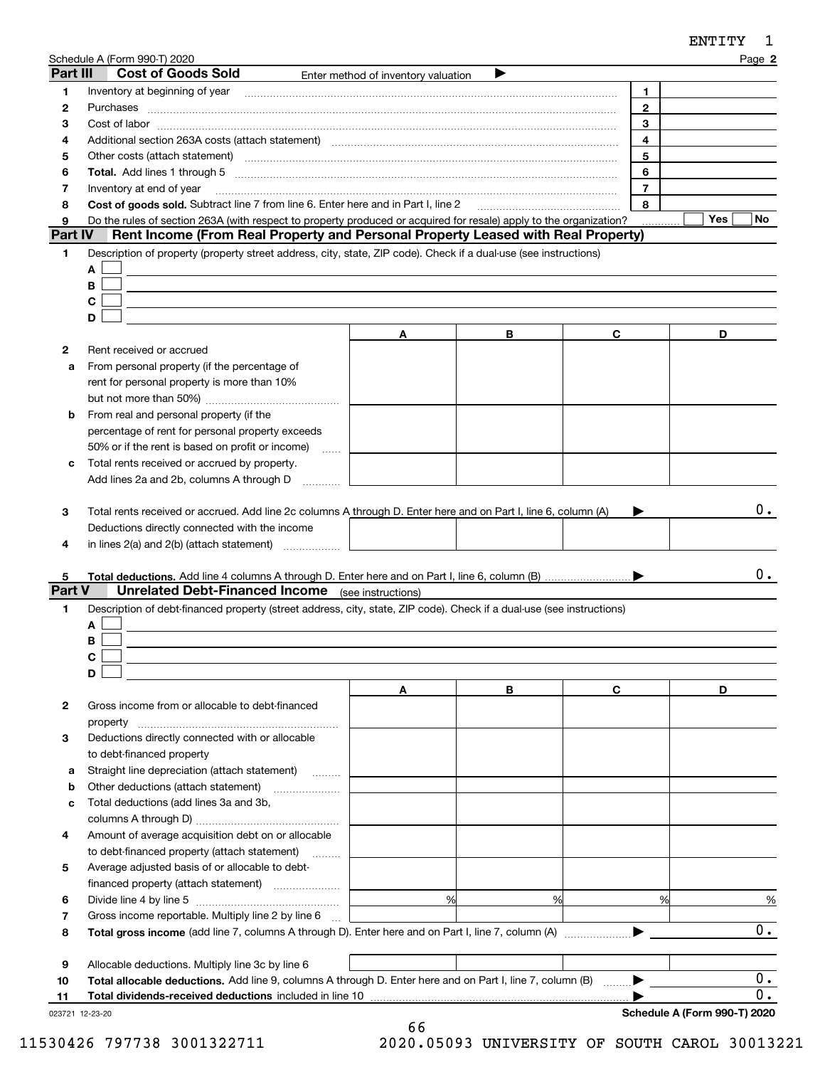ENTITY 1

Schedule A (Form 990-T) 2020 Page **2**

## Part III Cost of Goods Sold

Enter method of inventory valuation ▶

| | | | |
|---|---|---|---|
| 1 | Inventory at beginning of year | 1 | |
| 2 | Purchases | 2 | |
| 3 | Cost of labor | 3 | |
| 4 | Additional section 263A costs (attach statement) | 4 | |
| 5 | Other costs (attach statement) | 5 | |
| 6 | **Total.** Add lines 1 through 5 | 6 | |
| 7 | Inventory at end of year | 7 | |
| 8 | **Cost of goods sold.** Subtract line 7 from line 6. Enter here and in Part I, line 2 | 8 | |
| 9 | Do the rules of section 263A (with respect to property produced or acquired for resale) apply to the organization? | | ☐ Yes ☐ No |

## Part IV Rent Income (From Real Property and Personal Property Leased with Real Property)

1 Description of property (property street address, city, state, ZIP code). Check if a dual-use (see instructions)

A ☐

B ☐

C ☐

D ☐

| | | A | B | C | D |
|---|---|---|---|---|---|
| 2 | Rent received or accrued | | | | |
| a | From personal property (if the percentage of rent for personal property is more than 10% but not more than 50%) | | | | |
| b | From real and personal property (if the percentage of rent for personal property exceeds 50% or if the rent is based on profit or income) | | | | |
| c | Total rents received or accrued by property. Add lines 2a and 2b, columns A through D | | | | |
| 3 | Total rents received or accrued. Add line 2c columns A through D. Enter here and on Part I, line 6, column (A) ▶ | | | | 0. |
| 4 | Deductions directly connected with the income in lines 2(a) and 2(b) (attach statement) | | | | |
| 5 | **Total deductions.** Add line 4 columns A through D. Enter here and on Part I, line 6, column (B) ▶ | | | | 0. |

## Part V Unrelated Debt-Financed Income (see instructions)

1 Description of debt-financed property (street address, city, state, ZIP code). Check if a dual-use (see instructions)

A ☐

B ☐

C ☐

D ☐

| | | A | B | C | D |
|---|---|---|---|---|---|
| 2 | Gross income from or allocable to debt-financed property | | | | |
| 3 | Deductions directly connected with or allocable to debt-financed property | | | | |
| a | Straight line depreciation (attach statement) | | | | |
| b | Other deductions (attach statement) | | | | |
| c | Total deductions (add lines 3a and 3b, columns A through D) | | | | |
| 4 | Amount of average acquisition debt on or allocable to debt-financed property (attach statement) | | | | |
| 5 | Average adjusted basis of or allocable to debt-financed property (attach statement) | | | | |
| 6 | Divide line 4 by line 5 | % | % | % | % |
| 7 | Gross income reportable. Multiply line 2 by line 6 | | | | |
| 8 | **Total gross income** (add line 7, columns A through D). Enter here and on Part I, line 7, column (A) ▶ | | | | 0. |
| 9 | Allocable deductions. Multiply line 3c by line 6 | | | | |
| 10 | **Total allocable deductions.** Add line 9, columns A through D. Enter here and on Part I, line 7, column (B) ▶ | | | | 0. |
| 11 | **Total dividends-received deductions** included in line 10 ▶ | | | | 0. |

023721 12-23-20 **Schedule A (Form 990-T) 2020**

11530426 797738 3001322711 2020.05093 UNIVERSITY OF SOUTH CAROL 30013221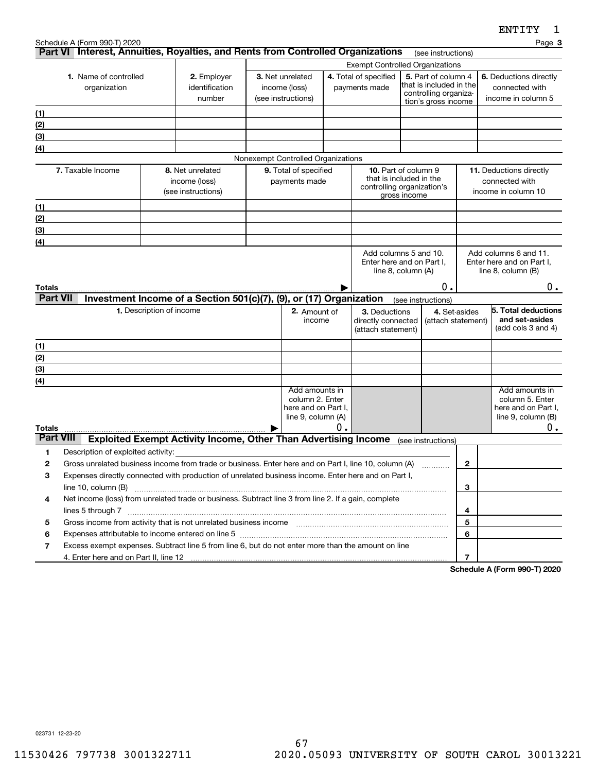ENTITY 1

Schedule A (Form 990-T) 2020 Page **3**

## Part VI Interest, Annuities, Royalties, and Rents from Controlled Organizations (see instructions)

| 1. Name of controlled organization | 2. Employer identification number | Exempt Controlled Organizations | | | |
|---|---|---|---|---|---|
| | | 3. Net unrelated income (loss) (see instructions) | 4. Total of specified payments made | 5. Part of column 4 that is included in the controlling organization's gross income | 6. Deductions directly connected with income in column 5 |
| (1) | | | | | |
| (2) | | | | | |
| (3) | | | | | |
| (4) | | | | | |

Nonexempt Controlled Organizations

| | 7. Taxable Income | 8. Net unrelated income (loss) (see instructions) | 9. Total of specified payments made | 10. Part of column 9 that is included in the controlling organization's gross income | 11. Deductions directly connected with income in column 10 |
|---|---|---|---|---|---|
| (1) | | | | | |
| (2) | | | | | |
| (3) | | | | | |
| (4) | | | | | |
| | | | | Add columns 5 and 10. Enter here and on Part I, line 8, column (A) | Add columns 6 and 11. Enter here and on Part I, line 8, column (B) |
| **Totals** ▶ | | | | 0. | 0. |

## Part VII Investment Income of a Section 501(c)(7), (9), or (17) Organization (see instructions)

| | 1. Description of income | 2. Amount of income | 3. Deductions directly connected (attach statement) | 4. Set-asides (attach statement) | 5. Total deductions and set-asides (add cols 3 and 4) |
|---|---|---|---|---|---|
| (1) | | | | | |
| (2) | | | | | |
| (3) | | | | | |
| (4) | | | | | |
| | | Add amounts in column 2. Enter here and on Part I, line 9, column (A) | | | Add amounts in column 5. Enter here and on Part I, line 9, column (B) |
| **Totals** ▶ | | 0. | | | 0. |

## Part VIII Exploited Exempt Activity Income, Other Than Advertising Income (see instructions)

| | | Line | Amount |
|---|---|---|---|
| 1 | Description of exploited activity: | | |
| 2 | Gross unrelated business income from trade or business. Enter here and on Part I, line 10, column (A) | 2 | |
| 3 | Expenses directly connected with production of unrelated business income. Enter here and on Part I, line 10, column (B) | 3 | |
| 4 | Net income (loss) from unrelated trade or business. Subtract line 3 from line 2. If a gain, complete lines 5 through 7 | 4 | |
| 5 | Gross income from activity that is not unrelated business income | 5 | |
| 6 | Expenses attributable to income entered on line 5 | 6 | |
| 7 | Excess exempt expenses. Subtract line 5 from line 6, but do not enter more than the amount on line 4. Enter here and on Part II, line 12 | 7 | |

**Schedule A (Form 990-T) 2020**

023731 12-23-20

11530426 797738 3001322711 2020.05093 UNIVERSITY OF SOUTH CAROL 30013221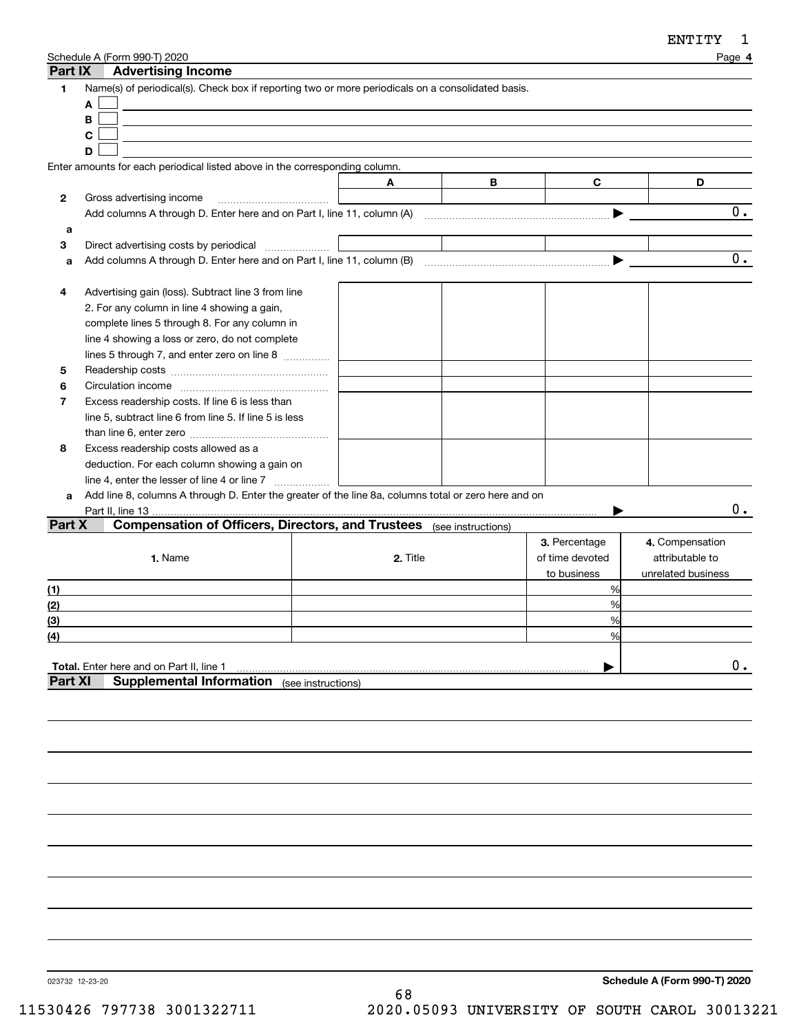ENTITY 1

Schedule A (Form 990-T) 2020

## Part IX Advertising Income

**1** Name(s) of periodical(s). Check box if reporting two or more periodicals on a consolidated basis.

- **A** ☐
- **B** ☐
- **C** ☐
- **D** ☐

Enter amounts for each periodical listed above in the corresponding column.

| | | A | B | C | D |
|---|---|---|---|---|---|
| **2** | Gross advertising income | | | | |
| | Add columns A through D. Enter here and on Part I, line 11, column (A) ▶ | | | | 0. |
| **a** | | | | | |
| **3** | Direct advertising costs by periodical | | | | |
| **a** | Add columns A through D. Enter here and on Part I, line 11, column (B) ▶ | | | | 0. |
| **4** | Advertising gain (loss). Subtract line 3 from line 2. For any column in line 4 showing a gain, complete lines 5 through 8. For any column in line 4 showing a loss or zero, do not complete lines 5 through 7, and enter zero on line 8 | | | | |
| **5** | Readership costs | | | | |
| **6** | Circulation income | | | | |
| **7** | Excess readership costs. If line 6 is less than line 5, subtract line 6 from line 5. If line 5 is less than line 6, enter zero | | | | |
| **8** | Excess readership costs allowed as a deduction. For each column showing a gain on line 4, enter the lesser of line 4 or line 7 | | | | |
| **a** | Add line 8, columns A through D. Enter the greater of the line 8a, columns total or zero here and on Part II, line 13 ▶ | | | | 0. |

## Part X Compensation of Officers, Directors, and Trustees (see instructions)

| 1. Name | 2. Title | 3. Percentage of time devoted to business | 4. Compensation attributable to unrelated business |
|---|---|---|---|
| (1) | | % | |
| (2) | | % | |
| (3) | | % | |
| (4) | | % | |
| **Total.** Enter here and on Part II, line 1 ▶ | | | 0. |

## Part XI Supplemental Information (see instructions)

023732 12-23-20

**Schedule A (Form 990-T) 2020**

11530426 797738 3001322711 2020.05093 UNIVERSITY OF SOUTH CAROL 30013221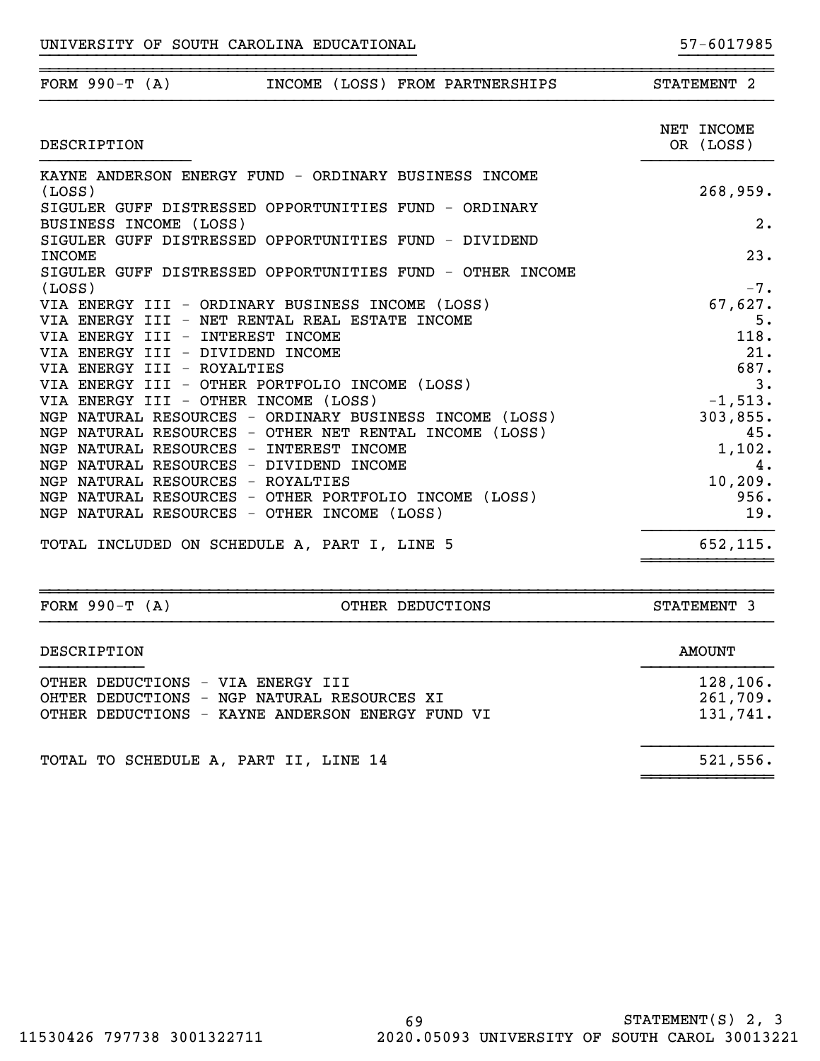UNIVERSITY OF SOUTH CAROLINA EDUCATIONAL 57-6017985

## FORM 990-T (A) INCOME (LOSS) FROM PARTNERSHIPS STATEMENT 2

| DESCRIPTION | NET INCOME OR (LOSS) |
|---|---|
| KAYNE ANDERSON ENERGY FUND - ORDINARY BUSINESS INCOME (LOSS) | 268,959. |
| SIGULER GUFF DISTRESSED OPPORTUNITIES FUND - ORDINARY BUSINESS INCOME (LOSS) | 2. |
| SIGULER GUFF DISTRESSED OPPORTUNITIES FUND - DIVIDEND INCOME | 23. |
| SIGULER GUFF DISTRESSED OPPORTUNITIES FUND - OTHER INCOME (LOSS) | -7. |
| VIA ENERGY III - ORDINARY BUSINESS INCOME (LOSS) | 67,627. |
| VIA ENERGY III - NET RENTAL REAL ESTATE INCOME | 5. |
| VIA ENERGY III - INTEREST INCOME | 118. |
| VIA ENERGY III - DIVIDEND INCOME | 21. |
| VIA ENERGY III - ROYALTIES | 687. |
| VIA ENERGY III - OTHER PORTFOLIO INCOME (LOSS) | 3. |
| VIA ENERGY III - OTHER INCOME (LOSS) | -1,513. |
| NGP NATURAL RESOURCES - ORDINARY BUSINESS INCOME (LOSS) | 303,855. |
| NGP NATURAL RESOURCES - OTHER NET RENTAL INCOME (LOSS) | 45. |
| NGP NATURAL RESOURCES - INTEREST INCOME | 1,102. |
| NGP NATURAL RESOURCES - DIVIDEND INCOME | 4. |
| NGP NATURAL RESOURCES - ROYALTIES | 10,209. |
| NGP NATURAL RESOURCES - OTHER PORTFOLIO INCOME (LOSS) | 956. |
| NGP NATURAL RESOURCES - OTHER INCOME (LOSS) | 19. |
| TOTAL INCLUDED ON SCHEDULE A, PART I, LINE 5 | 652,115. |

## FORM 990-T (A) OTHER DEDUCTIONS STATEMENT 3

| DESCRIPTION | AMOUNT |
|---|---|
| OTHER DEDUCTIONS - VIA ENERGY III | 128,106. |
| OHTER DEDUCTIONS - NGP NATURAL RESOURCES XI | 261,709. |
| OTHER DEDUCTIONS - KAYNE ANDERSON ENERGY FUND VI | 131,741. |
| TOTAL TO SCHEDULE A, PART II, LINE 14 | 521,556. |

STATEMENT(S) 2, 3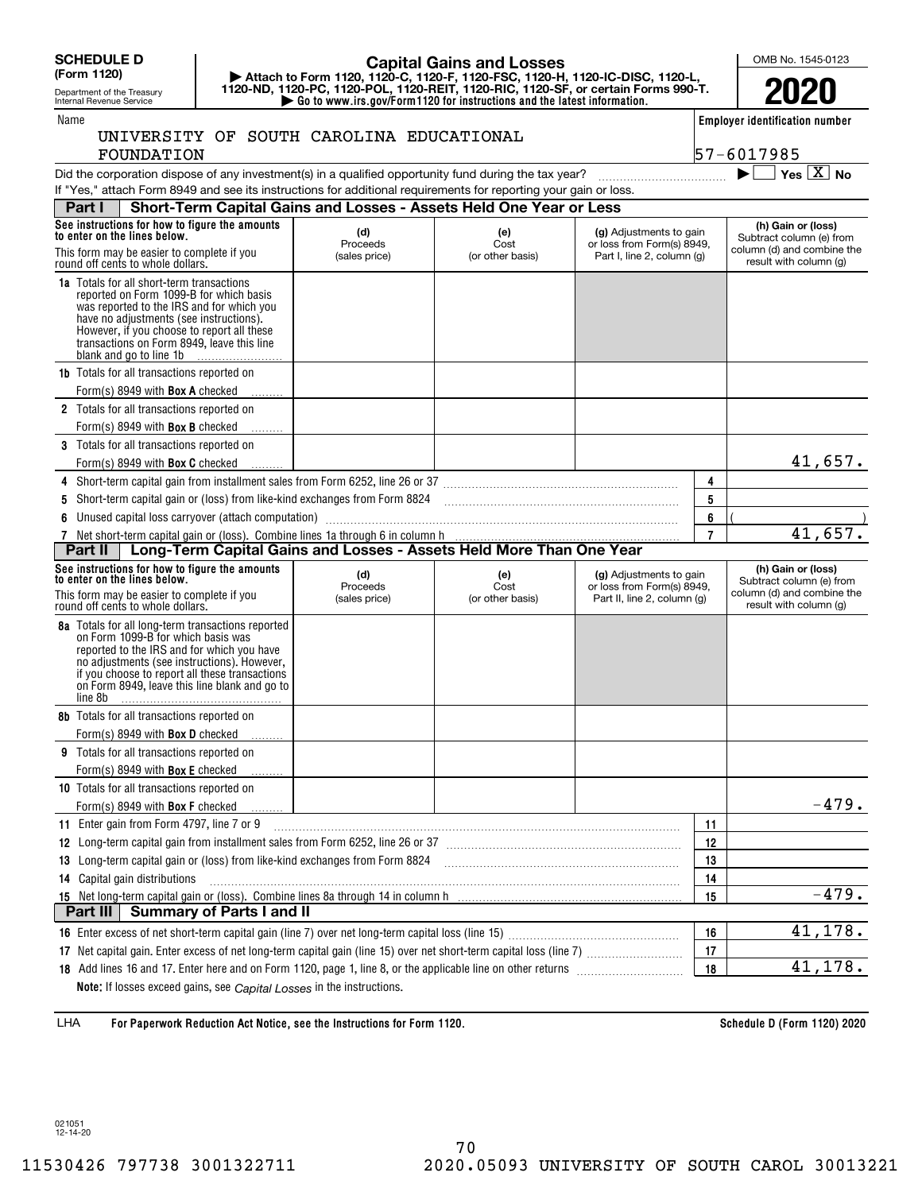**SCHEDULE D (Form 1120)**

Department of the Treasury Internal Revenue Service

# Capital Gains and Losses

▶ Attach to Form 1120, 1120-C, 1120-F, 1120-FSC, 1120-H, 1120-IC-DISC, 1120-L, 1120-ND, 1120-PC, 1120-POL, 1120-REIT, 1120-RIC, 1120-SF, or certain Forms 990-T.

▶ Go to www.irs.gov/Form1120 for instructions and the latest information.

OMB No. 1545-0123

**2020**

Name: UNIVERSITY OF SOUTH CAROLINA EDUCATIONAL FOUNDATION

Employer identification number: 57-6017985

Did the corporation dispose of any investment(s) in a qualified opportunity fund during the tax year? ▶ ☐ Yes ☒ No

If "Yes," attach Form 8949 and see its instructions for additional requirements for reporting your gain or loss.

## Part I Short-Term Capital Gains and Losses - Assets Held One Year or Less

| See instructions for how to figure the amounts to enter on the lines below. This form may be easier to complete if you round off cents to whole dollars. | (d) Proceeds (sales price) | (e) Cost (or other basis) | (g) Adjustments to gain or loss from Form(s) 8949, Part I, line 2, column (g) | (h) Gain or (loss) Subtract column (e) from column (d) and combine the result with column (g) |
|---|---|---|---|---|
| **1a** Totals for all short-term transactions reported on Form 1099-B for which basis was reported to the IRS and for which you have no adjustments (see instructions). However, if you choose to report all these transactions on Form 8949, leave this line blank and go to line 1b | | | | |
| **1b** Totals for all transactions reported on Form(s) 8949 with **Box A** checked | | | | |
| **2** Totals for all transactions reported on Form(s) 8949 with **Box B** checked | | | | |
| **3** Totals for all transactions reported on Form(s) 8949 with **Box C** checked | | | | 41,657. |

| | | |
|---|---|---|
| **4** Short-term capital gain from installment sales from Form 6252, line 26 or 37 | 4 | |
| **5** Short-term capital gain or (loss) from like-kind exchanges from Form 8824 | 5 | |
| **6** Unused capital loss carryover (attach computation) | 6 | ( ) |
| **7** Net short-term capital gain or (loss). Combine lines 1a through 6 in column h | 7 | 41,657. |

## Part II Long-Term Capital Gains and Losses - Assets Held More Than One Year

| See instructions for how to figure the amounts to enter on the lines below. This form may be easier to complete if you round off cents to whole dollars. | (d) Proceeds (sales price) | (e) Cost (or other basis) | (g) Adjustments to gain or loss from Form(s) 8949, Part II, line 2, column (g) | (h) Gain or (loss) Subtract column (e) from column (d) and combine the result with column (g) |
|---|---|---|---|---|
| **8a** Totals for all long-term transactions reported on Form 1099-B for which basis was reported to the IRS and for which you have no adjustments (see instructions). However, if you choose to report all these transactions on Form 8949, leave this line blank and go to line 8b | | | | |
| **8b** Totals for all transactions reported on Form(s) 8949 with **Box D** checked | | | | |
| **9** Totals for all transactions reported on Form(s) 8949 with **Box E** checked | | | | |
| **10** Totals for all transactions reported on Form(s) 8949 with **Box F** checked | | | | -479. |

| | | |
|---|---|---|
| **11** Enter gain from Form 4797, line 7 or 9 | 11 | |
| **12** Long-term capital gain from installment sales from Form 6252, line 26 or 37 | 12 | |
| **13** Long-term capital gain or (loss) from like-kind exchanges from Form 8824 | 13 | |
| **14** Capital gain distributions | 14 | |
| **15** Net long-term capital gain or (loss). Combine lines 8a through 14 in column h | 15 | -479. |

## Part III Summary of Parts I and II

| | | |
|---|---|---|
| **16** Enter excess of net short-term capital gain (line 7) over net long-term capital loss (line 15) | 16 | 41,178. |
| **17** Net capital gain. Enter excess of net long-term capital gain (line 15) over net short-term capital loss (line 7) | 17 | |
| **18** Add lines 16 and 17. Enter here and on Form 1120, page 1, line 8, or the applicable line on other returns | 18 | 41,178. |

**Note:** If losses exceed gains, see *Capital Losses* in the instructions.

LHA **For Paperwork Reduction Act Notice, see the Instructions for Form 1120.** **Schedule D (Form 1120) 2020**

021051 12-14-20

11530426 797738 3001322711 2020.05093 UNIVERSITY OF SOUTH CAROL 30013221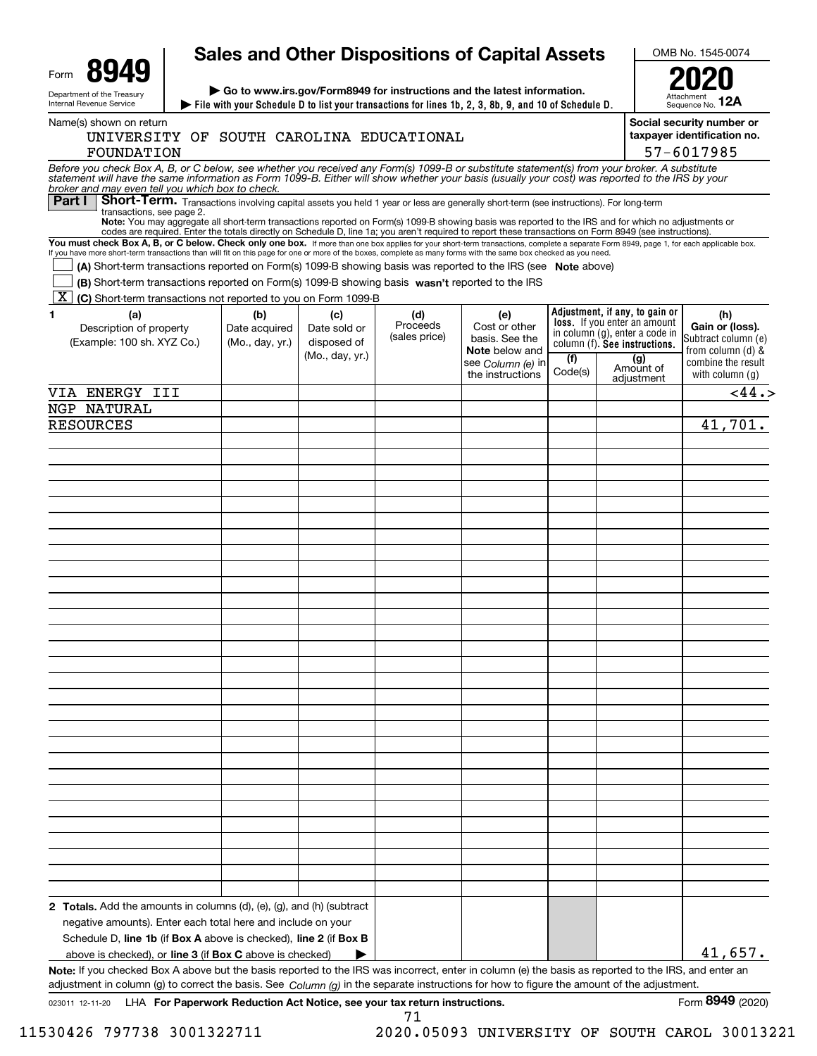# Form 8949

**Sales and Other Dispositions of Capital Assets**

Department of the Treasury
Internal Revenue Service

▶ Go to www.irs.gov/Form8949 for instructions and the latest information.

▶ File with your Schedule D to list your transactions for lines 1b, 2, 3, 8b, 9, and 10 of Schedule D.

OMB No. 1545-0074

**2020**

Attachment Sequence No. **12A**

Name(s) shown on return: UNIVERSITY OF SOUTH CAROLINA EDUCATIONAL FOUNDATION

Social security number or taxpayer identification no.: 57-6017985

*Before you check Box A, B, or C below, see whether you received any Form(s) 1099-B or substitute statement(s) from your broker. A substitute statement will have the same information as Form 1099-B. Either will show whether your basis (usually your cost) was reported to the IRS by your broker and may even tell you which box to check.*

## Part I Short-Term.

Transactions involving capital assets you held 1 year or less are generally short-term (see instructions). For long-term transactions, see page 2.

**Note:** You may aggregate all short-term transactions reported on Form(s) 1099-B showing basis was reported to the IRS and for which no adjustments or codes are required. Enter the totals directly on Schedule D, line 1a; you aren't required to report these transactions on Form 8949 (see instructions).

**You must check Box A, B, or C below. Check only one box.** If more than one box applies for your short-term transactions, complete a separate Form 8949, page 1, for each applicable box. If you have more short-term transactions than will fit on this page for one or more of the boxes, complete as many forms with the same box checked as you need.

☐ **(A)** Short-term transactions reported on Form(s) 1099-B showing basis was reported to the IRS (see **Note** above)

☐ **(B)** Short-term transactions reported on Form(s) 1099-B showing basis **wasn't** reported to the IRS

☒ **(C)** Short-term transactions not reported to you on Form 1099-B

| 1 (a) Description of property (Example: 100 sh. XYZ Co.) | (b) Date acquired (Mo., day, yr.) | (c) Date sold or disposed of (Mo., day, yr.) | (d) Proceeds (sales price) | (e) Cost or other basis. See the **Note** below and see *Column (e)* in the instructions | Adjustment, if any, to gain or loss. If you enter an amount in column (g), enter a code in column (f). See instructions. (f) Code(s) | (g) Amount of adjustment | (h) Gain or (loss). Subtract column (e) from column (d) & combine the result with column (g) |
|---|---|---|---|---|---|---|---|
| VIA ENERGY III | | | | | | | <44.> |
| NGP NATURAL RESOURCES | | | | | | | 41,701. |
| **2 Totals.** Add the amounts in columns (d), (e), (g), and (h) (subtract negative amounts). Enter each total here and include on your Schedule D, **line 1b** (if **Box A** above is checked), **line 2** (if **Box B** above is checked), or **line 3** (if **Box C** above is checked) ▶ | | | | | | | 41,657. |

**Note:** If you checked Box A above but the basis reported to the IRS was incorrect, enter in column (e) the basis as reported to the IRS, and enter an adjustment in column (g) to correct the basis. See *Column (g)* in the separate instructions for how to figure the amount of the adjustment.

023011 12-11-20 LHA **For Paperwork Reduction Act Notice, see your tax return instructions.** Form **8949** (2020)

11530426 797738 3001322711 2020.05093 UNIVERSITY OF SOUTH CAROL 30013221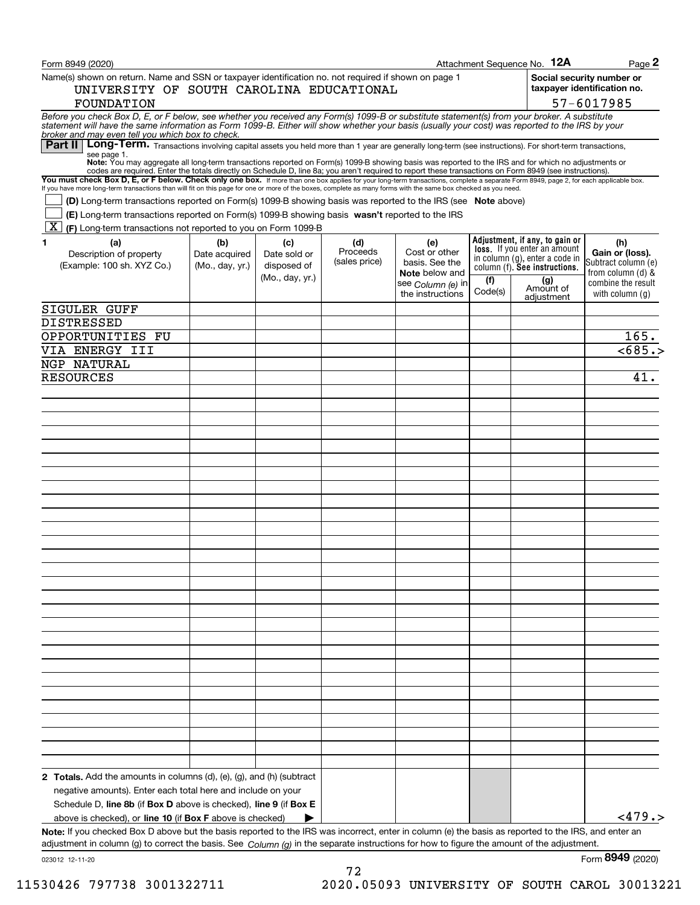Form 8949 (2020) Attachment Sequence No. **12A** Page **2**

Name(s) shown on return. Name and SSN or taxpayer identification no. not required if shown on page 1

UNIVERSITY OF SOUTH CAROLINA EDUCATIONAL FOUNDATION

**Social security number or taxpayer identification no.**

57-6017985

*Before you check Box D, E, or F below, see whether you received any Form(s) 1099-B or substitute statement(s) from your broker. A substitute statement will have the same information as Form 1099-B. Either will show whether your basis (usually your cost) was reported to the IRS by your broker and may even tell you which box to check.*

## Part II Long-Term.

Transactions involving capital assets you held more than 1 year are generally long-term (see instructions). For short-term transactions, see page 1.

**Note:** You may aggregate all long-term transactions reported on Form(s) 1099-B showing basis was reported to the IRS and for which no adjustments or codes are required. Enter the totals directly on Schedule D, line 8a; you aren't required to report these transactions on Form 8949 (see instructions).

**You must check Box D, E, or F below. Check only one box.** If more than one box applies for your long-term transactions, complete a separate Form 8949, page 2, for each applicable box. If you have more long-term transactions than will fit on this page for one or more of the boxes, complete as many forms with the same box checked as you need.

☐ **(D)** Long-term transactions reported on Form(s) 1099-B showing basis was reported to the IRS (see **Note** above)

☐ **(E)** Long-term transactions reported on Form(s) 1099-B showing basis **wasn't** reported to the IRS

☒ **(F)** Long-term transactions not reported to you on Form 1099-B

| 1 (a) Description of property (Example: 100 sh. XYZ Co.) | (b) Date acquired (Mo., day, yr.) | (c) Date sold or disposed of (Mo., day, yr.) | (d) Proceeds (sales price) | (e) Cost or other basis. See the **Note** below and see *Column (e)* in the instructions | Adjustment, if any, to gain or loss. If you enter an amount in column (g), enter a code in column (f). See instructions. (f) Code(s) | (g) Amount of adjustment | (h) Gain or (loss). Subtract column (e) from column (d) & combine the result with column (g) |
|---|---|---|---|---|---|---|---|
| SIGULER GUFF DISTRESSED OPPORTUNITIES FU | | | | | | | 165. |
| VIA ENERGY III | | | | | | | <685.> |
| NGP NATURAL RESOURCES | | | | | | | 41. |
| **2 Totals.** Add the amounts in columns (d), (e), (g), and (h) (subtract negative amounts). Enter each total here and include on your Schedule D, **line 8b** (if **Box D** above is checked), **line 9** (if **Box E** above is checked), or **line 10** (if **Box F** above is checked) ▶ | | | | | | | <479.> |

**Note:** If you checked Box D above but the basis reported to the IRS was incorrect, enter in column (e) the basis as reported to the IRS, and enter an adjustment in column (g) to correct the basis. See *Column (g)* in the separate instructions for how to figure the amount of the adjustment.

023012 12-11-20 Form **8949** (2020)

11530426 797738 3001322711 2020.05093 UNIVERSITY OF SOUTH CAROL 30013221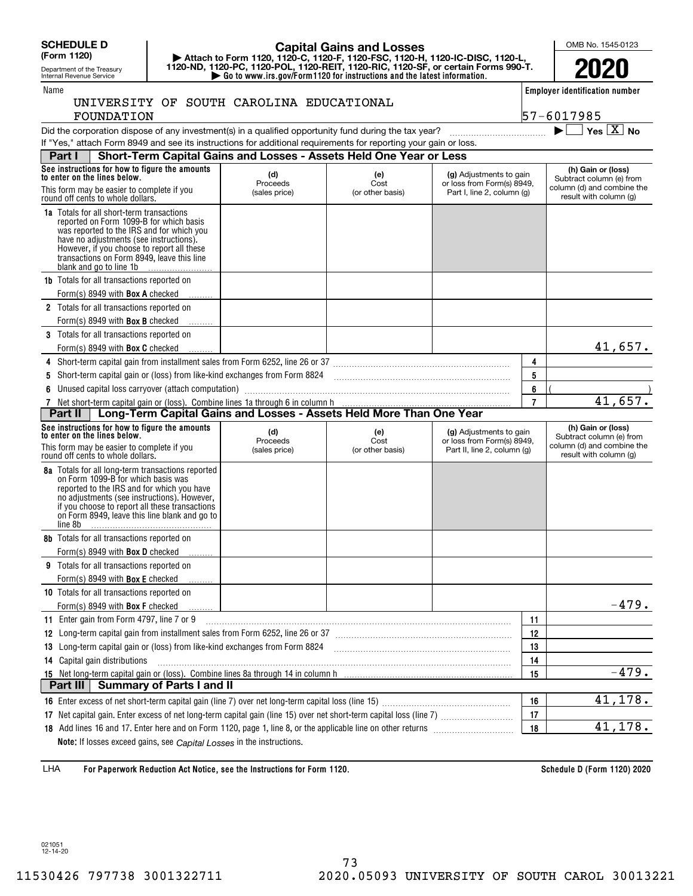**SCHEDULE D (Form 1120)**

Department of the Treasury
Internal Revenue Service

# Capital Gains and Losses

▶ Attach to Form 1120, 1120-C, 1120-F, 1120-FSC, 1120-H, 1120-IC-DISC, 1120-L, 1120-ND, 1120-PC, 1120-POL, 1120-REIT, 1120-RIC, 1120-SF, or certain Forms 990-T.
▶ Go to www.irs.gov/Form1120 for instructions and the latest information.

OMB No. 1545-0123

**2020**

Name: UNIVERSITY OF SOUTH CAROLINA EDUCATIONAL FOUNDATION

Employer identification number: 57-6017985

Did the corporation dispose of any investment(s) in a qualified opportunity fund during the tax year? ▶ ☐ Yes ☒ No

If "Yes," attach Form 8949 and see its instructions for additional requirements for reporting your gain or loss.

## Part I Short-Term Capital Gains and Losses - Assets Held One Year or Less

| See instructions for how to figure the amounts to enter on the lines below. This form may be easier to complete if you round off cents to whole dollars. | (d) Proceeds (sales price) | (e) Cost (or other basis) | (g) Adjustments to gain or loss from Form(s) 8949, Part I, line 2, column (g) | (h) Gain or (loss) Subtract column (e) from column (d) and combine the result with column (g) |
|---|---|---|---|---|
| **1a** Totals for all short-term transactions reported on Form 1099-B for which basis was reported to the IRS and for which you have no adjustments (see instructions). However, if you choose to report all these transactions on Form 8949, leave this line blank and go to line 1b | | | | |
| **1b** Totals for all transactions reported on Form(s) 8949 with **Box A** checked | | | | |
| **2** Totals for all transactions reported on Form(s) 8949 with **Box B** checked | | | | |
| **3** Totals for all transactions reported on Form(s) 8949 with **Box C** checked | | | | 41,657. |

| Line | Description | | Amount |
|---|---|---|---|
| **4** | Short-term capital gain from installment sales from Form 6252, line 26 or 37 | 4 | |
| **5** | Short-term capital gain or (loss) from like-kind exchanges from Form 8824 | 5 | |
| **6** | Unused capital loss carryover (attach computation) | 6 | ( ) |
| **7** | Net short-term capital gain or (loss). Combine lines 1a through 6 in column h | 7 | 41,657. |

## Part II Long-Term Capital Gains and Losses - Assets Held More Than One Year

| See instructions for how to figure the amounts to enter on the lines below. This form may be easier to complete if you round off cents to whole dollars. | (d) Proceeds (sales price) | (e) Cost (or other basis) | (g) Adjustments to gain or loss from Form(s) 8949, Part II, line 2, column (g) | (h) Gain or (loss) Subtract column (e) from column (d) and combine the result with column (g) |
|---|---|---|---|---|
| **8a** Totals for all long-term transactions reported on Form 1099-B for which basis was reported to the IRS and for which you have no adjustments (see instructions). However, if you choose to report all these transactions on Form 8949, leave this line blank and go to line 8b | | | | |
| **8b** Totals for all transactions reported on Form(s) 8949 with **Box D** checked | | | | |
| **9** Totals for all transactions reported on Form(s) 8949 with **Box E** checked | | | | |
| **10** Totals for all transactions reported on Form(s) 8949 with **Box F** checked | | | | -479. |

| Line | Description | | Amount |
|---|---|---|---|
| **11** | Enter gain from Form 4797, line 7 or 9 | 11 | |
| **12** | Long-term capital gain from installment sales from Form 6252, line 26 or 37 | 12 | |
| **13** | Long-term capital gain or (loss) from like-kind exchanges from Form 8824 | 13 | |
| **14** | Capital gain distributions | 14 | |
| **15** | Net long-term capital gain or (loss). Combine lines 8a through 14 in column h | 15 | -479. |

## Part III Summary of Parts I and II

| Line | Description | | Amount |
|---|---|---|---|
| **16** | Enter excess of net short-term capital gain (line 7) over net long-term capital loss (line 15) | 16 | 41,178. |
| **17** | Net capital gain. Enter excess of net long-term capital gain (line 15) over net short-term capital loss (line 7) | 17 | |
| **18** | Add lines 16 and 17. Enter here and on Form 1120, page 1, line 8, or the applicable line on other returns | 18 | 41,178. |

**Note:** If losses exceed gains, see *Capital Losses* in the instructions.

LHA **For Paperwork Reduction Act Notice, see the Instructions for Form 1120.** **Schedule D (Form 1120) 2020**

021051 12-14-20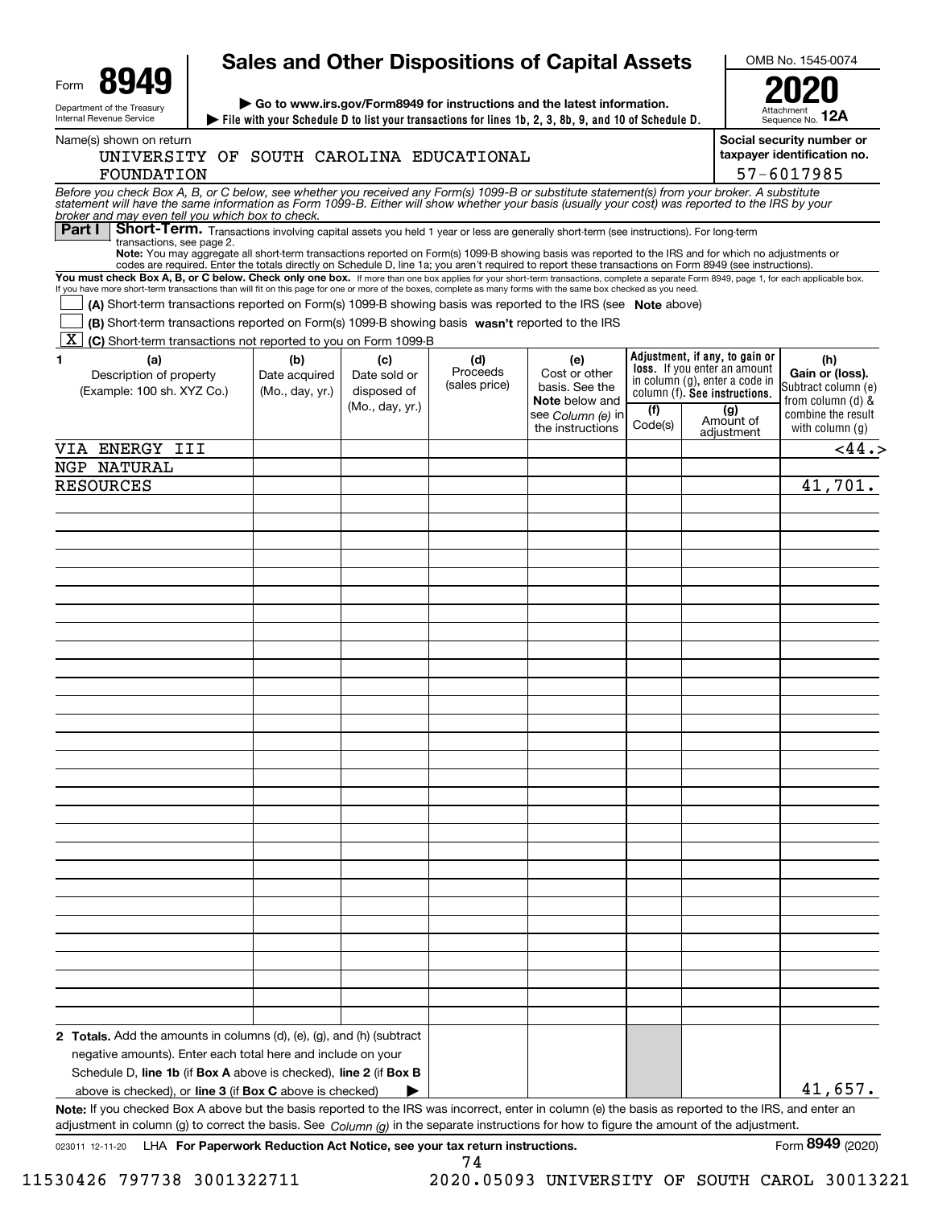Form **8949**

Department of the Treasury
Internal Revenue Service

# Sales and Other Dispositions of Capital Assets

▶ Go to www.irs.gov/Form8949 for instructions and the latest information.

▶ File with your Schedule D to list your transactions for lines 1b, 2, 3, 8b, 9, and 10 of Schedule D.

OMB No. 1545-0074

**2020**

Attachment Sequence No. **12A**

Name(s) shown on return: UNIVERSITY OF SOUTH CAROLINA EDUCATIONAL FOUNDATION

Social security number or taxpayer identification no.: 57-6017985

*Before you check Box A, B, or C below, see whether you received any Form(s) 1099-B or substitute statement(s) from your broker. A substitute statement will have the same information as Form 1099-B. Either will show whether your basis (usually your cost) was reported to the IRS by your broker and may even tell you which box to check.*

**Part I** **Short-Term.** Transactions involving capital assets you held 1 year or less are generally short-term (see instructions). For long-term transactions, see page 2.

**Note:** You may aggregate all short-term transactions reported on Form(s) 1099-B showing basis was reported to the IRS and for which no adjustments or codes are required. Enter the totals directly on Schedule D, line 1a; you aren't required to report these transactions on Form 8949 (see instructions).

**You must check Box A, B, or C below. Check only one box.** If more than one box applies for your short-term transactions, complete a separate Form 8949, page 1, for each applicable box. If you have more short-term transactions than will fit on this page for one or more of the boxes, complete as many forms with the same box checked as you need.

- [ ] **(A)** Short-term transactions reported on Form(s) 1099-B showing basis was reported to the IRS (see **Note** above)
- [ ] **(B)** Short-term transactions reported on Form(s) 1099-B showing basis **wasn't** reported to the IRS
- [X] **(C)** Short-term transactions not reported to you on Form 1099-B

| 1 (a) Description of property (Example: 100 sh. XYZ Co.) | (b) Date acquired (Mo., day, yr.) | (c) Date sold or disposed of (Mo., day, yr.) | (d) Proceeds (sales price) | (e) Cost or other basis. See the **Note** below and see *Column (e)* in the instructions | Adjustment, if any, to gain or loss. If you enter an amount in column (g), enter a code in column (f). See instructions. (f) Code(s) | (g) Amount of adjustment | (h) Gain or (loss). Subtract column (e) from column (d) & combine the result with column (g) |
|---|---|---|---|---|---|---|---|
| VIA ENERGY III | | | | | | | <44.> |
| NGP NATURAL RESOURCES | | | | | | | 41,701. |
| **2 Totals.** Add the amounts in columns (d), (e), (g), and (h) (subtract negative amounts). Enter each total here and include on your Schedule D, **line 1b** (if **Box A** above is checked), **line 2** (if **Box B** above is checked), or **line 3** (if **Box C** above is checked) ▶ | | | | | | | 41,657. |

**Note:** If you checked Box A above but the basis reported to the IRS was incorrect, enter in column (e) the basis as reported to the IRS, and enter an adjustment in column (g) to correct the basis. See *Column (g)* in the separate instructions for how to figure the amount of the adjustment.

023011 12-11-20 LHA **For Paperwork Reduction Act Notice, see your tax return instructions.** Form **8949** (2020)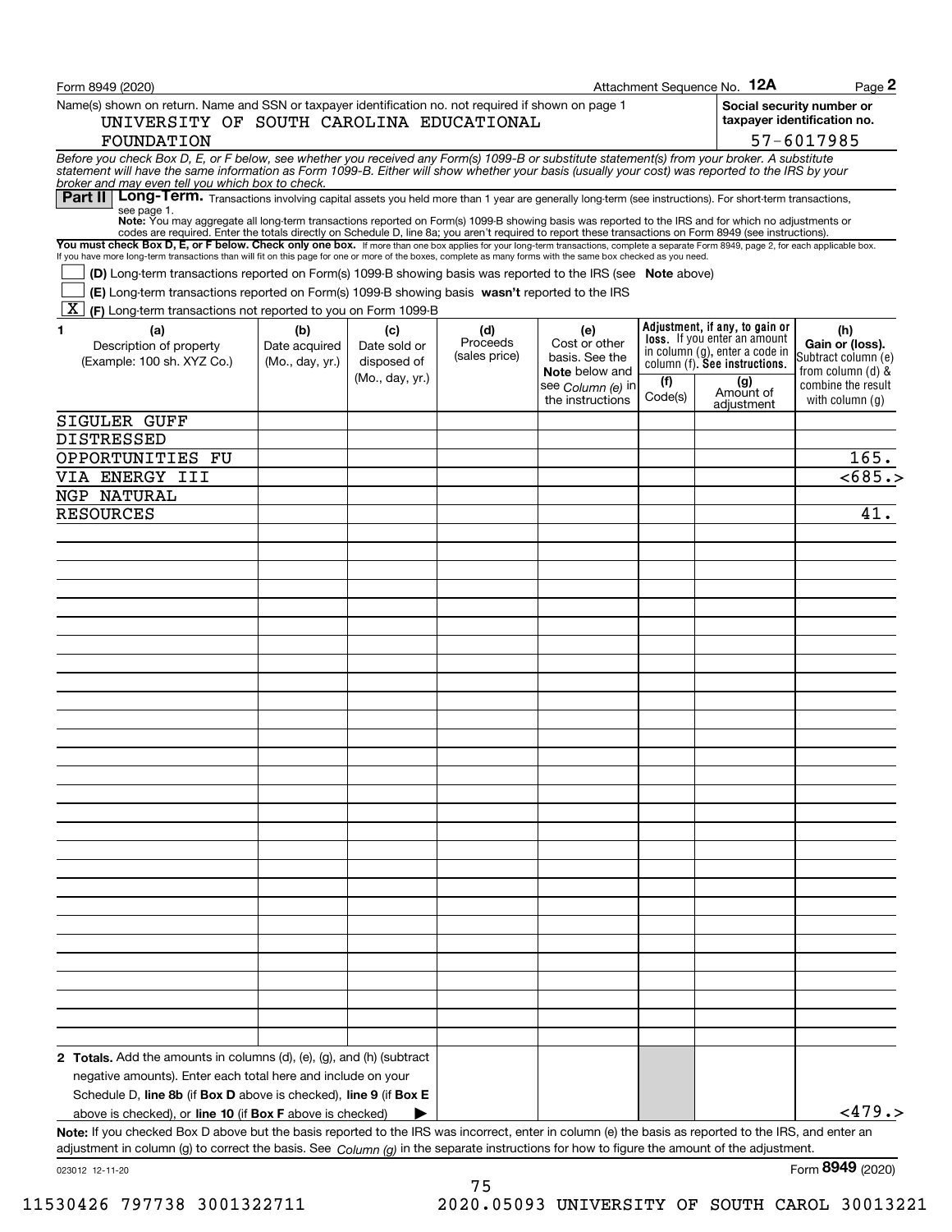Form 8949 (2020) Attachment Sequence No. **12A** Page **2**

Name(s) shown on return. Name and SSN or taxpayer identification no. not required if shown on page 1

UNIVERSITY OF SOUTH CAROLINA EDUCATIONAL FOUNDATION

**Social security number or taxpayer identification no.**

57-6017985

*Before you check Box D, E, or F below, see whether you received any Form(s) 1099-B or substitute statement(s) from your broker. A substitute statement will have the same information as Form 1099-B. Either will show whether your basis (usually your cost) was reported to the IRS by your broker and may even tell you which box to check.*

## Part II Long-Term.

Transactions involving capital assets you held more than 1 year are generally long-term (see instructions). For short-term transactions, see page 1.

**Note:** You may aggregate all long-term transactions reported on Form(s) 1099-B showing basis was reported to the IRS and for which no adjustments or codes are required. Enter the totals directly on Schedule D, line 8a; you aren't required to report these transactions on Form 8949 (see instructions).

**You must check Box D, E, or F below. Check only one box.** If more than one box applies for your long-term transactions, complete a separate Form 8949, page 2, for each applicable box. If you have more long-term transactions than will fit on this page for one or more of the boxes, complete as many forms with the same box checked as you need.

- [ ] **(D)** Long-term transactions reported on Form(s) 1099-B showing basis was reported to the IRS (see **Note** above)
- [ ] **(E)** Long-term transactions reported on Form(s) 1099-B showing basis **wasn't** reported to the IRS
- [X] **(F)** Long-term transactions not reported to you on Form 1099-B

| 1 (a) Description of property (Example: 100 sh. XYZ Co.) | (b) Date acquired (Mo., day, yr.) | (c) Date sold or disposed of (Mo., day, yr.) | (d) Proceeds (sales price) | (e) Cost or other basis. See the **Note** below and see *Column (e)* in the instructions | Adjustment, if any, to gain or loss. If you enter an amount in column (g), enter a code in column (f). See instructions. (f) Code(s) | (g) Amount of adjustment | (h) Gain or (loss). Subtract column (e) from column (d) & combine the result with column (g) |
|---|---|---|---|---|---|---|---|
| SIGULER GUFF DISTRESSED OPPORTUNITIES FU | | | | | | | 165. |
| VIA ENERGY III | | | | | | | <685.> |
| NGP NATURAL RESOURCES | | | | | | | 41. |
| **2 Totals.** Add the amounts in columns (d), (e), (g), and (h) (subtract negative amounts). Enter each total here and include on your Schedule D, **line 8b** (if **Box D** above is checked), **line 9** (if **Box E** above is checked), or **line 10** (if **Box F** above is checked) ▶ | | | | | | | <479.> |

**Note:** If you checked Box D above but the basis reported to the IRS was incorrect, enter in column (e) the basis as reported to the IRS, and enter an adjustment in column (g) to correct the basis. See *Column (g)* in the separate instructions for how to figure the amount of the adjustment.

023012 12-11-20 Form **8949** (2020)

11530426 797738 3001322711 2020.05093 UNIVERSITY OF SOUTH CAROL 30013221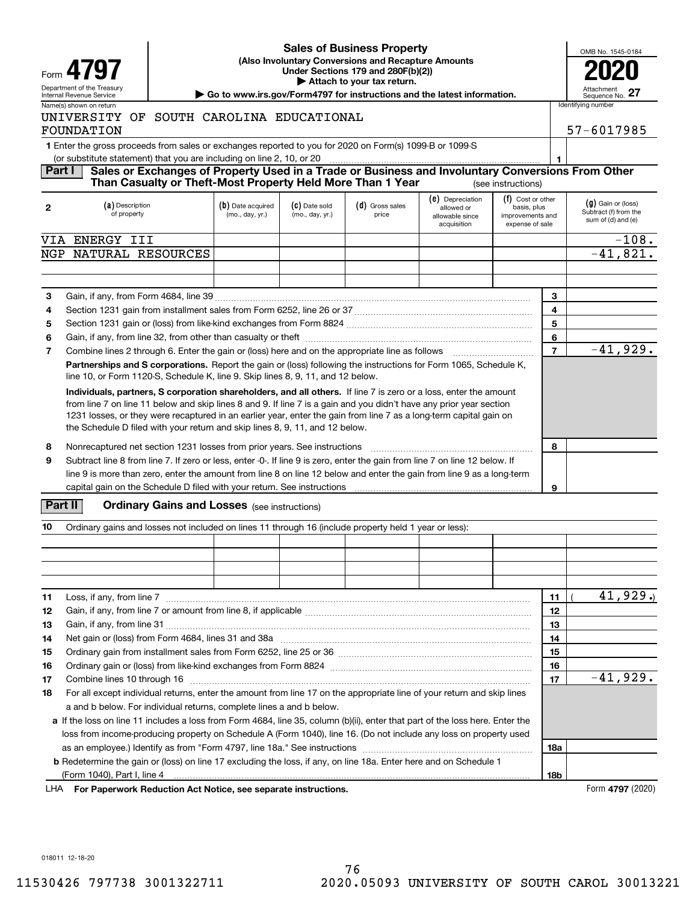Form **4797**

Department of the Treasury
Internal Revenue Service

# Sales of Business Property

**(Also Involuntary Conversions and Recapture Amounts Under Sections 179 and 280F(b)(2))**

▶ Attach to your tax return.

▶ Go to www.irs.gov/Form4797 for instructions and the latest information.

OMB No. 1545-0184

**2020**

Attachment Sequence No. **27**

Name(s) shown on return: UNIVERSITY OF SOUTH CAROLINA EDUCATIONAL FOUNDATION

Identifying number: 57-6017985

**1** Enter the gross proceeds from sales or exchanges reported to you for 2020 on Form(s) 1099-B or 1099-S (or substitute statement) that you are including on line 2, 10, or 20 ..... **1**

## Part I Sales or Exchanges of Property Used in a Trade or Business and Involuntary Conversions From Other Than Casualty or Theft-Most Property Held More Than 1 Year (see instructions)

| 2 (a) Description of property | (b) Date acquired (mo., day, yr.) | (c) Date sold (mo., day, yr.) | (d) Gross sales price | (e) Depreciation allowed or allowable since acquisition | (f) Cost or other basis, plus improvements and expense of sale | (g) Gain or (loss) Subtract (f) from the sum of (d) and (e) |
|---|---|---|---|---|---|---|
| VIA ENERGY III | | | | | | -108. |
| NGP NATURAL RESOURCES | | | | | | -41,821. |
| | | | | | | |
| | | | | | | |

| Line | Description | | Amount |
|---|---|---|---|
| 3 | Gain, if any, from Form 4684, line 39 | 3 | |
| 4 | Section 1231 gain from installment sales from Form 6252, line 26 or 37 | 4 | |
| 5 | Section 1231 gain or (loss) from like-kind exchanges from Form 8824 | 5 | |
| 6 | Gain, if any, from line 32, from other than casualty or theft | 6 | |
| 7 | Combine lines 2 through 6. Enter the gain or (loss) here and on the appropriate line as follows | 7 | -41,929. |

**Partnerships and S corporations.** Report the gain or (loss) following the instructions for Form 1065, Schedule K, line 10, or Form 1120-S, Schedule K, line 9. Skip lines 8, 9, 11, and 12 below.

**Individuals, partners, S corporation shareholders, and all others.** If line 7 is zero or a loss, enter the amount from line 7 on line 11 below and skip lines 8 and 9. If line 7 is a gain and you didn't have any prior year section 1231 losses, or they were recaptured in an earlier year, enter the gain from line 7 as a long-term capital gain on the Schedule D filed with your return and skip lines 8, 9, 11, and 12 below.

| Line | Description | | Amount |
|---|---|---|---|
| 8 | Nonrecaptured net section 1231 losses from prior years. See instructions | 8 | |
| 9 | Subtract line 8 from line 7. If zero or less, enter -0-. If line 9 is zero, enter the gain from line 7 on line 12 below. If line 9 is more than zero, enter the amount from line 8 on line 12 below and enter the gain from line 9 as a long-term capital gain on the Schedule D filed with your return. See instructions | 9 | |

## Part II Ordinary Gains and Losses (see instructions)

**10** Ordinary gains and losses not included on lines 11 through 16 (include property held 1 year or less):

| | | | | | | |
|---|---|---|---|---|---|---|
| | | | | | | |
| | | | | | | |
| | | | | | | |

| Line | Description | | Amount |
|---|---|---|---|
| 11 | Loss, if any, from line 7 | 11 | ( 41,929.) |
| 12 | Gain, if any, from line 7 or amount from line 8, if applicable | 12 | |
| 13 | Gain, if any, from line 31 | 13 | |
| 14 | Net gain or (loss) from Form 4684, lines 31 and 38a | 14 | |
| 15 | Ordinary gain from installment sales from Form 6252, line 25 or 36 | 15 | |
| 16 | Ordinary gain or (loss) from like-kind exchanges from Form 8824 | 16 | |
| 17 | Combine lines 10 through 16 | 17 | -41,929. |
| 18 | For all except individual returns, enter the amount from line 17 on the appropriate line of your return and skip lines a and b below. For individual returns, complete lines a and b below. | | |
| 18a | If the loss on line 11 includes a loss from Form 4684, line 35, column (b)(ii), enter that part of the loss here. Enter the loss from income-producing property on Schedule A (Form 1040), line 16. (Do not include any loss on property used as an employee.) Identify as from "Form 4797, line 18a." See instructions | 18a | |
| 18b | Redetermine the gain or (loss) on line 17 excluding the loss, if any, on line 18a. Enter here and on Schedule 1 (Form 1040), Part I, line 4 | 18b | |

LHA **For Paperwork Reduction Act Notice, see separate instructions.**

Form **4797** (2020)

018011 12-18-20

11530426 797738 3001322711 2020.05093 UNIVERSITY OF SOUTH CAROL 30013221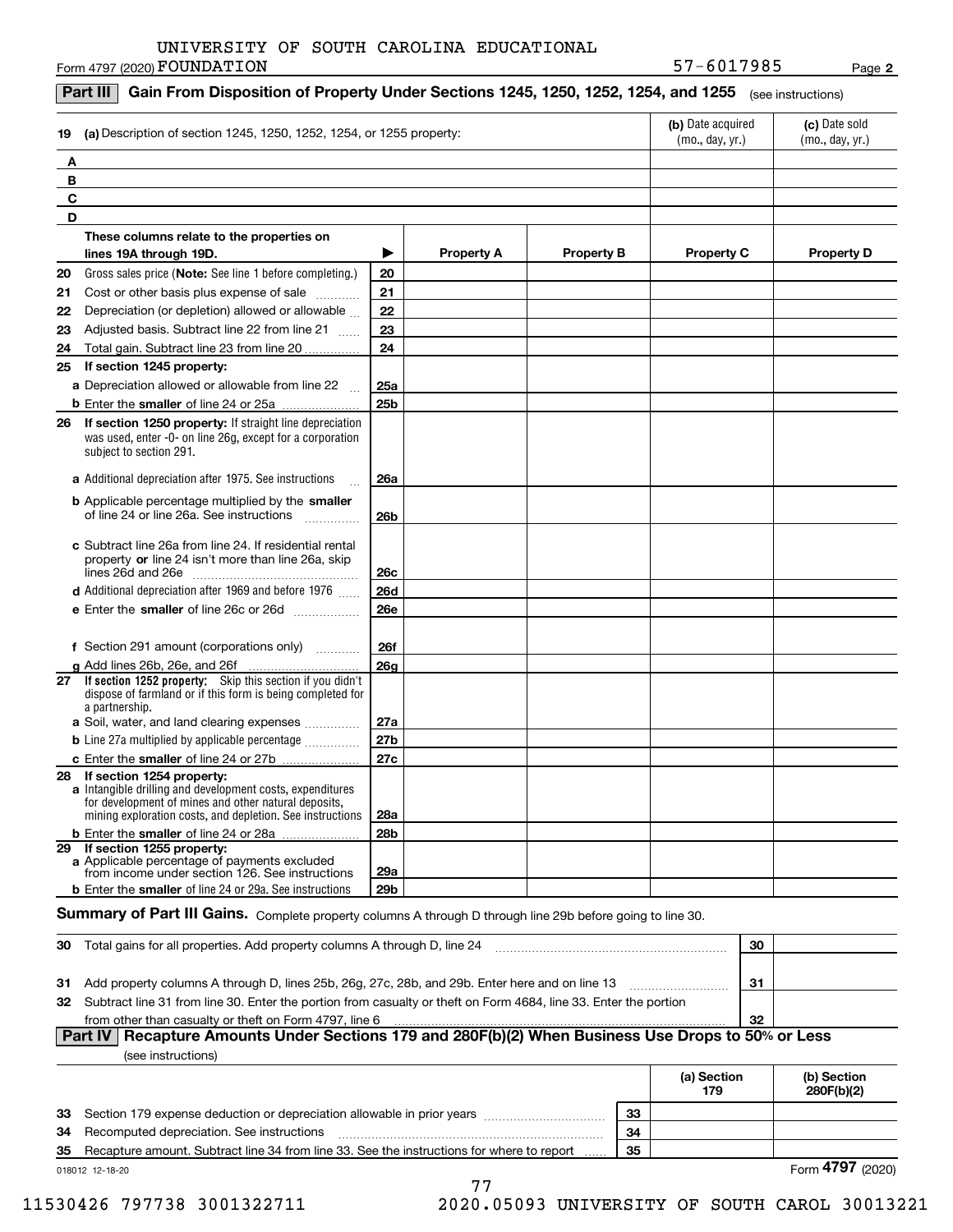UNIVERSITY OF SOUTH CAROLINA EDUCATIONAL

Form 4797 (2020) FOUNDATION 57-6017985 Page **2**

## Part III Gain From Disposition of Property Under Sections 1245, 1250, 1252, 1254, and 1255 (see instructions)

| 19 | (a) Description of section 1245, 1250, 1252, 1254, or 1255 property: | (b) Date acquired (mo., day, yr.) | (c) Date sold (mo., day, yr.) |
|---|---|---|---|
| A | | | |
| B | | | |
| C | | | |
| D | | | |

| | These columns relate to the properties on lines 19A through 19D. | ▶ | Property A | Property B | Property C | Property D |
|---|---|---|---|---|---|---|
| 20 | Gross sales price (**Note:** See line 1 before completing.) | 20 | | | | |
| 21 | Cost or other basis plus expense of sale | 21 | | | | |
| 22 | Depreciation (or depletion) allowed or allowable | 22 | | | | |
| 23 | Adjusted basis. Subtract line 22 from line 21 | 23 | | | | |
| 24 | Total gain. Subtract line 23 from line 20 | 24 | | | | |
| 25 | **If section 1245 property:** | | | | | |
| | **a** Depreciation allowed or allowable from line 22 | 25a | | | | |
| | **b** Enter the **smaller** of line 24 or 25a | 25b | | | | |
| 26 | **If section 1250 property:** If straight line depreciation was used, enter -0- on line 26g, except for a corporation subject to section 291. | | | | | |
| | **a** Additional depreciation after 1975. See instructions | 26a | | | | |
| | **b** Applicable percentage multiplied by the **smaller** of line 24 or line 26a. See instructions | 26b | | | | |
| | **c** Subtract line 26a from line 24. If residential rental property **or** line 24 isn't more than line 26a, skip lines 26d and 26e | 26c | | | | |
| | **d** Additional depreciation after 1969 and before 1976 | 26d | | | | |
| | **e** Enter the **smaller** of line 26c or 26d | 26e | | | | |
| | **f** Section 291 amount (corporations only) | 26f | | | | |
| | **g** Add lines 26b, 26e, and 26f | 26g | | | | |
| 27 | **If section 1252 property:** Skip this section if you didn't dispose of farmland or if this form is being completed for a partnership. | | | | | |
| | **a** Soil, water, and land clearing expenses | 27a | | | | |
| | **b** Line 27a multiplied by applicable percentage | 27b | | | | |
| | **c** Enter the **smaller** of line 24 or 27b | 27c | | | | |
| 28 | **If section 1254 property:** **a** Intangible drilling and development costs, expenditures for development of mines and other natural deposits, mining exploration costs, and depletion. See instructions | 28a | | | | |
| | **b** Enter the **smaller** of line 24 or 28a | 28b | | | | |
| 29 | **If section 1255 property:** **a** Applicable percentage of payments excluded from income under section 126. See instructions | 29a | | | | |
| | **b** Enter the **smaller** of line 24 or 29a. See instructions | 29b | | | | |

**Summary of Part III Gains.** Complete property columns A through D through line 29b before going to line 30.

| | | | |
|---|---|---|---|
| 30 | Total gains for all properties. Add property columns A through D, line 24 | 30 | |
| 31 | Add property columns A through D, lines 25b, 26g, 27c, 28b, and 29b. Enter here and on line 13 | 31 | |
| 32 | Subtract line 31 from line 30. Enter the portion from casualty or theft on Form 4684, line 33. Enter the portion from other than casualty or theft on Form 4797, line 6 | 32 | |

## Part IV Recapture Amounts Under Sections 179 and 280F(b)(2) When Business Use Drops to 50% or Less

(see instructions)

| | | | (a) Section 179 | (b) Section 280F(b)(2) |
|---|---|---|---|---|
| 33 | Section 179 expense deduction or depreciation allowable in prior years | 33 | | |
| 34 | Recomputed depreciation. See instructions | 34 | | |
| 35 | Recapture amount. Subtract line 34 from line 33. See the instructions for where to report | 35 | | |

018012 12-18-20 Form **4797** (2020)

11530426 797738 3001322711 2020.05093 UNIVERSITY OF SOUTH CAROL 30013221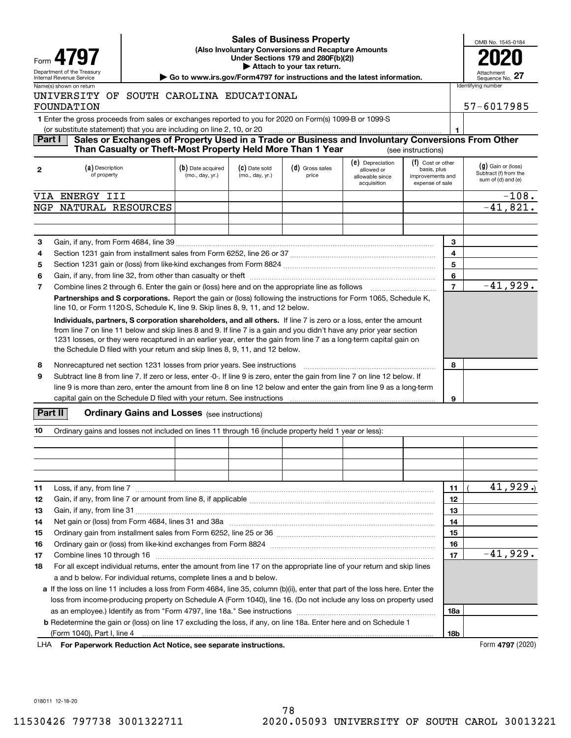Form **4797**

Department of the Treasury
Internal Revenue Service

# Sales of Business Property

**(Also Involuntary Conversions and Recapture Amounts Under Sections 179 and 280F(b)(2))**

**▶ Attach to your tax return.**

**▶ Go to www.irs.gov/Form4797 for instructions and the latest information.**

OMB No. 1545-0184

**2020**

Attachment Sequence No. **27**

Name(s) shown on return: UNIVERSITY OF SOUTH CAROLINA EDUCATIONAL FOUNDATION

Identifying number: 57-6017985

**1** Enter the gross proceeds from sales or exchanges reported to you for 2020 on Form(s) 1099-B or 1099-S (or substitute statement) that you are including on line 2, 10, or 20 ..... **1**

## Part I Sales or Exchanges of Property Used in a Trade or Business and Involuntary Conversions From Other Than Casualty or Theft-Most Property Held More Than 1 Year (see instructions)

| 2 | (a) Description of property | (b) Date acquired (mo., day, yr.) | (c) Date sold (mo., day, yr.) | (d) Gross sales price | (e) Depreciation allowed or allowable since acquisition | (f) Cost or other basis, plus improvements and expense of sale | (g) Gain or (loss) Subtract (f) from the sum of (d) and (e) |
|---|---|---|---|---|---|---|---|
| | VIA ENERGY III | | | | | | -108. |
| | NGP NATURAL RESOURCES | | | | | | -41,821. |
| | | | | | | | |
| | | | | | | | |

| | | | |
|---|---|---|---|
| 3 | Gain, if any, from Form 4684, line 39 | 3 | |
| 4 | Section 1231 gain from installment sales from Form 6252, line 26 or 37 | 4 | |
| 5 | Section 1231 gain or (loss) from like-kind exchanges from Form 8824 | 5 | |
| 6 | Gain, if any, from line 32, from other than casualty or theft | 6 | |
| 7 | Combine lines 2 through 6. Enter the gain or (loss) here and on the appropriate line as follows | 7 | -41,929. |

**Partnerships and S corporations.** Report the gain or (loss) following the instructions for Form 1065, Schedule K, line 10, or Form 1120-S, Schedule K, line 9. Skip lines 8, 9, 11, and 12 below.

**Individuals, partners, S corporation shareholders, and all others.** If line 7 is zero or a loss, enter the amount from line 7 on line 11 below and skip lines 8 and 9. If line 7 is a gain and you didn't have any prior year section 1231 losses, or they were recaptured in an earlier year, enter the gain from line 7 as a long-term capital gain on the Schedule D filed with your return and skip lines 8, 9, 11, and 12 below.

| | | | |
|---|---|---|---|
| 8 | Nonrecaptured net section 1231 losses from prior years. See instructions | 8 | |
| 9 | Subtract line 8 from line 7. If zero or less, enter -0-. If line 9 is zero, enter the gain from line 7 on line 12 below. If line 9 is more than zero, enter the amount from line 8 on line 12 below and enter the gain from line 9 as a long-term capital gain on the Schedule D filed with your return. See instructions | 9 | |

## Part II Ordinary Gains and Losses (see instructions)

**10** Ordinary gains and losses not included on lines 11 through 16 (include property held 1 year or less):

| | | | | | | |
|---|---|---|---|---|---|---|
| | | | | | | |
| | | | | | | |
| | | | | | | |

| | | | |
|---|---|---|---|
| 11 | Loss, if any, from line 7 | 11 | ( 41,929.) |
| 12 | Gain, if any, from line 7 or amount from line 8, if applicable | 12 | |
| 13 | Gain, if any, from line 31 | 13 | |
| 14 | Net gain or (loss) from Form 4684, lines 31 and 38a | 14 | |
| 15 | Ordinary gain from installment sales from Form 6252, line 25 or 36 | 15 | |
| 16 | Ordinary gain or (loss) from like-kind exchanges from Form 8824 | 16 | |
| 17 | Combine lines 10 through 16 | 17 | -41,929. |
| 18 | For all except individual returns, enter the amount from line 17 on the appropriate line of your return and skip lines a and b below. For individual returns, complete lines a and b below. | | |
| a | If the loss on line 11 includes a loss from Form 4684, line 35, column (b)(ii), enter that part of the loss here. Enter the loss from income-producing property on Schedule A (Form 1040), line 16. (Do not include any loss on property used as an employee.) Identify as from "Form 4797, line 18a." See instructions | 18a | |
| b | Redetermine the gain or (loss) on line 17 excluding the loss, if any, on line 18a. Enter here and on Schedule 1 (Form 1040), Part I, line 4 | 18b | |

LHA **For Paperwork Reduction Act Notice, see separate instructions.** Form **4797** (2020)

018011 12-18-20

11530426 797738 3001322711 2020.05093 UNIVERSITY OF SOUTH CAROL 30013221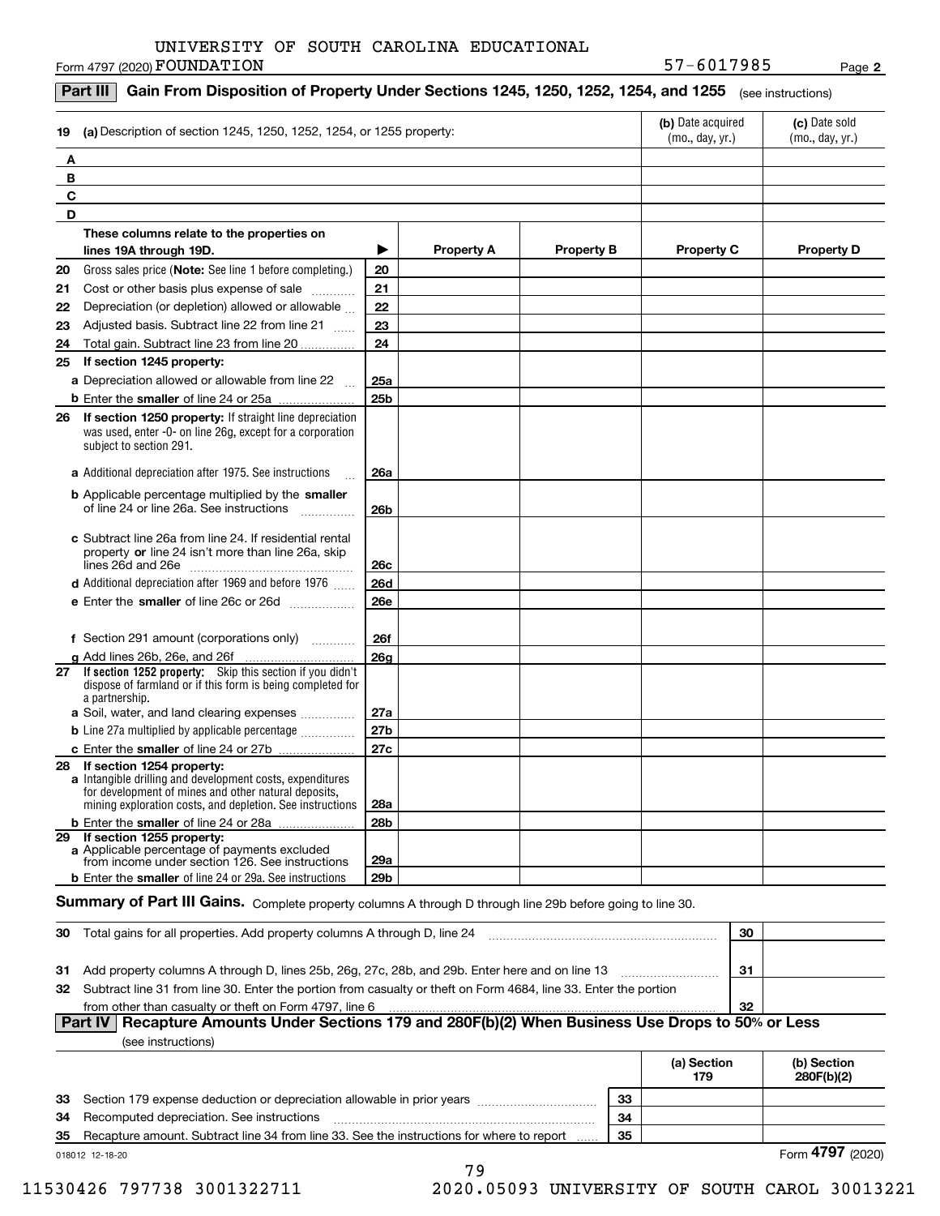UNIVERSITY OF SOUTH CAROLINA EDUCATIONAL

Form 4797 (2020) FOUNDATION 57-6017985 Page 2

## Part III Gain From Disposition of Property Under Sections 1245, 1250, 1252, 1254, and 1255 (see instructions)

| 19 (a) Description of section 1245, 1250, 1252, 1254, or 1255 property: | (b) Date acquired (mo., day, yr.) | (c) Date sold (mo., day, yr.) |
|---|---|---|
| A | | |
| B | | |
| C | | |
| D | | |

| These columns relate to the properties on lines 19A through 19D. | ▶ | Property A | Property B | Property C | Property D |
|---|---|---|---|---|---|
| 20 Gross sales price (**Note:** See line 1 before completing.) | 20 | | | | |
| 21 Cost or other basis plus expense of sale | 21 | | | | |
| 22 Depreciation (or depletion) allowed or allowable | 22 | | | | |
| 23 Adjusted basis. Subtract line 22 from line 21 | 23 | | | | |
| 24 Total gain. Subtract line 23 from line 20 | 24 | | | | |
| 25 **If section 1245 property:** | | | | | |
| a Depreciation allowed or allowable from line 22 | 25a | | | | |
| b Enter the **smaller** of line 24 or 25a | 25b | | | | |
| 26 **If section 1250 property:** If straight line depreciation was used, enter -0- on line 26g, except for a corporation subject to section 291. | | | | | |
| a Additional depreciation after 1975. See instructions | 26a | | | | |
| b Applicable percentage multiplied by the **smaller** of line 24 or line 26a. See instructions | 26b | | | | |
| c Subtract line 26a from line 24. If residential rental property **or** line 24 isn't more than line 26a, skip lines 26d and 26e | 26c | | | | |
| d Additional depreciation after 1969 and before 1976 | 26d | | | | |
| e Enter the **smaller** of line 26c or 26d | 26e | | | | |
| f Section 291 amount (corporations only) | 26f | | | | |
| g Add lines 26b, 26e, and 26f | 26g | | | | |
| 27 **If section 1252 property:** Skip this section if you didn't dispose of farmland or if this form is being completed for a partnership. | | | | | |
| a Soil, water, and land clearing expenses | 27a | | | | |
| b Line 27a multiplied by applicable percentage | 27b | | | | |
| c Enter the **smaller** of line 24 or 27b | 27c | | | | |
| 28 **If section 1254 property:** | | | | | |
| a Intangible drilling and development costs, expenditures for development of mines and other natural deposits, mining exploration costs, and depletion. See instructions | 28a | | | | |
| b Enter the **smaller** of line 24 or 28a | 28b | | | | |
| 29 **If section 1255 property:** | | | | | |
| a Applicable percentage of payments excluded from income under section 126. See instructions | 29a | | | | |
| b Enter the **smaller** of line 24 or 29a. See instructions | 29b | | | | |

**Summary of Part III Gains.** Complete property columns A through D through line 29b before going to line 30.

| | | |
|---|---|---|
| 30 Total gains for all properties. Add property columns A through D, line 24 | 30 | |
| 31 Add property columns A through D, lines 25b, 26g, 27c, 28b, and 29b. Enter here and on line 13 | 31 | |
| 32 Subtract line 31 from line 30. Enter the portion from casualty or theft on Form 4684, line 33. Enter the portion from other than casualty or theft on Form 4797, line 6 | 32 | |

## Part IV Recapture Amounts Under Sections 179 and 280F(b)(2) When Business Use Drops to 50% or Less

(see instructions)

| | | (a) Section 179 | (b) Section 280F(b)(2) |
|---|---|---|---|
| 33 Section 179 expense deduction or depreciation allowable in prior years | 33 | | |
| 34 Recomputed depreciation. See instructions | 34 | | |
| 35 Recapture amount. Subtract line 34 from line 33. See the instructions for where to report | 35 | | |

018012 12-18-20 Form 4797 (2020)

11530426 797738 3001322711 2020.05093 UNIVERSITY OF SOUTH CAROL 30013221